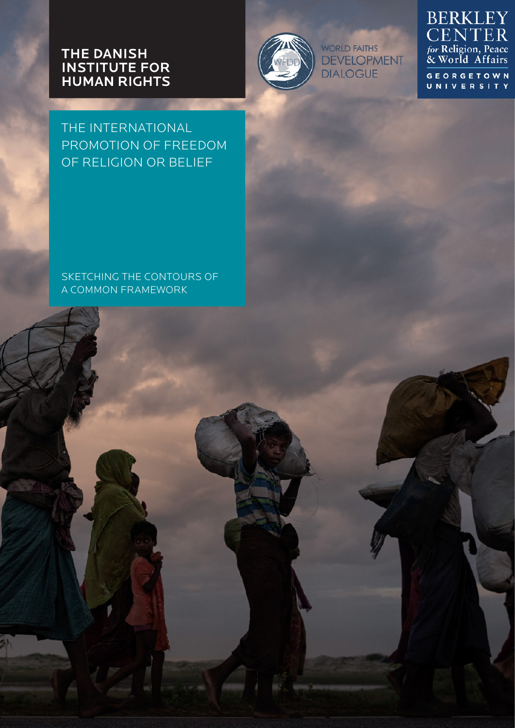THE DANISH INSTITUTE FOR HUMAN RIGHTS

WORLD FAITHS DEVELOPMENT DIALOGUE

BERKLEY CENTER for Religion, Peace & World Affairs
GEORGETOWN UNIVERSITY

# THE INTERNATIONAL PROMOTION OF FREEDOM OF RELIGION OR BELIEF

## SKETCHING THE CONTOURS OF A COMMON FRAMEWORK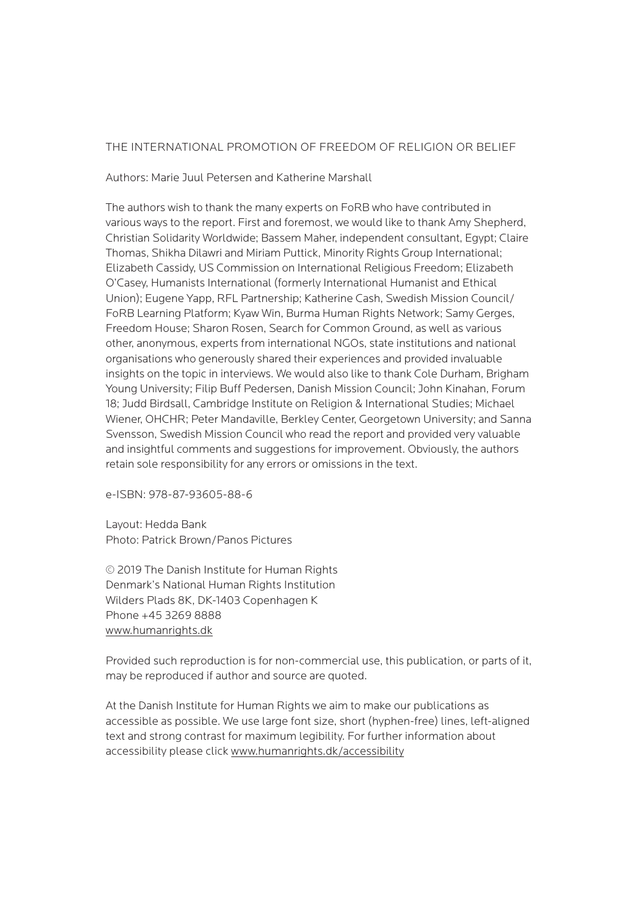THE INTERNATIONAL PROMOTION OF FREEDOM OF RELIGION OR BELIEF

Authors: Marie Juul Petersen and Katherine Marshall

The authors wish to thank the many experts on FoRB who have contributed in various ways to the report. First and foremost, we would like to thank Amy Shepherd, Christian Solidarity Worldwide; Bassem Maher, independent consultant, Egypt; Claire Thomas, Shikha Dilawri and Miriam Puttick, Minority Rights Group International; Elizabeth Cassidy, US Commission on International Religious Freedom; Elizabeth O'Casey, Humanists International (formerly International Humanist and Ethical Union); Eugene Yapp, RFL Partnership; Katherine Cash, Swedish Mission Council/ FoRB Learning Platform; Kyaw Win, Burma Human Rights Network; Samy Gerges, Freedom House; Sharon Rosen, Search for Common Ground, as well as various other, anonymous, experts from international NGOs, state institutions and national organisations who generously shared their experiences and provided invaluable insights on the topic in interviews. We would also like to thank Cole Durham, Brigham Young University; Filip Buff Pedersen, Danish Mission Council; John Kinahan, Forum 18; Judd Birdsall, Cambridge Institute on Religion & International Studies; Michael Wiener, OHCHR; Peter Mandaville, Berkley Center, Georgetown University; and Sanna Svensson, Swedish Mission Council who read the report and provided very valuable and insightful comments and suggestions for improvement. Obviously, the authors retain sole responsibility for any errors or omissions in the text.

e-ISBN: 978-87-93605-88-6

Layout: Hedda Bank
Photo: Patrick Brown/Panos Pictures

© 2019 The Danish Institute for Human Rights
Denmark's National Human Rights Institution
Wilders Plads 8K, DK-1403 Copenhagen K
Phone +45 3269 8888
www.humanrights.dk

Provided such reproduction is for non-commercial use, this publication, or parts of it, may be reproduced if author and source are quoted.

At the Danish Institute for Human Rights we aim to make our publications as accessible as possible. We use large font size, short (hyphen-free) lines, left-aligned text and strong contrast for maximum legibility. For further information about accessibility please click www.humanrights.dk/accessibility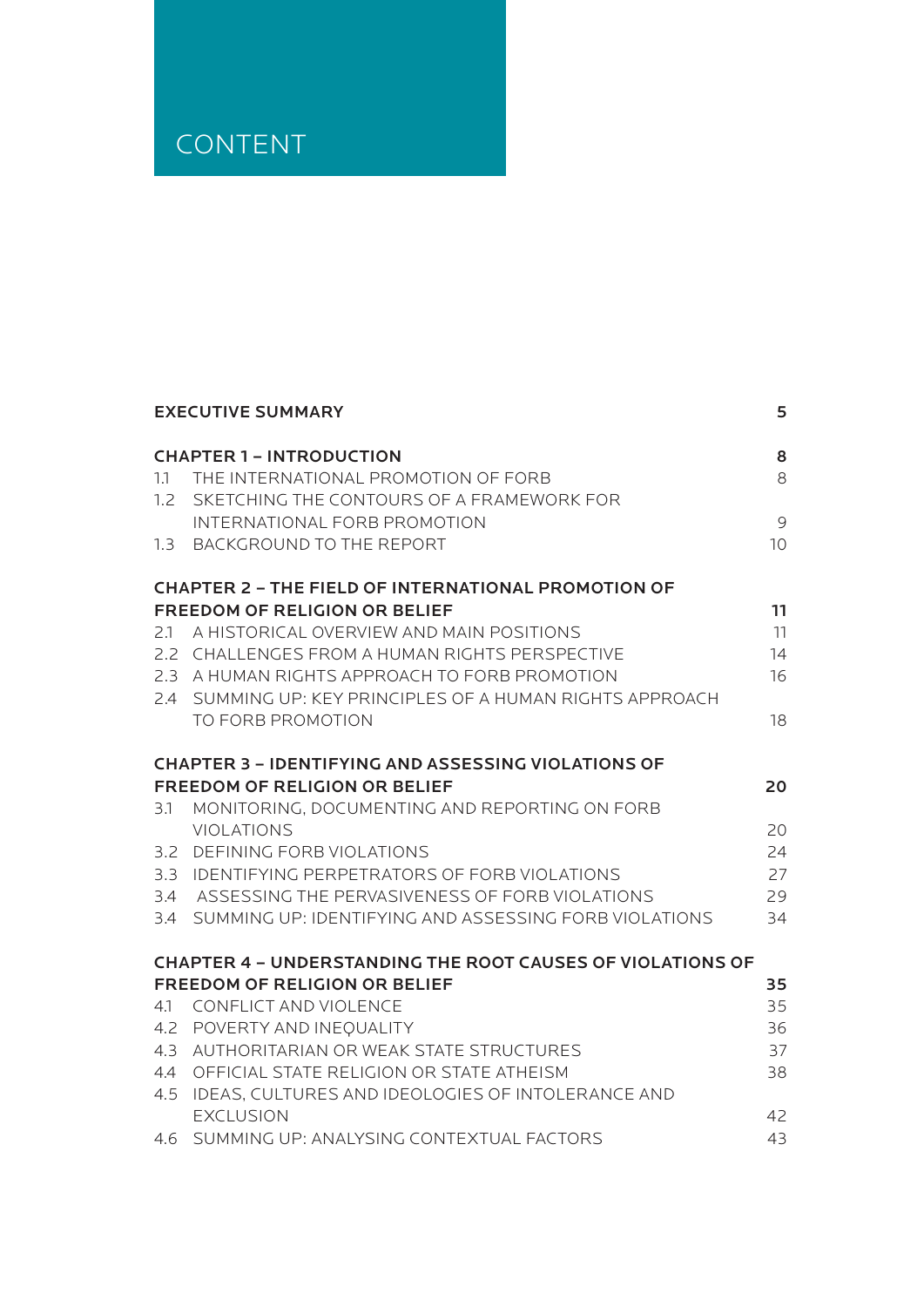# CONTENT

| | |
|---|---|
| **EXECUTIVE SUMMARY** | **5** |
| **CHAPTER 1 – INTRODUCTION** | **8** |
| 1.1 THE INTERNATIONAL PROMOTION OF FORB | 8 |
| 1.2 SKETCHING THE CONTOURS OF A FRAMEWORK FOR INTERNATIONAL FORB PROMOTION | 9 |
| 1.3 BACKGROUND TO THE REPORT | 10 |
| **CHAPTER 2 – THE FIELD OF INTERNATIONAL PROMOTION OF FREEDOM OF RELIGION OR BELIEF** | **11** |
| 2.1 A HISTORICAL OVERVIEW AND MAIN POSITIONS | 11 |
| 2.2 CHALLENGES FROM A HUMAN RIGHTS PERSPECTIVE | 14 |
| 2.3 A HUMAN RIGHTS APPROACH TO FORB PROMOTION | 16 |
| 2.4 SUMMING UP: KEY PRINCIPLES OF A HUMAN RIGHTS APPROACH TO FORB PROMOTION | 18 |
| **CHAPTER 3 – IDENTIFYING AND ASSESSING VIOLATIONS OF FREEDOM OF RELIGION OR BELIEF** | **20** |
| 3.1 MONITORING, DOCUMENTING AND REPORTING ON FORB VIOLATIONS | 20 |
| 3.2 DEFINING FORB VIOLATIONS | 24 |
| 3.3 IDENTIFYING PERPETRATORS OF FORB VIOLATIONS | 27 |
| 3.4 ASSESSING THE PERVASIVENESS OF FORB VIOLATIONS | 29 |
| 3.4 SUMMING UP: IDENTIFYING AND ASSESSING FORB VIOLATIONS | 34 |
| **CHAPTER 4 – UNDERSTANDING THE ROOT CAUSES OF VIOLATIONS OF FREEDOM OF RELIGION OR BELIEF** | **35** |
| 4.1 CONFLICT AND VIOLENCE | 35 |
| 4.2 POVERTY AND INEQUALITY | 36 |
| 4.3 AUTHORITARIAN OR WEAK STATE STRUCTURES | 37 |
| 4.4 OFFICIAL STATE RELIGION OR STATE ATHEISM | 38 |
| 4.5 IDEAS, CULTURES AND IDEOLOGIES OF INTOLERANCE AND EXCLUSION | 42 |
| 4.6 SUMMING UP: ANALYSING CONTEXTUAL FACTORS | 43 |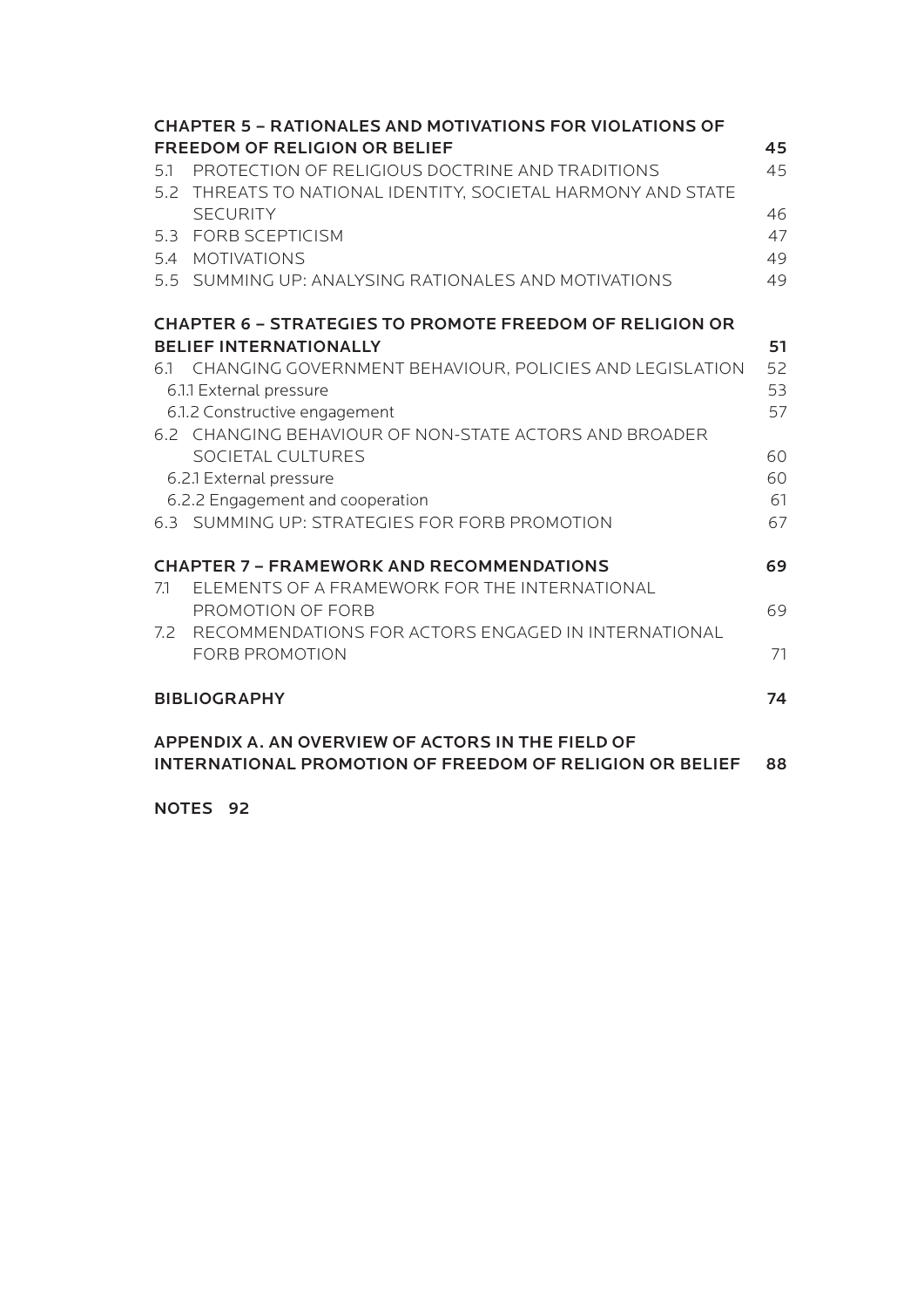**CHAPTER 5 – RATIONALES AND MOTIVATIONS FOR VIOLATIONS OF FREEDOM OF RELIGION OR BELIEF** 45

5.1 PROTECTION OF RELIGIOUS DOCTRINE AND TRADITIONS 45

5.2 THREATS TO NATIONAL IDENTITY, SOCIETAL HARMONY AND STATE SECURITY 46

5.3 FORB SCEPTICISM 47

5.4 MOTIVATIONS 49

5.5 SUMMING UP: ANALYSING RATIONALES AND MOTIVATIONS 49

**CHAPTER 6 – STRATEGIES TO PROMOTE FREEDOM OF RELIGION OR BELIEF INTERNATIONALLY** 51

6.1 CHANGING GOVERNMENT BEHAVIOUR, POLICIES AND LEGISLATION 52

6.1.1 External pressure 53

6.1.2 Constructive engagement 57

6.2 CHANGING BEHAVIOUR OF NON-STATE ACTORS AND BROADER SOCIETAL CULTURES 60

6.2.1 External pressure 60

6.2.2 Engagement and cooperation 61

6.3 SUMMING UP: STRATEGIES FOR FORB PROMOTION 67

**CHAPTER 7 – FRAMEWORK AND RECOMMENDATIONS** 69

7.1 ELEMENTS OF A FRAMEWORK FOR THE INTERNATIONAL PROMOTION OF FORB 69

7.2 RECOMMENDATIONS FOR ACTORS ENGAGED IN INTERNATIONAL FORB PROMOTION 71

**BIBLIOGRAPHY** 74

**APPENDIX A. AN OVERVIEW OF ACTORS IN THE FIELD OF INTERNATIONAL PROMOTION OF FREEDOM OF RELIGION OR BELIEF** 88

**NOTES** 92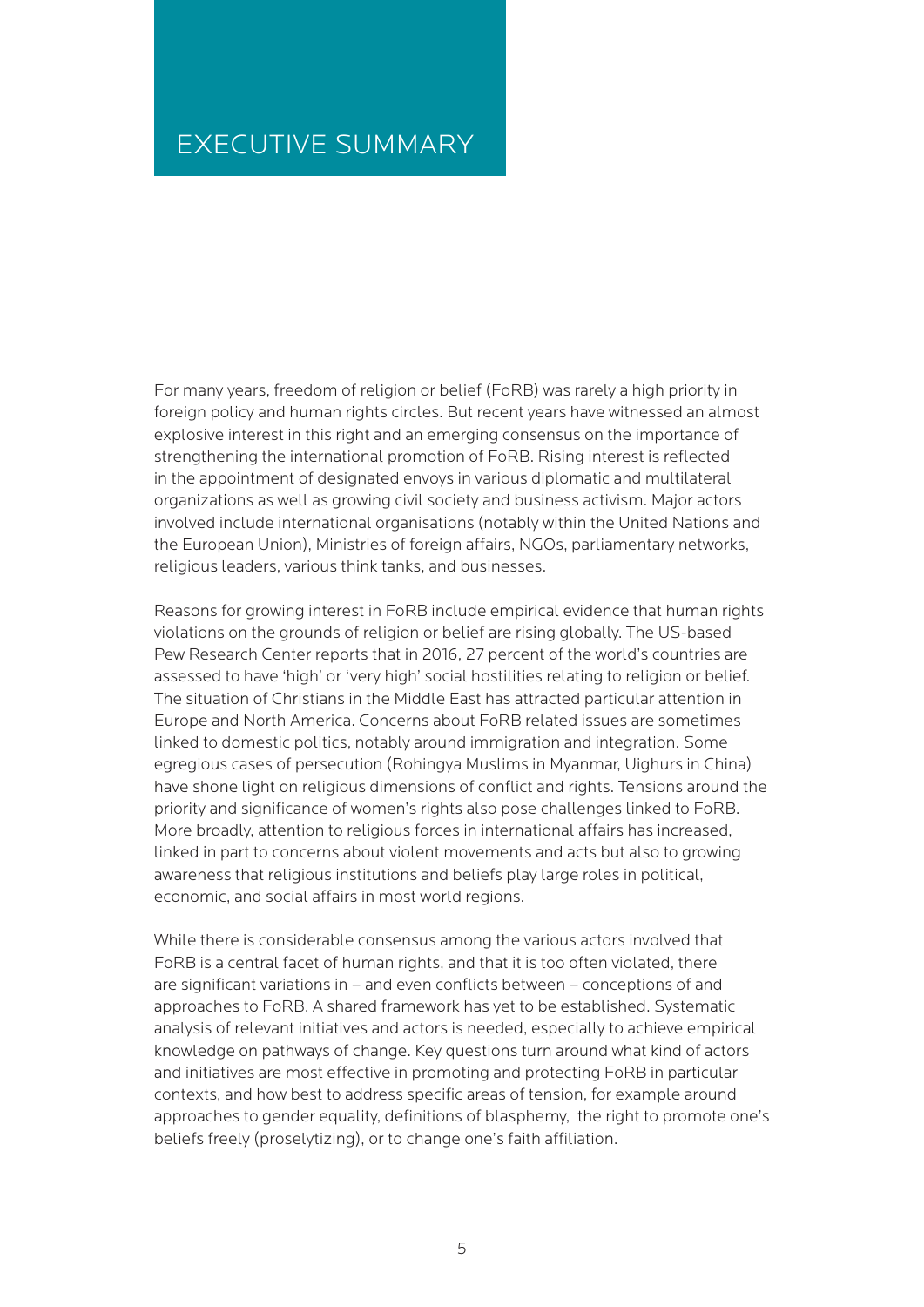# EXECUTIVE SUMMARY

For many years, freedom of religion or belief (FoRB) was rarely a high priority in foreign policy and human rights circles. But recent years have witnessed an almost explosive interest in this right and an emerging consensus on the importance of strengthening the international promotion of FoRB. Rising interest is reflected in the appointment of designated envoys in various diplomatic and multilateral organizations as well as growing civil society and business activism. Major actors involved include international organisations (notably within the United Nations and the European Union), Ministries of foreign affairs, NGOs, parliamentary networks, religious leaders, various think tanks, and businesses.

Reasons for growing interest in FoRB include empirical evidence that human rights violations on the grounds of religion or belief are rising globally. The US-based Pew Research Center reports that in 2016, 27 percent of the world's countries are assessed to have 'high' or 'very high' social hostilities relating to religion or belief. The situation of Christians in the Middle East has attracted particular attention in Europe and North America. Concerns about FoRB related issues are sometimes linked to domestic politics, notably around immigration and integration. Some egregious cases of persecution (Rohingya Muslims in Myanmar, Uighurs in China) have shone light on religious dimensions of conflict and rights. Tensions around the priority and significance of women's rights also pose challenges linked to FoRB. More broadly, attention to religious forces in international affairs has increased, linked in part to concerns about violent movements and acts but also to growing awareness that religious institutions and beliefs play large roles in political, economic, and social affairs in most world regions.

While there is considerable consensus among the various actors involved that FoRB is a central facet of human rights, and that it is too often violated, there are significant variations in – and even conflicts between – conceptions of and approaches to FoRB. A shared framework has yet to be established. Systematic analysis of relevant initiatives and actors is needed, especially to achieve empirical knowledge on pathways of change. Key questions turn around what kind of actors and initiatives are most effective in promoting and protecting FoRB in particular contexts, and how best to address specific areas of tension, for example around approaches to gender equality, definitions of blasphemy, the right to promote one's beliefs freely (proselytizing), or to change one's faith affiliation.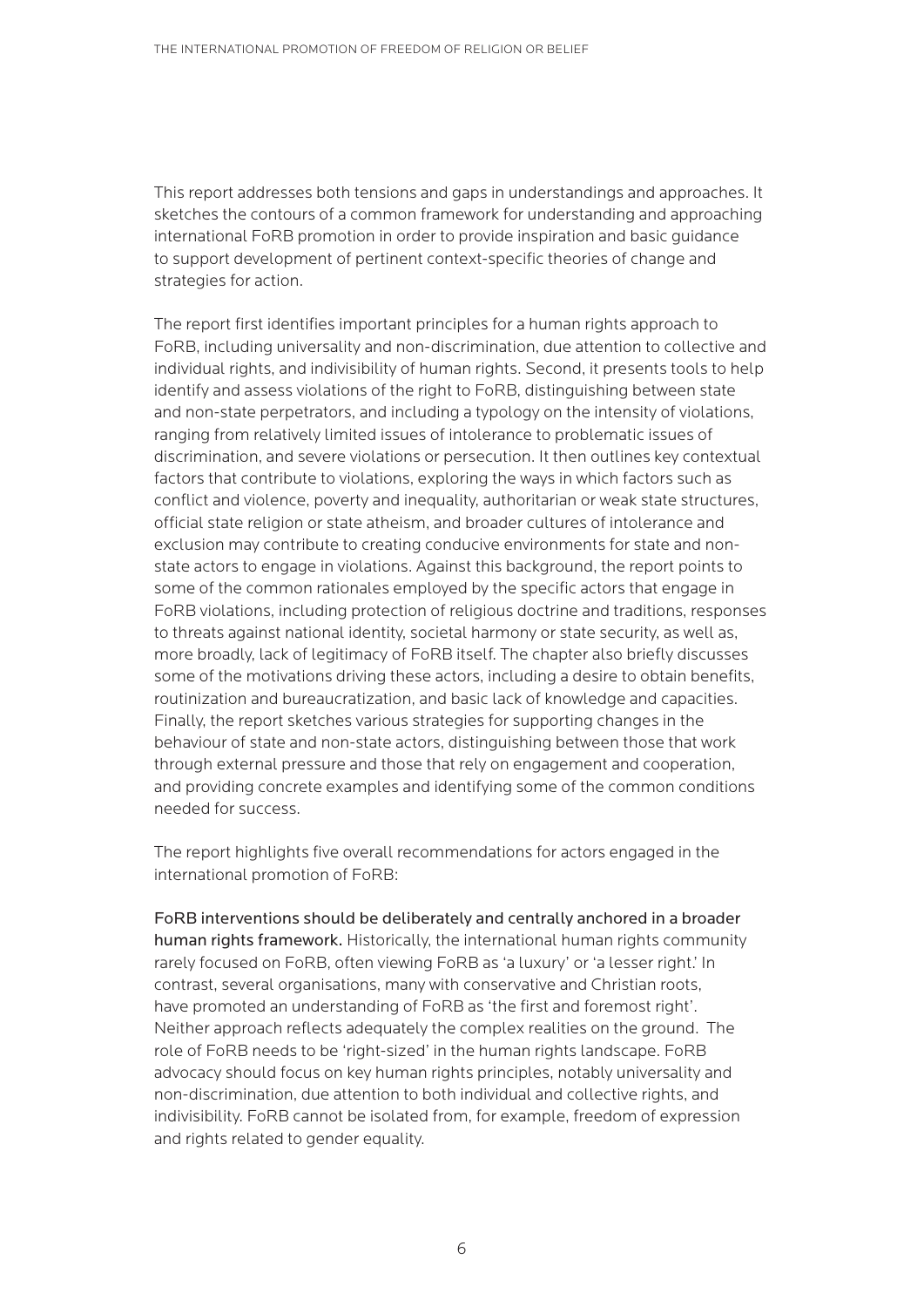This report addresses both tensions and gaps in understandings and approaches. It sketches the contours of a common framework for understanding and approaching international FoRB promotion in order to provide inspiration and basic guidance to support development of pertinent context-specific theories of change and strategies for action.

The report first identifies important principles for a human rights approach to FoRB, including universality and non-discrimination, due attention to collective and individual rights, and indivisibility of human rights. Second, it presents tools to help identify and assess violations of the right to FoRB, distinguishing between state and non-state perpetrators, and including a typology on the intensity of violations, ranging from relatively limited issues of intolerance to problematic issues of discrimination, and severe violations or persecution. It then outlines key contextual factors that contribute to violations, exploring the ways in which factors such as conflict and violence, poverty and inequality, authoritarian or weak state structures, official state religion or state atheism, and broader cultures of intolerance and exclusion may contribute to creating conducive environments for state and non-state actors to engage in violations. Against this background, the report points to some of the common rationales employed by the specific actors that engage in FoRB violations, including protection of religious doctrine and traditions, responses to threats against national identity, societal harmony or state security, as well as, more broadly, lack of legitimacy of FoRB itself. The chapter also briefly discusses some of the motivations driving these actors, including a desire to obtain benefits, routinization and bureaucratization, and basic lack of knowledge and capacities. Finally, the report sketches various strategies for supporting changes in the behaviour of state and non-state actors, distinguishing between those that work through external pressure and those that rely on engagement and cooperation, and providing concrete examples and identifying some of the common conditions needed for success.

The report highlights five overall recommendations for actors engaged in the international promotion of FoRB:

**FoRB interventions should be deliberately and centrally anchored in a broader human rights framework.** Historically, the international human rights community rarely focused on FoRB, often viewing FoRB as 'a luxury' or 'a lesser right.' In contrast, several organisations, many with conservative and Christian roots, have promoted an understanding of FoRB as 'the first and foremost right'. Neither approach reflects adequately the complex realities on the ground. The role of FoRB needs to be 'right-sized' in the human rights landscape. FoRB advocacy should focus on key human rights principles, notably universality and non-discrimination, due attention to both individual and collective rights, and indivisibility. FoRB cannot be isolated from, for example, freedom of expression and rights related to gender equality.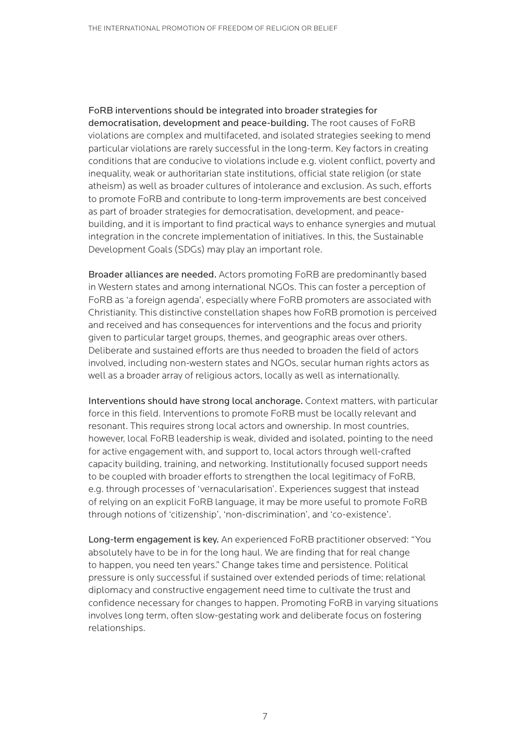**FoRB interventions should be integrated into broader strategies for democratisation, development and peace-building.** The root causes of FoRB violations are complex and multifaceted, and isolated strategies seeking to mend particular violations are rarely successful in the long-term. Key factors in creating conditions that are conducive to violations include e.g. violent conflict, poverty and inequality, weak or authoritarian state institutions, official state religion (or state atheism) as well as broader cultures of intolerance and exclusion. As such, efforts to promote FoRB and contribute to long-term improvements are best conceived as part of broader strategies for democratisation, development, and peace-building, and it is important to find practical ways to enhance synergies and mutual integration in the concrete implementation of initiatives. In this, the Sustainable Development Goals (SDGs) may play an important role.

**Broader alliances are needed.** Actors promoting FoRB are predominantly based in Western states and among international NGOs. This can foster a perception of FoRB as 'a foreign agenda', especially where FoRB promoters are associated with Christianity. This distinctive constellation shapes how FoRB promotion is perceived and received and has consequences for interventions and the focus and priority given to particular target groups, themes, and geographic areas over others. Deliberate and sustained efforts are thus needed to broaden the field of actors involved, including non-western states and NGOs, secular human rights actors as well as a broader array of religious actors, locally as well as internationally.

**Interventions should have strong local anchorage.** Context matters, with particular force in this field. Interventions to promote FoRB must be locally relevant and resonant. This requires strong local actors and ownership. In most countries, however, local FoRB leadership is weak, divided and isolated, pointing to the need for active engagement with, and support to, local actors through well-crafted capacity building, training, and networking. Institutionally focused support needs to be coupled with broader efforts to strengthen the local legitimacy of FoRB, e.g. through processes of 'vernacularisation'. Experiences suggest that instead of relying on an explicit FoRB language, it may be more useful to promote FoRB through notions of 'citizenship', 'non-discrimination', and 'co-existence'.

**Long-term engagement is key.** An experienced FoRB practitioner observed: "You absolutely have to be in for the long haul. We are finding that for real change to happen, you need ten years." Change takes time and persistence. Political pressure is only successful if sustained over extended periods of time; relational diplomacy and constructive engagement need time to cultivate the trust and confidence necessary for changes to happen. Promoting FoRB in varying situations involves long term, often slow-gestating work and deliberate focus on fostering relationships.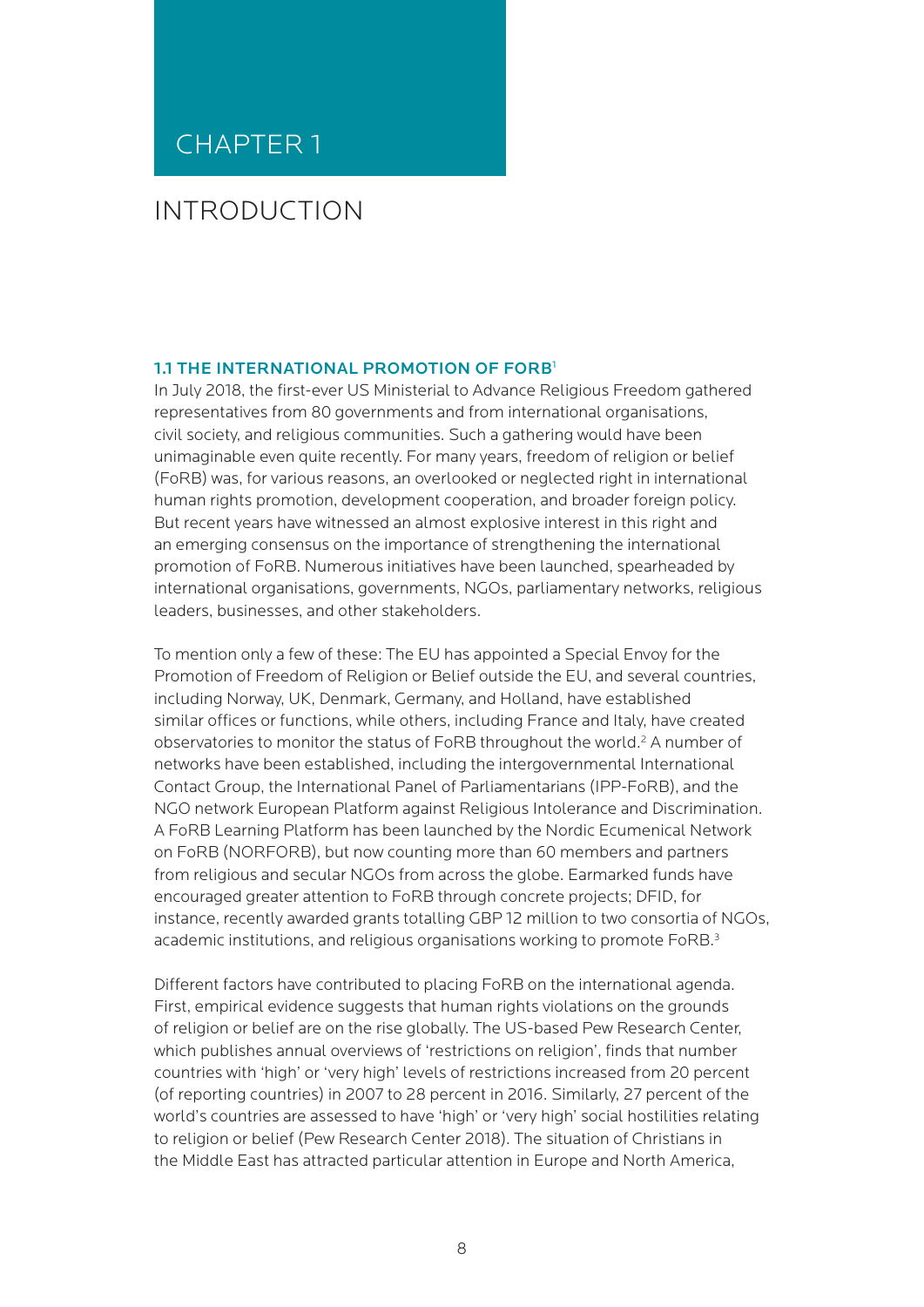# CHAPTER 1

# INTRODUCTION

### 1.1 THE INTERNATIONAL PROMOTION OF FORB[1]

In July 2018, the first-ever US Ministerial to Advance Religious Freedom gathered representatives from 80 governments and from international organisations, civil society, and religious communities. Such a gathering would have been unimaginable even quite recently. For many years, freedom of religion or belief (FoRB) was, for various reasons, an overlooked or neglected right in international human rights promotion, development cooperation, and broader foreign policy. But recent years have witnessed an almost explosive interest in this right and an emerging consensus on the importance of strengthening the international promotion of FoRB. Numerous initiatives have been launched, spearheaded by international organisations, governments, NGOs, parliamentary networks, religious leaders, businesses, and other stakeholders.

To mention only a few of these: The EU has appointed a Special Envoy for the Promotion of Freedom of Religion or Belief outside the EU, and several countries, including Norway, UK, Denmark, Germany, and Holland, have established similar offices or functions, while others, including France and Italy, have created observatories to monitor the status of FoRB throughout the world.[2] A number of networks have been established, including the intergovernmental International Contact Group, the International Panel of Parliamentarians (IPP-FoRB), and the NGO network European Platform against Religious Intolerance and Discrimination. A FoRB Learning Platform has been launched by the Nordic Ecumenical Network on FoRB (NORFORB), but now counting more than 60 members and partners from religious and secular NGOs from across the globe. Earmarked funds have encouraged greater attention to FoRB through concrete projects; DFID, for instance, recently awarded grants totalling GBP 12 million to two consortia of NGOs, academic institutions, and religious organisations working to promote FoRB.[3]

Different factors have contributed to placing FoRB on the international agenda. First, empirical evidence suggests that human rights violations on the grounds of religion or belief are on the rise globally. The US-based Pew Research Center, which publishes annual overviews of 'restrictions on religion', finds that number countries with 'high' or 'very high' levels of restrictions increased from 20 percent (of reporting countries) in 2007 to 28 percent in 2016. Similarly, 27 percent of the world's countries are assessed to have 'high' or 'very high' social hostilities relating to religion or belief (Pew Research Center 2018). The situation of Christians in the Middle East has attracted particular attention in Europe and North America,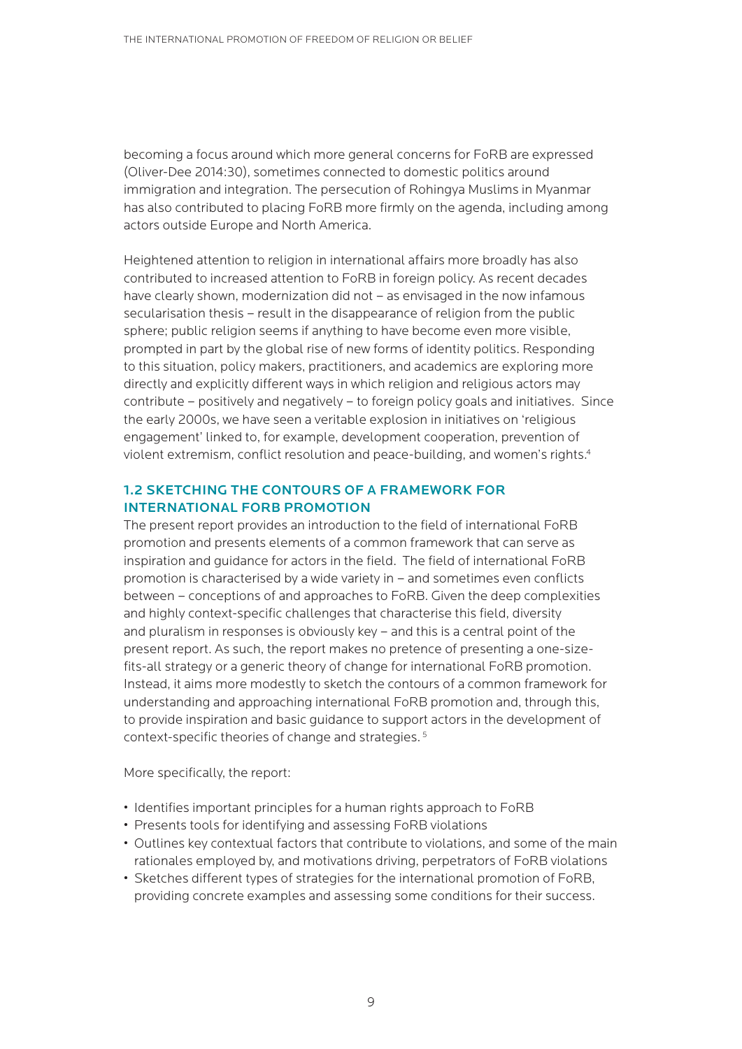becoming a focus around which more general concerns for FoRB are expressed (Oliver-Dee 2014:30), sometimes connected to domestic politics around immigration and integration. The persecution of Rohingya Muslims in Myanmar has also contributed to placing FoRB more firmly on the agenda, including among actors outside Europe and North America.

Heightened attention to religion in international affairs more broadly has also contributed to increased attention to FoRB in foreign policy. As recent decades have clearly shown, modernization did not – as envisaged in the now infamous secularisation thesis – result in the disappearance of religion from the public sphere; public religion seems if anything to have become even more visible, prompted in part by the global rise of new forms of identity politics. Responding to this situation, policy makers, practitioners, and academics are exploring more directly and explicitly different ways in which religion and religious actors may contribute – positively and negatively – to foreign policy goals and initiatives. Since the early 2000s, we have seen a veritable explosion in initiatives on 'religious engagement' linked to, for example, development cooperation, prevention of violent extremism, conflict resolution and peace-building, and women's rights.[4]

## 1.2 SKETCHING THE CONTOURS OF A FRAMEWORK FOR INTERNATIONAL FORB PROMOTION

The present report provides an introduction to the field of international FoRB promotion and presents elements of a common framework that can serve as inspiration and guidance for actors in the field. The field of international FoRB promotion is characterised by a wide variety in – and sometimes even conflicts between – conceptions of and approaches to FoRB. Given the deep complexities and highly context-specific challenges that characterise this field, diversity and pluralism in responses is obviously key – and this is a central point of the present report. As such, the report makes no pretence of presenting a one-size-fits-all strategy or a generic theory of change for international FoRB promotion. Instead, it aims more modestly to sketch the contours of a common framework for understanding and approaching international FoRB promotion and, through this, to provide inspiration and basic guidance to support actors in the development of context-specific theories of change and strategies.[5]

More specifically, the report:

- Identifies important principles for a human rights approach to FoRB
- Presents tools for identifying and assessing FoRB violations
- Outlines key contextual factors that contribute to violations, and some of the main rationales employed by, and motivations driving, perpetrators of FoRB violations
- Sketches different types of strategies for the international promotion of FoRB, providing concrete examples and assessing some conditions for their success.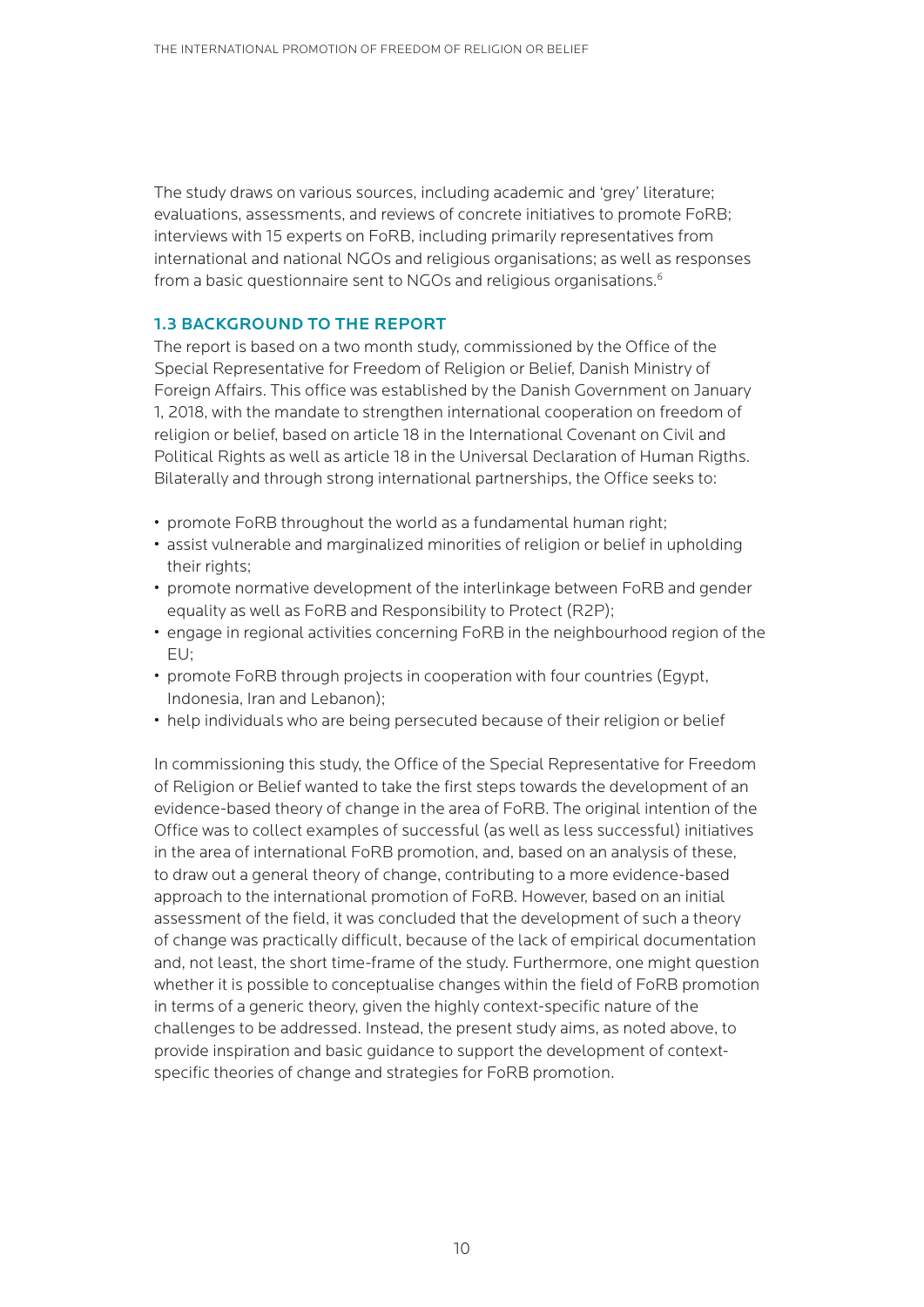The study draws on various sources, including academic and 'grey' literature; evaluations, assessments, and reviews of concrete initiatives to promote FoRB; interviews with 15 experts on FoRB, including primarily representatives from international and national NGOs and religious organisations; as well as responses from a basic questionnaire sent to NGOs and religious organisations.[6]

### 1.3 BACKGROUND TO THE REPORT

The report is based on a two month study, commissioned by the Office of the Special Representative for Freedom of Religion or Belief, Danish Ministry of Foreign Affairs. This office was established by the Danish Government on January 1, 2018, with the mandate to strengthen international cooperation on freedom of religion or belief, based on article 18 in the International Covenant on Civil and Political Rights as well as article 18 in the Universal Declaration of Human Rigths. Bilaterally and through strong international partnerships, the Office seeks to:

- promote FoRB throughout the world as a fundamental human right;
- assist vulnerable and marginalized minorities of religion or belief in upholding their rights;
- promote normative development of the interlinkage between FoRB and gender equality as well as FoRB and Responsibility to Protect (R2P);
- engage in regional activities concerning FoRB in the neighbourhood region of the EU;
- promote FoRB through projects in cooperation with four countries (Egypt, Indonesia, Iran and Lebanon);
- help individuals who are being persecuted because of their religion or belief

In commissioning this study, the Office of the Special Representative for Freedom of Religion or Belief wanted to take the first steps towards the development of an evidence-based theory of change in the area of FoRB. The original intention of the Office was to collect examples of successful (as well as less successful) initiatives in the area of international FoRB promotion, and, based on an analysis of these, to draw out a general theory of change, contributing to a more evidence-based approach to the international promotion of FoRB. However, based on an initial assessment of the field, it was concluded that the development of such a theory of change was practically difficult, because of the lack of empirical documentation and, not least, the short time-frame of the study. Furthermore, one might question whether it is possible to conceptualise changes within the field of FoRB promotion in terms of a generic theory, given the highly context-specific nature of the challenges to be addressed. Instead, the present study aims, as noted above, to provide inspiration and basic guidance to support the development of context-specific theories of change and strategies for FoRB promotion.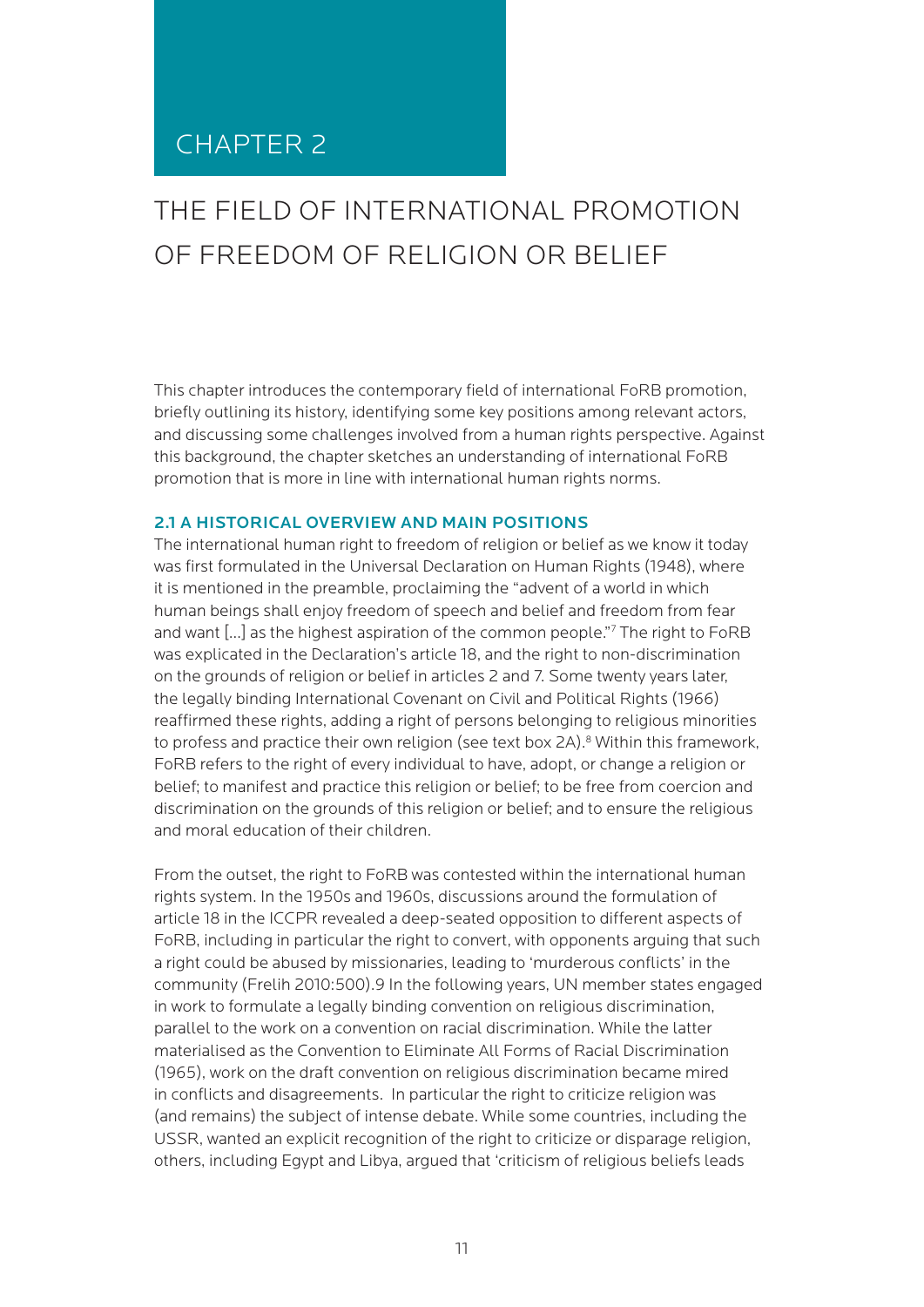# CHAPTER 2

# THE FIELD OF INTERNATIONAL PROMOTION OF FREEDOM OF RELIGION OR BELIEF

This chapter introduces the contemporary field of international FoRB promotion, briefly outlining its history, identifying some key positions among relevant actors, and discussing some challenges involved from a human rights perspective. Against this background, the chapter sketches an understanding of international FoRB promotion that is more in line with international human rights norms.

## 2.1 A HISTORICAL OVERVIEW AND MAIN POSITIONS

The international human right to freedom of religion or belief as we know it today was first formulated in the Universal Declaration on Human Rights (1948), where it is mentioned in the preamble, proclaiming the "advent of a world in which human beings shall enjoy freedom of speech and belief and freedom from fear and want [...] as the highest aspiration of the common people."[7] The right to FoRB was explicated in the Declaration's article 18, and the right to non-discrimination on the grounds of religion or belief in articles 2 and 7. Some twenty years later, the legally binding International Covenant on Civil and Political Rights (1966) reaffirmed these rights, adding a right of persons belonging to religious minorities to profess and practice their own religion (see text box 2A).[8] Within this framework, FoRB refers to the right of every individual to have, adopt, or change a religion or belief; to manifest and practice this religion or belief; to be free from coercion and discrimination on the grounds of this religion or belief; and to ensure the religious and moral education of their children.

From the outset, the right to FoRB was contested within the international human rights system. In the 1950s and 1960s, discussions around the formulation of article 18 in the ICCPR revealed a deep-seated opposition to different aspects of FoRB, including in particular the right to convert, with opponents arguing that such a right could be abused by missionaries, leading to 'murderous conflicts' in the community (Frelih 2010:500).9 In the following years, UN member states engaged in work to formulate a legally binding convention on religious discrimination, parallel to the work on a convention on racial discrimination. While the latter materialised as the Convention to Eliminate All Forms of Racial Discrimination (1965), work on the draft convention on religious discrimination became mired in conflicts and disagreements. In particular the right to criticize religion was (and remains) the subject of intense debate. While some countries, including the USSR, wanted an explicit recognition of the right to criticize or disparage religion, others, including Egypt and Libya, argued that 'criticism of religious beliefs leads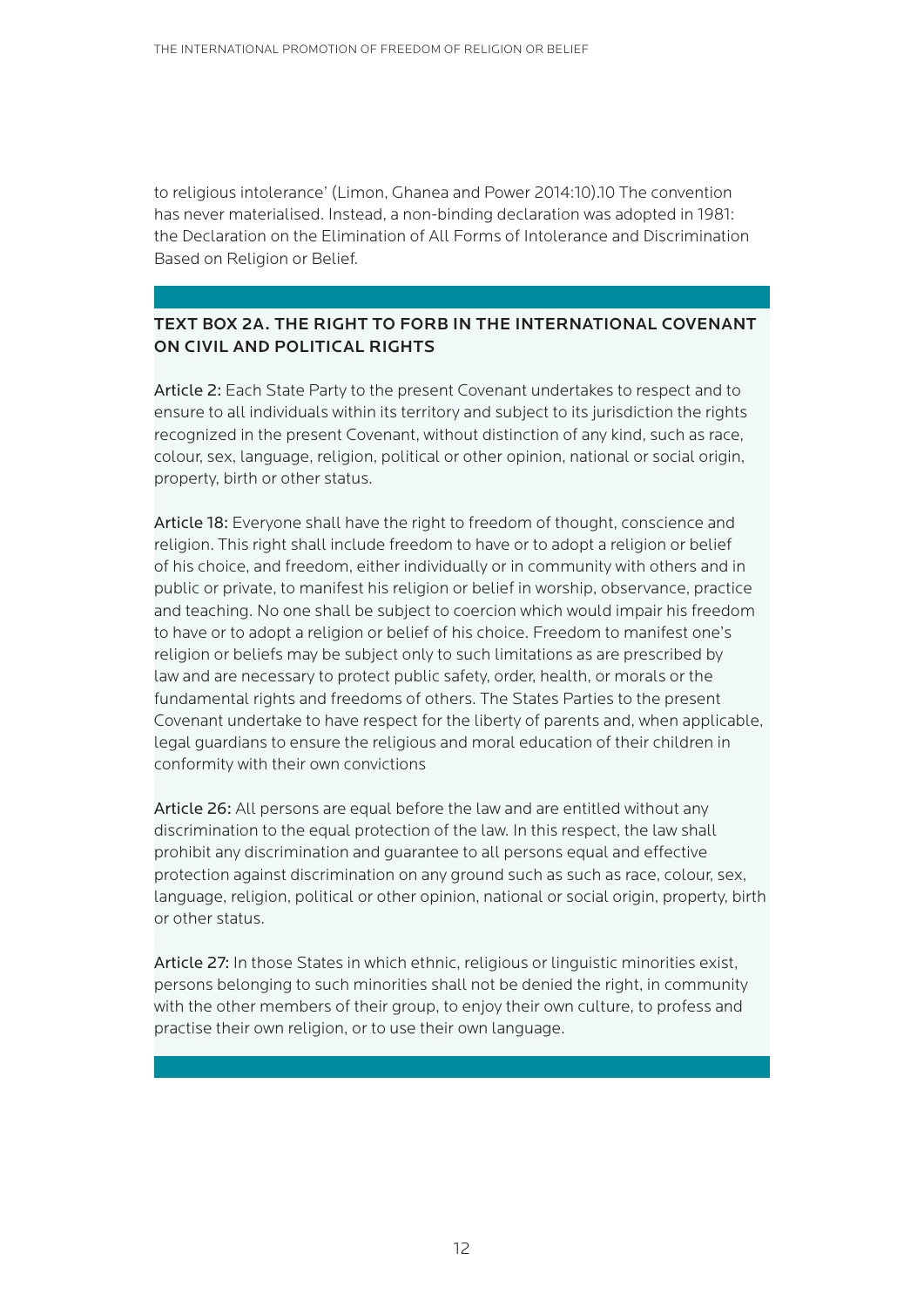to religious intolerance' (Limon, Ghanea and Power 2014:10).10 The convention has never materialised. Instead, a non-binding declaration was adopted in 1981: the Declaration on the Elimination of All Forms of Intolerance and Discrimination Based on Religion or Belief.

### TEXT BOX 2A. THE RIGHT TO FORB IN THE INTERNATIONAL COVENANT ON CIVIL AND POLITICAL RIGHTS

Article 2: Each State Party to the present Covenant undertakes to respect and to ensure to all individuals within its territory and subject to its jurisdiction the rights recognized in the present Covenant, without distinction of any kind, such as race, colour, sex, language, religion, political or other opinion, national or social origin, property, birth or other status.

Article 18: Everyone shall have the right to freedom of thought, conscience and religion. This right shall include freedom to have or to adopt a religion or belief of his choice, and freedom, either individually or in community with others and in public or private, to manifest his religion or belief in worship, observance, practice and teaching. No one shall be subject to coercion which would impair his freedom to have or to adopt a religion or belief of his choice. Freedom to manifest one's religion or beliefs may be subject only to such limitations as are prescribed by law and are necessary to protect public safety, order, health, or morals or the fundamental rights and freedoms of others. The States Parties to the present Covenant undertake to have respect for the liberty of parents and, when applicable, legal guardians to ensure the religious and moral education of their children in conformity with their own convictions

Article 26: All persons are equal before the law and are entitled without any discrimination to the equal protection of the law. In this respect, the law shall prohibit any discrimination and guarantee to all persons equal and effective protection against discrimination on any ground such as such as race, colour, sex, language, religion, political or other opinion, national or social origin, property, birth or other status.

Article 27: In those States in which ethnic, religious or linguistic minorities exist, persons belonging to such minorities shall not be denied the right, in community with the other members of their group, to enjoy their own culture, to profess and practise their own religion, or to use their own language.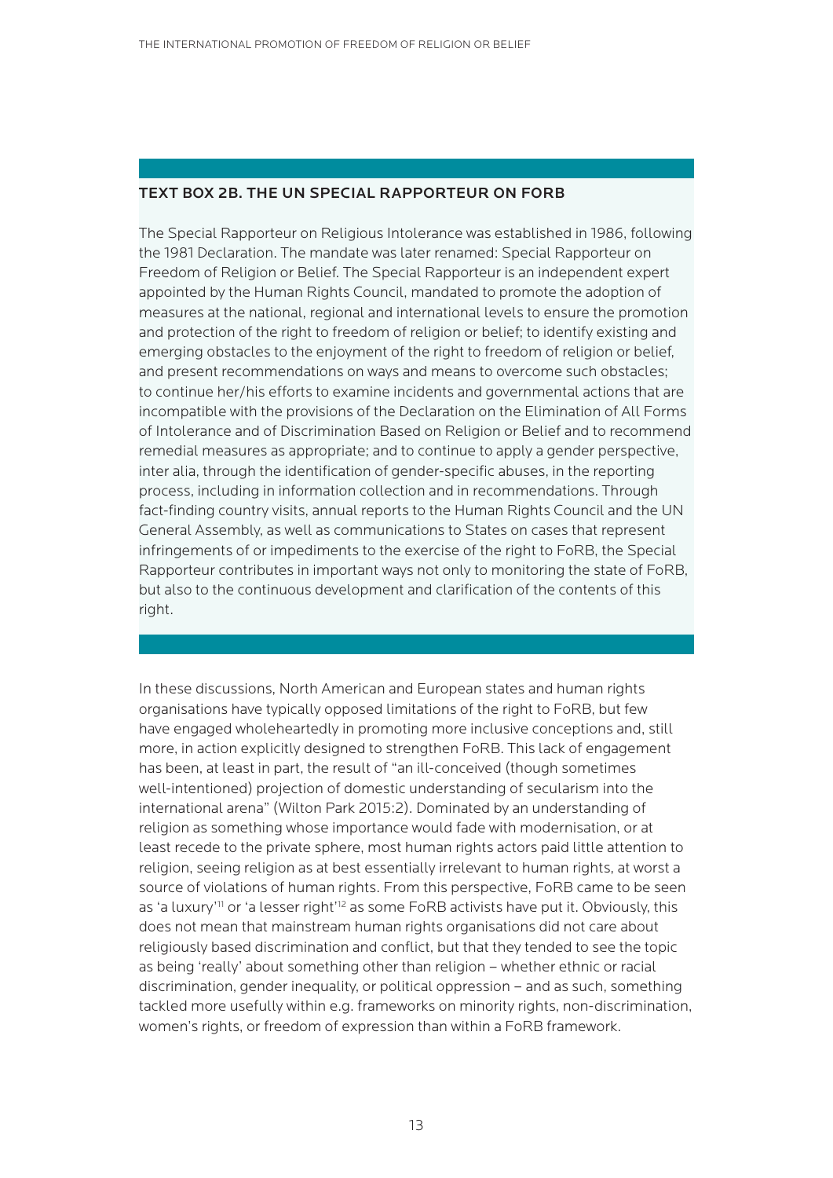### TEXT BOX 2B. THE UN SPECIAL RAPPORTEUR ON FORB

The Special Rapporteur on Religious Intolerance was established in 1986, following the 1981 Declaration. The mandate was later renamed: Special Rapporteur on Freedom of Religion or Belief. The Special Rapporteur is an independent expert appointed by the Human Rights Council, mandated to promote the adoption of measures at the national, regional and international levels to ensure the promotion and protection of the right to freedom of religion or belief; to identify existing and emerging obstacles to the enjoyment of the right to freedom of religion or belief, and present recommendations on ways and means to overcome such obstacles; to continue her/his efforts to examine incidents and governmental actions that are incompatible with the provisions of the Declaration on the Elimination of All Forms of Intolerance and of Discrimination Based on Religion or Belief and to recommend remedial measures as appropriate; and to continue to apply a gender perspective, inter alia, through the identification of gender-specific abuses, in the reporting process, including in information collection and in recommendations. Through fact-finding country visits, annual reports to the Human Rights Council and the UN General Assembly, as well as communications to States on cases that represent infringements of or impediments to the exercise of the right to FoRB, the Special Rapporteur contributes in important ways not only to monitoring the state of FoRB, but also to the continuous development and clarification of the contents of this right.

In these discussions, North American and European states and human rights organisations have typically opposed limitations of the right to FoRB, but few have engaged wholeheartedly in promoting more inclusive conceptions and, still more, in action explicitly designed to strengthen FoRB. This lack of engagement has been, at least in part, the result of "an ill-conceived (though sometimes well-intentioned) projection of domestic understanding of secularism into the international arena" (Wilton Park 2015:2). Dominated by an understanding of religion as something whose importance would fade with modernisation, or at least recede to the private sphere, most human rights actors paid little attention to religion, seeing religion as at best essentially irrelevant to human rights, at worst a source of violations of human rights. From this perspective, FoRB came to be seen as 'a luxury'[11] or 'a lesser right'[12] as some FoRB activists have put it. Obviously, this does not mean that mainstream human rights organisations did not care about religiously based discrimination and conflict, but that they tended to see the topic as being 'really' about something other than religion – whether ethnic or racial discrimination, gender inequality, or political oppression – and as such, something tackled more usefully within e.g. frameworks on minority rights, non-discrimination, women's rights, or freedom of expression than within a FoRB framework.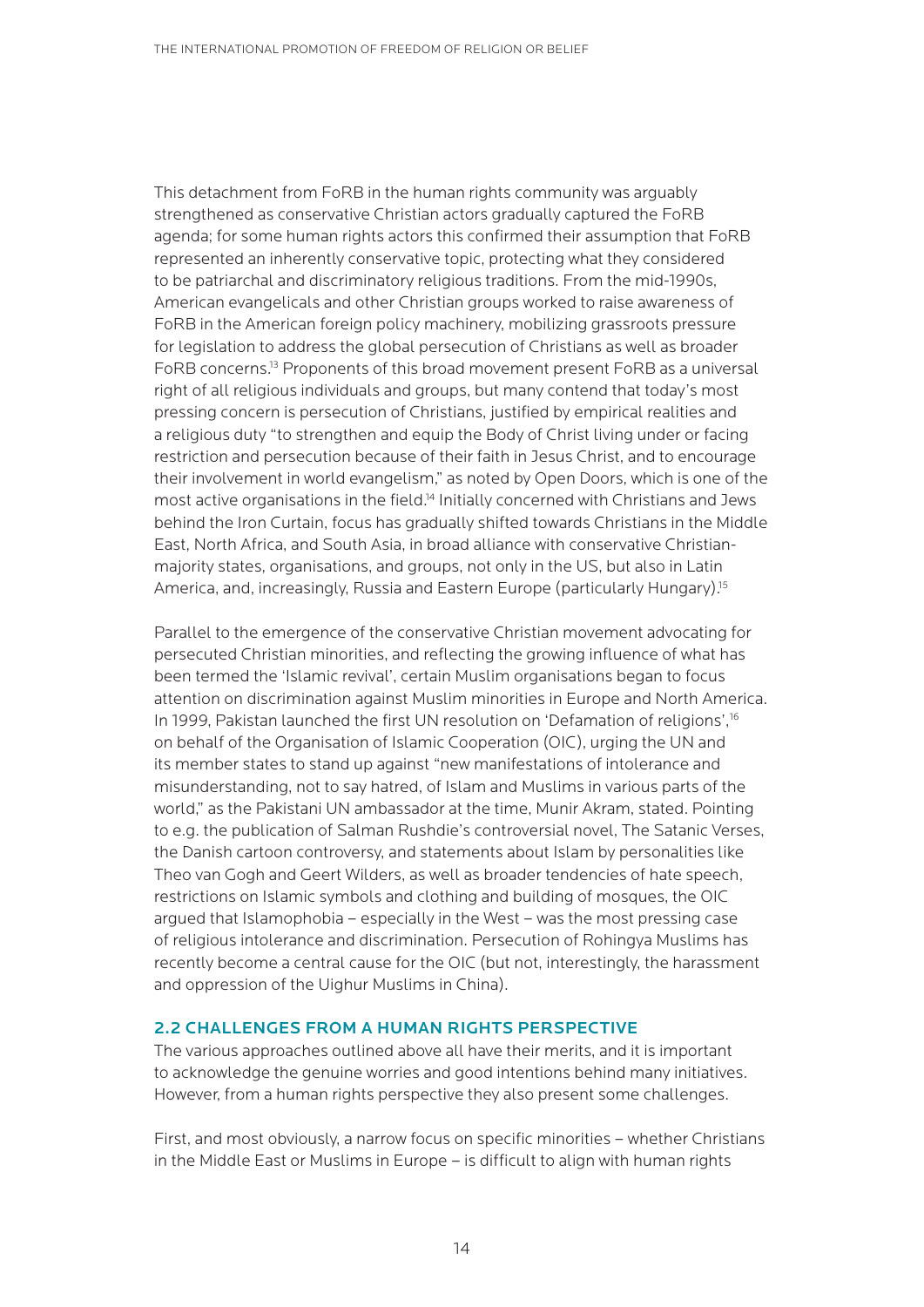This detachment from FoRB in the human rights community was arguably strengthened as conservative Christian actors gradually captured the FoRB agenda; for some human rights actors this confirmed their assumption that FoRB represented an inherently conservative topic, protecting what they considered to be patriarchal and discriminatory religious traditions. From the mid-1990s, American evangelicals and other Christian groups worked to raise awareness of FoRB in the American foreign policy machinery, mobilizing grassroots pressure for legislation to address the global persecution of Christians as well as broader FoRB concerns.[13] Proponents of this broad movement present FoRB as a universal right of all religious individuals and groups, but many contend that today's most pressing concern is persecution of Christians, justified by empirical realities and a religious duty "to strengthen and equip the Body of Christ living under or facing restriction and persecution because of their faith in Jesus Christ, and to encourage their involvement in world evangelism," as noted by Open Doors, which is one of the most active organisations in the field.[14] Initially concerned with Christians and Jews behind the Iron Curtain, focus has gradually shifted towards Christians in the Middle East, North Africa, and South Asia, in broad alliance with conservative Christian-majority states, organisations, and groups, not only in the US, but also in Latin America, and, increasingly, Russia and Eastern Europe (particularly Hungary).[15]

Parallel to the emergence of the conservative Christian movement advocating for persecuted Christian minorities, and reflecting the growing influence of what has been termed the 'Islamic revival', certain Muslim organisations began to focus attention on discrimination against Muslim minorities in Europe and North America. In 1999, Pakistan launched the first UN resolution on 'Defamation of religions',[16] on behalf of the Organisation of Islamic Cooperation (OIC), urging the UN and its member states to stand up against "new manifestations of intolerance and misunderstanding, not to say hatred, of Islam and Muslims in various parts of the world," as the Pakistani UN ambassador at the time, Munir Akram, stated. Pointing to e.g. the publication of Salman Rushdie's controversial novel, The Satanic Verses, the Danish cartoon controversy, and statements about Islam by personalities like Theo van Gogh and Geert Wilders, as well as broader tendencies of hate speech, restrictions on Islamic symbols and clothing and building of mosques, the OIC argued that Islamophobia – especially in the West – was the most pressing case of religious intolerance and discrimination. Persecution of Rohingya Muslims has recently become a central cause for the OIC (but not, interestingly, the harassment and oppression of the Uighur Muslims in China).

## 2.2 CHALLENGES FROM A HUMAN RIGHTS PERSPECTIVE

The various approaches outlined above all have their merits, and it is important to acknowledge the genuine worries and good intentions behind many initiatives. However, from a human rights perspective they also present some challenges.

First, and most obviously, a narrow focus on specific minorities – whether Christians in the Middle East or Muslims in Europe – is difficult to align with human rights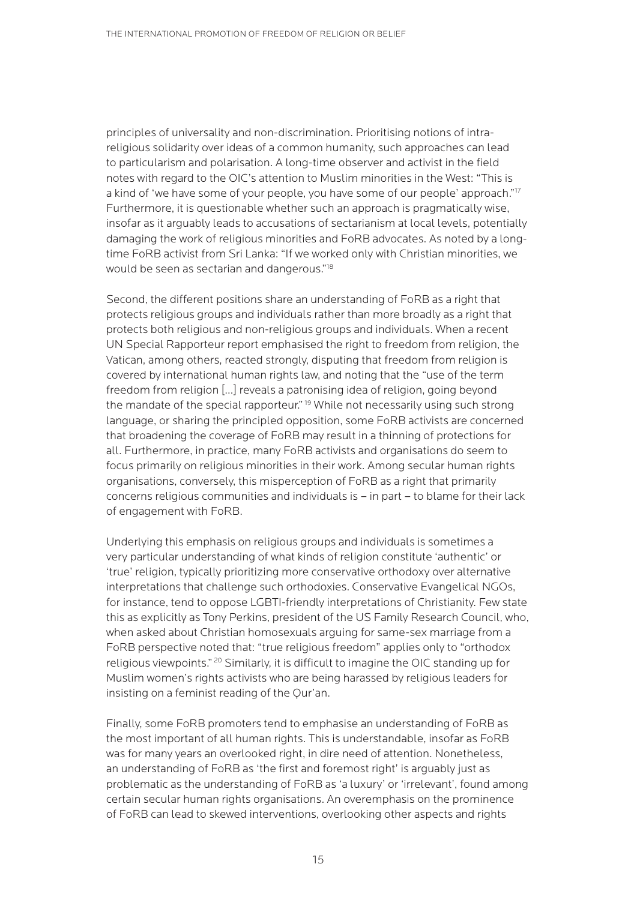principles of universality and non-discrimination. Prioritising notions of intra-religious solidarity over ideas of a common humanity, such approaches can lead to particularism and polarisation. A long-time observer and activist in the field notes with regard to the OIC's attention to Muslim minorities in the West: "This is a kind of 'we have some of your people, you have some of our people' approach."[17] Furthermore, it is questionable whether such an approach is pragmatically wise, insofar as it arguably leads to accusations of sectarianism at local levels, potentially damaging the work of religious minorities and FoRB advocates. As noted by a long-time FoRB activist from Sri Lanka: "If we worked only with Christian minorities, we would be seen as sectarian and dangerous."[18]

Second, the different positions share an understanding of FoRB as a right that protects religious groups and individuals rather than more broadly as a right that protects both religious and non-religious groups and individuals. When a recent UN Special Rapporteur report emphasised the right to freedom from religion, the Vatican, among others, reacted strongly, disputing that freedom from religion is covered by international human rights law, and noting that the "use of the term freedom from religion [...] reveals a patronising idea of religion, going beyond the mandate of the special rapporteur."[19] While not necessarily using such strong language, or sharing the principled opposition, some FoRB activists are concerned that broadening the coverage of FoRB may result in a thinning of protections for all. Furthermore, in practice, many FoRB activists and organisations do seem to focus primarily on religious minorities in their work. Among secular human rights organisations, conversely, this misperception of FoRB as a right that primarily concerns religious communities and individuals is – in part – to blame for their lack of engagement with FoRB.

Underlying this emphasis on religious groups and individuals is sometimes a very particular understanding of what kinds of religion constitute 'authentic' or 'true' religion, typically prioritizing more conservative orthodoxy over alternative interpretations that challenge such orthodoxies. Conservative Evangelical NGOs, for instance, tend to oppose LGBTI-friendly interpretations of Christianity. Few state this as explicitly as Tony Perkins, president of the US Family Research Council, who, when asked about Christian homosexuals arguing for same-sex marriage from a FoRB perspective noted that: "true religious freedom" applies only to "orthodox religious viewpoints."[20] Similarly, it is difficult to imagine the OIC standing up for Muslim women's rights activists who are being harassed by religious leaders for insisting on a feminist reading of the Qur'an.

Finally, some FoRB promoters tend to emphasise an understanding of FoRB as the most important of all human rights. This is understandable, insofar as FoRB was for many years an overlooked right, in dire need of attention. Nonetheless, an understanding of FoRB as 'the first and foremost right' is arguably just as problematic as the understanding of FoRB as 'a luxury' or 'irrelevant', found among certain secular human rights organisations. An overemphasis on the prominence of FoRB can lead to skewed interventions, overlooking other aspects and rights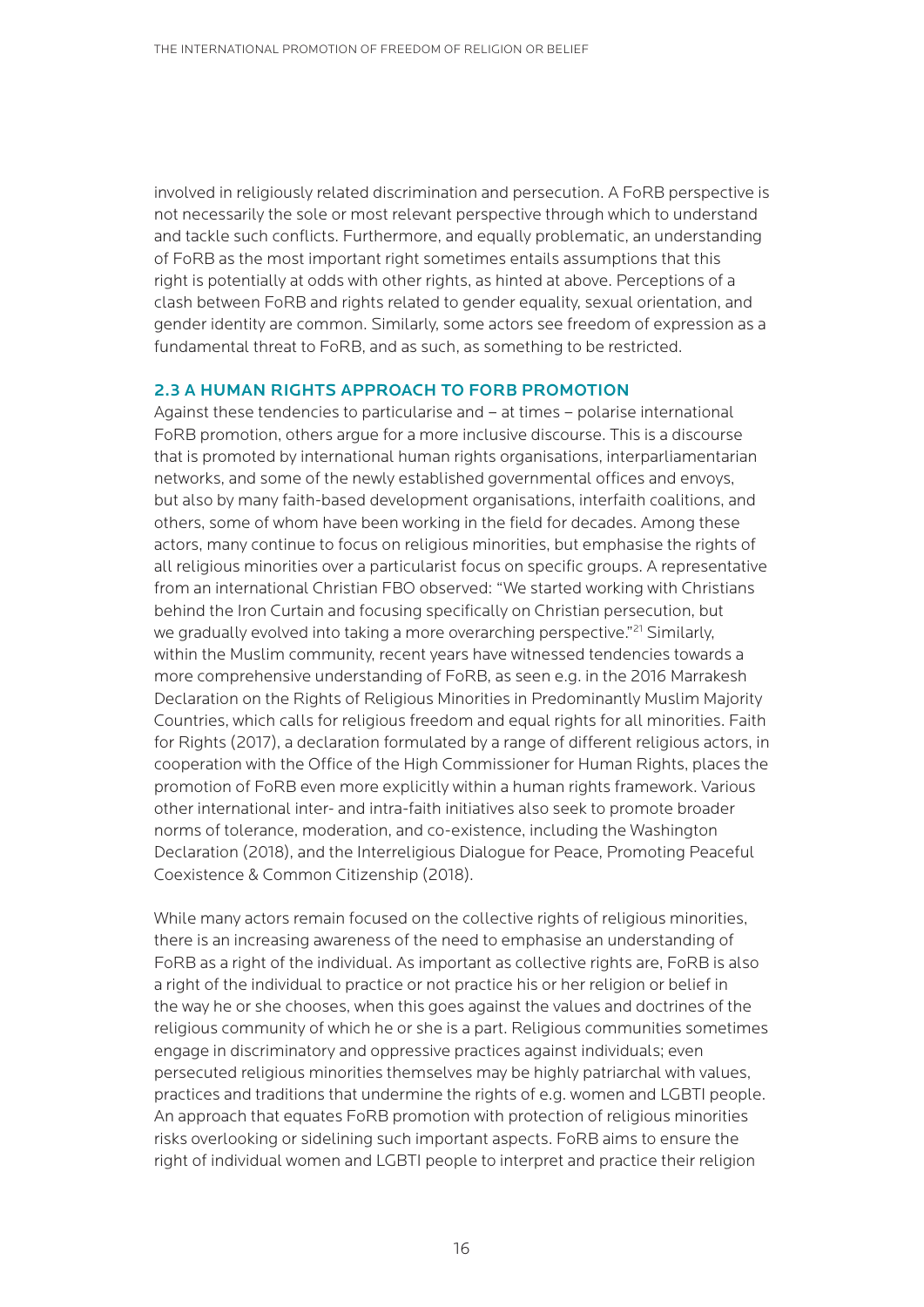involved in religiously related discrimination and persecution. A FoRB perspective is not necessarily the sole or most relevant perspective through which to understand and tackle such conflicts. Furthermore, and equally problematic, an understanding of FoRB as the most important right sometimes entails assumptions that this right is potentially at odds with other rights, as hinted at above. Perceptions of a clash between FoRB and rights related to gender equality, sexual orientation, and gender identity are common. Similarly, some actors see freedom of expression as a fundamental threat to FoRB, and as such, as something to be restricted.

## 2.3 A HUMAN RIGHTS APPROACH TO FORB PROMOTION

Against these tendencies to particularise and – at times – polarise international FoRB promotion, others argue for a more inclusive discourse. This is a discourse that is promoted by international human rights organisations, interparliamentarian networks, and some of the newly established governmental offices and envoys, but also by many faith-based development organisations, interfaith coalitions, and others, some of whom have been working in the field for decades. Among these actors, many continue to focus on religious minorities, but emphasise the rights of all religious minorities over a particularist focus on specific groups. A representative from an international Christian FBO observed: "We started working with Christians behind the Iron Curtain and focusing specifically on Christian persecution, but we gradually evolved into taking a more overarching perspective."[21] Similarly, within the Muslim community, recent years have witnessed tendencies towards a more comprehensive understanding of FoRB, as seen e.g. in the 2016 Marrakesh Declaration on the Rights of Religious Minorities in Predominantly Muslim Majority Countries, which calls for religious freedom and equal rights for all minorities. Faith for Rights (2017), a declaration formulated by a range of different religious actors, in cooperation with the Office of the High Commissioner for Human Rights, places the promotion of FoRB even more explicitly within a human rights framework. Various other international inter- and intra-faith initiatives also seek to promote broader norms of tolerance, moderation, and co-existence, including the Washington Declaration (2018), and the Interreligious Dialogue for Peace, Promoting Peaceful Coexistence & Common Citizenship (2018).

While many actors remain focused on the collective rights of religious minorities, there is an increasing awareness of the need to emphasise an understanding of FoRB as a right of the individual. As important as collective rights are, FoRB is also a right of the individual to practice or not practice his or her religion or belief in the way he or she chooses, when this goes against the values and doctrines of the religious community of which he or she is a part. Religious communities sometimes engage in discriminatory and oppressive practices against individuals; even persecuted religious minorities themselves may be highly patriarchal with values, practices and traditions that undermine the rights of e.g. women and LGBTI people. An approach that equates FoRB promotion with protection of religious minorities risks overlooking or sidelining such important aspects. FoRB aims to ensure the right of individual women and LGBTI people to interpret and practice their religion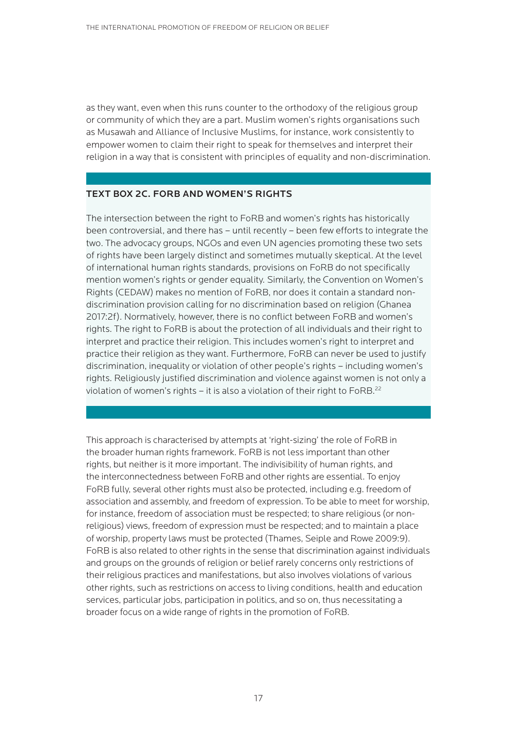as they want, even when this runs counter to the orthodoxy of the religious group or community of which they are a part. Muslim women's rights organisations such as Musawah and Alliance of Inclusive Muslims, for instance, work consistently to empower women to claim their right to speak for themselves and interpret their religion in a way that is consistent with principles of equality and non-discrimination.

### TEXT BOX 2C. FORB AND WOMEN'S RIGHTS

The intersection between the right to FoRB and women's rights has historically been controversial, and there has – until recently – been few efforts to integrate the two. The advocacy groups, NGOs and even UN agencies promoting these two sets of rights have been largely distinct and sometimes mutually skeptical. At the level of international human rights standards, provisions on FoRB do not specifically mention women's rights or gender equality. Similarly, the Convention on Women's Rights (CEDAW) makes no mention of FoRB, nor does it contain a standard non-discrimination provision calling for no discrimination based on religion (Ghanea 2017:2f). Normatively, however, there is no conflict between FoRB and women's rights. The right to FoRB is about the protection of all individuals and their right to interpret and practice their religion. This includes women's right to interpret and practice their religion as they want. Furthermore, FoRB can never be used to justify discrimination, inequality or violation of other people's rights – including women's rights. Religiously justified discrimination and violence against women is not only a violation of women's rights – it is also a violation of their right to FoRB.[22]

This approach is characterised by attempts at 'right-sizing' the role of FoRB in the broader human rights framework. FoRB is not less important than other rights, but neither is it more important. The indivisibility of human rights, and the interconnectedness between FoRB and other rights are essential. To enjoy FoRB fully, several other rights must also be protected, including e.g. freedom of association and assembly, and freedom of expression. To be able to meet for worship, for instance, freedom of association must be respected; to share religious (or non-religious) views, freedom of expression must be respected; and to maintain a place of worship, property laws must be protected (Thames, Seiple and Rowe 2009:9). FoRB is also related to other rights in the sense that discrimination against individuals and groups on the grounds of religion or belief rarely concerns only restrictions of their religious practices and manifestations, but also involves violations of various other rights, such as restrictions on access to living conditions, health and education services, particular jobs, participation in politics, and so on, thus necessitating a broader focus on a wide range of rights in the promotion of FoRB.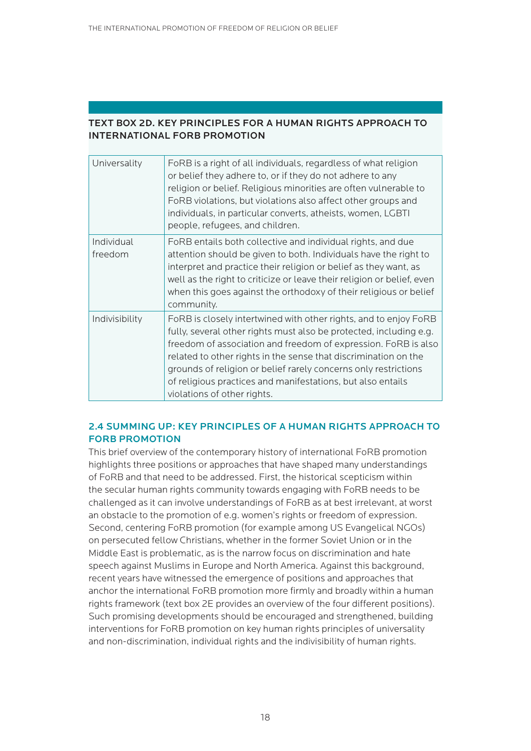### TEXT BOX 2D. KEY PRINCIPLES FOR A HUMAN RIGHTS APPROACH TO INTERNATIONAL FORB PROMOTION

| | |
|---|---|
| Universality | FoRB is a right of all individuals, regardless of what religion or belief they adhere to, or if they do not adhere to any religion or belief. Religious minorities are often vulnerable to FoRB violations, but violations also affect other groups and individuals, in particular converts, atheists, women, LGBTI people, refugees, and children. |
| Individual freedom | FoRB entails both collective and individual rights, and due attention should be given to both. Individuals have the right to interpret and practice their religion or belief as they want, as well as the right to criticize or leave their religion or belief, even when this goes against the orthodoxy of their religious or belief community. |
| Indivisibility | FoRB is closely intertwined with other rights, and to enjoy FoRB fully, several other rights must also be protected, including e.g. freedom of association and freedom of expression. FoRB is also related to other rights in the sense that discrimination on the grounds of religion or belief rarely concerns only restrictions of religious practices and manifestations, but also entails violations of other rights. |

## 2.4 SUMMING UP: KEY PRINCIPLES OF A HUMAN RIGHTS APPROACH TO FORB PROMOTION

This brief overview of the contemporary history of international FoRB promotion highlights three positions or approaches that have shaped many understandings of FoRB and that need to be addressed. First, the historical scepticism within the secular human rights community towards engaging with FoRB needs to be challenged as it can involve understandings of FoRB as at best irrelevant, at worst an obstacle to the promotion of e.g. women's rights or freedom of expression. Second, centering FoRB promotion (for example among US Evangelical NGOs) on persecuted fellow Christians, whether in the former Soviet Union or in the Middle East is problematic, as is the narrow focus on discrimination and hate speech against Muslims in Europe and North America. Against this background, recent years have witnessed the emergence of positions and approaches that anchor the international FoRB promotion more firmly and broadly within a human rights framework (text box 2E provides an overview of the four different positions). Such promising developments should be encouraged and strengthened, building interventions for FoRB promotion on key human rights principles of universality and non-discrimination, individual rights and the indivisibility of human rights.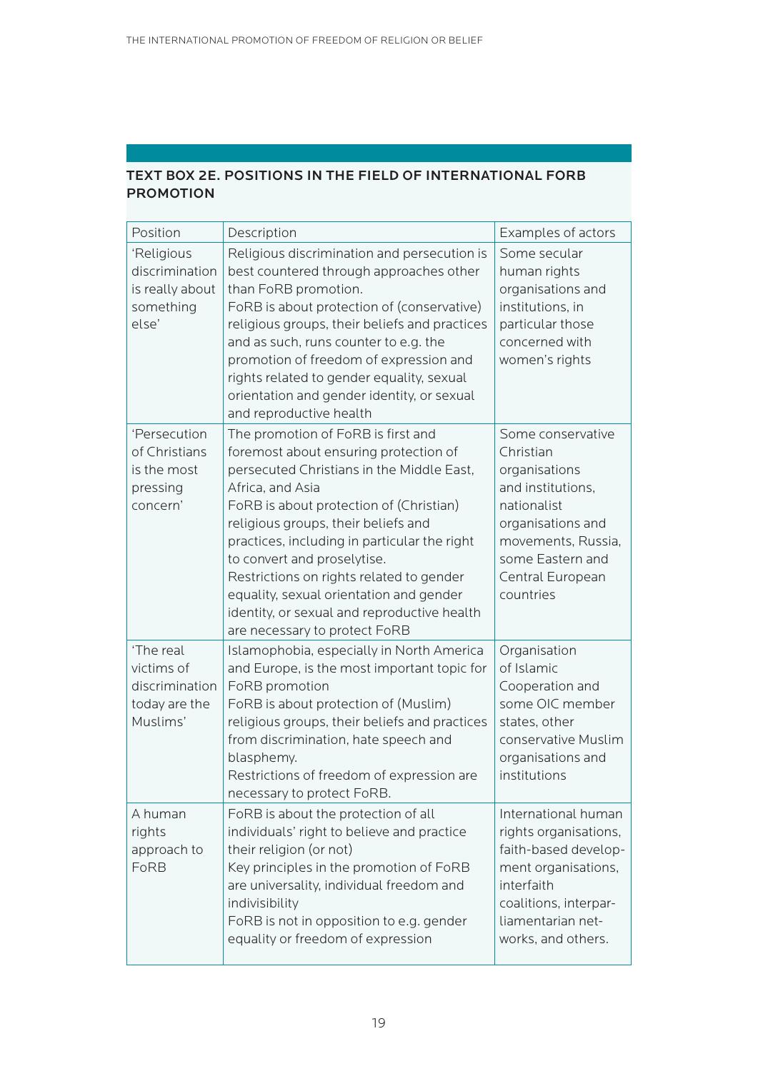**TEXT BOX 2E. POSITIONS IN THE FIELD OF INTERNATIONAL FORB PROMOTION**

| Position | Description | Examples of actors |
|---|---|---|
| 'Religious discrimination is really about something else' | Religious discrimination and persecution is best countered through approaches other than FoRB promotion.<br>FoRB is about protection of (conservative) religious groups, their beliefs and practices and as such, runs counter to e.g. the promotion of freedom of expression and rights related to gender equality, sexual orientation and gender identity, or sexual and reproductive health | Some secular human rights organisations and institutions, in particular those concerned with women's rights |
| 'Persecution of Christians is the most pressing concern' | The promotion of FoRB is first and foremost about ensuring protection of persecuted Christians in the Middle East, Africa, and Asia<br>FoRB is about protection of (Christian) religious groups, their beliefs and practices, including in particular the right to convert and proselytise.<br>Restrictions on rights related to gender equality, sexual orientation and gender identity, or sexual and reproductive health are necessary to protect FoRB | Some conservative Christian organisations and institutions, nationalist organisations and movements, Russia, some Eastern and Central European countries |
| 'The real victims of discrimination today are the Muslims' | Islamophobia, especially in North America and Europe, is the most important topic for FoRB promotion<br>FoRB is about protection of (Muslim) religious groups, their beliefs and practices from discrimination, hate speech and blasphemy.<br>Restrictions of freedom of expression are necessary to protect FoRB. | Organisation of Islamic Cooperation and some OIC member states, other conservative Muslim organisations and institutions |
| A human rights approach to FoRB | FoRB is about the protection of all individuals' right to believe and practice their religion (or not)<br>Key principles in the promotion of FoRB are universality, individual freedom and indivisibility<br>FoRB is not in opposition to e.g. gender equality or freedom of expression | International human rights organisations, faith-based development organisations, interfaith coalitions, interparliamentarian networks, and others. |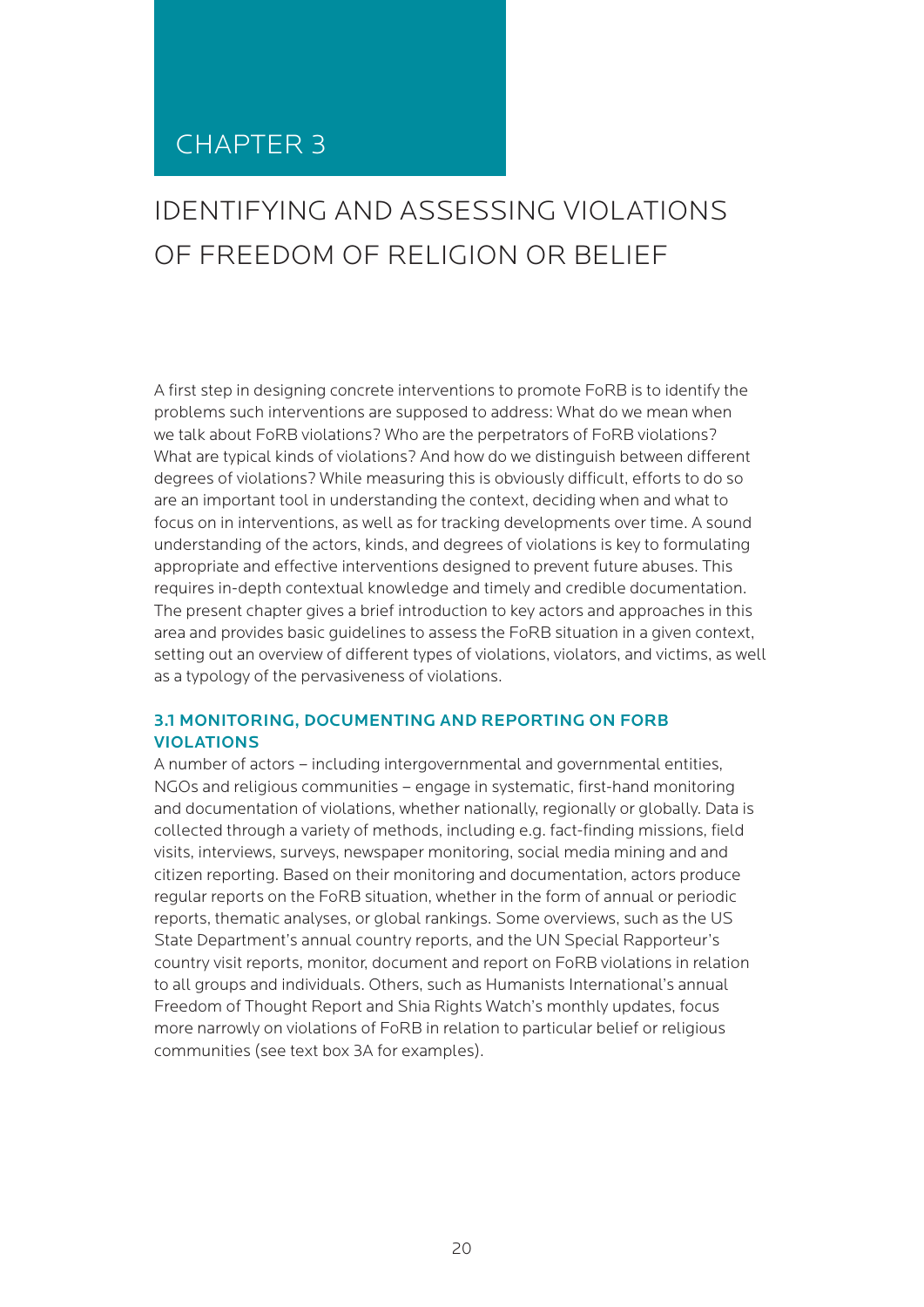# CHAPTER 3

# IDENTIFYING AND ASSESSING VIOLATIONS OF FREEDOM OF RELIGION OR BELIEF

A first step in designing concrete interventions to promote FoRB is to identify the problems such interventions are supposed to address: What do we mean when we talk about FoRB violations? Who are the perpetrators of FoRB violations? What are typical kinds of violations? And how do we distinguish between different degrees of violations? While measuring this is obviously difficult, efforts to do so are an important tool in understanding the context, deciding when and what to focus on in interventions, as well as for tracking developments over time. A sound understanding of the actors, kinds, and degrees of violations is key to formulating appropriate and effective interventions designed to prevent future abuses. This requires in-depth contextual knowledge and timely and credible documentation. The present chapter gives a brief introduction to key actors and approaches in this area and provides basic guidelines to assess the FoRB situation in a given context, setting out an overview of different types of violations, violators, and victims, as well as a typology of the pervasiveness of violations.

### 3.1 MONITORING, DOCUMENTING AND REPORTING ON FORB VIOLATIONS

A number of actors – including intergovernmental and governmental entities, NGOs and religious communities – engage in systematic, first-hand monitoring and documentation of violations, whether nationally, regionally or globally. Data is collected through a variety of methods, including e.g. fact-finding missions, field visits, interviews, surveys, newspaper monitoring, social media mining and and citizen reporting. Based on their monitoring and documentation, actors produce regular reports on the FoRB situation, whether in the form of annual or periodic reports, thematic analyses, or global rankings. Some overviews, such as the US State Department's annual country reports, and the UN Special Rapporteur's country visit reports, monitor, document and report on FoRB violations in relation to all groups and individuals. Others, such as Humanists International's annual Freedom of Thought Report and Shia Rights Watch's monthly updates, focus more narrowly on violations of FoRB in relation to particular belief or religious communities (see text box 3A for examples).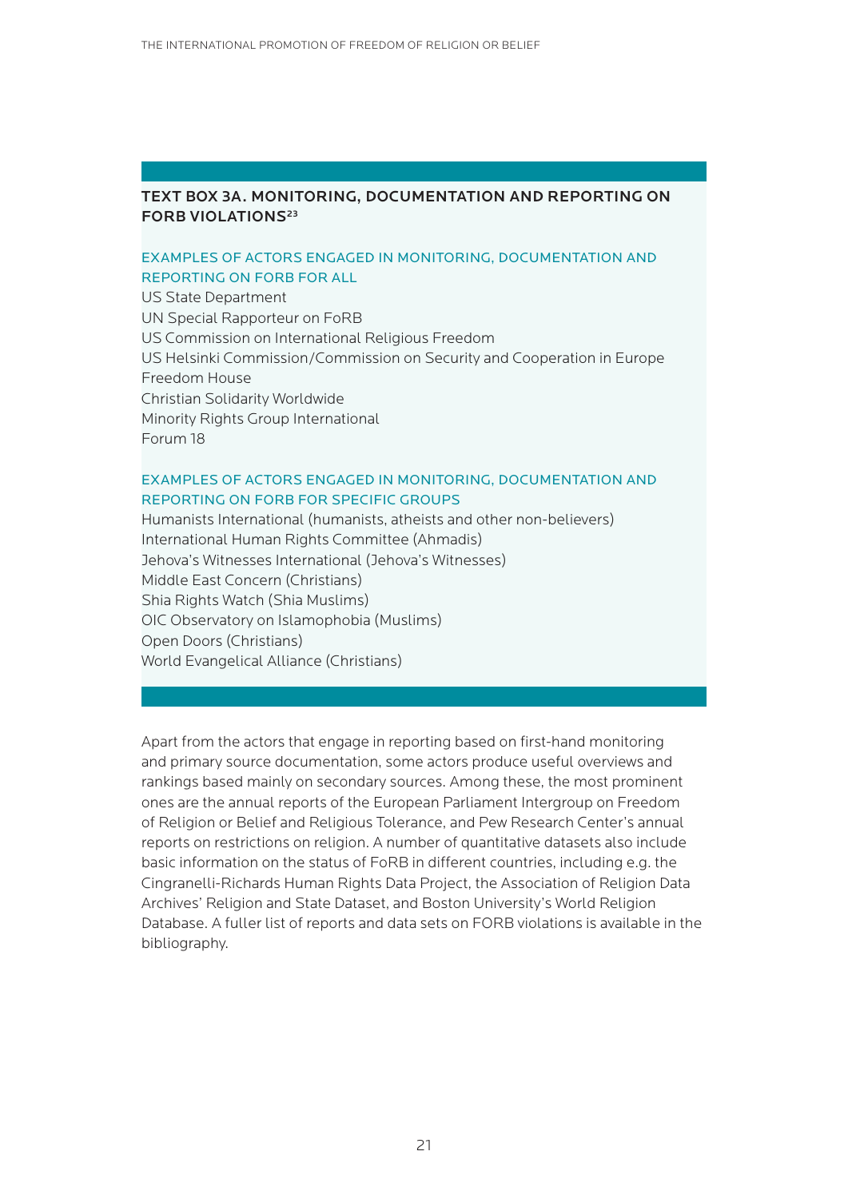### TEXT BOX 3A. MONITORING, DOCUMENTATION AND REPORTING ON FORB VIOLATIONS[23]

#### EXAMPLES OF ACTORS ENGAGED IN MONITORING, DOCUMENTATION AND REPORTING ON FORB FOR ALL

US State Department
UN Special Rapporteur on FoRB
US Commission on International Religious Freedom
US Helsinki Commission/Commission on Security and Cooperation in Europe
Freedom House
Christian Solidarity Worldwide
Minority Rights Group International
Forum 18

#### EXAMPLES OF ACTORS ENGAGED IN MONITORING, DOCUMENTATION AND REPORTING ON FORB FOR SPECIFIC GROUPS

Humanists International (humanists, atheists and other non-believers)
International Human Rights Committee (Ahmadis)
Jehova's Witnesses International (Jehova's Witnesses)
Middle East Concern (Christians)
Shia Rights Watch (Shia Muslims)
OIC Observatory on Islamophobia (Muslims)
Open Doors (Christians)
World Evangelical Alliance (Christians)

Apart from the actors that engage in reporting based on first-hand monitoring and primary source documentation, some actors produce useful overviews and rankings based mainly on secondary sources. Among these, the most prominent ones are the annual reports of the European Parliament Intergroup on Freedom of Religion or Belief and Religious Tolerance, and Pew Research Center's annual reports on restrictions on religion. A number of quantitative datasets also include basic information on the status of FoRB in different countries, including e.g. the Cingranelli-Richards Human Rights Data Project, the Association of Religion Data Archives' Religion and State Dataset, and Boston University's World Religion Database. A fuller list of reports and data sets on FORB violations is available in the bibliography.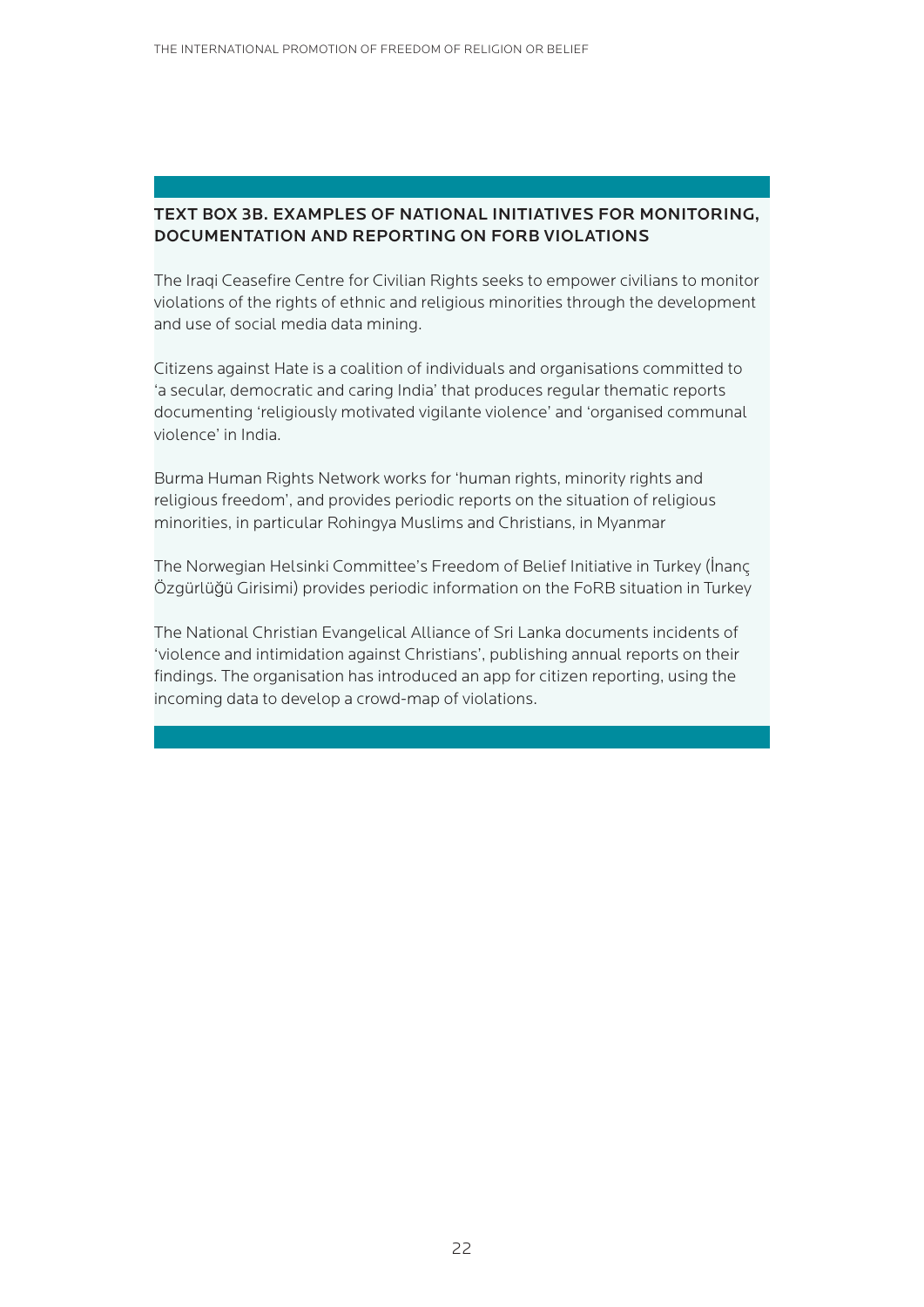### TEXT BOX 3B. EXAMPLES OF NATIONAL INITIATIVES FOR MONITORING, DOCUMENTATION AND REPORTING ON FORB VIOLATIONS

The Iraqi Ceasefire Centre for Civilian Rights seeks to empower civilians to monitor violations of the rights of ethnic and religious minorities through the development and use of social media data mining.

Citizens against Hate is a coalition of individuals and organisations committed to 'a secular, democratic and caring India' that produces regular thematic reports documenting 'religiously motivated vigilante violence' and 'organised communal violence' in India.

Burma Human Rights Network works for 'human rights, minority rights and religious freedom', and provides periodic reports on the situation of religious minorities, in particular Rohingya Muslims and Christians, in Myanmar

The Norwegian Helsinki Committee's Freedom of Belief Initiative in Turkey (İnanç Özgürlüğü Girisimi) provides periodic information on the FoRB situation in Turkey

The National Christian Evangelical Alliance of Sri Lanka documents incidents of 'violence and intimidation against Christians', publishing annual reports on their findings. The organisation has introduced an app for citizen reporting, using the incoming data to develop a crowd-map of violations.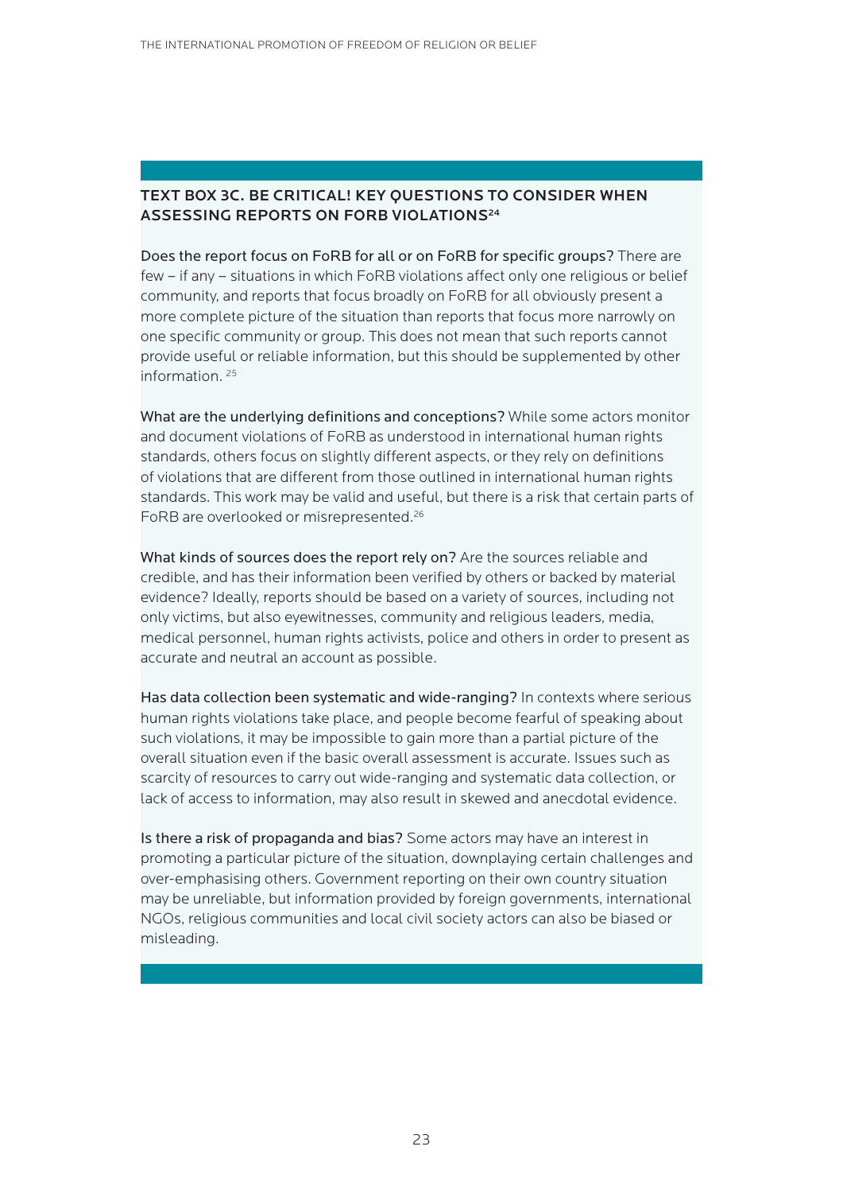### TEXT BOX 3C. BE CRITICAL! KEY QUESTIONS TO CONSIDER WHEN ASSESSING REPORTS ON FORB VIOLATIONS[24]

Does the report focus on FoRB for all or on FoRB for specific groups? There are few – if any – situations in which FoRB violations affect only one religious or belief community, and reports that focus broadly on FoRB for all obviously present a more complete picture of the situation than reports that focus more narrowly on one specific community or group. This does not mean that such reports cannot provide useful or reliable information, but this should be supplemented by other information. [25]

What are the underlying definitions and conceptions? While some actors monitor and document violations of FoRB as understood in international human rights standards, others focus on slightly different aspects, or they rely on definitions of violations that are different from those outlined in international human rights standards. This work may be valid and useful, but there is a risk that certain parts of FoRB are overlooked or misrepresented.[26]

What kinds of sources does the report rely on? Are the sources reliable and credible, and has their information been verified by others or backed by material evidence? Ideally, reports should be based on a variety of sources, including not only victims, but also eyewitnesses, community and religious leaders, media, medical personnel, human rights activists, police and others in order to present as accurate and neutral an account as possible.

Has data collection been systematic and wide-ranging? In contexts where serious human rights violations take place, and people become fearful of speaking about such violations, it may be impossible to gain more than a partial picture of the overall situation even if the basic overall assessment is accurate. Issues such as scarcity of resources to carry out wide-ranging and systematic data collection, or lack of access to information, may also result in skewed and anecdotal evidence.

Is there a risk of propaganda and bias? Some actors may have an interest in promoting a particular picture of the situation, downplaying certain challenges and over-emphasising others. Government reporting on their own country situation may be unreliable, but information provided by foreign governments, international NGOs, religious communities and local civil society actors can also be biased or misleading.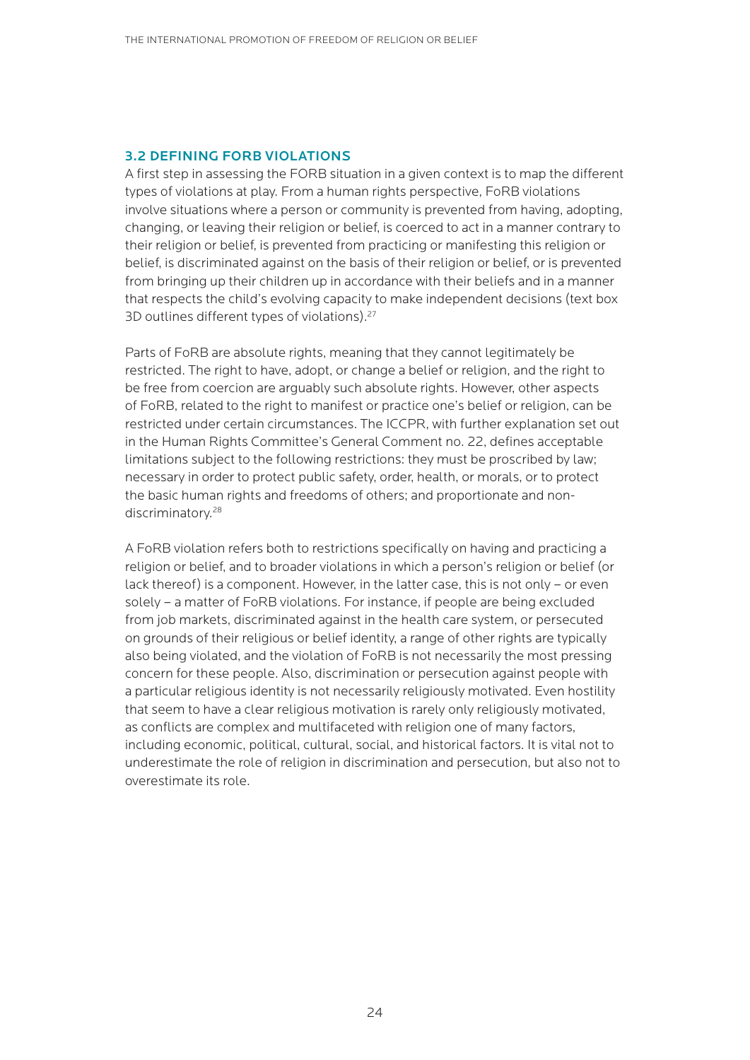### 3.2 DEFINING FORB VIOLATIONS

A first step in assessing the FORB situation in a given context is to map the different types of violations at play. From a human rights perspective, FoRB violations involve situations where a person or community is prevented from having, adopting, changing, or leaving their religion or belief, is coerced to act in a manner contrary to their religion or belief, is prevented from practicing or manifesting this religion or belief, is discriminated against on the basis of their religion or belief, or is prevented from bringing up their children up in accordance with their beliefs and in a manner that respects the child's evolving capacity to make independent decisions (text box 3D outlines different types of violations).[27]

Parts of FoRB are absolute rights, meaning that they cannot legitimately be restricted. The right to have, adopt, or change a belief or religion, and the right to be free from coercion are arguably such absolute rights. However, other aspects of FoRB, related to the right to manifest or practice one's belief or religion, can be restricted under certain circumstances. The ICCPR, with further explanation set out in the Human Rights Committee's General Comment no. 22, defines acceptable limitations subject to the following restrictions: they must be proscribed by law; necessary in order to protect public safety, order, health, or morals, or to protect the basic human rights and freedoms of others; and proportionate and non-discriminatory.[28]

A FoRB violation refers both to restrictions specifically on having and practicing a religion or belief, and to broader violations in which a person's religion or belief (or lack thereof) is a component. However, in the latter case, this is not only – or even solely – a matter of FoRB violations. For instance, if people are being excluded from job markets, discriminated against in the health care system, or persecuted on grounds of their religious or belief identity, a range of other rights are typically also being violated, and the violation of FoRB is not necessarily the most pressing concern for these people. Also, discrimination or persecution against people with a particular religious identity is not necessarily religiously motivated. Even hostility that seem to have a clear religious motivation is rarely only religiously motivated, as conflicts are complex and multifaceted with religion one of many factors, including economic, political, cultural, social, and historical factors. It is vital not to underestimate the role of religion in discrimination and persecution, but also not to overestimate its role.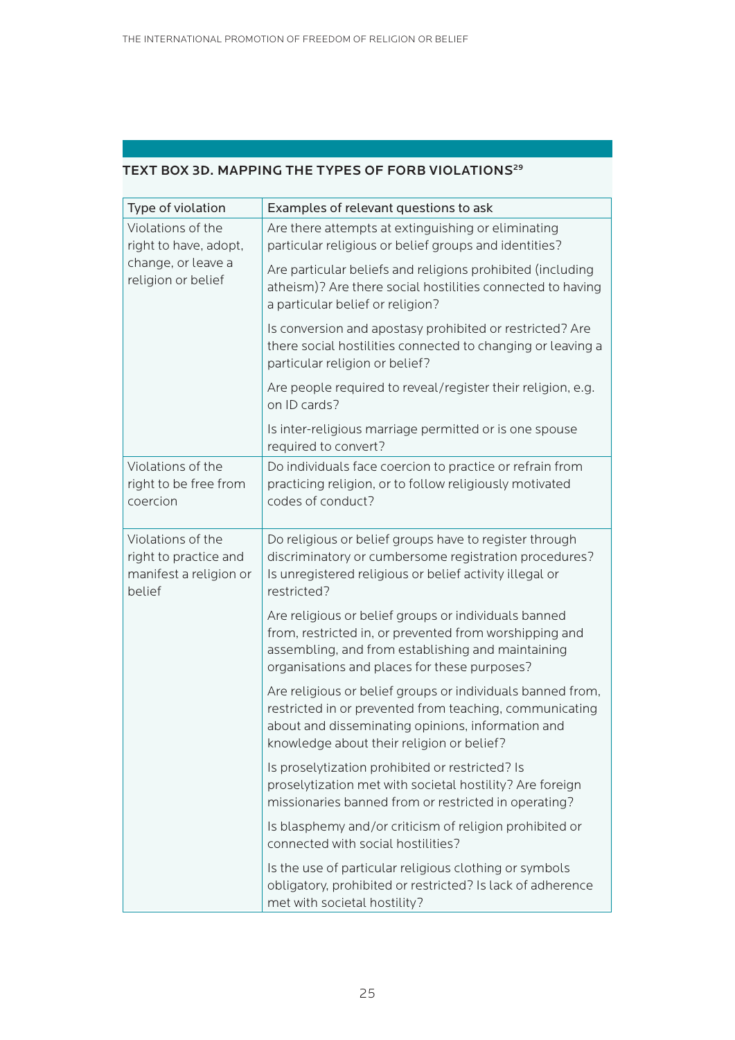### TEXT BOX 3D. MAPPING THE TYPES OF FORB VIOLATIONS[29]

| Type of violation | Examples of relevant questions to ask |
|---|---|
| Violations of the right to have, adopt, change, or leave a religion or belief | Are there attempts at extinguishing or eliminating particular religious or belief groups and identities? |
| | Are particular beliefs and religions prohibited (including atheism)? Are there social hostilities connected to having a particular belief or religion? |
| | Is conversion and apostasy prohibited or restricted? Are there social hostilities connected to changing or leaving a particular religion or belief? |
| | Are people required to reveal/register their religion, e.g. on ID cards? |
| | Is inter-religious marriage permitted or is one spouse required to convert? |
| Violations of the right to be free from coercion | Do individuals face coercion to practice or refrain from practicing religion, or to follow religiously motivated codes of conduct? |
| Violations of the right to practice and manifest a religion or belief | Do religious or belief groups have to register through discriminatory or cumbersome registration procedures? Is unregistered religious or belief activity illegal or restricted? |
| | Are religious or belief groups or individuals banned from, restricted in, or prevented from worshipping and assembling, and from establishing and maintaining organisations and places for these purposes? |
| | Are religious or belief groups or individuals banned from, restricted in or prevented from teaching, communicating about and disseminating opinions, information and knowledge about their religion or belief? |
| | Is proselytization prohibited or restricted? Is proselytization met with societal hostility? Are foreign missionaries banned from or restricted in operating? |
| | Is blasphemy and/or criticism of religion prohibited or connected with social hostilities? |
| | Is the use of particular religious clothing or symbols obligatory, prohibited or restricted? Is lack of adherence met with societal hostility? |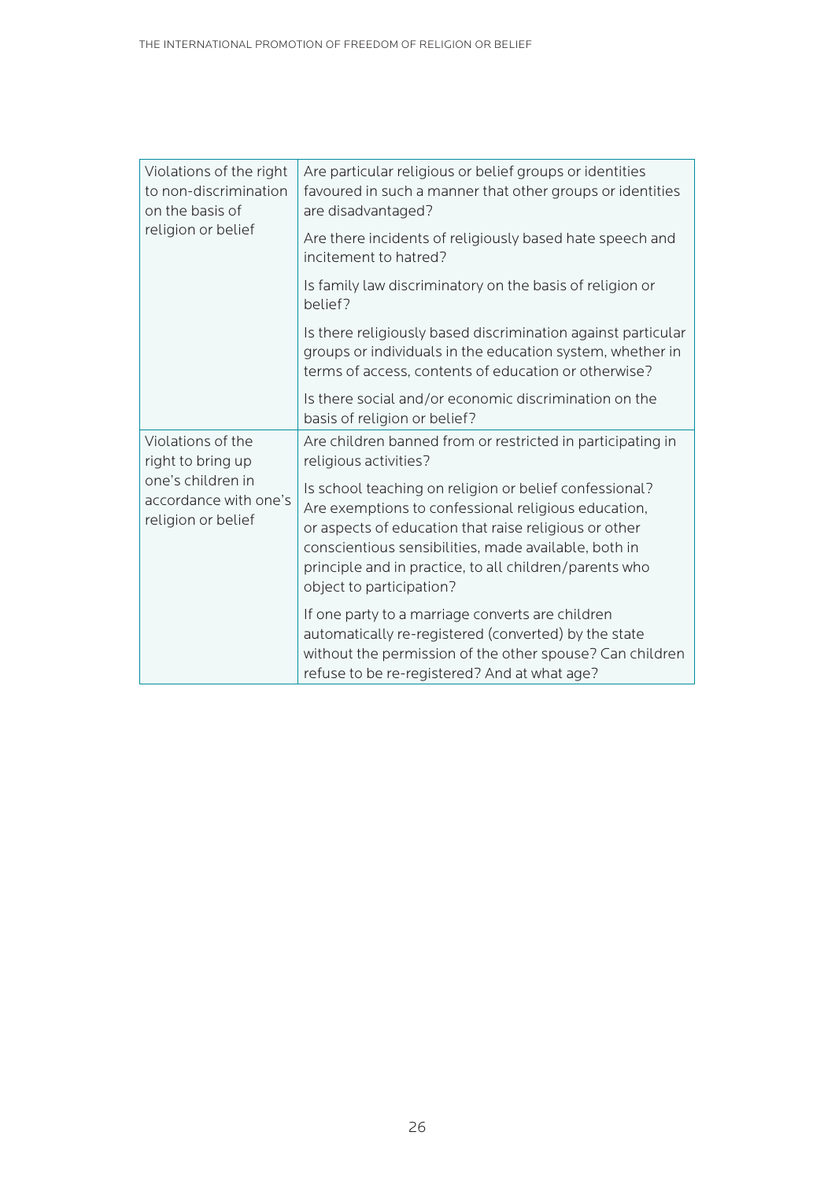| | |
|---|---|
| Violations of the right to non-discrimination on the basis of religion or belief | Are particular religious or belief groups or identities favoured in such a manner that other groups or identities are disadvantaged? |
| | Are there incidents of religiously based hate speech and incitement to hatred? |
| | Is family law discriminatory on the basis of religion or belief? |
| | Is there religiously based discrimination against particular groups or individuals in the education system, whether in terms of access, contents of education or otherwise? |
| | Is there social and/or economic discrimination on the basis of religion or belief? |
| Violations of the right to bring up one's children in accordance with one's religion or belief | Are children banned from or restricted in participating in religious activities? |
| | Is school teaching on religion or belief confessional? Are exemptions to confessional religious education, or aspects of education that raise religious or other conscientious sensibilities, made available, both in principle and in practice, to all children/parents who object to participation? |
| | If one party to a marriage converts are children automatically re-registered (converted) by the state without the permission of the other spouse? Can children refuse to be re-registered? And at what age? |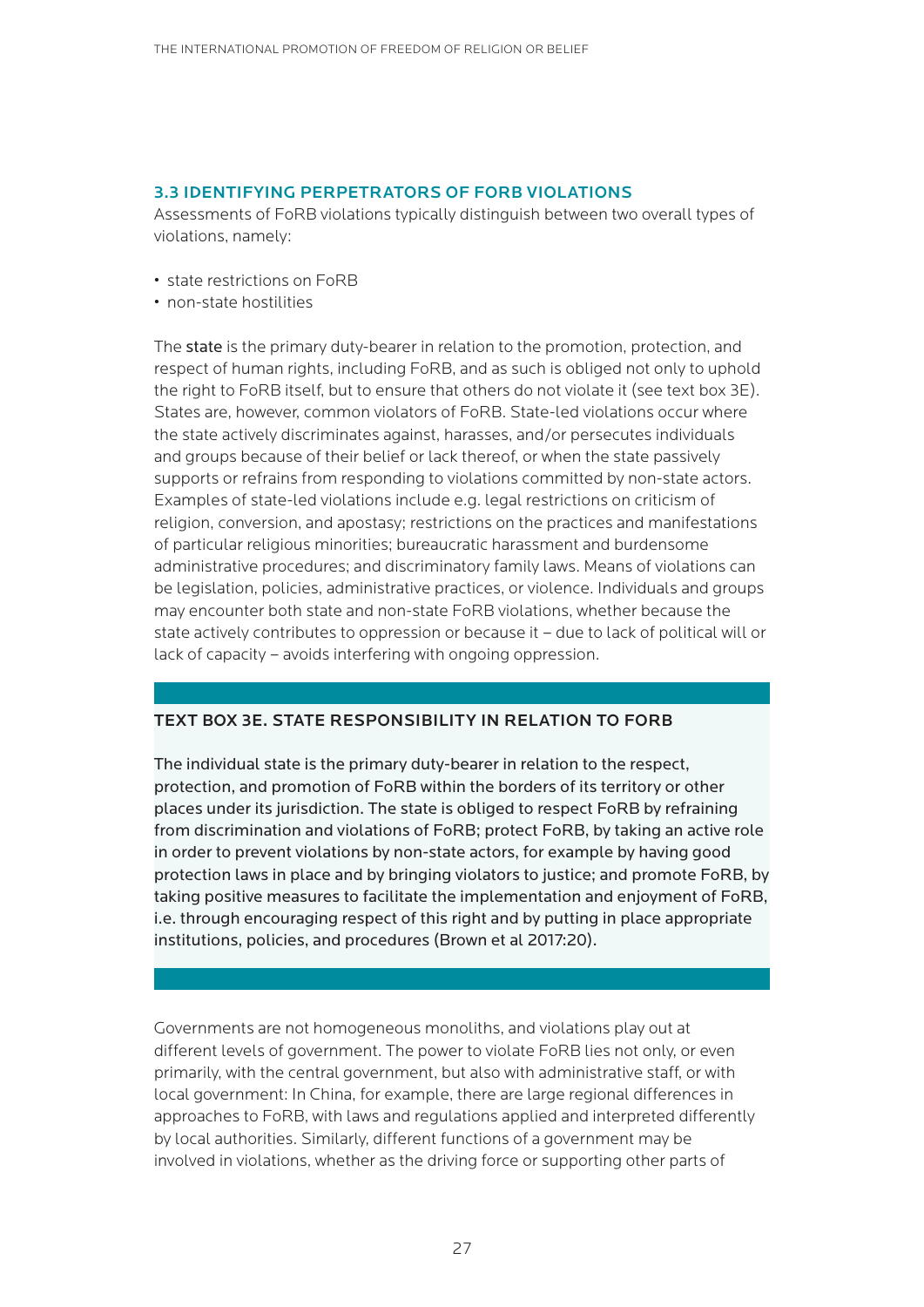### 3.3 IDENTIFYING PERPETRATORS OF FORB VIOLATIONS

Assessments of FoRB violations typically distinguish between two overall types of violations, namely:

- state restrictions on FoRB
- non-state hostilities

The state is the primary duty-bearer in relation to the promotion, protection, and respect of human rights, including FoRB, and as such is obliged not only to uphold the right to FoRB itself, but to ensure that others do not violate it (see text box 3E). States are, however, common violators of FoRB. State-led violations occur where the state actively discriminates against, harasses, and/or persecutes individuals and groups because of their belief or lack thereof, or when the state passively supports or refrains from responding to violations committed by non-state actors. Examples of state-led violations include e.g. legal restrictions on criticism of religion, conversion, and apostasy; restrictions on the practices and manifestations of particular religious minorities; bureaucratic harassment and burdensome administrative procedures; and discriminatory family laws. Means of violations can be legislation, policies, administrative practices, or violence. Individuals and groups may encounter both state and non-state FoRB violations, whether because the state actively contributes to oppression or because it – due to lack of political will or lack of capacity – avoids interfering with ongoing oppression.

#### TEXT BOX 3E. STATE RESPONSIBILITY IN RELATION TO FORB

The individual state is the primary duty-bearer in relation to the respect, protection, and promotion of FoRB within the borders of its territory or other places under its jurisdiction. The state is obliged to respect FoRB by refraining from discrimination and violations of FoRB; protect FoRB, by taking an active role in order to prevent violations by non-state actors, for example by having good protection laws in place and by bringing violators to justice; and promote FoRB, by taking positive measures to facilitate the implementation and enjoyment of FoRB, i.e. through encouraging respect of this right and by putting in place appropriate institutions, policies, and procedures (Brown et al 2017:20).

Governments are not homogeneous monoliths, and violations play out at different levels of government. The power to violate FoRB lies not only, or even primarily, with the central government, but also with administrative staff, or with local government: In China, for example, there are large regional differences in approaches to FoRB, with laws and regulations applied and interpreted differently by local authorities. Similarly, different functions of a government may be involved in violations, whether as the driving force or supporting other parts of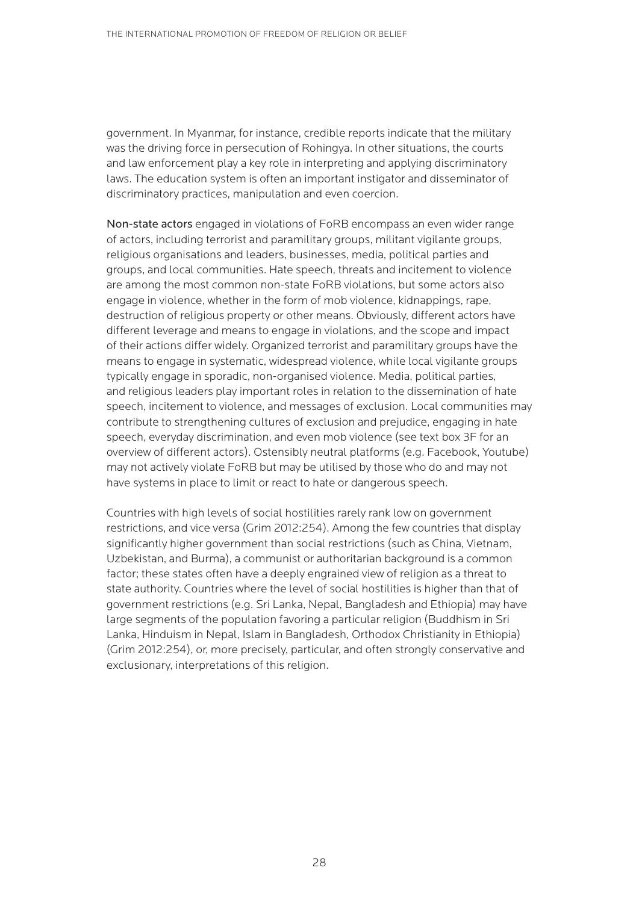government. In Myanmar, for instance, credible reports indicate that the military was the driving force in persecution of Rohingya. In other situations, the courts and law enforcement play a key role in interpreting and applying discriminatory laws. The education system is often an important instigator and disseminator of discriminatory practices, manipulation and even coercion.

Non-state actors engaged in violations of FoRB encompass an even wider range of actors, including terrorist and paramilitary groups, militant vigilante groups, religious organisations and leaders, businesses, media, political parties and groups, and local communities. Hate speech, threats and incitement to violence are among the most common non-state FoRB violations, but some actors also engage in violence, whether in the form of mob violence, kidnappings, rape, destruction of religious property or other means. Obviously, different actors have different leverage and means to engage in violations, and the scope and impact of their actions differ widely. Organized terrorist and paramilitary groups have the means to engage in systematic, widespread violence, while local vigilante groups typically engage in sporadic, non-organised violence. Media, political parties, and religious leaders play important roles in relation to the dissemination of hate speech, incitement to violence, and messages of exclusion. Local communities may contribute to strengthening cultures of exclusion and prejudice, engaging in hate speech, everyday discrimination, and even mob violence (see text box 3F for an overview of different actors). Ostensibly neutral platforms (e.g. Facebook, Youtube) may not actively violate FoRB but may be utilised by those who do and may not have systems in place to limit or react to hate or dangerous speech.

Countries with high levels of social hostilities rarely rank low on government restrictions, and vice versa (Grim 2012:254). Among the few countries that display significantly higher government than social restrictions (such as China, Vietnam, Uzbekistan, and Burma), a communist or authoritarian background is a common factor; these states often have a deeply engrained view of religion as a threat to state authority. Countries where the level of social hostilities is higher than that of government restrictions (e.g. Sri Lanka, Nepal, Bangladesh and Ethiopia) may have large segments of the population favoring a particular religion (Buddhism in Sri Lanka, Hinduism in Nepal, Islam in Bangladesh, Orthodox Christianity in Ethiopia) (Grim 2012:254), or, more precisely, particular, and often strongly conservative and exclusionary, interpretations of this religion.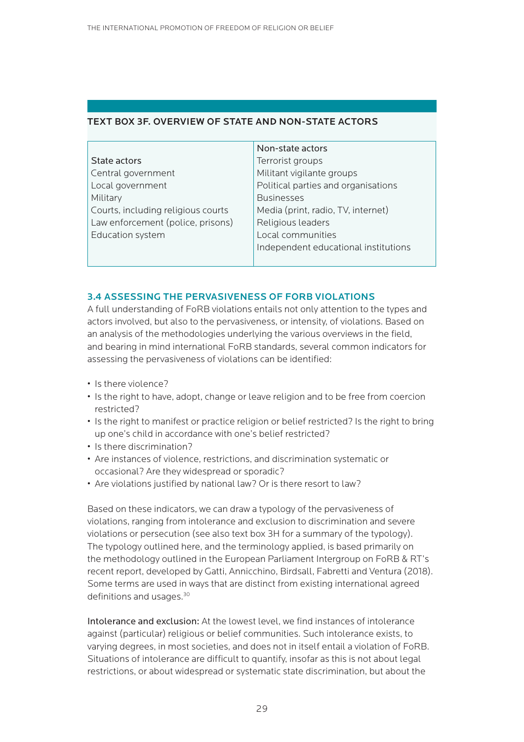### TEXT BOX 3F. OVERVIEW OF STATE AND NON-STATE ACTORS

| State actors | Non-state actors |
|---|---|
| Central government | Terrorist groups |
| Local government | Militant vigilante groups |
| Military | Political parties and organisations |
| Courts, including religious courts | Businesses |
| Law enforcement (police, prisons) | Media (print, radio, TV, internet) |
| Education system | Religious leaders |
| | Local communities |
| | Independent educational institutions |

## 3.4 ASSESSING THE PERVASIVENESS OF FORB VIOLATIONS

A full understanding of FoRB violations entails not only attention to the types and actors involved, but also to the pervasiveness, or intensity, of violations. Based on an analysis of the methodologies underlying the various overviews in the field, and bearing in mind international FoRB standards, several common indicators for assessing the pervasiveness of violations can be identified:

- Is there violence?
- Is the right to have, adopt, change or leave religion and to be free from coercion restricted?
- Is the right to manifest or practice religion or belief restricted? Is the right to bring up one's child in accordance with one's belief restricted?
- Is there discrimination?
- Are instances of violence, restrictions, and discrimination systematic or occasional? Are they widespread or sporadic?
- Are violations justified by national law? Or is there resort to law?

Based on these indicators, we can draw a typology of the pervasiveness of violations, ranging from intolerance and exclusion to discrimination and severe violations or persecution (see also text box 3H for a summary of the typology). The typology outlined here, and the terminology applied, is based primarily on the methodology outlined in the European Parliament Intergroup on FoRB & RT's recent report, developed by Gatti, Annicchino, Birdsall, Fabretti and Ventura (2018). Some terms are used in ways that are distinct from existing international agreed definitions and usages.[30]

**Intolerance and exclusion:** At the lowest level, we find instances of intolerance against (particular) religious or belief communities. Such intolerance exists, to varying degrees, in most societies, and does not in itself entail a violation of FoRB. Situations of intolerance are difficult to quantify, insofar as this is not about legal restrictions, or about widespread or systematic state discrimination, but about the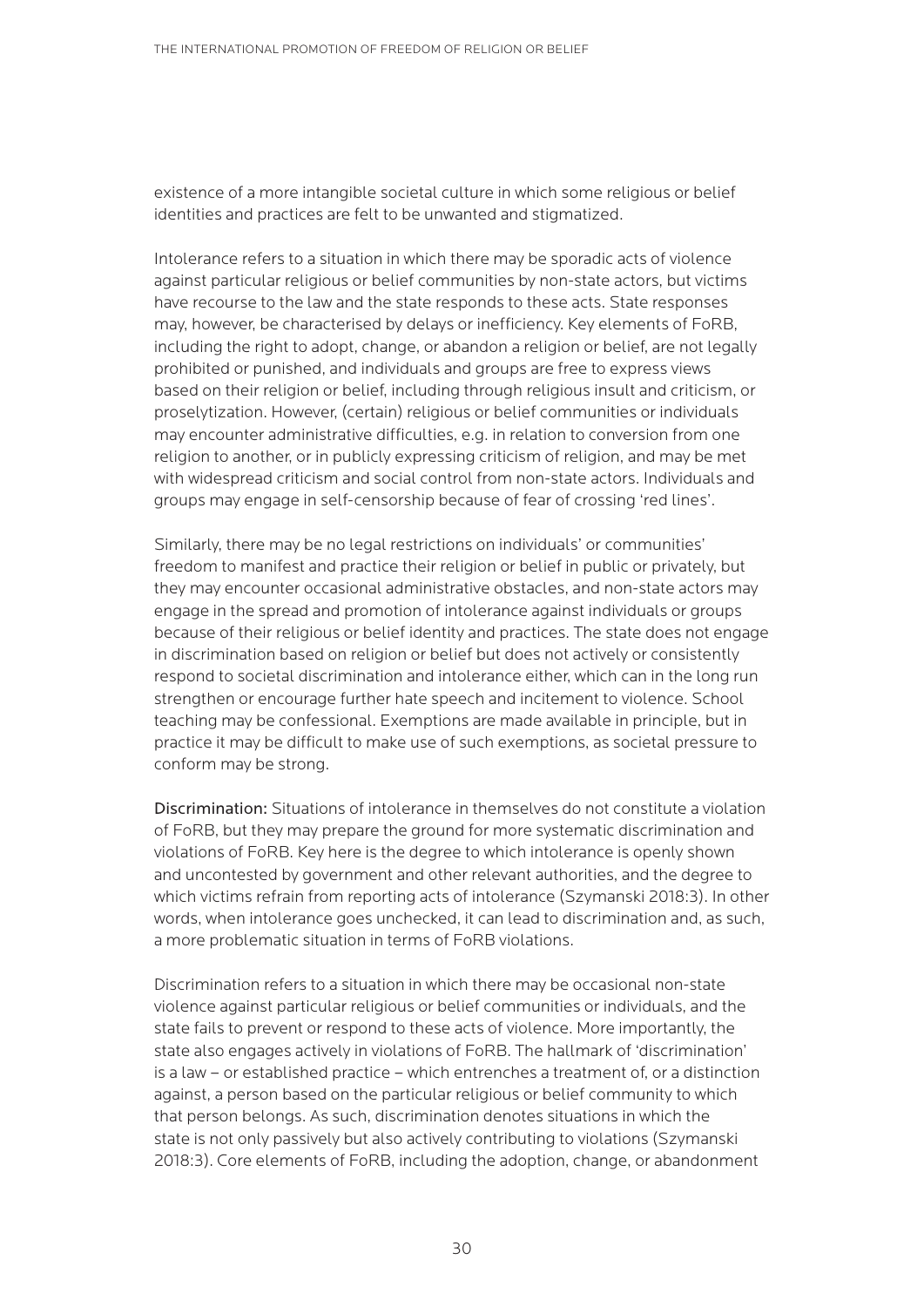existence of a more intangible societal culture in which some religious or belief identities and practices are felt to be unwanted and stigmatized.

Intolerance refers to a situation in which there may be sporadic acts of violence against particular religious or belief communities by non-state actors, but victims have recourse to the law and the state responds to these acts. State responses may, however, be characterised by delays or inefficiency. Key elements of FoRB, including the right to adopt, change, or abandon a religion or belief, are not legally prohibited or punished, and individuals and groups are free to express views based on their religion or belief, including through religious insult and criticism, or proselytization. However, (certain) religious or belief communities or individuals may encounter administrative difficulties, e.g. in relation to conversion from one religion to another, or in publicly expressing criticism of religion, and may be met with widespread criticism and social control from non-state actors. Individuals and groups may engage in self-censorship because of fear of crossing 'red lines'.

Similarly, there may be no legal restrictions on individuals' or communities' freedom to manifest and practice their religion or belief in public or privately, but they may encounter occasional administrative obstacles, and non-state actors may engage in the spread and promotion of intolerance against individuals or groups because of their religious or belief identity and practices. The state does not engage in discrimination based on religion or belief but does not actively or consistently respond to societal discrimination and intolerance either, which can in the long run strengthen or encourage further hate speech and incitement to violence. School teaching may be confessional. Exemptions are made available in principle, but in practice it may be difficult to make use of such exemptions, as societal pressure to conform may be strong.

**Discrimination:** Situations of intolerance in themselves do not constitute a violation of FoRB, but they may prepare the ground for more systematic discrimination and violations of FoRB. Key here is the degree to which intolerance is openly shown and uncontested by government and other relevant authorities, and the degree to which victims refrain from reporting acts of intolerance (Szymanski 2018:3). In other words, when intolerance goes unchecked, it can lead to discrimination and, as such, a more problematic situation in terms of FoRB violations.

Discrimination refers to a situation in which there may be occasional non-state violence against particular religious or belief communities or individuals, and the state fails to prevent or respond to these acts of violence. More importantly, the state also engages actively in violations of FoRB. The hallmark of 'discrimination' is a law – or established practice – which entrenches a treatment of, or a distinction against, a person based on the particular religious or belief community to which that person belongs. As such, discrimination denotes situations in which the state is not only passively but also actively contributing to violations (Szymanski 2018:3). Core elements of FoRB, including the adoption, change, or abandonment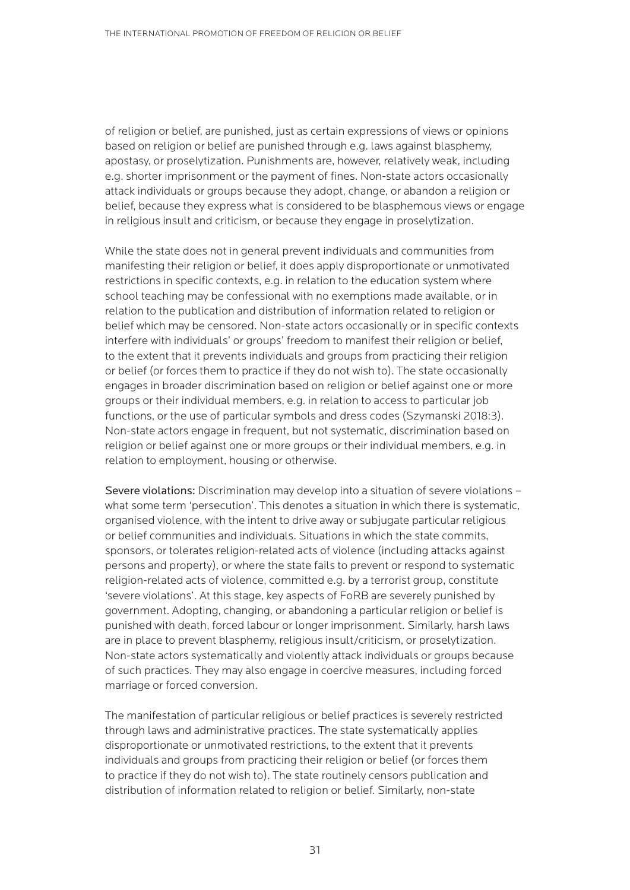of religion or belief, are punished, just as certain expressions of views or opinions based on religion or belief are punished through e.g. laws against blasphemy, apostasy, or proselytization. Punishments are, however, relatively weak, including e.g. shorter imprisonment or the payment of fines. Non-state actors occasionally attack individuals or groups because they adopt, change, or abandon a religion or belief, because they express what is considered to be blasphemous views or engage in religious insult and criticism, or because they engage in proselytization.

While the state does not in general prevent individuals and communities from manifesting their religion or belief, it does apply disproportionate or unmotivated restrictions in specific contexts, e.g. in relation to the education system where school teaching may be confessional with no exemptions made available, or in relation to the publication and distribution of information related to religion or belief which may be censored. Non-state actors occasionally or in specific contexts interfere with individuals' or groups' freedom to manifest their religion or belief, to the extent that it prevents individuals and groups from practicing their religion or belief (or forces them to practice if they do not wish to). The state occasionally engages in broader discrimination based on religion or belief against one or more groups or their individual members, e.g. in relation to access to particular job functions, or the use of particular symbols and dress codes (Szymanski 2018:3). Non-state actors engage in frequent, but not systematic, discrimination based on religion or belief against one or more groups or their individual members, e.g. in relation to employment, housing or otherwise.

**Severe violations:** Discrimination may develop into a situation of severe violations – what some term 'persecution'. This denotes a situation in which there is systematic, organised violence, with the intent to drive away or subjugate particular religious or belief communities and individuals. Situations in which the state commits, sponsors, or tolerates religion-related acts of violence (including attacks against persons and property), or where the state fails to prevent or respond to systematic religion-related acts of violence, committed e.g. by a terrorist group, constitute 'severe violations'. At this stage, key aspects of FoRB are severely punished by government. Adopting, changing, or abandoning a particular religion or belief is punished with death, forced labour or longer imprisonment. Similarly, harsh laws are in place to prevent blasphemy, religious insult/criticism, or proselytization. Non-state actors systematically and violently attack individuals or groups because of such practices. They may also engage in coercive measures, including forced marriage or forced conversion.

The manifestation of particular religious or belief practices is severely restricted through laws and administrative practices. The state systematically applies disproportionate or unmotivated restrictions, to the extent that it prevents individuals and groups from practicing their religion or belief (or forces them to practice if they do not wish to). The state routinely censors publication and distribution of information related to religion or belief. Similarly, non-state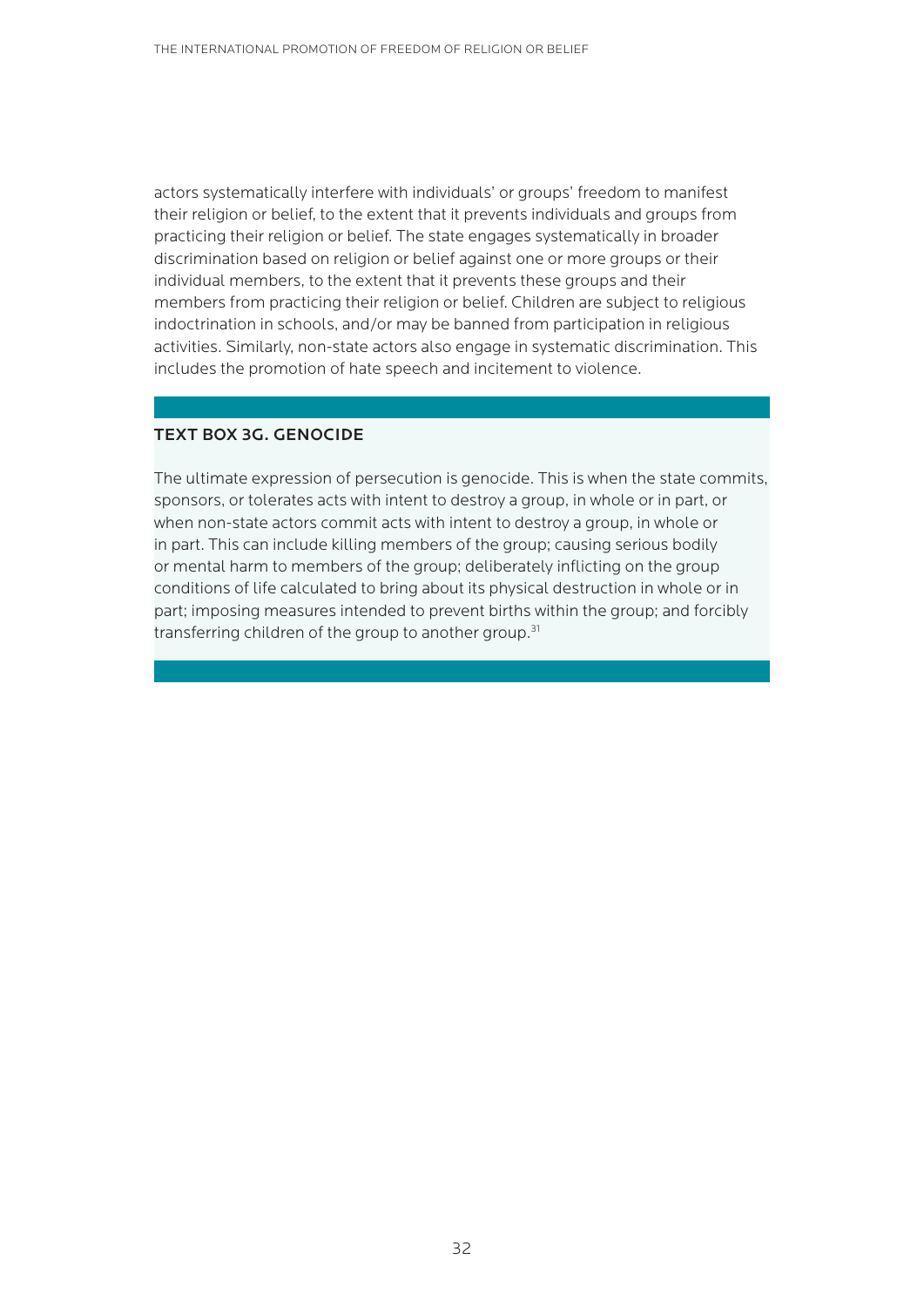actors systematically interfere with individuals' or groups' freedom to manifest their religion or belief, to the extent that it prevents individuals and groups from practicing their religion or belief. The state engages systematically in broader discrimination based on religion or belief against one or more groups or their individual members, to the extent that it prevents these groups and their members from practicing their religion or belief. Children are subject to religious indoctrination in schools, and/or may be banned from participation in religious activities. Similarly, non-state actors also engage in systematic discrimination. This includes the promotion of hate speech and incitement to violence.

### TEXT BOX 3G. GENOCIDE

The ultimate expression of persecution is genocide. This is when the state commits, sponsors, or tolerates acts with intent to destroy a group, in whole or in part, or when non-state actors commit acts with intent to destroy a group, in whole or in part. This can include killing members of the group; causing serious bodily or mental harm to members of the group; deliberately inflicting on the group conditions of life calculated to bring about its physical destruction in whole or in part; imposing measures intended to prevent births within the group; and forcibly transferring children of the group to another group.[31]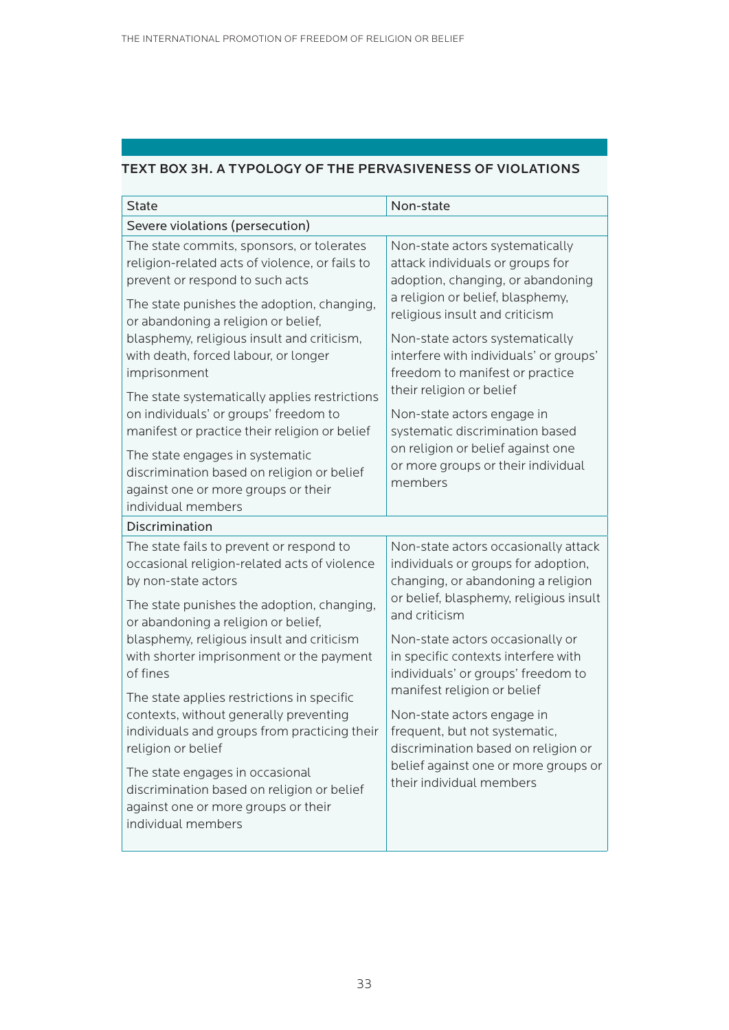### TEXT BOX 3H. A TYPOLOGY OF THE PERVASIVENESS OF VIOLATIONS

| State | Non-state |
|---|---|
| **Severe violations (persecution)** | |
| The state commits, sponsors, or tolerates religion-related acts of violence, or fails to prevent or respond to such acts<br><br>The state punishes the adoption, changing, or abandoning a religion or belief, blasphemy, religious insult and criticism, with death, forced labour, or longer imprisonment<br><br>The state systematically applies restrictions on individuals' or groups' freedom to manifest or practice their religion or belief<br><br>The state engages in systematic discrimination based on religion or belief against one or more groups or their individual members | Non-state actors systematically attack individuals or groups for adoption, changing, or abandoning a religion or belief, blasphemy, religious insult and criticism<br><br>Non-state actors systematically interfere with individuals' or groups' freedom to manifest or practice their religion or belief<br><br>Non-state actors engage in systematic discrimination based on religion or belief against one or more groups or their individual members |
| **Discrimination** | |
| The state fails to prevent or respond to occasional religion-related acts of violence by non-state actors<br><br>The state punishes the adoption, changing, or abandoning a religion or belief, blasphemy, religious insult and criticism with shorter imprisonment or the payment of fines<br><br>The state applies restrictions in specific contexts, without generally preventing individuals and groups from practicing their religion or belief<br><br>The state engages in occasional discrimination based on religion or belief against one or more groups or their individual members | Non-state actors occasionally attack individuals or groups for adoption, changing, or abandoning a religion or belief, blasphemy, religious insult and criticism<br><br>Non-state actors occasionally or in specific contexts interfere with individuals' or groups' freedom to manifest religion or belief<br><br>Non-state actors engage in frequent, but not systematic, discrimination based on religion or belief against one or more groups or their individual members |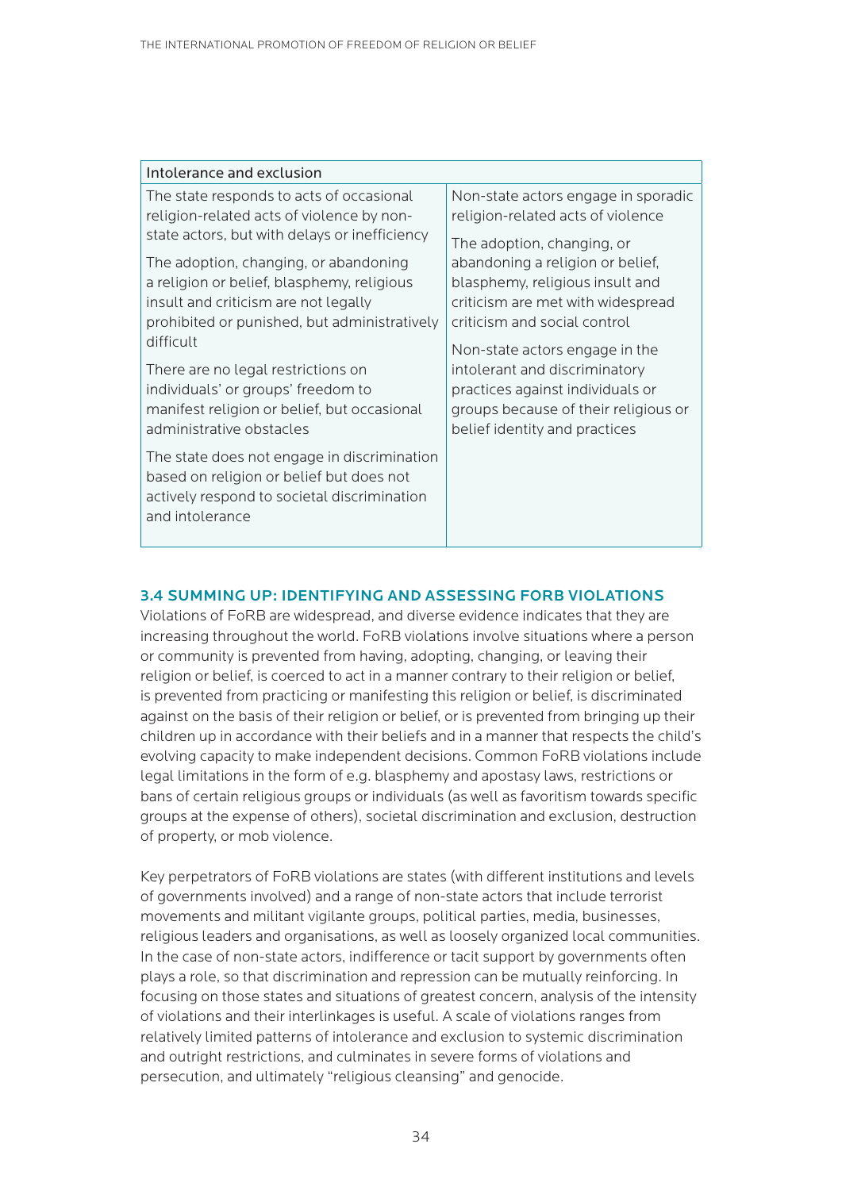| Intolerance and exclusion | |
|---|---|
| The state responds to acts of occasional religion-related acts of violence by non-state actors, but with delays or inefficiency<br><br>The adoption, changing, or abandoning a religion or belief, blasphemy, religious insult and criticism are not legally prohibited or punished, but administratively difficult<br><br>There are no legal restrictions on individuals' or groups' freedom to manifest religion or belief, but occasional administrative obstacles<br><br>The state does not engage in discrimination based on religion or belief but does not actively respond to societal discrimination and intolerance | Non-state actors engage in sporadic religion-related acts of violence<br><br>The adoption, changing, or abandoning a religion or belief, blasphemy, religious insult and criticism are met with widespread criticism and social control<br><br>Non-state actors engage in the intolerant and discriminatory practices against individuals or groups because of their religious or belief identity and practices |

### 3.4 SUMMING UP: IDENTIFYING AND ASSESSING FORB VIOLATIONS

Violations of FoRB are widespread, and diverse evidence indicates that they are increasing throughout the world. FoRB violations involve situations where a person or community is prevented from having, adopting, changing, or leaving their religion or belief, is coerced to act in a manner contrary to their religion or belief, is prevented from practicing or manifesting this religion or belief, is discriminated against on the basis of their religion or belief, or is prevented from bringing up their children up in accordance with their beliefs and in a manner that respects the child's evolving capacity to make independent decisions. Common FoRB violations include legal limitations in the form of e.g. blasphemy and apostasy laws, restrictions or bans of certain religious groups or individuals (as well as favoritism towards specific groups at the expense of others), societal discrimination and exclusion, destruction of property, or mob violence.

Key perpetrators of FoRB violations are states (with different institutions and levels of governments involved) and a range of non-state actors that include terrorist movements and militant vigilante groups, political parties, media, businesses, religious leaders and organisations, as well as loosely organized local communities. In the case of non-state actors, indifference or tacit support by governments often plays a role, so that discrimination and repression can be mutually reinforcing. In focusing on those states and situations of greatest concern, analysis of the intensity of violations and their interlinkages is useful. A scale of violations ranges from relatively limited patterns of intolerance and exclusion to systemic discrimination and outright restrictions, and culminates in severe forms of violations and persecution, and ultimately "religious cleansing" and genocide.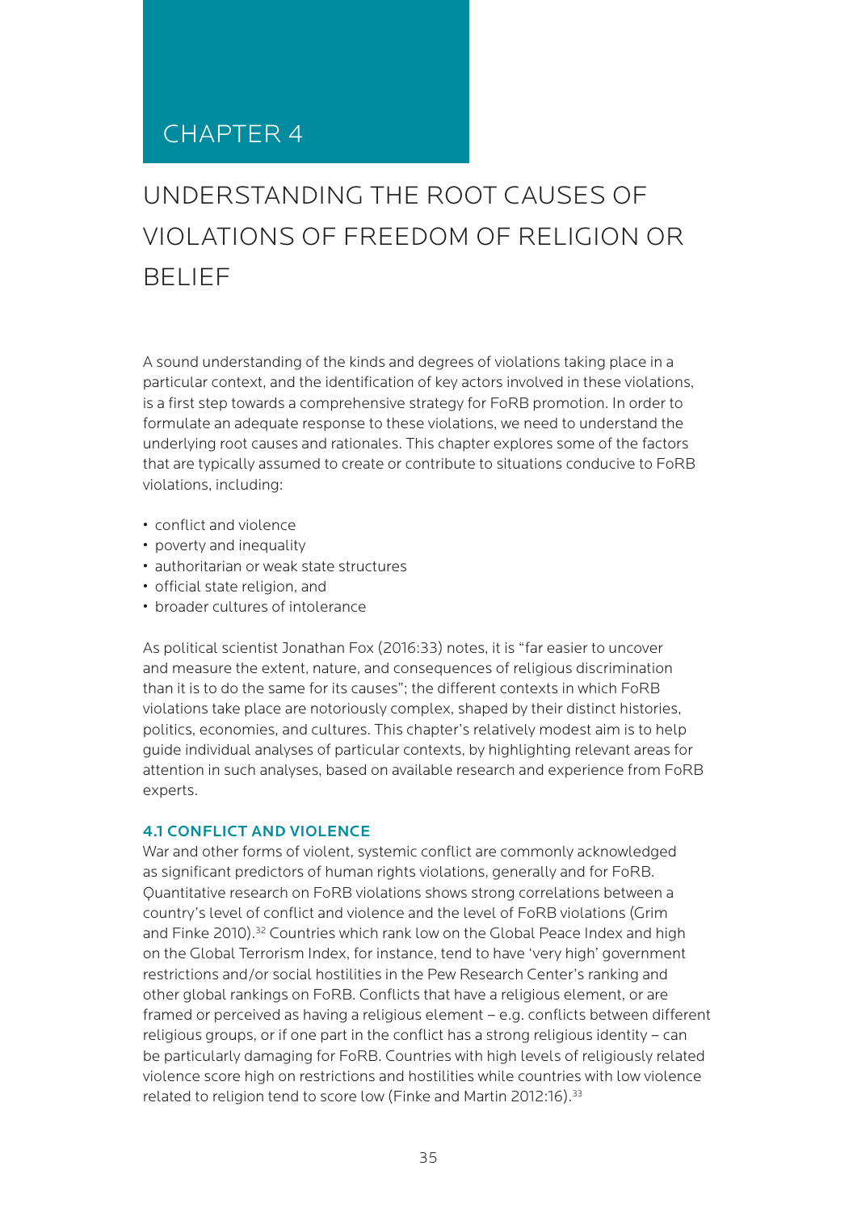# CHAPTER 4

# UNDERSTANDING THE ROOT CAUSES OF VIOLATIONS OF FREEDOM OF RELIGION OR BELIEF

A sound understanding of the kinds and degrees of violations taking place in a particular context, and the identification of key actors involved in these violations, is a first step towards a comprehensive strategy for FoRB promotion. In order to formulate an adequate response to these violations, we need to understand the underlying root causes and rationales. This chapter explores some of the factors that are typically assumed to create or contribute to situations conducive to FoRB violations, including:

- conflict and violence
- poverty and inequality
- authoritarian or weak state structures
- official state religion, and
- broader cultures of intolerance

As political scientist Jonathan Fox (2016:33) notes, it is "far easier to uncover and measure the extent, nature, and consequences of religious discrimination than it is to do the same for its causes"; the different contexts in which FoRB violations take place are notoriously complex, shaped by their distinct histories, politics, economies, and cultures. This chapter's relatively modest aim is to help guide individual analyses of particular contexts, by highlighting relevant areas for attention in such analyses, based on available research and experience from FoRB experts.

## 4.1 CONFLICT AND VIOLENCE

War and other forms of violent, systemic conflict are commonly acknowledged as significant predictors of human rights violations, generally and for FoRB. Quantitative research on FoRB violations shows strong correlations between a country's level of conflict and violence and the level of FoRB violations (Grim and Finke 2010).[32] Countries which rank low on the Global Peace Index and high on the Global Terrorism Index, for instance, tend to have 'very high' government restrictions and/or social hostilities in the Pew Research Center's ranking and other global rankings on FoRB. Conflicts that have a religious element, or are framed or perceived as having a religious element – e.g. conflicts between different religious groups, or if one part in the conflict has a strong religious identity – can be particularly damaging for FoRB. Countries with high levels of religiously related violence score high on restrictions and hostilities while countries with low violence related to religion tend to score low (Finke and Martin 2012:16).[33]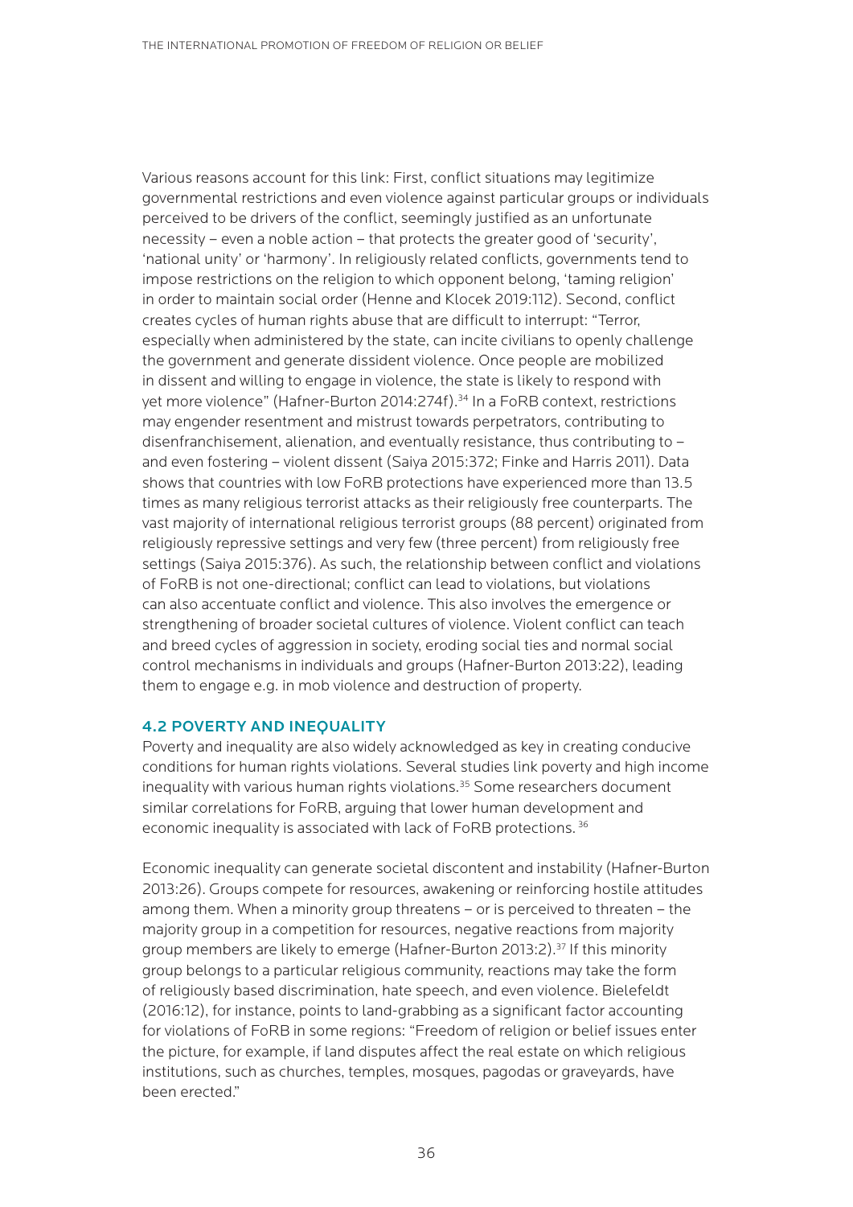Various reasons account for this link: First, conflict situations may legitimize governmental restrictions and even violence against particular groups or individuals perceived to be drivers of the conflict, seemingly justified as an unfortunate necessity – even a noble action – that protects the greater good of 'security', 'national unity' or 'harmony'. In religiously related conflicts, governments tend to impose restrictions on the religion to which opponent belong, 'taming religion' in order to maintain social order (Henne and Klocek 2019:112). Second, conflict creates cycles of human rights abuse that are difficult to interrupt: "Terror, especially when administered by the state, can incite civilians to openly challenge the government and generate dissident violence. Once people are mobilized in dissent and willing to engage in violence, the state is likely to respond with yet more violence" (Hafner-Burton 2014:274f).[34] In a FoRB context, restrictions may engender resentment and mistrust towards perpetrators, contributing to disenfranchisement, alienation, and eventually resistance, thus contributing to – and even fostering – violent dissent (Saiya 2015:372; Finke and Harris 2011). Data shows that countries with low FoRB protections have experienced more than 13.5 times as many religious terrorist attacks as their religiously free counterparts. The vast majority of international religious terrorist groups (88 percent) originated from religiously repressive settings and very few (three percent) from religiously free settings (Saiya 2015:376). As such, the relationship between conflict and violations of FoRB is not one-directional; conflict can lead to violations, but violations can also accentuate conflict and violence. This also involves the emergence or strengthening of broader societal cultures of violence. Violent conflict can teach and breed cycles of aggression in society, eroding social ties and normal social control mechanisms in individuals and groups (Hafner-Burton 2013:22), leading them to engage e.g. in mob violence and destruction of property.

### 4.2 POVERTY AND INEQUALITY

Poverty and inequality are also widely acknowledged as key in creating conducive conditions for human rights violations. Several studies link poverty and high income inequality with various human rights violations.[35] Some researchers document similar correlations for FoRB, arguing that lower human development and economic inequality is associated with lack of FoRB protections.[36]

Economic inequality can generate societal discontent and instability (Hafner-Burton 2013:26). Groups compete for resources, awakening or reinforcing hostile attitudes among them. When a minority group threatens – or is perceived to threaten – the majority group in a competition for resources, negative reactions from majority group members are likely to emerge (Hafner-Burton 2013:2).[37] If this minority group belongs to a particular religious community, reactions may take the form of religiously based discrimination, hate speech, and even violence. Bielefeldt (2016:12), for instance, points to land-grabbing as a significant factor accounting for violations of FoRB in some regions: "Freedom of religion or belief issues enter the picture, for example, if land disputes affect the real estate on which religious institutions, such as churches, temples, mosques, pagodas or graveyards, have been erected."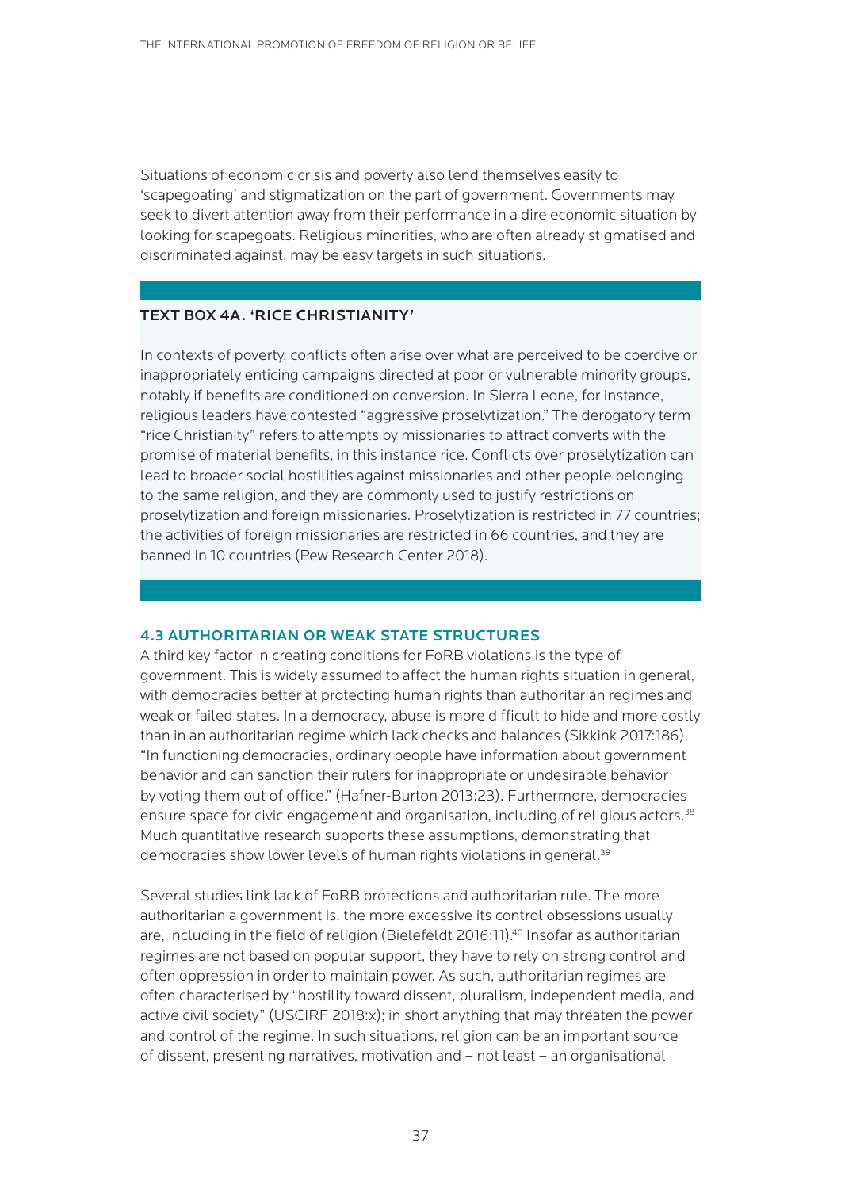Situations of economic crisis and poverty also lend themselves easily to 'scapegoating' and stigmatization on the part of government. Governments may seek to divert attention away from their performance in a dire economic situation by looking for scapegoats. Religious minorities, who are often already stigmatised and discriminated against, may be easy targets in such situations.

### TEXT BOX 4A. 'RICE CHRISTIANITY'

In contexts of poverty, conflicts often arise over what are perceived to be coercive or inappropriately enticing campaigns directed at poor or vulnerable minority groups, notably if benefits are conditioned on conversion. In Sierra Leone, for instance, religious leaders have contested "aggressive proselytization." The derogatory term "rice Christianity" refers to attempts by missionaries to attract converts with the promise of material benefits, in this instance rice. Conflicts over proselytization can lead to broader social hostilities against missionaries and other people belonging to the same religion, and they are commonly used to justify restrictions on proselytization and foreign missionaries. Proselytization is restricted in 77 countries; the activities of foreign missionaries are restricted in 66 countries, and they are banned in 10 countries (Pew Research Center 2018).

## 4.3 AUTHORITARIAN OR WEAK STATE STRUCTURES

A third key factor in creating conditions for FoRB violations is the type of government. This is widely assumed to affect the human rights situation in general, with democracies better at protecting human rights than authoritarian regimes and weak or failed states. In a democracy, abuse is more difficult to hide and more costly than in an authoritarian regime which lack checks and balances (Sikkink 2017:186). "In functioning democracies, ordinary people have information about government behavior and can sanction their rulers for inappropriate or undesirable behavior by voting them out of office." (Hafner-Burton 2013:23). Furthermore, democracies ensure space for civic engagement and organisation, including of religious actors.[38] Much quantitative research supports these assumptions, demonstrating that democracies show lower levels of human rights violations in general.[39]

Several studies link lack of FoRB protections and authoritarian rule. The more authoritarian a government is, the more excessive its control obsessions usually are, including in the field of religion (Bielefeldt 2016:11).[40] Insofar as authoritarian regimes are not based on popular support, they have to rely on strong control and often oppression in order to maintain power. As such, authoritarian regimes are often characterised by "hostility toward dissent, pluralism, independent media, and active civil society" (USCIRF 2018:x); in short anything that may threaten the power and control of the regime. In such situations, religion can be an important source of dissent, presenting narratives, motivation and – not least – an organisational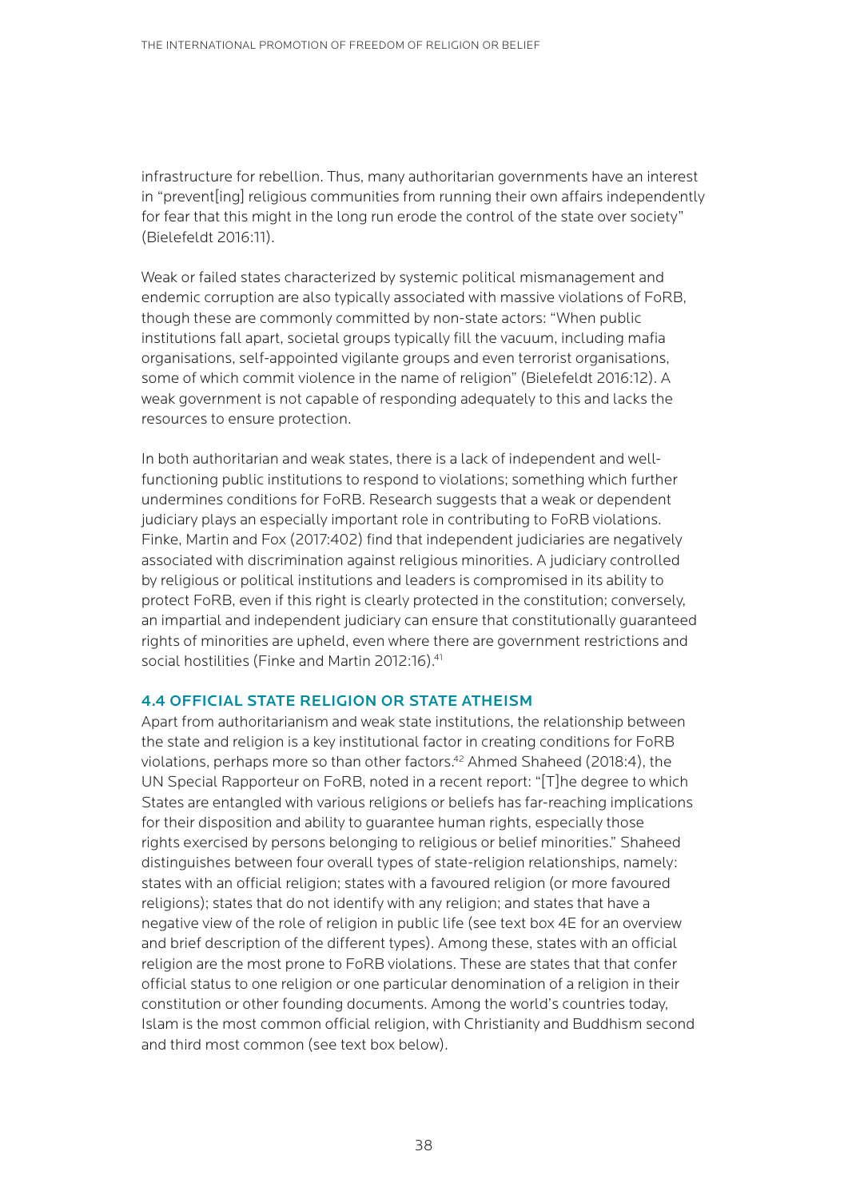infrastructure for rebellion. Thus, many authoritarian governments have an interest in "prevent[ing] religious communities from running their own affairs independently for fear that this might in the long run erode the control of the state over society" (Bielefeldt 2016:11).

Weak or failed states characterized by systemic political mismanagement and endemic corruption are also typically associated with massive violations of FoRB, though these are commonly committed by non-state actors: "When public institutions fall apart, societal groups typically fill the vacuum, including mafia organisations, self-appointed vigilante groups and even terrorist organisations, some of which commit violence in the name of religion" (Bielefeldt 2016:12). A weak government is not capable of responding adequately to this and lacks the resources to ensure protection.

In both authoritarian and weak states, there is a lack of independent and well-functioning public institutions to respond to violations; something which further undermines conditions for FoRB. Research suggests that a weak or dependent judiciary plays an especially important role in contributing to FoRB violations. Finke, Martin and Fox (2017:402) find that independent judiciaries are negatively associated with discrimination against religious minorities. A judiciary controlled by religious or political institutions and leaders is compromised in its ability to protect FoRB, even if this right is clearly protected in the constitution; conversely, an impartial and independent judiciary can ensure that constitutionally guaranteed rights of minorities are upheld, even where there are government restrictions and social hostilities (Finke and Martin 2012:16).[41]

### 4.4 OFFICIAL STATE RELIGION OR STATE ATHEISM

Apart from authoritarianism and weak state institutions, the relationship between the state and religion is a key institutional factor in creating conditions for FoRB violations, perhaps more so than other factors.[42] Ahmed Shaheed (2018:4), the UN Special Rapporteur on FoRB, noted in a recent report: "[T]he degree to which States are entangled with various religions or beliefs has far-reaching implications for their disposition and ability to guarantee human rights, especially those rights exercised by persons belonging to religious or belief minorities." Shaheed distinguishes between four overall types of state-religion relationships, namely: states with an official religion; states with a favoured religion (or more favoured religions); states that do not identify with any religion; and states that have a negative view of the role of religion in public life (see text box 4E for an overview and brief description of the different types). Among these, states with an official religion are the most prone to FoRB violations. These are states that that confer official status to one religion or one particular denomination of a religion in their constitution or other founding documents. Among the world's countries today, Islam is the most common official religion, with Christianity and Buddhism second and third most common (see text box below).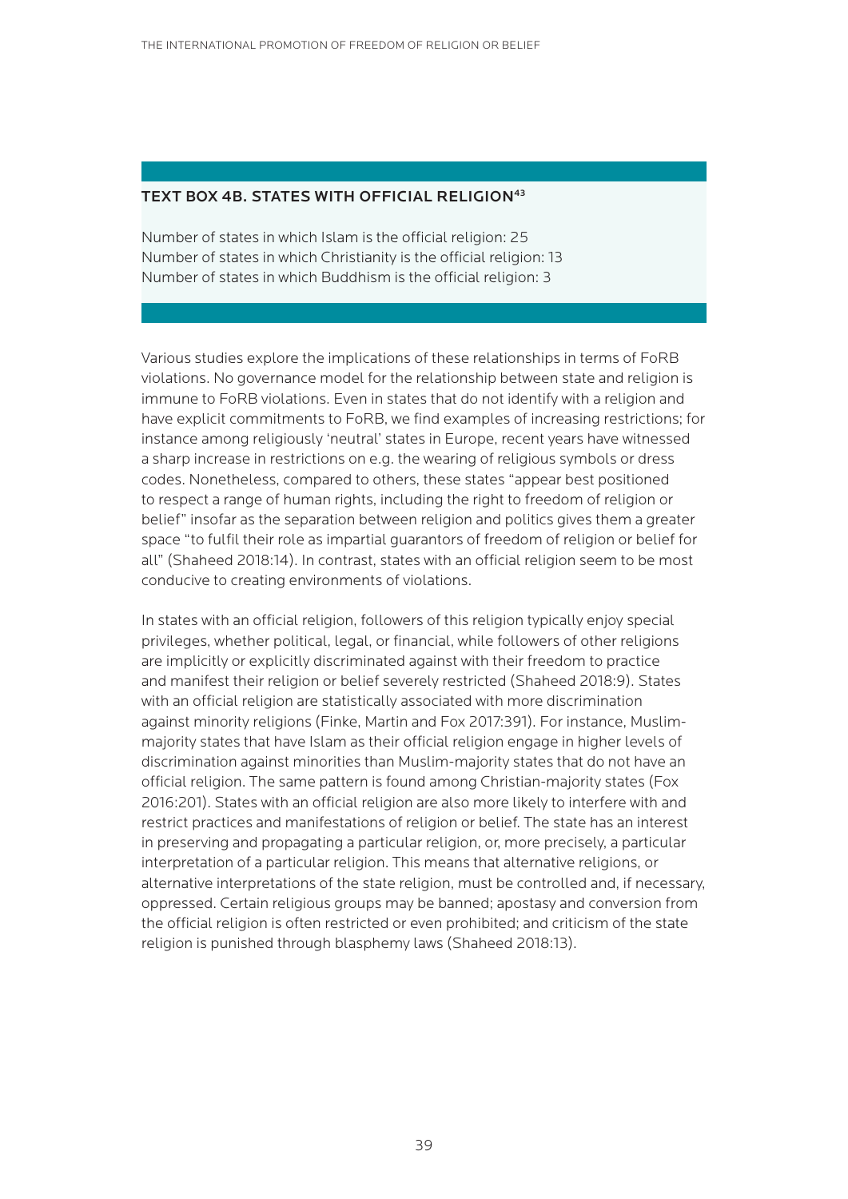### TEXT BOX 4B. STATES WITH OFFICIAL RELIGION[43]

Number of states in which Islam is the official religion: 25
Number of states in which Christianity is the official religion: 13
Number of states in which Buddhism is the official religion: 3

Various studies explore the implications of these relationships in terms of FoRB violations. No governance model for the relationship between state and religion is immune to FoRB violations. Even in states that do not identify with a religion and have explicit commitments to FoRB, we find examples of increasing restrictions; for instance among religiously 'neutral' states in Europe, recent years have witnessed a sharp increase in restrictions on e.g. the wearing of religious symbols or dress codes. Nonetheless, compared to others, these states "appear best positioned to respect a range of human rights, including the right to freedom of religion or belief" insofar as the separation between religion and politics gives them a greater space "to fulfil their role as impartial guarantors of freedom of religion or belief for all" (Shaheed 2018:14). In contrast, states with an official religion seem to be most conducive to creating environments of violations.

In states with an official religion, followers of this religion typically enjoy special privileges, whether political, legal, or financial, while followers of other religions are implicitly or explicitly discriminated against with their freedom to practice and manifest their religion or belief severely restricted (Shaheed 2018:9). States with an official religion are statistically associated with more discrimination against minority religions (Finke, Martin and Fox 2017:391). For instance, Muslim-majority states that have Islam as their official religion engage in higher levels of discrimination against minorities than Muslim-majority states that do not have an official religion. The same pattern is found among Christian-majority states (Fox 2016:201). States with an official religion are also more likely to interfere with and restrict practices and manifestations of religion or belief. The state has an interest in preserving and propagating a particular religion, or, more precisely, a particular interpretation of a particular religion. This means that alternative religions, or alternative interpretations of the state religion, must be controlled and, if necessary, oppressed. Certain religious groups may be banned; apostasy and conversion from the official religion is often restricted or even prohibited; and criticism of the state religion is punished through blasphemy laws (Shaheed 2018:13).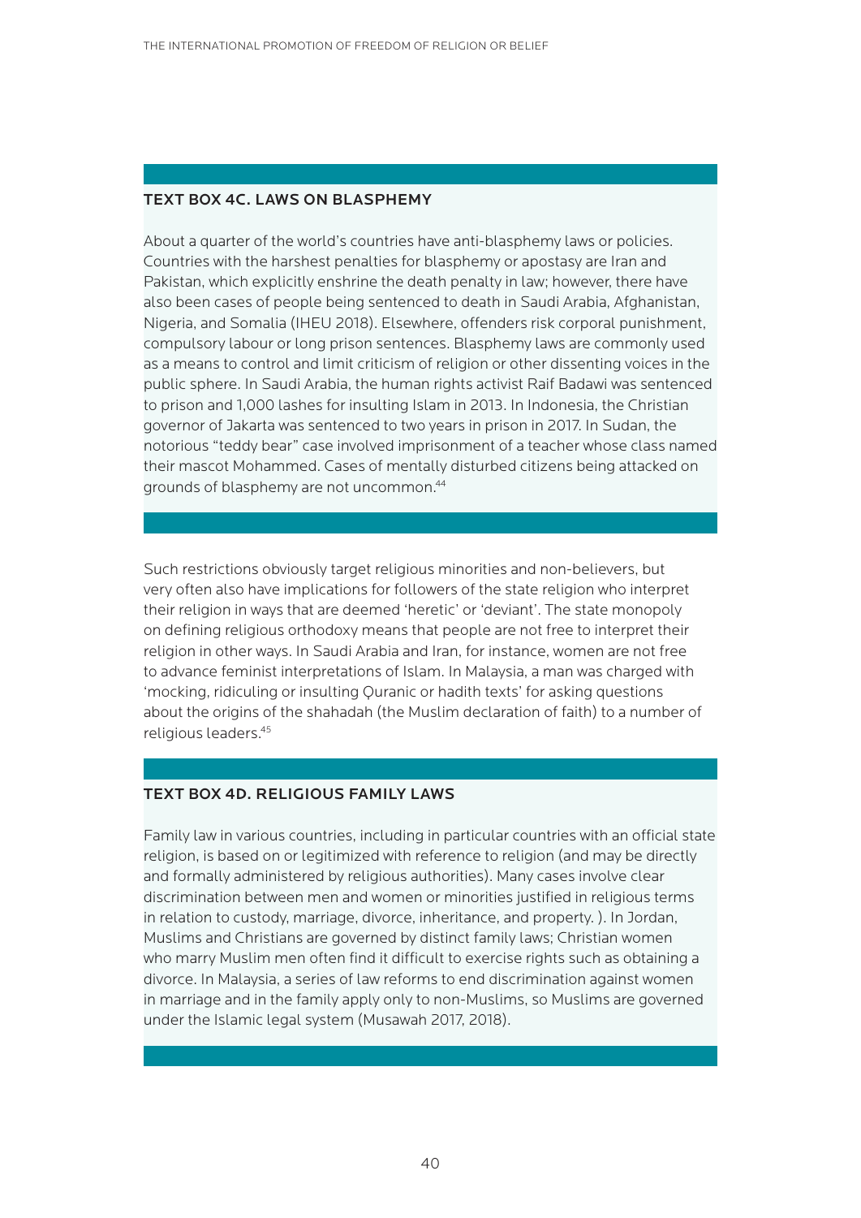### TEXT BOX 4C. LAWS ON BLASPHEMY

About a quarter of the world's countries have anti-blasphemy laws or policies. Countries with the harshest penalties for blasphemy or apostasy are Iran and Pakistan, which explicitly enshrine the death penalty in law; however, there have also been cases of people being sentenced to death in Saudi Arabia, Afghanistan, Nigeria, and Somalia (IHEU 2018). Elsewhere, offenders risk corporal punishment, compulsory labour or long prison sentences. Blasphemy laws are commonly used as a means to control and limit criticism of religion or other dissenting voices in the public sphere. In Saudi Arabia, the human rights activist Raif Badawi was sentenced to prison and 1,000 lashes for insulting Islam in 2013. In Indonesia, the Christian governor of Jakarta was sentenced to two years in prison in 2017. In Sudan, the notorious "teddy bear" case involved imprisonment of a teacher whose class named their mascot Mohammed. Cases of mentally disturbed citizens being attacked on grounds of blasphemy are not uncommon.[44]

Such restrictions obviously target religious minorities and non-believers, but very often also have implications for followers of the state religion who interpret their religion in ways that are deemed 'heretic' or 'deviant'. The state monopoly on defining religious orthodoxy means that people are not free to interpret their religion in other ways. In Saudi Arabia and Iran, for instance, women are not free to advance feminist interpretations of Islam. In Malaysia, a man was charged with 'mocking, ridiculing or insulting Quranic or hadith texts' for asking questions about the origins of the shahadah (the Muslim declaration of faith) to a number of religious leaders.[45]

### TEXT BOX 4D. RELIGIOUS FAMILY LAWS

Family law in various countries, including in particular countries with an official state religion, is based on or legitimized with reference to religion (and may be directly and formally administered by religious authorities). Many cases involve clear discrimination between men and women or minorities justified in religious terms in relation to custody, marriage, divorce, inheritance, and property. ). In Jordan, Muslims and Christians are governed by distinct family laws; Christian women who marry Muslim men often find it difficult to exercise rights such as obtaining a divorce. In Malaysia, a series of law reforms to end discrimination against women in marriage and in the family apply only to non-Muslims, so Muslims are governed under the Islamic legal system (Musawah 2017, 2018).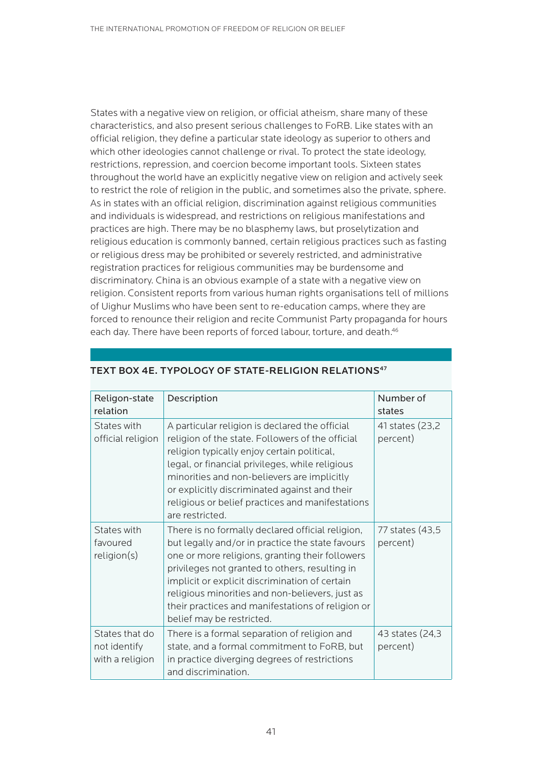States with a negative view on religion, or official atheism, share many of these characteristics, and also present serious challenges to FoRB. Like states with an official religion, they define a particular state ideology as superior to others and which other ideologies cannot challenge or rival. To protect the state ideology, restrictions, repression, and coercion become important tools. Sixteen states throughout the world have an explicitly negative view on religion and actively seek to restrict the role of religion in the public, and sometimes also the private, sphere. As in states with an official religion, discrimination against religious communities and individuals is widespread, and restrictions on religious manifestations and practices are high. There may be no blasphemy laws, but proselytization and religious education is commonly banned, certain religious practices such as fasting or religious dress may be prohibited or severely restricted, and administrative registration practices for religious communities may be burdensome and discriminatory. China is an obvious example of a state with a negative view on religion. Consistent reports from various human rights organisations tell of millions of Uighur Muslims who have been sent to re-education camps, where they are forced to renounce their religion and recite Communist Party propaganda for hours each day. There have been reports of forced labour, torture, and death.[46]

### TEXT BOX 4E. TYPOLOGY OF STATE-RELIGION RELATIONS[47]

| Religon-state relation | Description | Number of states |
|---|---|---|
| States with official religion | A particular religion is declared the official religion of the state. Followers of the official religion typically enjoy certain political, legal, or financial privileges, while religious minorities and non-believers are implicitly or explicitly discriminated against and their religious or belief practices and manifestations are restricted. | 41 states (23,2 percent) |
| States with favoured religion(s) | There is no formally declared official religion, but legally and/or in practice the state favours one or more religions, granting their followers privileges not granted to others, resulting in implicit or explicit discrimination of certain religious minorities and non-believers, just as their practices and manifestations of religion or belief may be restricted. | 77 states (43,5 percent) |
| States that do not identify with a religion | There is a formal separation of religion and state, and a formal commitment to FoRB, but in practice diverging degrees of restrictions and discrimination. | 43 states (24,3 percent) |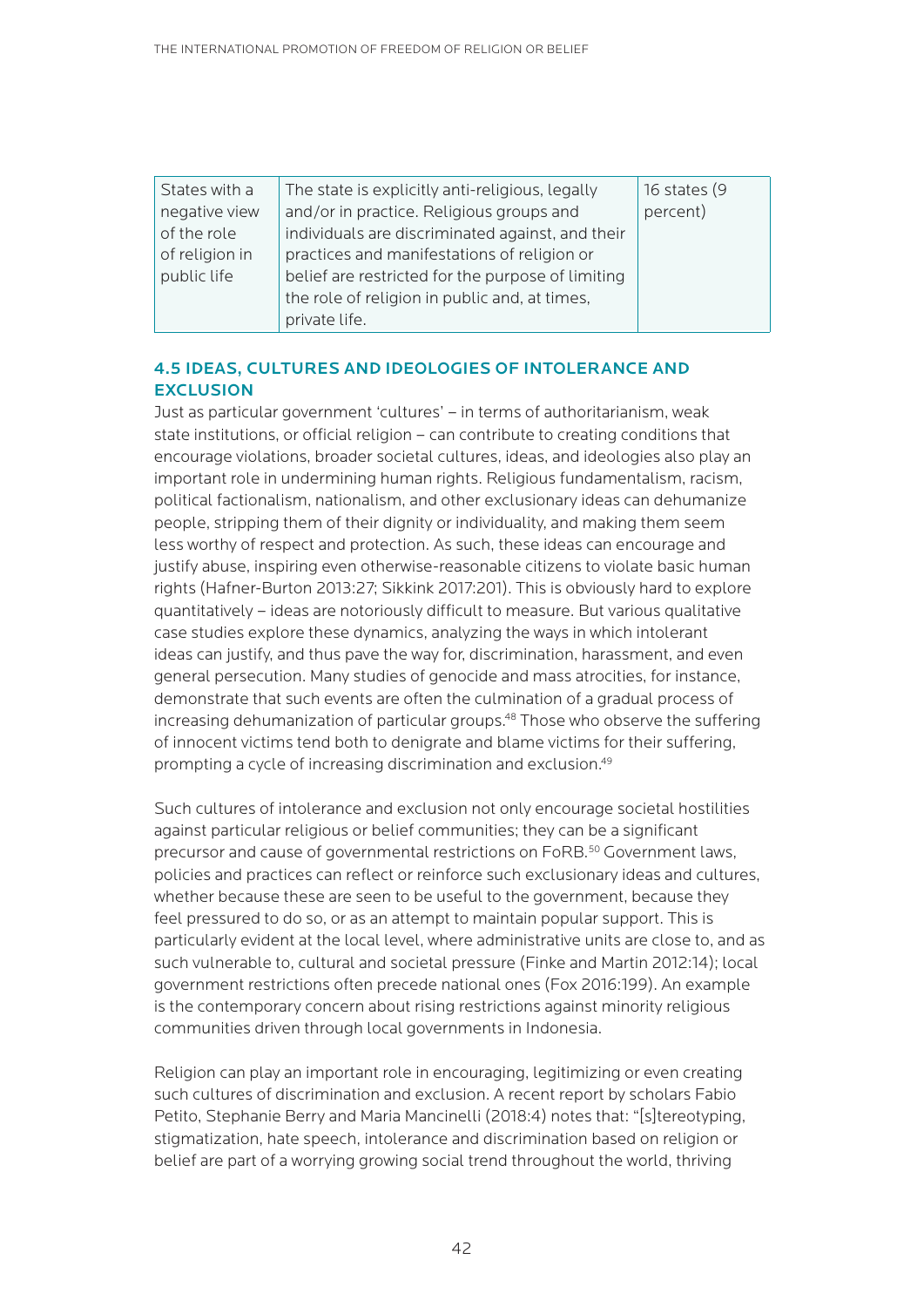| | | |
|---|---|---|
| States with a negative view of the role of religion in public life | The state is explicitly anti-religious, legally and/or in practice. Religious groups and individuals are discriminated against, and their practices and manifestations of religion or belief are restricted for the purpose of limiting the role of religion in public and, at times, private life. | 16 states (9 percent) |

### 4.5 IDEAS, CULTURES AND IDEOLOGIES OF INTOLERANCE AND EXCLUSION

Just as particular government 'cultures' – in terms of authoritarianism, weak state institutions, or official religion – can contribute to creating conditions that encourage violations, broader societal cultures, ideas, and ideologies also play an important role in undermining human rights. Religious fundamentalism, racism, political factionalism, nationalism, and other exclusionary ideas can dehumanize people, stripping them of their dignity or individuality, and making them seem less worthy of respect and protection. As such, these ideas can encourage and justify abuse, inspiring even otherwise-reasonable citizens to violate basic human rights (Hafner-Burton 2013:27; Sikkink 2017:201). This is obviously hard to explore quantitatively – ideas are notoriously difficult to measure. But various qualitative case studies explore these dynamics, analyzing the ways in which intolerant ideas can justify, and thus pave the way for, discrimination, harassment, and even general persecution. Many studies of genocide and mass atrocities, for instance, demonstrate that such events are often the culmination of a gradual process of increasing dehumanization of particular groups.[48] Those who observe the suffering of innocent victims tend both to denigrate and blame victims for their suffering, prompting a cycle of increasing discrimination and exclusion.[49]

Such cultures of intolerance and exclusion not only encourage societal hostilities against particular religious or belief communities; they can be a significant precursor and cause of governmental restrictions on FoRB.[50] Government laws, policies and practices can reflect or reinforce such exclusionary ideas and cultures, whether because these are seen to be useful to the government, because they feel pressured to do so, or as an attempt to maintain popular support. This is particularly evident at the local level, where administrative units are close to, and as such vulnerable to, cultural and societal pressure (Finke and Martin 2012:14); local government restrictions often precede national ones (Fox 2016:199). An example is the contemporary concern about rising restrictions against minority religious communities driven through local governments in Indonesia.

Religion can play an important role in encouraging, legitimizing or even creating such cultures of discrimination and exclusion. A recent report by scholars Fabio Petito, Stephanie Berry and Maria Mancinelli (2018:4) notes that: "[s]tereotyping, stigmatization, hate speech, intolerance and discrimination based on religion or belief are part of a worrying growing social trend throughout the world, thriving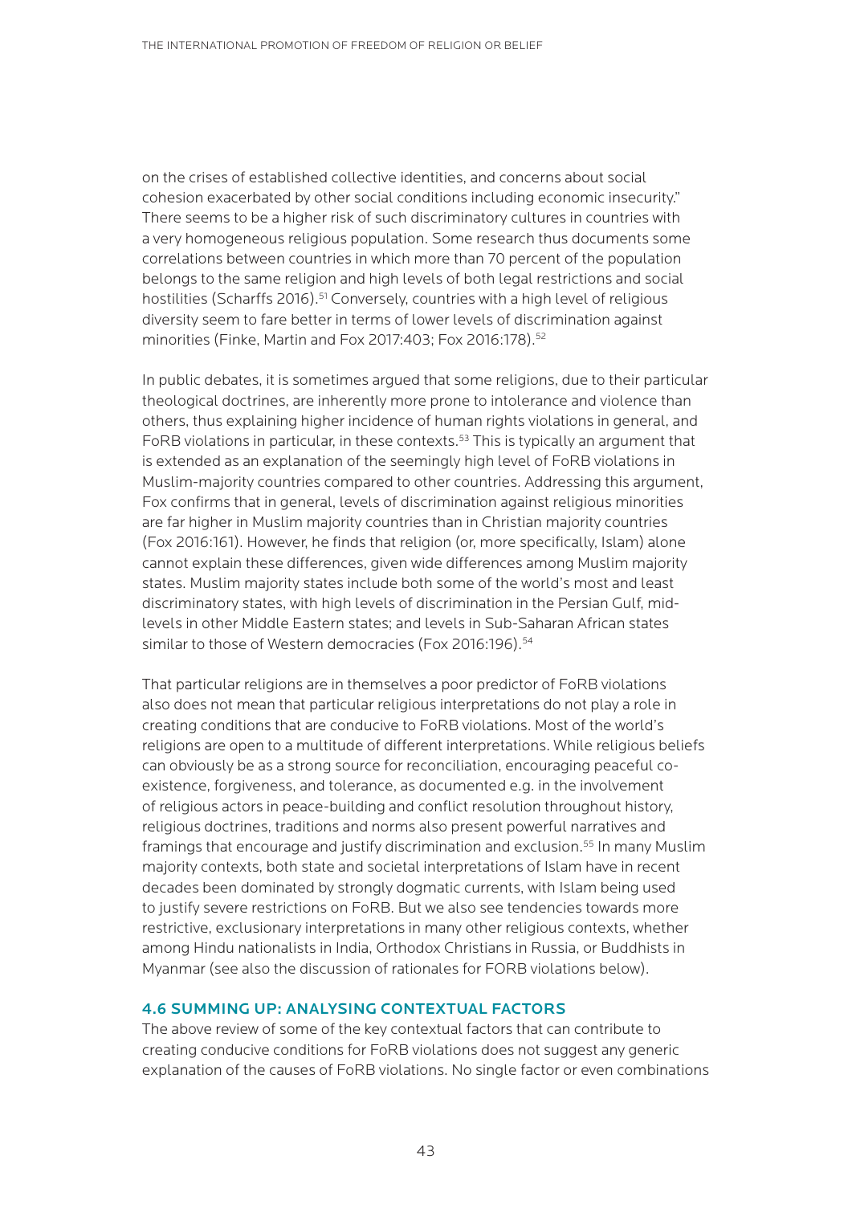on the crises of established collective identities, and concerns about social cohesion exacerbated by other social conditions including economic insecurity." There seems to be a higher risk of such discriminatory cultures in countries with a very homogeneous religious population. Some research thus documents some correlations between countries in which more than 70 percent of the population belongs to the same religion and high levels of both legal restrictions and social hostilities (Scharffs 2016).[51] Conversely, countries with a high level of religious diversity seem to fare better in terms of lower levels of discrimination against minorities (Finke, Martin and Fox 2017:403; Fox 2016:178).[52]

In public debates, it is sometimes argued that some religions, due to their particular theological doctrines, are inherently more prone to intolerance and violence than others, thus explaining higher incidence of human rights violations in general, and FoRB violations in particular, in these contexts.[53] This is typically an argument that is extended as an explanation of the seemingly high level of FoRB violations in Muslim-majority countries compared to other countries. Addressing this argument, Fox confirms that in general, levels of discrimination against religious minorities are far higher in Muslim majority countries than in Christian majority countries (Fox 2016:161). However, he finds that religion (or, more specifically, Islam) alone cannot explain these differences, given wide differences among Muslim majority states. Muslim majority states include both some of the world's most and least discriminatory states, with high levels of discrimination in the Persian Gulf, mid-levels in other Middle Eastern states; and levels in Sub-Saharan African states similar to those of Western democracies (Fox 2016:196).[54]

That particular religions are in themselves a poor predictor of FoRB violations also does not mean that particular religious interpretations do not play a role in creating conditions that are conducive to FoRB violations. Most of the world's religions are open to a multitude of different interpretations. While religious beliefs can obviously be as a strong source for reconciliation, encouraging peaceful co-existence, forgiveness, and tolerance, as documented e.g. in the involvement of religious actors in peace-building and conflict resolution throughout history, religious doctrines, traditions and norms also present powerful narratives and framings that encourage and justify discrimination and exclusion.[55] In many Muslim majority contexts, both state and societal interpretations of Islam have in recent decades been dominated by strongly dogmatic currents, with Islam being used to justify severe restrictions on FoRB. But we also see tendencies towards more restrictive, exclusionary interpretations in many other religious contexts, whether among Hindu nationalists in India, Orthodox Christians in Russia, or Buddhists in Myanmar (see also the discussion of rationales for FORB violations below).

### 4.6 SUMMING UP: ANALYSING CONTEXTUAL FACTORS

The above review of some of the key contextual factors that can contribute to creating conducive conditions for FoRB violations does not suggest any generic explanation of the causes of FoRB violations. No single factor or even combinations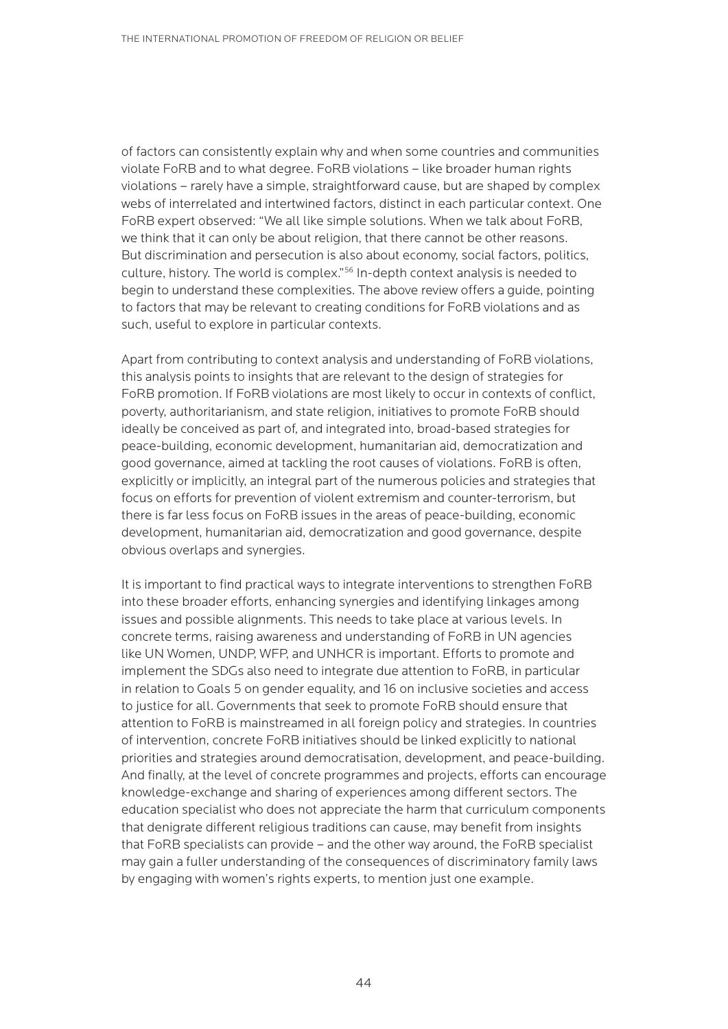of factors can consistently explain why and when some countries and communities violate FoRB and to what degree. FoRB violations – like broader human rights violations – rarely have a simple, straightforward cause, but are shaped by complex webs of interrelated and intertwined factors, distinct in each particular context. One FoRB expert observed: "We all like simple solutions. When we talk about FoRB, we think that it can only be about religion, that there cannot be other reasons. But discrimination and persecution is also about economy, social factors, politics, culture, history. The world is complex."[56] In-depth context analysis is needed to begin to understand these complexities. The above review offers a guide, pointing to factors that may be relevant to creating conditions for FoRB violations and as such, useful to explore in particular contexts.

Apart from contributing to context analysis and understanding of FoRB violations, this analysis points to insights that are relevant to the design of strategies for FoRB promotion. If FoRB violations are most likely to occur in contexts of conflict, poverty, authoritarianism, and state religion, initiatives to promote FoRB should ideally be conceived as part of, and integrated into, broad-based strategies for peace-building, economic development, humanitarian aid, democratization and good governance, aimed at tackling the root causes of violations. FoRB is often, explicitly or implicitly, an integral part of the numerous policies and strategies that focus on efforts for prevention of violent extremism and counter-terrorism, but there is far less focus on FoRB issues in the areas of peace-building, economic development, humanitarian aid, democratization and good governance, despite obvious overlaps and synergies.

It is important to find practical ways to integrate interventions to strengthen FoRB into these broader efforts, enhancing synergies and identifying linkages among issues and possible alignments. This needs to take place at various levels. In concrete terms, raising awareness and understanding of FoRB in UN agencies like UN Women, UNDP, WFP, and UNHCR is important. Efforts to promote and implement the SDGs also need to integrate due attention to FoRB, in particular in relation to Goals 5 on gender equality, and 16 on inclusive societies and access to justice for all. Governments that seek to promote FoRB should ensure that attention to FoRB is mainstreamed in all foreign policy and strategies. In countries of intervention, concrete FoRB initiatives should be linked explicitly to national priorities and strategies around democratisation, development, and peace-building. And finally, at the level of concrete programmes and projects, efforts can encourage knowledge-exchange and sharing of experiences among different sectors. The education specialist who does not appreciate the harm that curriculum components that denigrate different religious traditions can cause, may benefit from insights that FoRB specialists can provide – and the other way around, the FoRB specialist may gain a fuller understanding of the consequences of discriminatory family laws by engaging with women's rights experts, to mention just one example.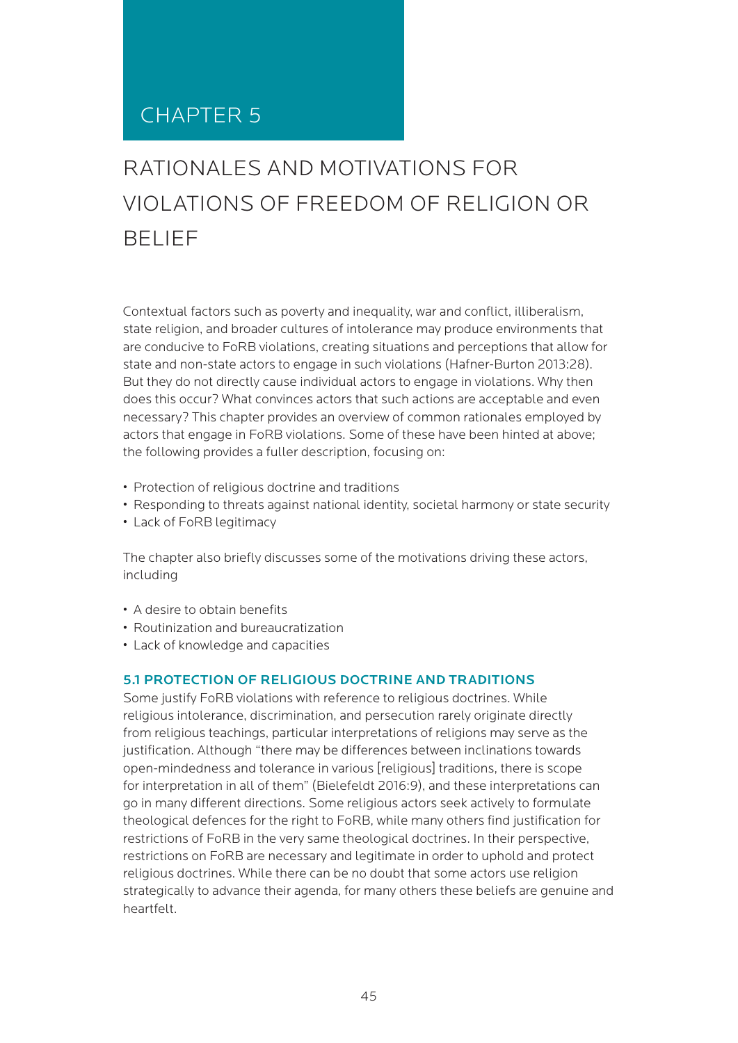# CHAPTER 5

# RATIONALES AND MOTIVATIONS FOR VIOLATIONS OF FREEDOM OF RELIGION OR BELIEF

Contextual factors such as poverty and inequality, war and conflict, illiberalism, state religion, and broader cultures of intolerance may produce environments that are conducive to FoRB violations, creating situations and perceptions that allow for state and non-state actors to engage in such violations (Hafner-Burton 2013:28). But they do not directly cause individual actors to engage in violations. Why then does this occur? What convinces actors that such actions are acceptable and even necessary? This chapter provides an overview of common rationales employed by actors that engage in FoRB violations. Some of these have been hinted at above; the following provides a fuller description, focusing on:

- Protection of religious doctrine and traditions
- Responding to threats against national identity, societal harmony or state security
- Lack of FoRB legitimacy

The chapter also briefly discusses some of the motivations driving these actors, including

- A desire to obtain benefits
- Routinization and bureaucratization
- Lack of knowledge and capacities

## 5.1 PROTECTION OF RELIGIOUS DOCTRINE AND TRADITIONS

Some justify FoRB violations with reference to religious doctrines. While religious intolerance, discrimination, and persecution rarely originate directly from religious teachings, particular interpretations of religions may serve as the justification. Although "there may be differences between inclinations towards open-mindedness and tolerance in various [religious] traditions, there is scope for interpretation in all of them" (Bielefeldt 2016:9), and these interpretations can go in many different directions. Some religious actors seek actively to formulate theological defences for the right to FoRB, while many others find justification for restrictions of FoRB in the very same theological doctrines. In their perspective, restrictions on FoRB are necessary and legitimate in order to uphold and protect religious doctrines. While there can be no doubt that some actors use religion strategically to advance their agenda, for many others these beliefs are genuine and heartfelt.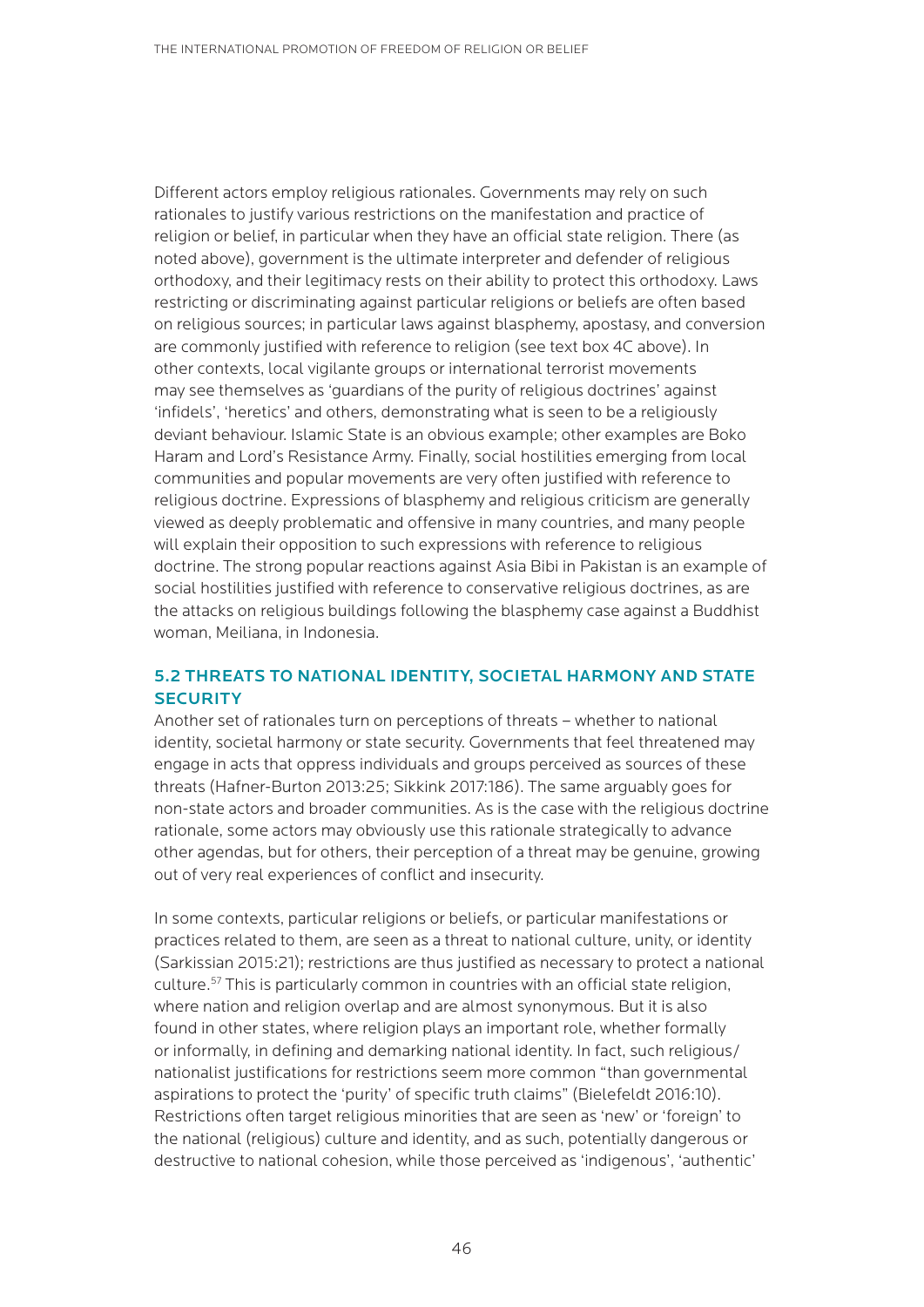Different actors employ religious rationales. Governments may rely on such rationales to justify various restrictions on the manifestation and practice of religion or belief, in particular when they have an official state religion. There (as noted above), government is the ultimate interpreter and defender of religious orthodoxy, and their legitimacy rests on their ability to protect this orthodoxy. Laws restricting or discriminating against particular religions or beliefs are often based on religious sources; in particular laws against blasphemy, apostasy, and conversion are commonly justified with reference to religion (see text box 4C above). In other contexts, local vigilante groups or international terrorist movements may see themselves as 'guardians of the purity of religious doctrines' against 'infidels', 'heretics' and others, demonstrating what is seen to be a religiously deviant behaviour. Islamic State is an obvious example; other examples are Boko Haram and Lord's Resistance Army. Finally, social hostilities emerging from local communities and popular movements are very often justified with reference to religious doctrine. Expressions of blasphemy and religious criticism are generally viewed as deeply problematic and offensive in many countries, and many people will explain their opposition to such expressions with reference to religious doctrine. The strong popular reactions against Asia Bibi in Pakistan is an example of social hostilities justified with reference to conservative religious doctrines, as are the attacks on religious buildings following the blasphemy case against a Buddhist woman, Meiliana, in Indonesia.

### 5.2 THREATS TO NATIONAL IDENTITY, SOCIETAL HARMONY AND STATE SECURITY

Another set of rationales turn on perceptions of threats – whether to national identity, societal harmony or state security. Governments that feel threatened may engage in acts that oppress individuals and groups perceived as sources of these threats (Hafner-Burton 2013:25; Sikkink 2017:186). The same arguably goes for non-state actors and broader communities. As is the case with the religious doctrine rationale, some actors may obviously use this rationale strategically to advance other agendas, but for others, their perception of a threat may be genuine, growing out of very real experiences of conflict and insecurity.

In some contexts, particular religions or beliefs, or particular manifestations or practices related to them, are seen as a threat to national culture, unity, or identity (Sarkissian 2015:21); restrictions are thus justified as necessary to protect a national culture.[57] This is particularly common in countries with an official state religion, where nation and religion overlap and are almost synonymous. But it is also found in other states, where religion plays an important role, whether formally or informally, in defining and demarking national identity. In fact, such religious/nationalist justifications for restrictions seem more common "than governmental aspirations to protect the 'purity' of specific truth claims" (Bielefeldt 2016:10). Restrictions often target religious minorities that are seen as 'new' or 'foreign' to the national (religious) culture and identity, and as such, potentially dangerous or destructive to national cohesion, while those perceived as 'indigenous', 'authentic'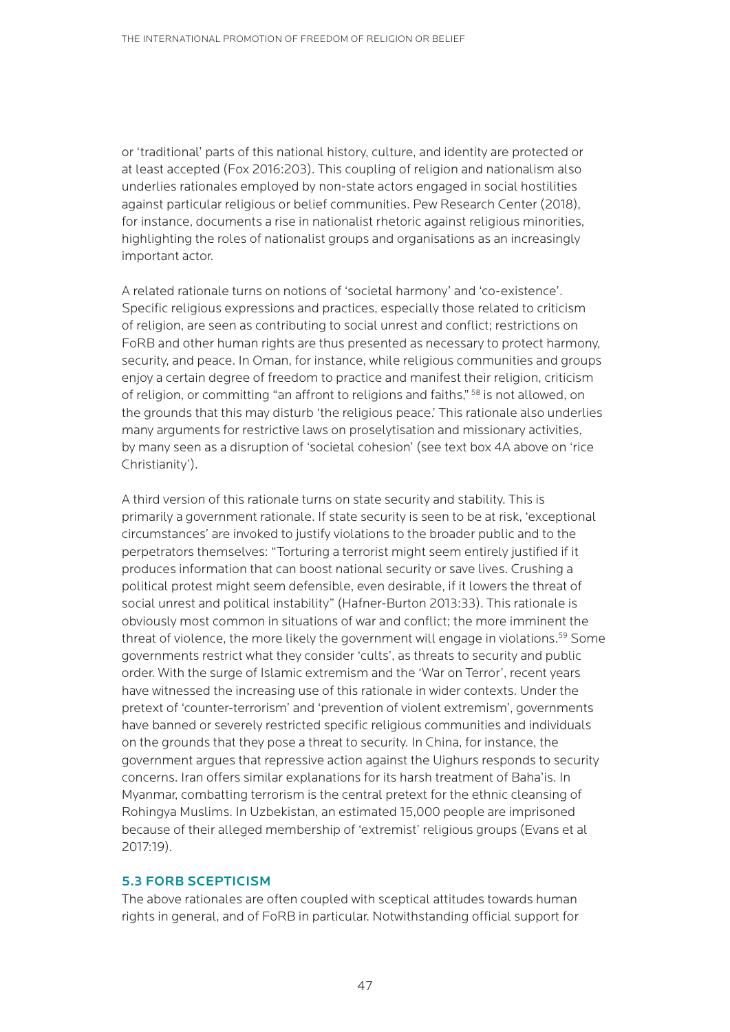or 'traditional' parts of this national history, culture, and identity are protected or at least accepted (Fox 2016:203). This coupling of religion and nationalism also underlies rationales employed by non-state actors engaged in social hostilities against particular religious or belief communities. Pew Research Center (2018), for instance, documents a rise in nationalist rhetoric against religious minorities, highlighting the roles of nationalist groups and organisations as an increasingly important actor.

A related rationale turns on notions of 'societal harmony' and 'co-existence'. Specific religious expressions and practices, especially those related to criticism of religion, are seen as contributing to social unrest and conflict; restrictions on FoRB and other human rights are thus presented as necessary to protect harmony, security, and peace. In Oman, for instance, while religious communities and groups enjoy a certain degree of freedom to practice and manifest their religion, criticism of religion, or committing "an affront to religions and faiths," [58] is not allowed, on the grounds that this may disturb 'the religious peace.' This rationale also underlies many arguments for restrictive laws on proselytisation and missionary activities, by many seen as a disruption of 'societal cohesion' (see text box 4A above on 'rice Christianity').

A third version of this rationale turns on state security and stability. This is primarily a government rationale. If state security is seen to be at risk, 'exceptional circumstances' are invoked to justify violations to the broader public and to the perpetrators themselves: "Torturing a terrorist might seem entirely justified if it produces information that can boost national security or save lives. Crushing a political protest might seem defensible, even desirable, if it lowers the threat of social unrest and political instability" (Hafner-Burton 2013:33). This rationale is obviously most common in situations of war and conflict; the more imminent the threat of violence, the more likely the government will engage in violations.[59] Some governments restrict what they consider 'cults', as threats to security and public order. With the surge of Islamic extremism and the 'War on Terror', recent years have witnessed the increasing use of this rationale in wider contexts. Under the pretext of 'counter-terrorism' and 'prevention of violent extremism', governments have banned or severely restricted specific religious communities and individuals on the grounds that they pose a threat to security. In China, for instance, the government argues that repressive action against the Uighurs responds to security concerns. Iran offers similar explanations for its harsh treatment of Baha'is. In Myanmar, combatting terrorism is the central pretext for the ethnic cleansing of Rohingya Muslims. In Uzbekistan, an estimated 15,000 people are imprisoned because of their alleged membership of 'extremist' religious groups (Evans et al 2017:19).

### 5.3 FORB SCEPTICISM

The above rationales are often coupled with sceptical attitudes towards human rights in general, and of FoRB in particular. Notwithstanding official support for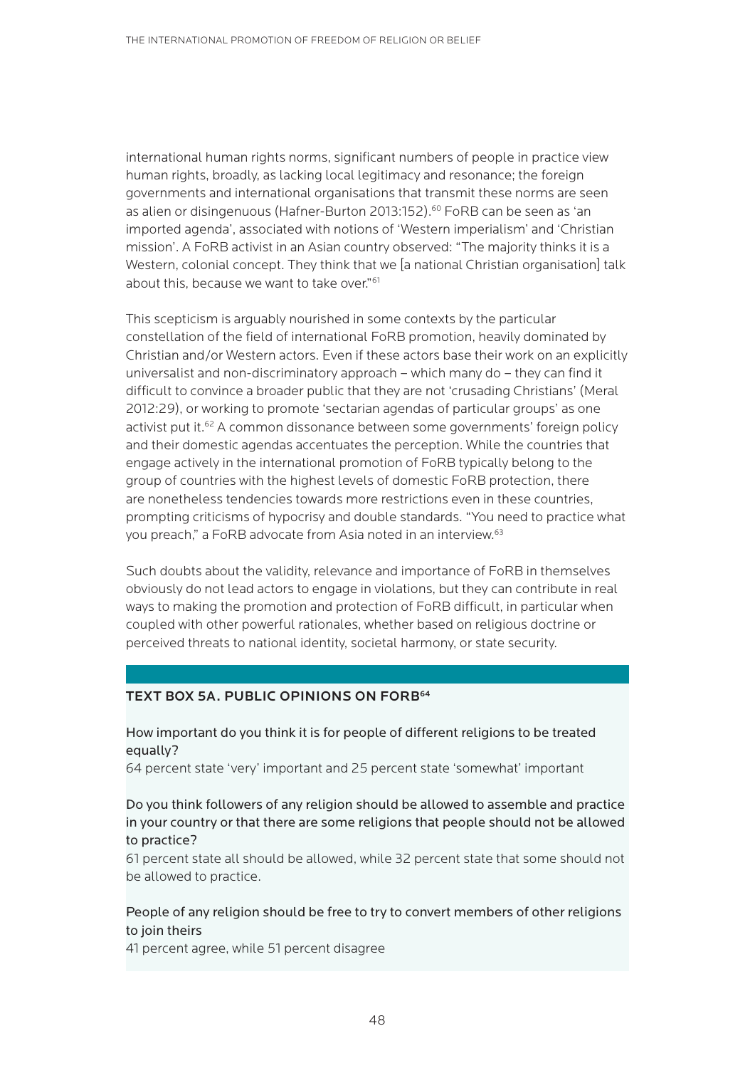international human rights norms, significant numbers of people in practice view human rights, broadly, as lacking local legitimacy and resonance; the foreign governments and international organisations that transmit these norms are seen as alien or disingenuous (Hafner-Burton 2013:152).[60] FoRB can be seen as 'an imported agenda', associated with notions of 'Western imperialism' and 'Christian mission'. A FoRB activist in an Asian country observed: "The majority thinks it is a Western, colonial concept. They think that we [a national Christian organisation] talk about this, because we want to take over."[61]

This scepticism is arguably nourished in some contexts by the particular constellation of the field of international FoRB promotion, heavily dominated by Christian and/or Western actors. Even if these actors base their work on an explicitly universalist and non-discriminatory approach – which many do – they can find it difficult to convince a broader public that they are not 'crusading Christians' (Meral 2012:29), or working to promote 'sectarian agendas of particular groups' as one activist put it.[62] A common dissonance between some governments' foreign policy and their domestic agendas accentuates the perception. While the countries that engage actively in the international promotion of FoRB typically belong to the group of countries with the highest levels of domestic FoRB protection, there are nonetheless tendencies towards more restrictions even in these countries, prompting criticisms of hypocrisy and double standards. "You need to practice what you preach," a FoRB advocate from Asia noted in an interview.[63]

Such doubts about the validity, relevance and importance of FoRB in themselves obviously do not lead actors to engage in violations, but they can contribute in real ways to making the promotion and protection of FoRB difficult, in particular when coupled with other powerful rationales, whether based on religious doctrine or perceived threats to national identity, societal harmony, or state security.

### TEXT BOX 5A. PUBLIC OPINIONS ON FORB[64]

How important do you think it is for people of different religions to be treated equally?

64 percent state 'very' important and 25 percent state 'somewhat' important

Do you think followers of any religion should be allowed to assemble and practice in your country or that there are some religions that people should not be allowed to practice?

61 percent state all should be allowed, while 32 percent state that some should not be allowed to practice.

People of any religion should be free to try to convert members of other religions to join theirs

41 percent agree, while 51 percent disagree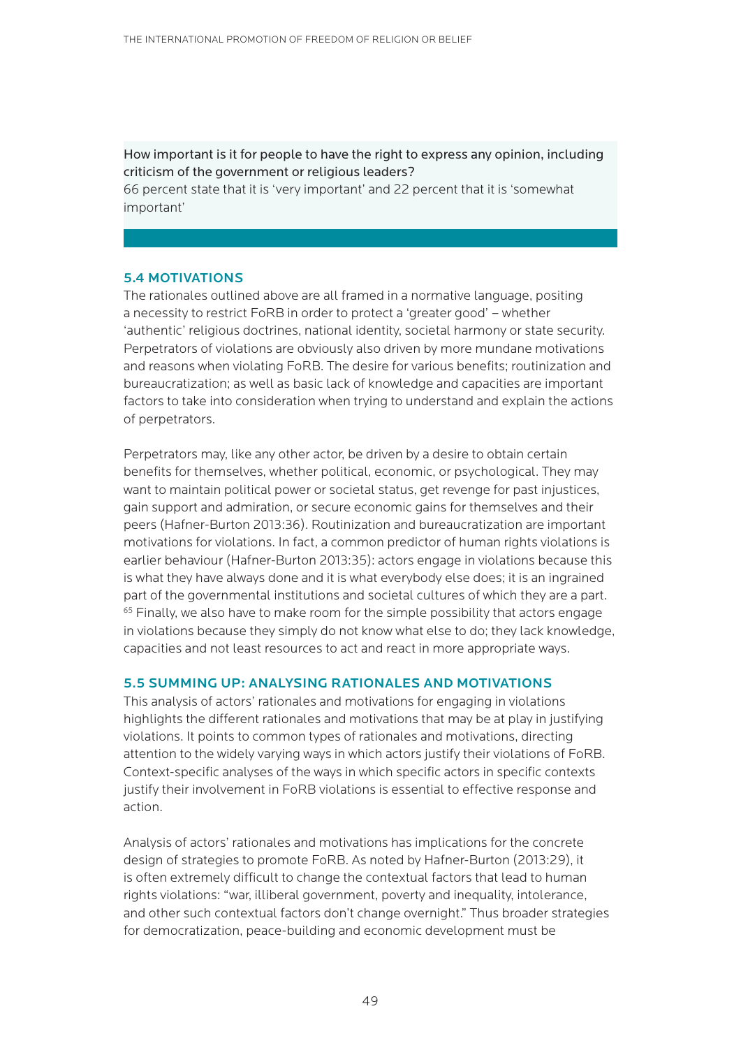How important is it for people to have the right to express any opinion, including criticism of the government or religious leaders?
66 percent state that it is 'very important' and 22 percent that it is 'somewhat important'

## 5.4 MOTIVATIONS

The rationales outlined above are all framed in a normative language, positing a necessity to restrict FoRB in order to protect a 'greater good' – whether 'authentic' religious doctrines, national identity, societal harmony or state security. Perpetrators of violations are obviously also driven by more mundane motivations and reasons when violating FoRB. The desire for various benefits; routinization and bureaucratization; as well as basic lack of knowledge and capacities are important factors to take into consideration when trying to understand and explain the actions of perpetrators.

Perpetrators may, like any other actor, be driven by a desire to obtain certain benefits for themselves, whether political, economic, or psychological. They may want to maintain political power or societal status, get revenge for past injustices, gain support and admiration, or secure economic gains for themselves and their peers (Hafner-Burton 2013:36). Routinization and bureaucratization are important motivations for violations. In fact, a common predictor of human rights violations is earlier behaviour (Hafner-Burton 2013:35): actors engage in violations because this is what they have always done and it is what everybody else does; it is an ingrained part of the governmental institutions and societal cultures of which they are a part. [65] Finally, we also have to make room for the simple possibility that actors engage in violations because they simply do not know what else to do; they lack knowledge, capacities and not least resources to act and react in more appropriate ways.

## 5.5 SUMMING UP: ANALYSING RATIONALES AND MOTIVATIONS

This analysis of actors' rationales and motivations for engaging in violations highlights the different rationales and motivations that may be at play in justifying violations. It points to common types of rationales and motivations, directing attention to the widely varying ways in which actors justify their violations of FoRB. Context-specific analyses of the ways in which specific actors in specific contexts justify their involvement in FoRB violations is essential to effective response and action.

Analysis of actors' rationales and motivations has implications for the concrete design of strategies to promote FoRB. As noted by Hafner-Burton (2013:29), it is often extremely difficult to change the contextual factors that lead to human rights violations: "war, illiberal government, poverty and inequality, intolerance, and other such contextual factors don't change overnight." Thus broader strategies for democratization, peace-building and economic development must be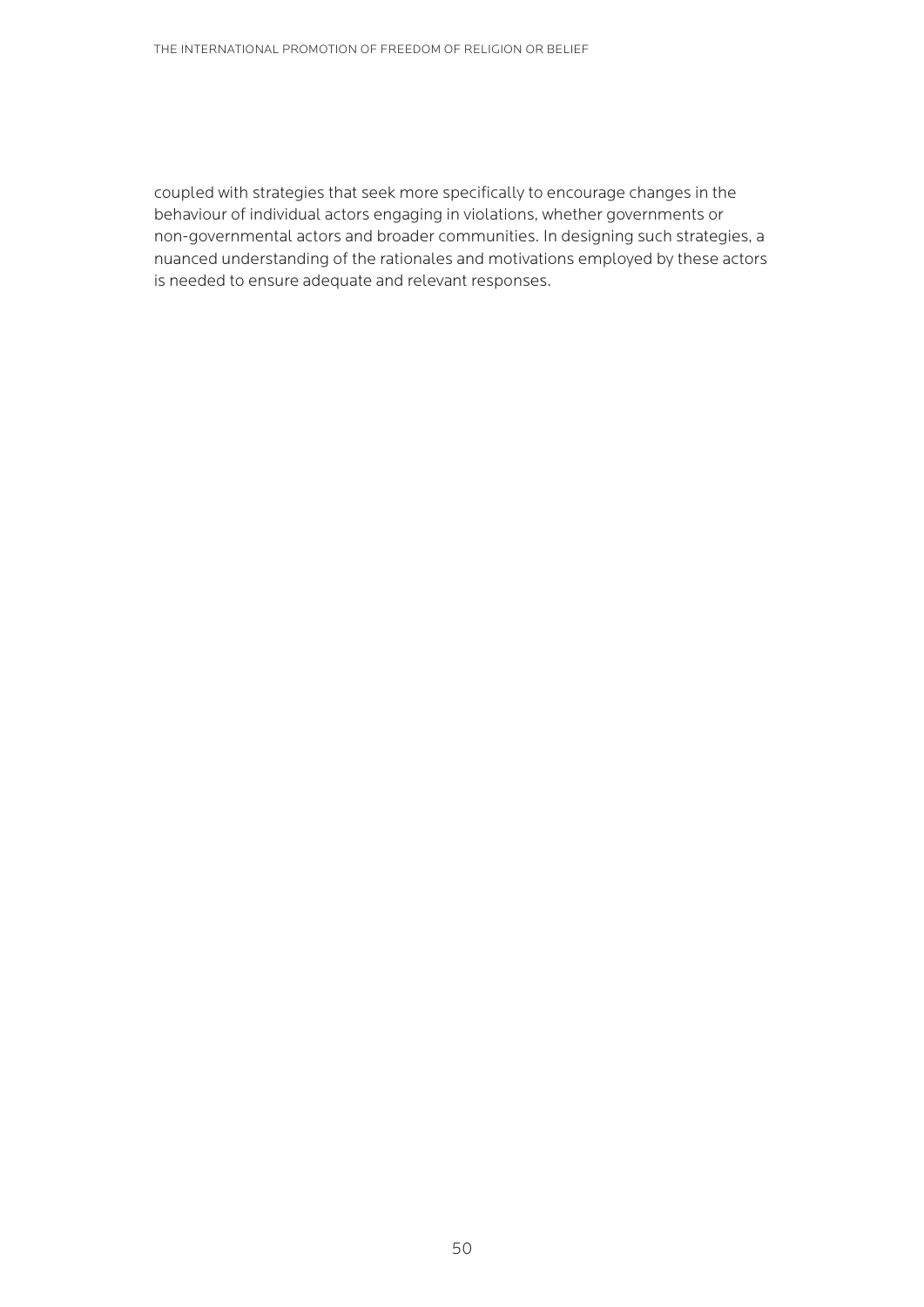coupled with strategies that seek more specifically to encourage changes in the behaviour of individual actors engaging in violations, whether governments or non-governmental actors and broader communities. In designing such strategies, a nuanced understanding of the rationales and motivations employed by these actors is needed to ensure adequate and relevant responses.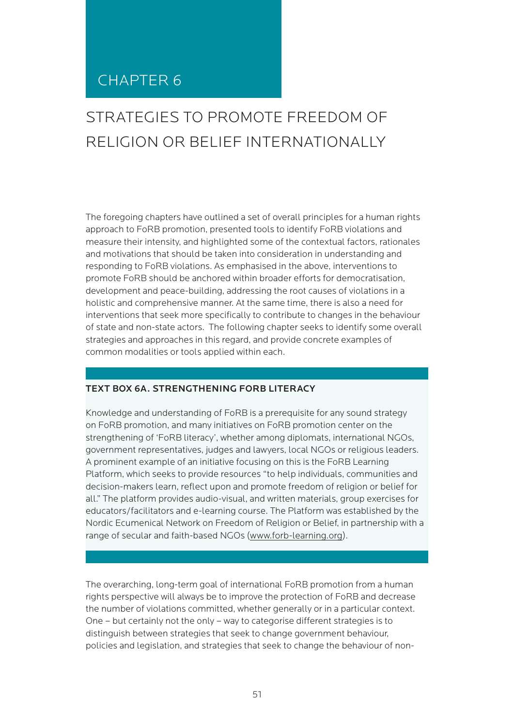# CHAPTER 6

# STRATEGIES TO PROMOTE FREEDOM OF RELIGION OR BELIEF INTERNATIONALLY

The foregoing chapters have outlined a set of overall principles for a human rights approach to FoRB promotion, presented tools to identify FoRB violations and measure their intensity, and highlighted some of the contextual factors, rationales and motivations that should be taken into consideration in understanding and responding to FoRB violations. As emphasised in the above, interventions to promote FoRB should be anchored within broader efforts for democratisation, development and peace-building, addressing the root causes of violations in a holistic and comprehensive manner. At the same time, there is also a need for interventions that seek more specifically to contribute to changes in the behaviour of state and non-state actors. The following chapter seeks to identify some overall strategies and approaches in this regard, and provide concrete examples of common modalities or tools applied within each.

**TEXT BOX 6A. STRENGTHENING FORB LITERACY**

Knowledge and understanding of FoRB is a prerequisite for any sound strategy on FoRB promotion, and many initiatives on FoRB promotion center on the strengthening of 'FoRB literacy', whether among diplomats, international NGOs, government representatives, judges and lawyers, local NGOs or religious leaders. A prominent example of an initiative focusing on this is the FoRB Learning Platform, which seeks to provide resources "to help individuals, communities and decision-makers learn, reflect upon and promote freedom of religion or belief for all." The platform provides audio-visual, and written materials, group exercises for educators/facilitators and e-learning course. The Platform was established by the Nordic Ecumenical Network on Freedom of Religion or Belief, in partnership with a range of secular and faith-based NGOs (www.forb-learning.org).

The overarching, long-term goal of international FoRB promotion from a human rights perspective will always be to improve the protection of FoRB and decrease the number of violations committed, whether generally or in a particular context. One – but certainly not the only – way to categorise different strategies is to distinguish between strategies that seek to change government behaviour, policies and legislation, and strategies that seek to change the behaviour of non-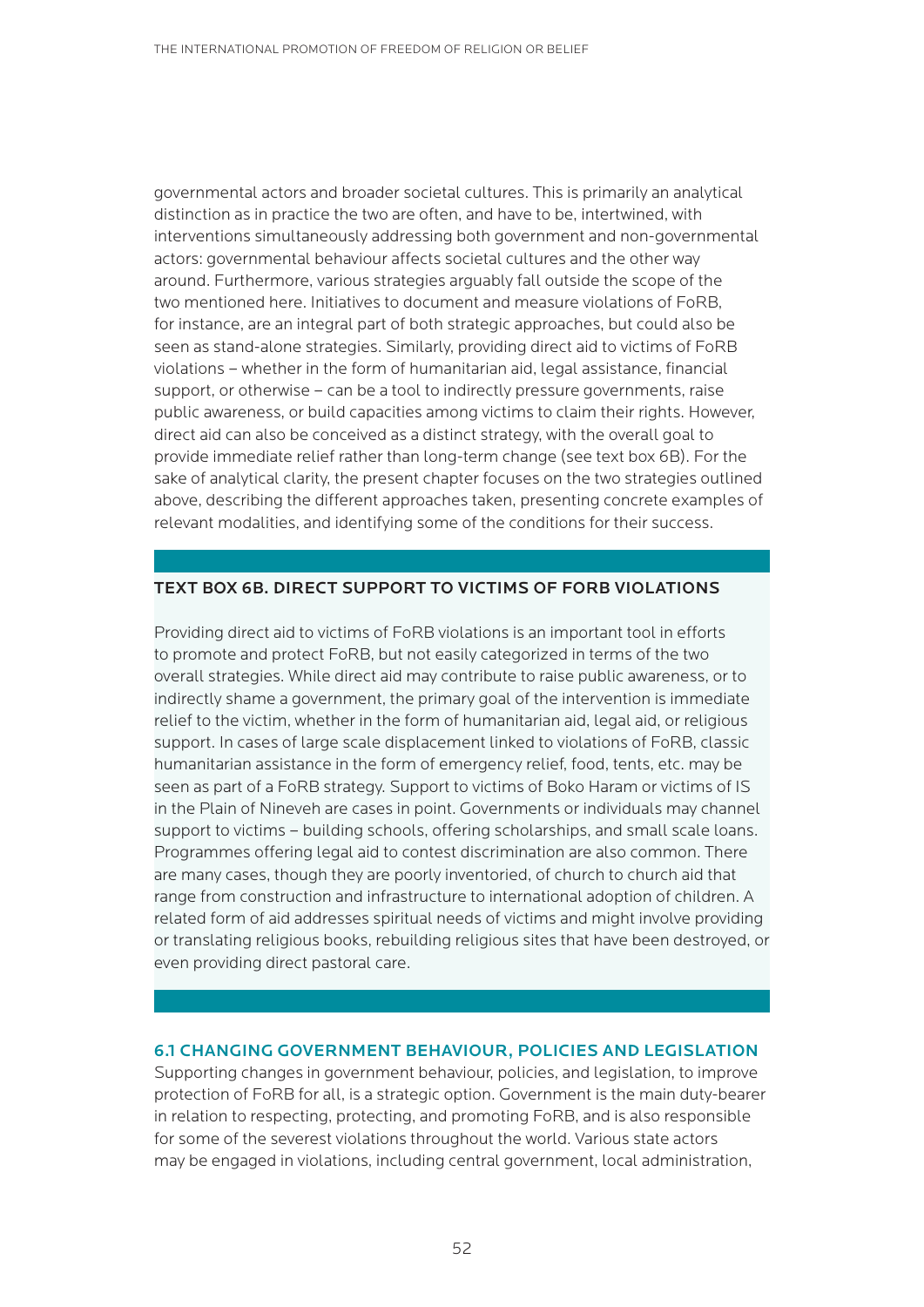governmental actors and broader societal cultures. This is primarily an analytical distinction as in practice the two are often, and have to be, intertwined, with interventions simultaneously addressing both government and non-governmental actors: governmental behaviour affects societal cultures and the other way around. Furthermore, various strategies arguably fall outside the scope of the two mentioned here. Initiatives to document and measure violations of FoRB, for instance, are an integral part of both strategic approaches, but could also be seen as stand-alone strategies. Similarly, providing direct aid to victims of FoRB violations – whether in the form of humanitarian aid, legal assistance, financial support, or otherwise – can be a tool to indirectly pressure governments, raise public awareness, or build capacities among victims to claim their rights. However, direct aid can also be conceived as a distinct strategy, with the overall goal to provide immediate relief rather than long-term change (see text box 6B). For the sake of analytical clarity, the present chapter focuses on the two strategies outlined above, describing the different approaches taken, presenting concrete examples of relevant modalities, and identifying some of the conditions for their success.

**TEXT BOX 6B. DIRECT SUPPORT TO VICTIMS OF FORB VIOLATIONS**

Providing direct aid to victims of FoRB violations is an important tool in efforts to promote and protect FoRB, but not easily categorized in terms of the two overall strategies. While direct aid may contribute to raise public awareness, or to indirectly shame a government, the primary goal of the intervention is immediate relief to the victim, whether in the form of humanitarian aid, legal aid, or religious support. In cases of large scale displacement linked to violations of FoRB, classic humanitarian assistance in the form of emergency relief, food, tents, etc. may be seen as part of a FoRB strategy. Support to victims of Boko Haram or victims of IS in the Plain of Nineveh are cases in point. Governments or individuals may channel support to victims – building schools, offering scholarships, and small scale loans. Programmes offering legal aid to contest discrimination are also common. There are many cases, though they are poorly inventoried, of church to church aid that range from construction and infrastructure to international adoption of children. A related form of aid addresses spiritual needs of victims and might involve providing or translating religious books, rebuilding religious sites that have been destroyed, or even providing direct pastoral care.

## 6.1 CHANGING GOVERNMENT BEHAVIOUR, POLICIES AND LEGISLATION

Supporting changes in government behaviour, policies, and legislation, to improve protection of FoRB for all, is a strategic option. Government is the main duty-bearer in relation to respecting, protecting, and promoting FoRB, and is also responsible for some of the severest violations throughout the world. Various state actors may be engaged in violations, including central government, local administration,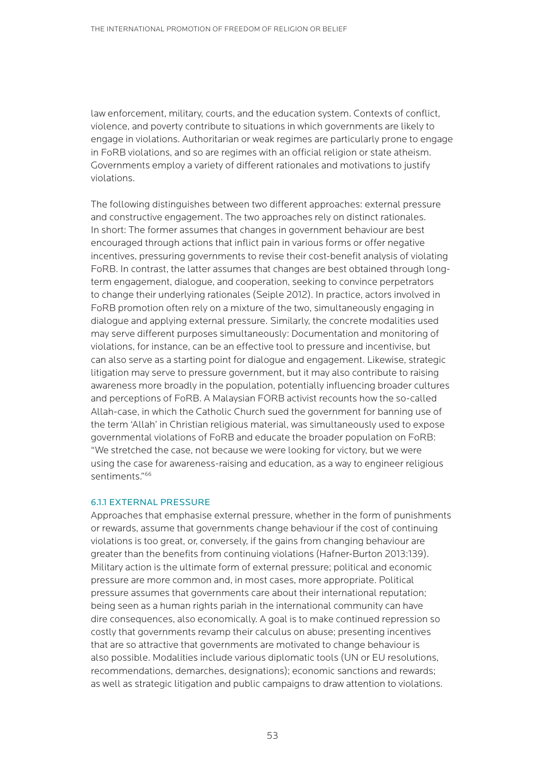law enforcement, military, courts, and the education system. Contexts of conflict, violence, and poverty contribute to situations in which governments are likely to engage in violations. Authoritarian or weak regimes are particularly prone to engage in FoRB violations, and so are regimes with an official religion or state atheism. Governments employ a variety of different rationales and motivations to justify violations.

The following distinguishes between two different approaches: external pressure and constructive engagement. The two approaches rely on distinct rationales. In short: The former assumes that changes in government behaviour are best encouraged through actions that inflict pain in various forms or offer negative incentives, pressuring governments to revise their cost-benefit analysis of violating FoRB. In contrast, the latter assumes that changes are best obtained through long-term engagement, dialogue, and cooperation, seeking to convince perpetrators to change their underlying rationales (Seiple 2012). In practice, actors involved in FoRB promotion often rely on a mixture of the two, simultaneously engaging in dialogue and applying external pressure. Similarly, the concrete modalities used may serve different purposes simultaneously: Documentation and monitoring of violations, for instance, can be an effective tool to pressure and incentivise, but can also serve as a starting point for dialogue and engagement. Likewise, strategic litigation may serve to pressure government, but it may also contribute to raising awareness more broadly in the population, potentially influencing broader cultures and perceptions of FoRB. A Malaysian FORB activist recounts how the so-called Allah-case, in which the Catholic Church sued the government for banning use of the term 'Allah' in Christian religious material, was simultaneously used to expose governmental violations of FoRB and educate the broader population on FoRB: "We stretched the case, not because we were looking for victory, but we were using the case for awareness-raising and education, as a way to engineer religious sentiments."[66]

### 6.1.1 EXTERNAL PRESSURE

Approaches that emphasise external pressure, whether in the form of punishments or rewards, assume that governments change behaviour if the cost of continuing violations is too great, or, conversely, if the gains from changing behaviour are greater than the benefits from continuing violations (Hafner-Burton 2013:139). Military action is the ultimate form of external pressure; political and economic pressure are more common and, in most cases, more appropriate. Political pressure assumes that governments care about their international reputation; being seen as a human rights pariah in the international community can have dire consequences, also economically. A goal is to make continued repression so costly that governments revamp their calculus on abuse; presenting incentives that are so attractive that governments are motivated to change behaviour is also possible. Modalities include various diplomatic tools (UN or EU resolutions, recommendations, demarches, designations); economic sanctions and rewards; as well as strategic litigation and public campaigns to draw attention to violations.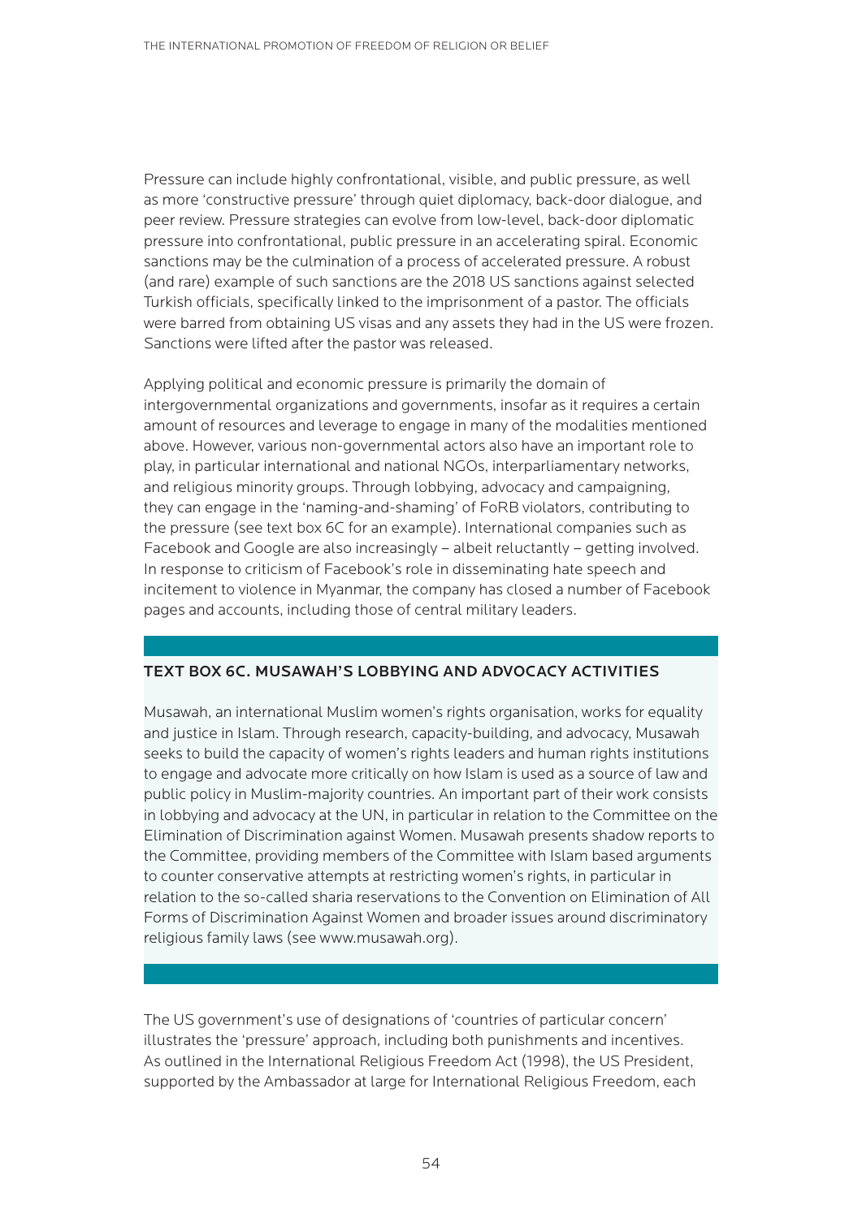Pressure can include highly confrontational, visible, and public pressure, as well as more 'constructive pressure' through quiet diplomacy, back-door dialogue, and peer review. Pressure strategies can evolve from low-level, back-door diplomatic pressure into confrontational, public pressure in an accelerating spiral. Economic sanctions may be the culmination of a process of accelerated pressure. A robust (and rare) example of such sanctions are the 2018 US sanctions against selected Turkish officials, specifically linked to the imprisonment of a pastor. The officials were barred from obtaining US visas and any assets they had in the US were frozen. Sanctions were lifted after the pastor was released.

Applying political and economic pressure is primarily the domain of intergovernmental organizations and governments, insofar as it requires a certain amount of resources and leverage to engage in many of the modalities mentioned above. However, various non-governmental actors also have an important role to play, in particular international and national NGOs, interparliamentary networks, and religious minority groups. Through lobbying, advocacy and campaigning, they can engage in the 'naming-and-shaming' of FoRB violators, contributing to the pressure (see text box 6C for an example). International companies such as Facebook and Google are also increasingly – albeit reluctantly – getting involved. In response to criticism of Facebook's role in disseminating hate speech and incitement to violence in Myanmar, the company has closed a number of Facebook pages and accounts, including those of central military leaders.

### TEXT BOX 6C. MUSAWAH'S LOBBYING AND ADVOCACY ACTIVITIES

Musawah, an international Muslim women's rights organisation, works for equality and justice in Islam. Through research, capacity-building, and advocacy, Musawah seeks to build the capacity of women's rights leaders and human rights institutions to engage and advocate more critically on how Islam is used as a source of law and public policy in Muslim-majority countries. An important part of their work consists in lobbying and advocacy at the UN, in particular in relation to the Committee on the Elimination of Discrimination against Women. Musawah presents shadow reports to the Committee, providing members of the Committee with Islam based arguments to counter conservative attempts at restricting women's rights, in particular in relation to the so-called sharia reservations to the Convention on Elimination of All Forms of Discrimination Against Women and broader issues around discriminatory religious family laws (see www.musawah.org).

The US government's use of designations of 'countries of particular concern' illustrates the 'pressure' approach, including both punishments and incentives. As outlined in the International Religious Freedom Act (1998), the US President, supported by the Ambassador at large for International Religious Freedom, each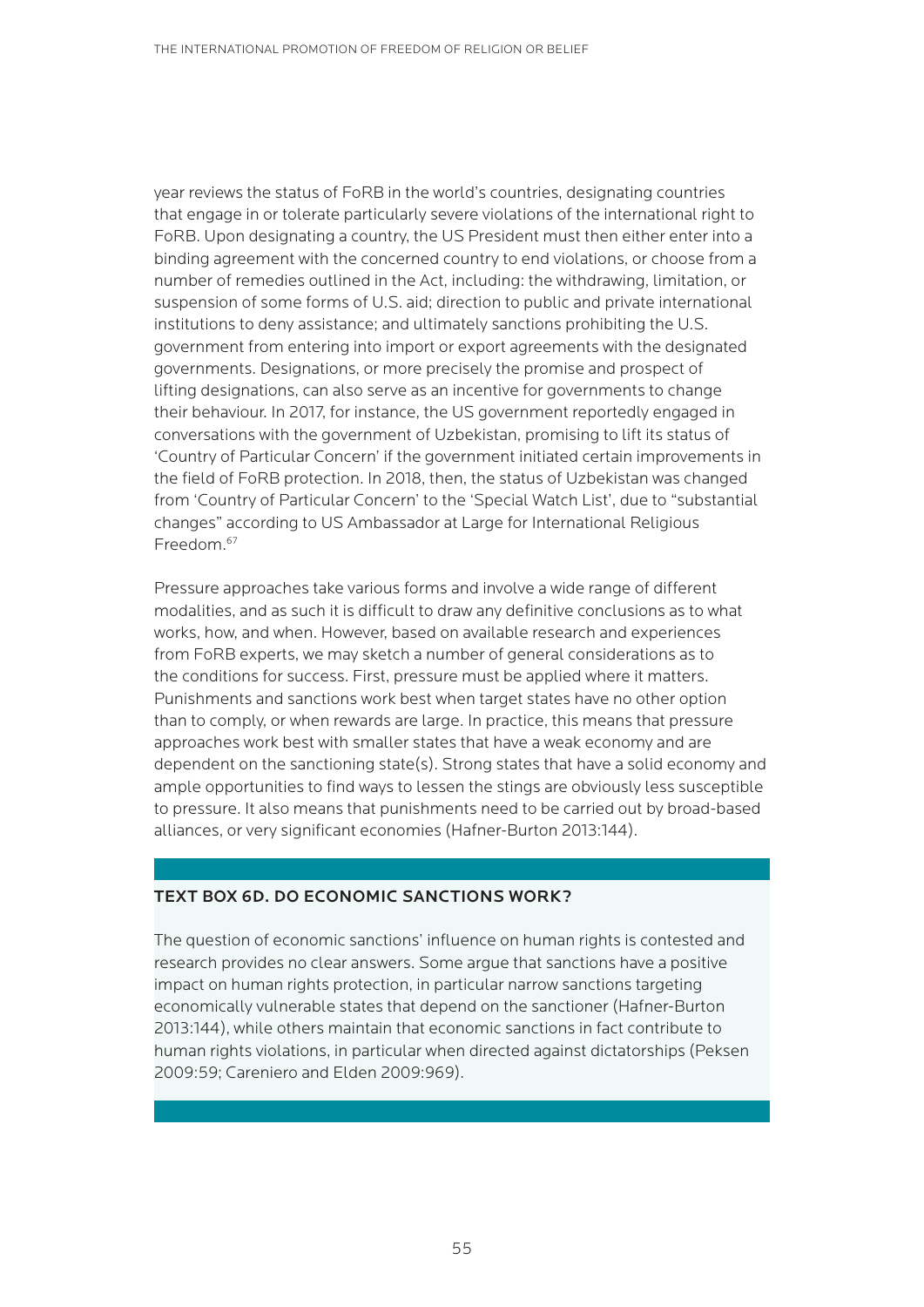year reviews the status of FoRB in the world's countries, designating countries that engage in or tolerate particularly severe violations of the international right to FoRB. Upon designating a country, the US President must then either enter into a binding agreement with the concerned country to end violations, or choose from a number of remedies outlined in the Act, including: the withdrawing, limitation, or suspension of some forms of U.S. aid; direction to public and private international institutions to deny assistance; and ultimately sanctions prohibiting the U.S. government from entering into import or export agreements with the designated governments. Designations, or more precisely the promise and prospect of lifting designations, can also serve as an incentive for governments to change their behaviour. In 2017, for instance, the US government reportedly engaged in conversations with the government of Uzbekistan, promising to lift its status of 'Country of Particular Concern' if the government initiated certain improvements in the field of FoRB protection. In 2018, then, the status of Uzbekistan was changed from 'Country of Particular Concern' to the 'Special Watch List', due to "substantial changes" according to US Ambassador at Large for International Religious Freedom.[67]

Pressure approaches take various forms and involve a wide range of different modalities, and as such it is difficult to draw any definitive conclusions as to what works, how, and when. However, based on available research and experiences from FoRB experts, we may sketch a number of general considerations as to the conditions for success. First, pressure must be applied where it matters. Punishments and sanctions work best when target states have no other option than to comply, or when rewards are large. In practice, this means that pressure approaches work best with smaller states that have a weak economy and are dependent on the sanctioning state(s). Strong states that have a solid economy and ample opportunities to find ways to lessen the stings are obviously less susceptible to pressure. It also means that punishments need to be carried out by broad-based alliances, or very significant economies (Hafner-Burton 2013:144).

#### TEXT BOX 6D. DO ECONOMIC SANCTIONS WORK?

The question of economic sanctions' influence on human rights is contested and research provides no clear answers. Some argue that sanctions have a positive impact on human rights protection, in particular narrow sanctions targeting economically vulnerable states that depend on the sanctioner (Hafner-Burton 2013:144), while others maintain that economic sanctions in fact contribute to human rights violations, in particular when directed against dictatorships (Peksen 2009:59; Careniero and Elden 2009:969).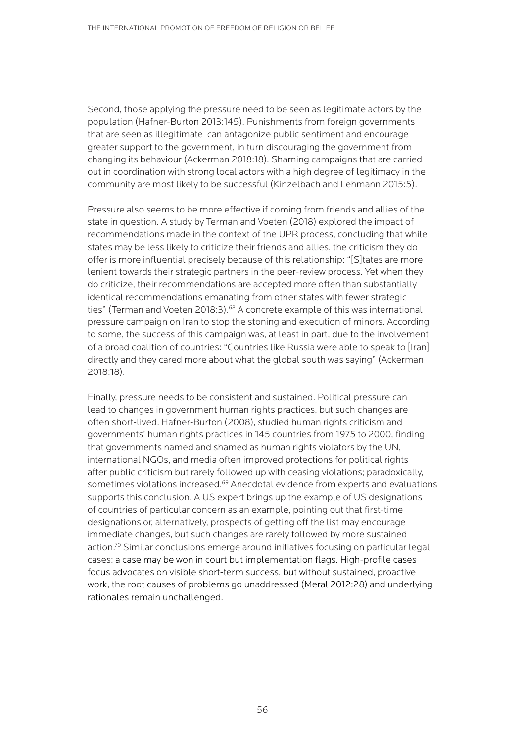Second, those applying the pressure need to be seen as legitimate actors by the population (Hafner-Burton 2013:145). Punishments from foreign governments that are seen as illegitimate can antagonize public sentiment and encourage greater support to the government, in turn discouraging the government from changing its behaviour (Ackerman 2018:18). Shaming campaigns that are carried out in coordination with strong local actors with a high degree of legitimacy in the community are most likely to be successful (Kinzelbach and Lehmann 2015:5).

Pressure also seems to be more effective if coming from friends and allies of the state in question. A study by Terman and Voeten (2018) explored the impact of recommendations made in the context of the UPR process, concluding that while states may be less likely to criticize their friends and allies, the criticism they do offer is more influential precisely because of this relationship: "[S]tates are more lenient towards their strategic partners in the peer-review process. Yet when they do criticize, their recommendations are accepted more often than substantially identical recommendations emanating from other states with fewer strategic ties" (Terman and Voeten 2018:3).[68] A concrete example of this was international pressure campaign on Iran to stop the stoning and execution of minors. According to some, the success of this campaign was, at least in part, due to the involvement of a broad coalition of countries: "Countries like Russia were able to speak to [Iran] directly and they cared more about what the global south was saying" (Ackerman 2018:18).

Finally, pressure needs to be consistent and sustained. Political pressure can lead to changes in government human rights practices, but such changes are often short-lived. Hafner-Burton (2008), studied human rights criticism and governments' human rights practices in 145 countries from 1975 to 2000, finding that governments named and shamed as human rights violators by the UN, international NGOs, and media often improved protections for political rights after public criticism but rarely followed up with ceasing violations; paradoxically, sometimes violations increased.[69] Anecdotal evidence from experts and evaluations supports this conclusion. A US expert brings up the example of US designations of countries of particular concern as an example, pointing out that first-time designations or, alternatively, prospects of getting off the list may encourage immediate changes, but such changes are rarely followed by more sustained action.[70] Similar conclusions emerge around initiatives focusing on particular legal cases: a case may be won in court but implementation flags. High-profile cases focus advocates on visible short-term success, but without sustained, proactive work, the root causes of problems go unaddressed (Meral 2012:28) and underlying rationales remain unchallenged.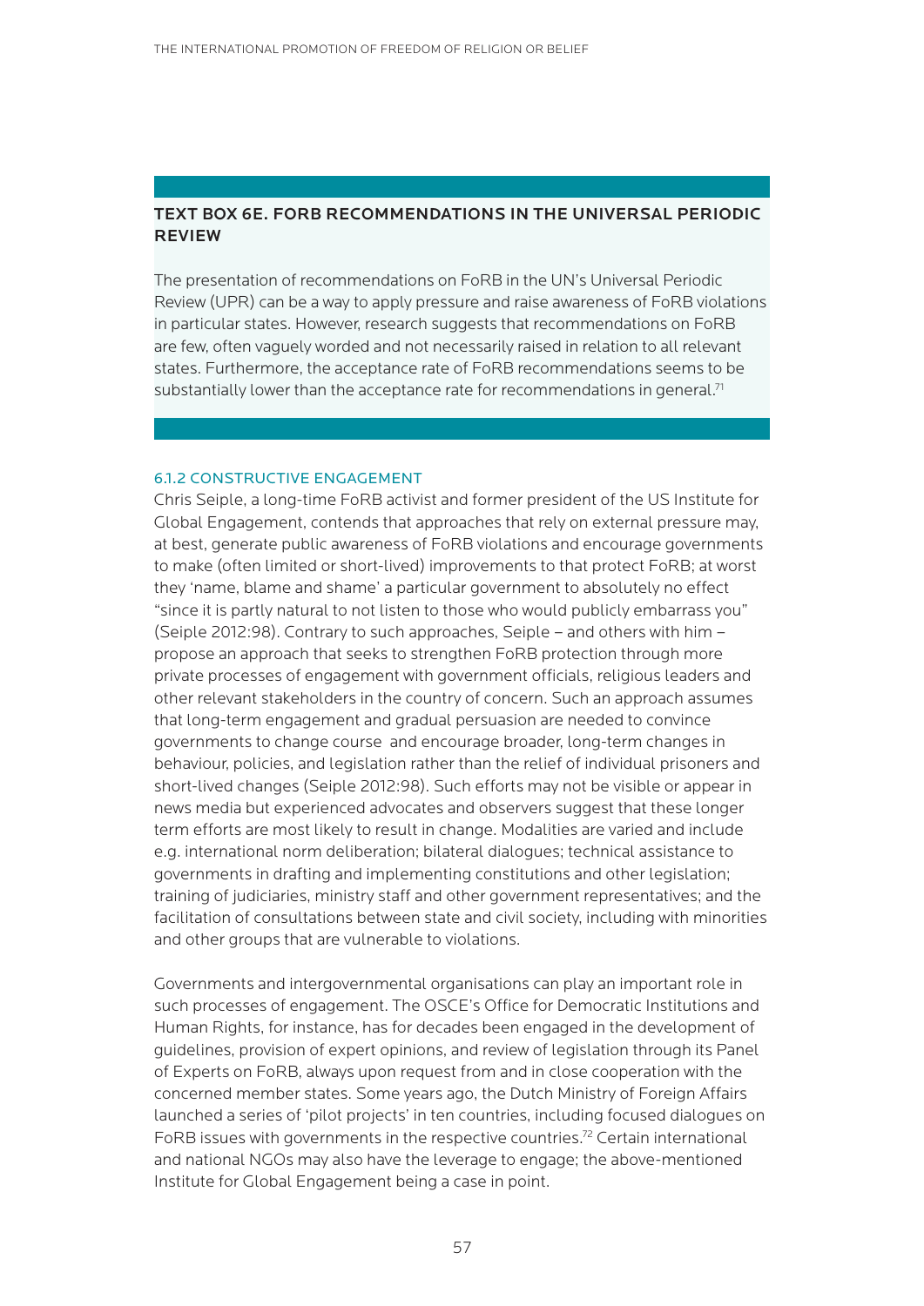### TEXT BOX 6E. FORB RECOMMENDATIONS IN THE UNIVERSAL PERIODIC REVIEW

The presentation of recommendations on FoRB in the UN's Universal Periodic Review (UPR) can be a way to apply pressure and raise awareness of FoRB violations in particular states. However, research suggests that recommendations on FoRB are few, often vaguely worded and not necessarily raised in relation to all relevant states. Furthermore, the acceptance rate of FoRB recommendations seems to be substantially lower than the acceptance rate for recommendations in general.[71]

### 6.1.2 CONSTRUCTIVE ENGAGEMENT

Chris Seiple, a long-time FoRB activist and former president of the US Institute for Global Engagement, contends that approaches that rely on external pressure may, at best, generate public awareness of FoRB violations and encourage governments to make (often limited or short-lived) improvements to that protect FoRB; at worst they 'name, blame and shame' a particular government to absolutely no effect "since it is partly natural to not listen to those who would publicly embarrass you" (Seiple 2012:98). Contrary to such approaches, Seiple – and others with him – propose an approach that seeks to strengthen FoRB protection through more private processes of engagement with government officials, religious leaders and other relevant stakeholders in the country of concern. Such an approach assumes that long-term engagement and gradual persuasion are needed to convince governments to change course and encourage broader, long-term changes in behaviour, policies, and legislation rather than the relief of individual prisoners and short-lived changes (Seiple 2012:98). Such efforts may not be visible or appear in news media but experienced advocates and observers suggest that these longer term efforts are most likely to result in change. Modalities are varied and include e.g. international norm deliberation; bilateral dialogues; technical assistance to governments in drafting and implementing constitutions and other legislation; training of judiciaries, ministry staff and other government representatives; and the facilitation of consultations between state and civil society, including with minorities and other groups that are vulnerable to violations.

Governments and intergovernmental organisations can play an important role in such processes of engagement. The OSCE's Office for Democratic Institutions and Human Rights, for instance, has for decades been engaged in the development of guidelines, provision of expert opinions, and review of legislation through its Panel of Experts on FoRB, always upon request from and in close cooperation with the concerned member states. Some years ago, the Dutch Ministry of Foreign Affairs launched a series of 'pilot projects' in ten countries, including focused dialogues on FoRB issues with governments in the respective countries.[72] Certain international and national NGOs may also have the leverage to engage; the above-mentioned Institute for Global Engagement being a case in point.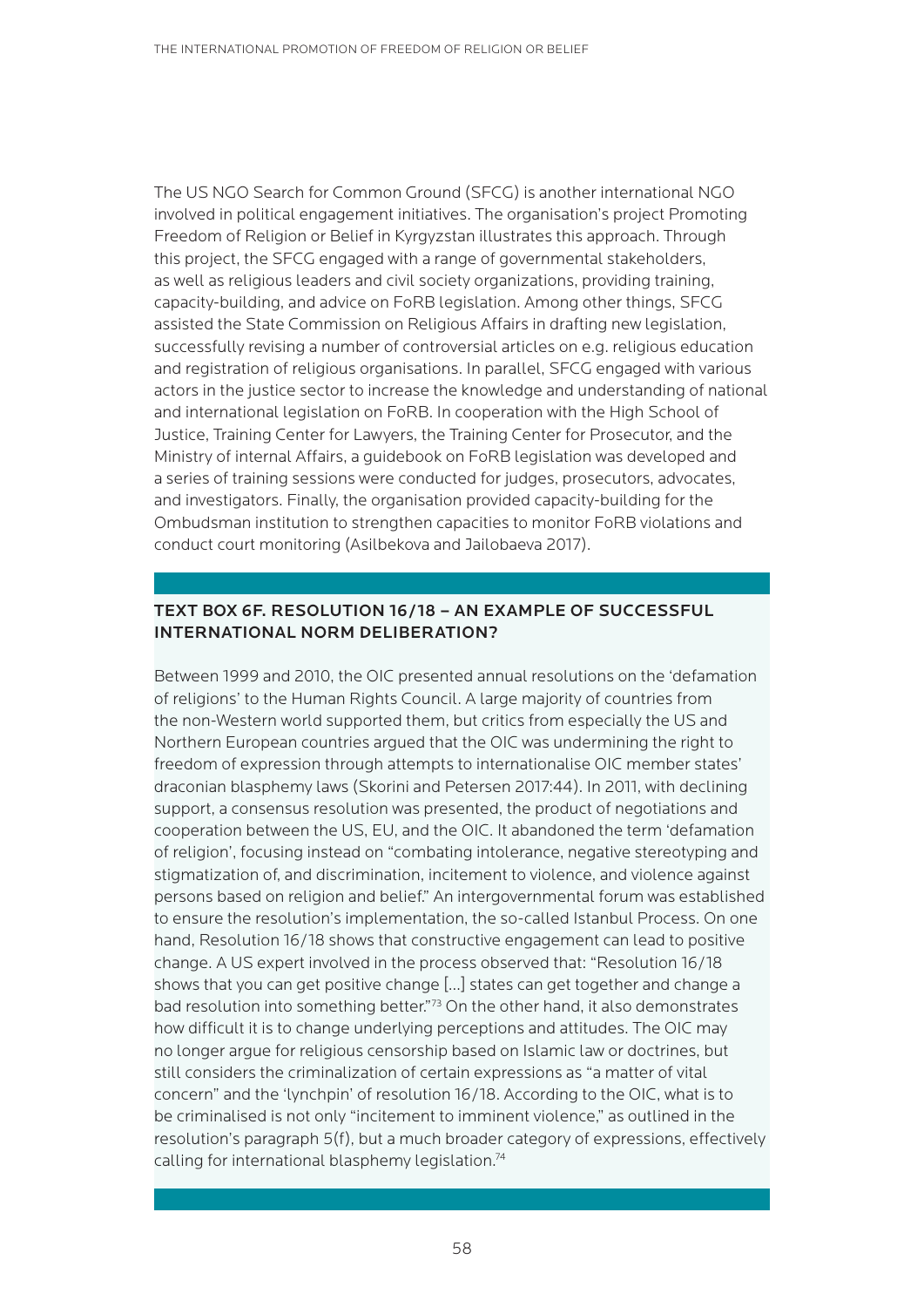The US NGO Search for Common Ground (SFCG) is another international NGO involved in political engagement initiatives. The organisation's project Promoting Freedom of Religion or Belief in Kyrgyzstan illustrates this approach. Through this project, the SFCG engaged with a range of governmental stakeholders, as well as religious leaders and civil society organizations, providing training, capacity-building, and advice on FoRB legislation. Among other things, SFCG assisted the State Commission on Religious Affairs in drafting new legislation, successfully revising a number of controversial articles on e.g. religious education and registration of religious organisations. In parallel, SFCG engaged with various actors in the justice sector to increase the knowledge and understanding of national and international legislation on FoRB. In cooperation with the High School of Justice, Training Center for Lawyers, the Training Center for Prosecutor, and the Ministry of internal Affairs, a guidebook on FoRB legislation was developed and a series of training sessions were conducted for judges, prosecutors, advocates, and investigators. Finally, the organisation provided capacity-building for the Ombudsman institution to strengthen capacities to monitor FoRB violations and conduct court monitoring (Asilbekova and Jailobaeva 2017).

### TEXT BOX 6F. RESOLUTION 16/18 – AN EXAMPLE OF SUCCESSFUL INTERNATIONAL NORM DELIBERATION?

Between 1999 and 2010, the OIC presented annual resolutions on the 'defamation of religions' to the Human Rights Council. A large majority of countries from the non-Western world supported them, but critics from especially the US and Northern European countries argued that the OIC was undermining the right to freedom of expression through attempts to internationalise OIC member states' draconian blasphemy laws (Skorini and Petersen 2017:44). In 2011, with declining support, a consensus resolution was presented, the product of negotiations and cooperation between the US, EU, and the OIC. It abandoned the term 'defamation of religion', focusing instead on "combating intolerance, negative stereotyping and stigmatization of, and discrimination, incitement to violence, and violence against persons based on religion and belief." An intergovernmental forum was established to ensure the resolution's implementation, the so-called Istanbul Process. On one hand, Resolution 16/18 shows that constructive engagement can lead to positive change. A US expert involved in the process observed that: "Resolution 16/18 shows that you can get positive change […] states can get together and change a bad resolution into something better."[73] On the other hand, it also demonstrates how difficult it is to change underlying perceptions and attitudes. The OIC may no longer argue for religious censorship based on Islamic law or doctrines, but still considers the criminalization of certain expressions as "a matter of vital concern" and the 'lynchpin' of resolution 16/18. According to the OIC, what is to be criminalised is not only "incitement to imminent violence," as outlined in the resolution's paragraph 5(f), but a much broader category of expressions, effectively calling for international blasphemy legislation.[74]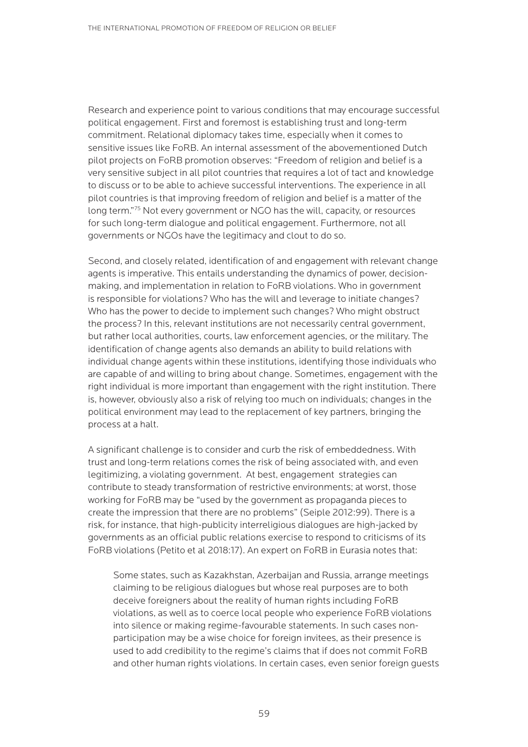Research and experience point to various conditions that may encourage successful political engagement. First and foremost is establishing trust and long-term commitment. Relational diplomacy takes time, especially when it comes to sensitive issues like FoRB. An internal assessment of the abovementioned Dutch pilot projects on FoRB promotion observes: "Freedom of religion and belief is a very sensitive subject in all pilot countries that requires a lot of tact and knowledge to discuss or to be able to achieve successful interventions. The experience in all pilot countries is that improving freedom of religion and belief is a matter of the long term."[75] Not every government or NGO has the will, capacity, or resources for such long-term dialogue and political engagement. Furthermore, not all governments or NGOs have the legitimacy and clout to do so.

Second, and closely related, identification of and engagement with relevant change agents is imperative. This entails understanding the dynamics of power, decision-making, and implementation in relation to FoRB violations. Who in government is responsible for violations? Who has the will and leverage to initiate changes? Who has the power to decide to implement such changes? Who might obstruct the process? In this, relevant institutions are not necessarily central government, but rather local authorities, courts, law enforcement agencies, or the military. The identification of change agents also demands an ability to build relations with individual change agents within these institutions, identifying those individuals who are capable of and willing to bring about change. Sometimes, engagement with the right individual is more important than engagement with the right institution. There is, however, obviously also a risk of relying too much on individuals; changes in the political environment may lead to the replacement of key partners, bringing the process at a halt.

A significant challenge is to consider and curb the risk of embeddedness. With trust and long-term relations comes the risk of being associated with, and even legitimizing, a violating government. At best, engagement strategies can contribute to steady transformation of restrictive environments; at worst, those working for FoRB may be "used by the government as propaganda pieces to create the impression that there are no problems" (Seiple 2012:99). There is a risk, for instance, that high-publicity interreligious dialogues are high-jacked by governments as an official public relations exercise to respond to criticisms of its FoRB violations (Petito et al 2018:17). An expert on FoRB in Eurasia notes that:

> Some states, such as Kazakhstan, Azerbaijan and Russia, arrange meetings claiming to be religious dialogues but whose real purposes are to both deceive foreigners about the reality of human rights including FoRB violations, as well as to coerce local people who experience FoRB violations into silence or making regime-favourable statements. In such cases non-participation may be a wise choice for foreign invitees, as their presence is used to add credibility to the regime's claims that if does not commit FoRB and other human rights violations. In certain cases, even senior foreign guests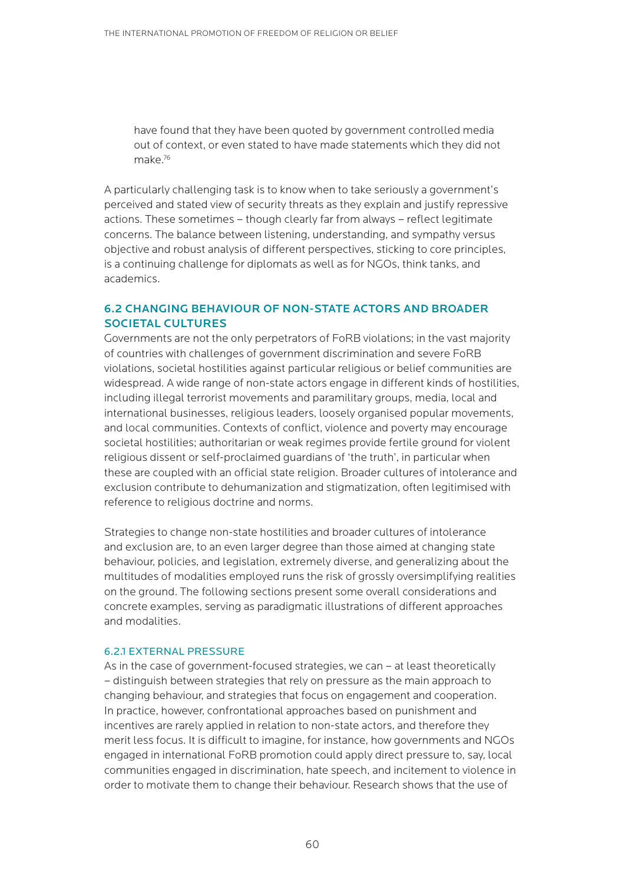have found that they have been quoted by government controlled media out of context, or even stated to have made statements which they did not make.[76]

A particularly challenging task is to know when to take seriously a government's perceived and stated view of security threats as they explain and justify repressive actions. These sometimes – though clearly far from always – reflect legitimate concerns. The balance between listening, understanding, and sympathy versus objective and robust analysis of different perspectives, sticking to core principles, is a continuing challenge for diplomats as well as for NGOs, think tanks, and academics.

## 6.2 CHANGING BEHAVIOUR OF NON-STATE ACTORS AND BROADER SOCIETAL CULTURES

Governments are not the only perpetrators of FoRB violations; in the vast majority of countries with challenges of government discrimination and severe FoRB violations, societal hostilities against particular religious or belief communities are widespread. A wide range of non-state actors engage in different kinds of hostilities, including illegal terrorist movements and paramilitary groups, media, local and international businesses, religious leaders, loosely organised popular movements, and local communities. Contexts of conflict, violence and poverty may encourage societal hostilities; authoritarian or weak regimes provide fertile ground for violent religious dissent or self-proclaimed guardians of 'the truth', in particular when these are coupled with an official state religion. Broader cultures of intolerance and exclusion contribute to dehumanization and stigmatization, often legitimised with reference to religious doctrine and norms.

Strategies to change non-state hostilities and broader cultures of intolerance and exclusion are, to an even larger degree than those aimed at changing state behaviour, policies, and legislation, extremely diverse, and generalizing about the multitudes of modalities employed runs the risk of grossly oversimplifying realities on the ground. The following sections present some overall considerations and concrete examples, serving as paradigmatic illustrations of different approaches and modalities.

### 6.2.1 EXTERNAL PRESSURE

As in the case of government-focused strategies, we can – at least theoretically – distinguish between strategies that rely on pressure as the main approach to changing behaviour, and strategies that focus on engagement and cooperation. In practice, however, confrontational approaches based on punishment and incentives are rarely applied in relation to non-state actors, and therefore they merit less focus. It is difficult to imagine, for instance, how governments and NGOs engaged in international FoRB promotion could apply direct pressure to, say, local communities engaged in discrimination, hate speech, and incitement to violence in order to motivate them to change their behaviour. Research shows that the use of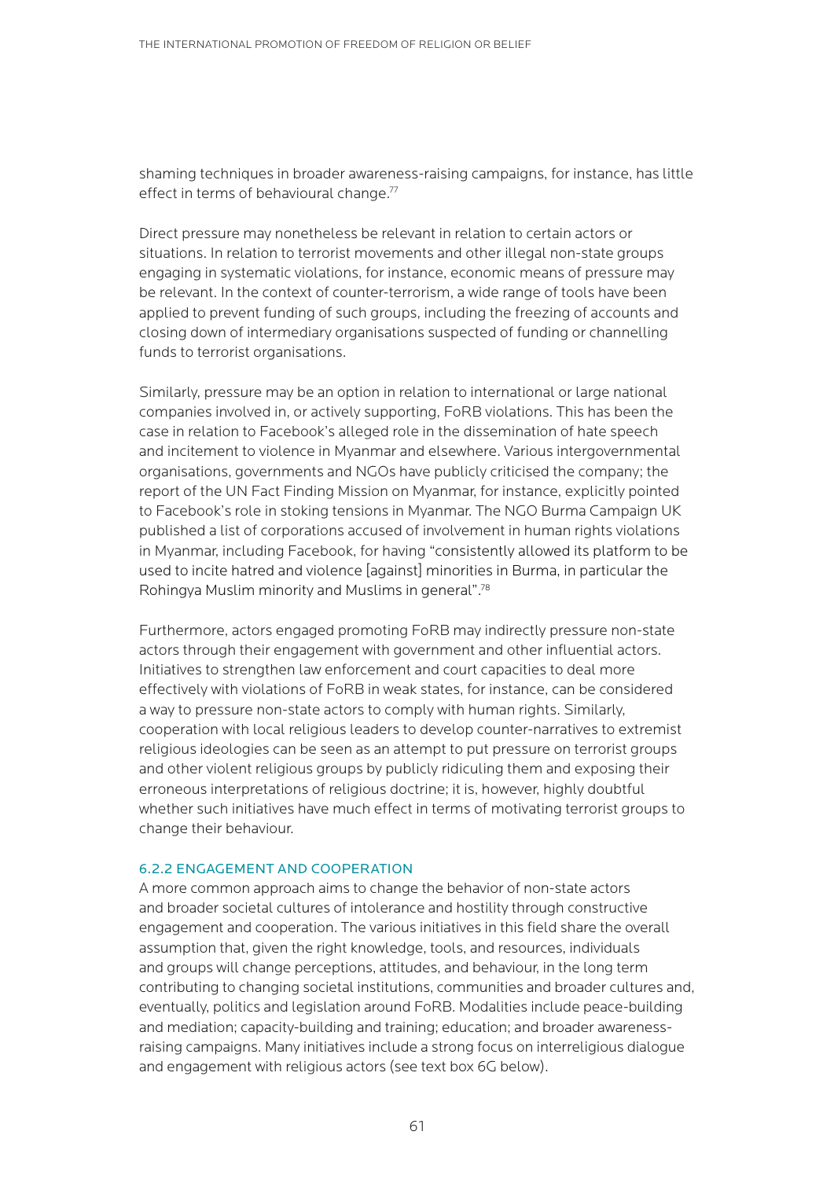shaming techniques in broader awareness-raising campaigns, for instance, has little effect in terms of behavioural change.[77]

Direct pressure may nonetheless be relevant in relation to certain actors or situations. In relation to terrorist movements and other illegal non-state groups engaging in systematic violations, for instance, economic means of pressure may be relevant. In the context of counter-terrorism, a wide range of tools have been applied to prevent funding of such groups, including the freezing of accounts and closing down of intermediary organisations suspected of funding or channelling funds to terrorist organisations.

Similarly, pressure may be an option in relation to international or large national companies involved in, or actively supporting, FoRB violations. This has been the case in relation to Facebook's alleged role in the dissemination of hate speech and incitement to violence in Myanmar and elsewhere. Various intergovernmental organisations, governments and NGOs have publicly criticised the company; the report of the UN Fact Finding Mission on Myanmar, for instance, explicitly pointed to Facebook's role in stoking tensions in Myanmar. The NGO Burma Campaign UK published a list of corporations accused of involvement in human rights violations in Myanmar, including Facebook, for having "consistently allowed its platform to be used to incite hatred and violence [against] minorities in Burma, in particular the Rohingya Muslim minority and Muslims in general".[78]

Furthermore, actors engaged promoting FoRB may indirectly pressure non-state actors through their engagement with government and other influential actors. Initiatives to strengthen law enforcement and court capacities to deal more effectively with violations of FoRB in weak states, for instance, can be considered a way to pressure non-state actors to comply with human rights. Similarly, cooperation with local religious leaders to develop counter-narratives to extremist religious ideologies can be seen as an attempt to put pressure on terrorist groups and other violent religious groups by publicly ridiculing them and exposing their erroneous interpretations of religious doctrine; it is, however, highly doubtful whether such initiatives have much effect in terms of motivating terrorist groups to change their behaviour.

### 6.2.2 ENGAGEMENT AND COOPERATION

A more common approach aims to change the behavior of non-state actors and broader societal cultures of intolerance and hostility through constructive engagement and cooperation. The various initiatives in this field share the overall assumption that, given the right knowledge, tools, and resources, individuals and groups will change perceptions, attitudes, and behaviour, in the long term contributing to changing societal institutions, communities and broader cultures and, eventually, politics and legislation around FoRB. Modalities include peace-building and mediation; capacity-building and training; education; and broader awareness-raising campaigns. Many initiatives include a strong focus on interreligious dialogue and engagement with religious actors (see text box 6G below).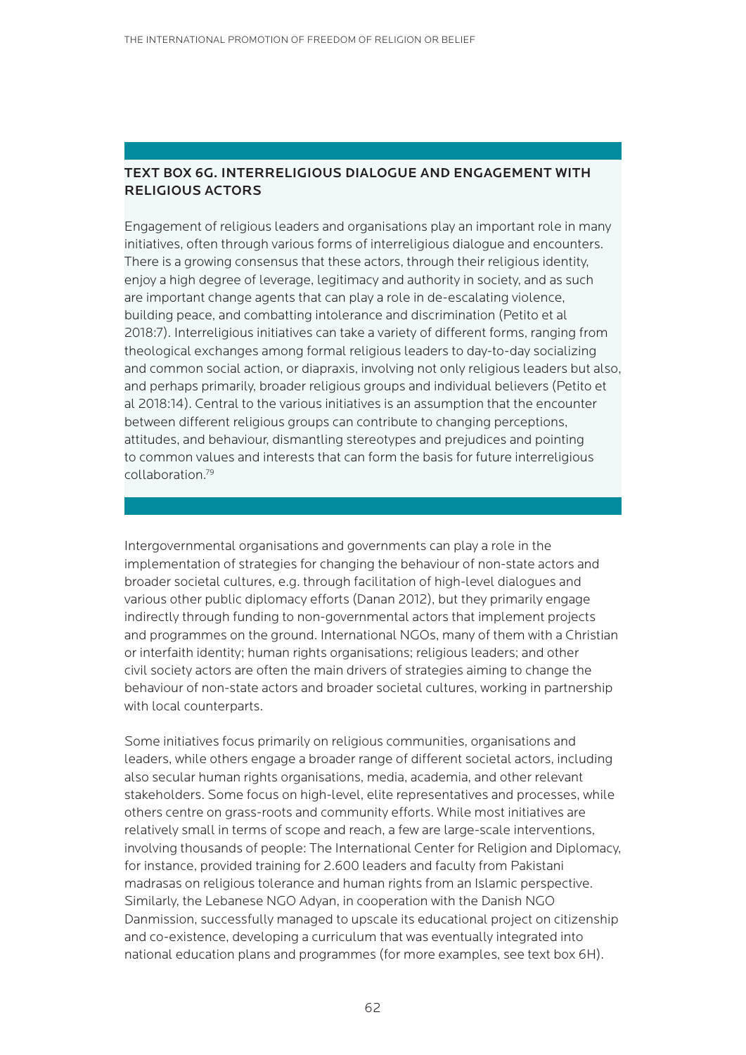### TEXT BOX 6G. INTERRELIGIOUS DIALOGUE AND ENGAGEMENT WITH RELIGIOUS ACTORS

Engagement of religious leaders and organisations play an important role in many initiatives, often through various forms of interreligious dialogue and encounters. There is a growing consensus that these actors, through their religious identity, enjoy a high degree of leverage, legitimacy and authority in society, and as such are important change agents that can play a role in de-escalating violence, building peace, and combatting intolerance and discrimination (Petito et al 2018:7). Interreligious initiatives can take a variety of different forms, ranging from theological exchanges among formal religious leaders to day-to-day socializing and common social action, or diapraxis, involving not only religious leaders but also, and perhaps primarily, broader religious groups and individual believers (Petito et al 2018:14). Central to the various initiatives is an assumption that the encounter between different religious groups can contribute to changing perceptions, attitudes, and behaviour, dismantling stereotypes and prejudices and pointing to common values and interests that can form the basis for future interreligious collaboration.[79]

Intergovernmental organisations and governments can play a role in the implementation of strategies for changing the behaviour of non-state actors and broader societal cultures, e.g. through facilitation of high-level dialogues and various other public diplomacy efforts (Danan 2012), but they primarily engage indirectly through funding to non-governmental actors that implement projects and programmes on the ground. International NGOs, many of them with a Christian or interfaith identity; human rights organisations; religious leaders; and other civil society actors are often the main drivers of strategies aiming to change the behaviour of non-state actors and broader societal cultures, working in partnership with local counterparts.

Some initiatives focus primarily on religious communities, organisations and leaders, while others engage a broader range of different societal actors, including also secular human rights organisations, media, academia, and other relevant stakeholders. Some focus on high-level, elite representatives and processes, while others centre on grass-roots and community efforts. While most initiatives are relatively small in terms of scope and reach, a few are large-scale interventions, involving thousands of people: The International Center for Religion and Diplomacy, for instance, provided training for 2.600 leaders and faculty from Pakistani madrasas on religious tolerance and human rights from an Islamic perspective. Similarly, the Lebanese NGO Adyan, in cooperation with the Danish NGO Danmission, successfully managed to upscale its educational project on citizenship and co-existence, developing a curriculum that was eventually integrated into national education plans and programmes (for more examples, see text box 6H).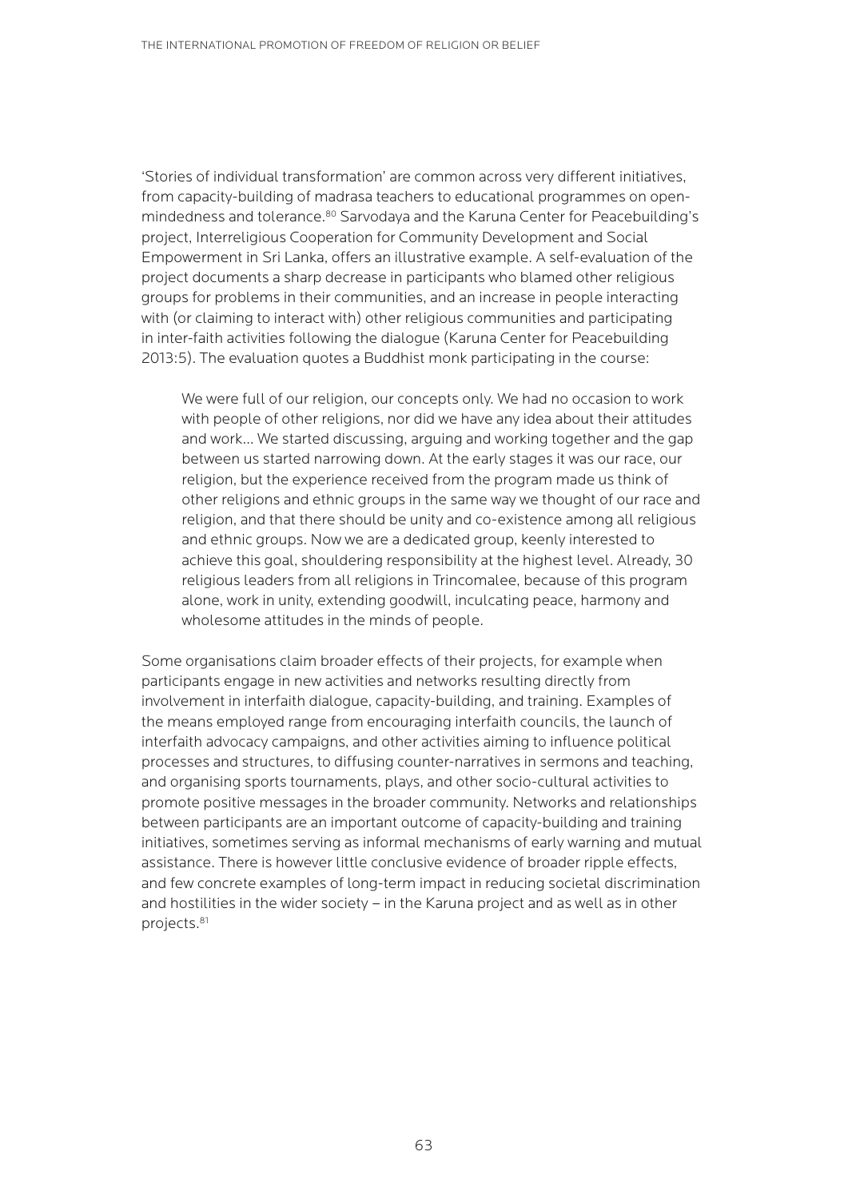'Stories of individual transformation' are common across very different initiatives, from capacity-building of madrasa teachers to educational programmes on open-mindedness and tolerance.[80] Sarvodaya and the Karuna Center for Peacebuilding's project, Interreligious Cooperation for Community Development and Social Empowerment in Sri Lanka, offers an illustrative example. A self-evaluation of the project documents a sharp decrease in participants who blamed other religious groups for problems in their communities, and an increase in people interacting with (or claiming to interact with) other religious communities and participating in inter-faith activities following the dialogue (Karuna Center for Peacebuilding 2013:5). The evaluation quotes a Buddhist monk participating in the course:

> We were full of our religion, our concepts only. We had no occasion to work with people of other religions, nor did we have any idea about their attitudes and work... We started discussing, arguing and working together and the gap between us started narrowing down. At the early stages it was our race, our religion, but the experience received from the program made us think of other religions and ethnic groups in the same way we thought of our race and religion, and that there should be unity and co-existence among all religious and ethnic groups. Now we are a dedicated group, keenly interested to achieve this goal, shouldering responsibility at the highest level. Already, 30 religious leaders from all religions in Trincomalee, because of this program alone, work in unity, extending goodwill, inculcating peace, harmony and wholesome attitudes in the minds of people.

Some organisations claim broader effects of their projects, for example when participants engage in new activities and networks resulting directly from involvement in interfaith dialogue, capacity-building, and training. Examples of the means employed range from encouraging interfaith councils, the launch of interfaith advocacy campaigns, and other activities aiming to influence political processes and structures, to diffusing counter-narratives in sermons and teaching, and organising sports tournaments, plays, and other socio-cultural activities to promote positive messages in the broader community. Networks and relationships between participants are an important outcome of capacity-building and training initiatives, sometimes serving as informal mechanisms of early warning and mutual assistance. There is however little conclusive evidence of broader ripple effects, and few concrete examples of long-term impact in reducing societal discrimination and hostilities in the wider society – in the Karuna project and as well as in other projects.[81]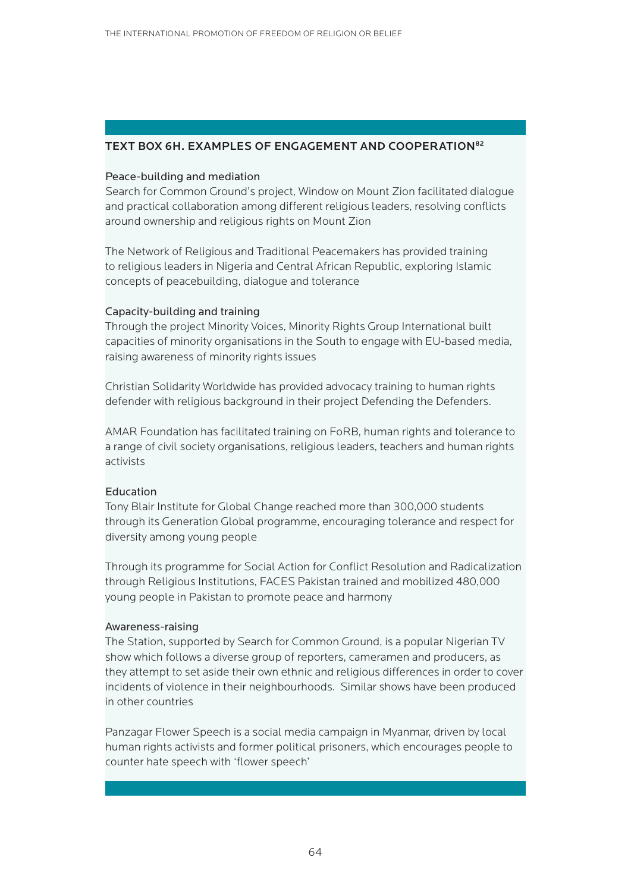## TEXT BOX 6H. EXAMPLES OF ENGAGEMENT AND COOPERATION[82]

### Peace-building and mediation

Search for Common Ground's project, Window on Mount Zion facilitated dialogue and practical collaboration among different religious leaders, resolving conflicts around ownership and religious rights on Mount Zion

The Network of Religious and Traditional Peacemakers has provided training to religious leaders in Nigeria and Central African Republic, exploring Islamic concepts of peacebuilding, dialogue and tolerance

### Capacity-building and training

Through the project Minority Voices, Minority Rights Group International built capacities of minority organisations in the South to engage with EU-based media, raising awareness of minority rights issues

Christian Solidarity Worldwide has provided advocacy training to human rights defender with religious background in their project Defending the Defenders.

AMAR Foundation has facilitated training on FoRB, human rights and tolerance to a range of civil society organisations, religious leaders, teachers and human rights activists

### Education

Tony Blair Institute for Global Change reached more than 300,000 students through its Generation Global programme, encouraging tolerance and respect for diversity among young people

Through its programme for Social Action for Conflict Resolution and Radicalization through Religious Institutions, FACES Pakistan trained and mobilized 480,000 young people in Pakistan to promote peace and harmony

### Awareness-raising

The Station, supported by Search for Common Ground, is a popular Nigerian TV show which follows a diverse group of reporters, cameramen and producers, as they attempt to set aside their own ethnic and religious differences in order to cover incidents of violence in their neighbourhoods. Similar shows have been produced in other countries

Panzagar Flower Speech is a social media campaign in Myanmar, driven by local human rights activists and former political prisoners, which encourages people to counter hate speech with 'flower speech'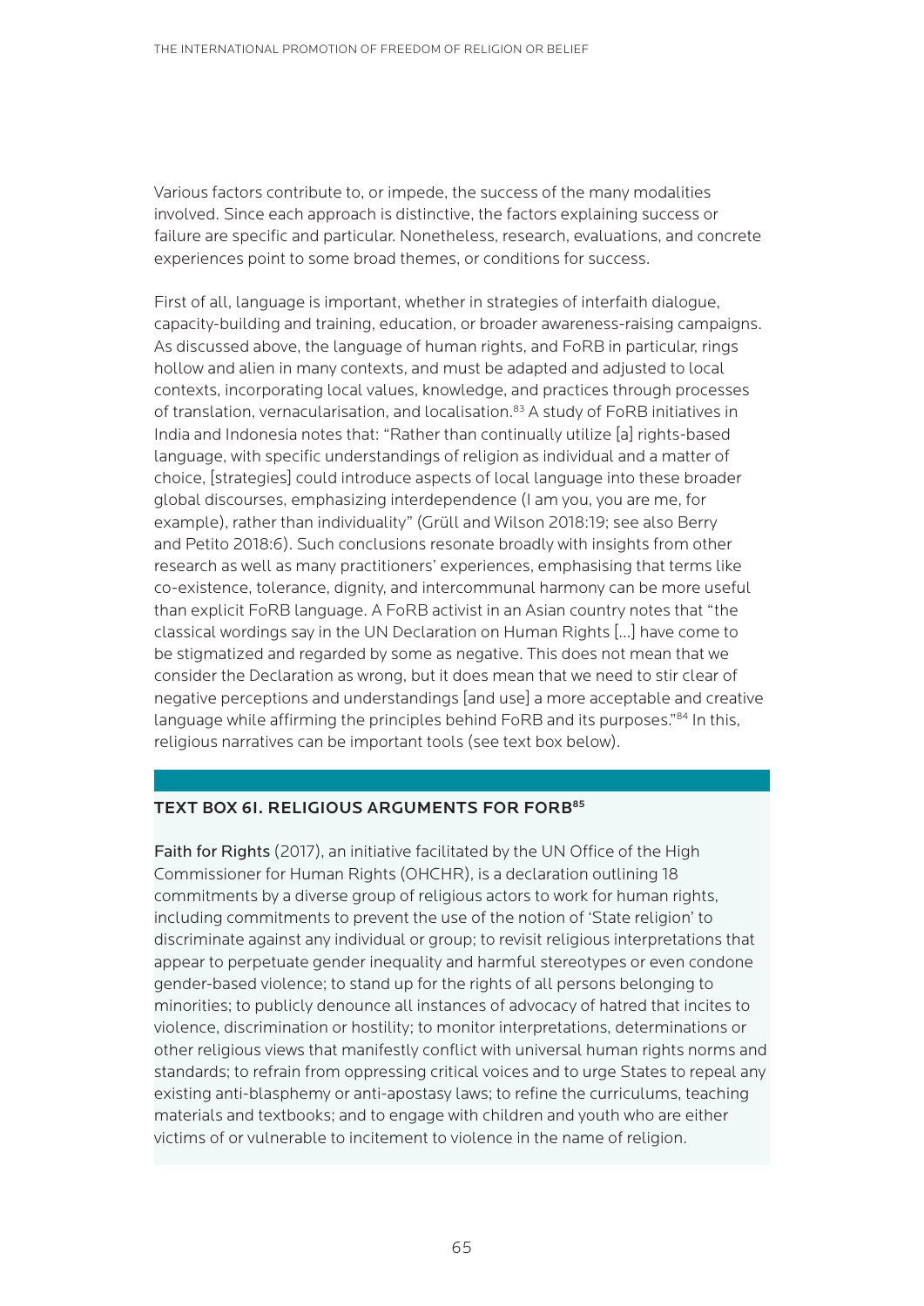Various factors contribute to, or impede, the success of the many modalities involved. Since each approach is distinctive, the factors explaining success or failure are specific and particular. Nonetheless, research, evaluations, and concrete experiences point to some broad themes, or conditions for success.

First of all, language is important, whether in strategies of interfaith dialogue, capacity-building and training, education, or broader awareness-raising campaigns. As discussed above, the language of human rights, and FoRB in particular, rings hollow and alien in many contexts, and must be adapted and adjusted to local contexts, incorporating local values, knowledge, and practices through processes of translation, vernacularisation, and localisation.[83] A study of FoRB initiatives in India and Indonesia notes that: "Rather than continually utilize [a] rights-based language, with specific understandings of religion as individual and a matter of choice, [strategies] could introduce aspects of local language into these broader global discourses, emphasizing interdependence (I am you, you are me, for example), rather than individuality" (Grüll and Wilson 2018:19; see also Berry and Petito 2018:6). Such conclusions resonate broadly with insights from other research as well as many practitioners' experiences, emphasising that terms like co-existence, tolerance, dignity, and intercommunal harmony can be more useful than explicit FoRB language. A FoRB activist in an Asian country notes that "the classical wordings say in the UN Declaration on Human Rights [...] have come to be stigmatized and regarded by some as negative. This does not mean that we consider the Declaration as wrong, but it does mean that we need to stir clear of negative perceptions and understandings [and use] a more acceptable and creative language while affirming the principles behind FoRB and its purposes."[84] In this, religious narratives can be important tools (see text box below).

### TEXT BOX 6I. RELIGIOUS ARGUMENTS FOR FORB[85]

Faith for Rights (2017), an initiative facilitated by the UN Office of the High Commissioner for Human Rights (OHCHR), is a declaration outlining 18 commitments by a diverse group of religious actors to work for human rights, including commitments to prevent the use of the notion of 'State religion' to discriminate against any individual or group; to revisit religious interpretations that appear to perpetuate gender inequality and harmful stereotypes or even condone gender-based violence; to stand up for the rights of all persons belonging to minorities; to publicly denounce all instances of advocacy of hatred that incites to violence, discrimination or hostility; to monitor interpretations, determinations or other religious views that manifestly conflict with universal human rights norms and standards; to refrain from oppressing critical voices and to urge States to repeal any existing anti-blasphemy or anti-apostasy laws; to refine the curriculums, teaching materials and textbooks; and to engage with children and youth who are either victims of or vulnerable to incitement to violence in the name of religion.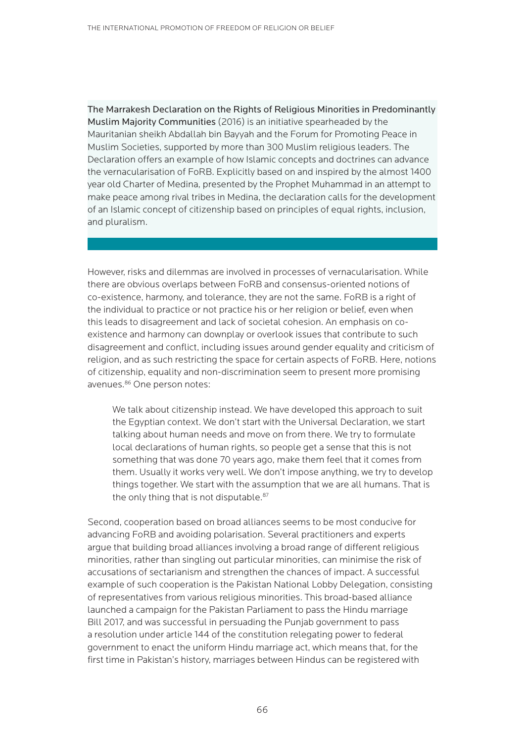The Marrakesh Declaration on the Rights of Religious Minorities in Predominantly Muslim Majority Communities (2016) is an initiative spearheaded by the Mauritanian sheikh Abdallah bin Bayyah and the Forum for Promoting Peace in Muslim Societies, supported by more than 300 Muslim religious leaders. The Declaration offers an example of how Islamic concepts and doctrines can advance the vernacularisation of FoRB. Explicitly based on and inspired by the almost 1400 year old Charter of Medina, presented by the Prophet Muhammad in an attempt to make peace among rival tribes in Medina, the declaration calls for the development of an Islamic concept of citizenship based on principles of equal rights, inclusion, and pluralism.

However, risks and dilemmas are involved in processes of vernacularisation. While there are obvious overlaps between FoRB and consensus-oriented notions of co-existence, harmony, and tolerance, they are not the same. FoRB is a right of the individual to practice or not practice his or her religion or belief, even when this leads to disagreement and lack of societal cohesion. An emphasis on co-existence and harmony can downplay or overlook issues that contribute to such disagreement and conflict, including issues around gender equality and criticism of religion, and as such restricting the space for certain aspects of FoRB. Here, notions of citizenship, equality and non-discrimination seem to present more promising avenues.[86] One person notes:

> We talk about citizenship instead. We have developed this approach to suit the Egyptian context. We don't start with the Universal Declaration, we start talking about human needs and move on from there. We try to formulate local declarations of human rights, so people get a sense that this is not something that was done 70 years ago, make them feel that it comes from them. Usually it works very well. We don't impose anything, we try to develop things together. We start with the assumption that we are all humans. That is the only thing that is not disputable.[87]

Second, cooperation based on broad alliances seems to be most conducive for advancing FoRB and avoiding polarisation. Several practitioners and experts argue that building broad alliances involving a broad range of different religious minorities, rather than singling out particular minorities, can minimise the risk of accusations of sectarianism and strengthen the chances of impact. A successful example of such cooperation is the Pakistan National Lobby Delegation, consisting of representatives from various religious minorities. This broad-based alliance launched a campaign for the Pakistan Parliament to pass the Hindu marriage Bill 2017, and was successful in persuading the Punjab government to pass a resolution under article 144 of the constitution relegating power to federal government to enact the uniform Hindu marriage act, which means that, for the first time in Pakistan's history, marriages between Hindus can be registered with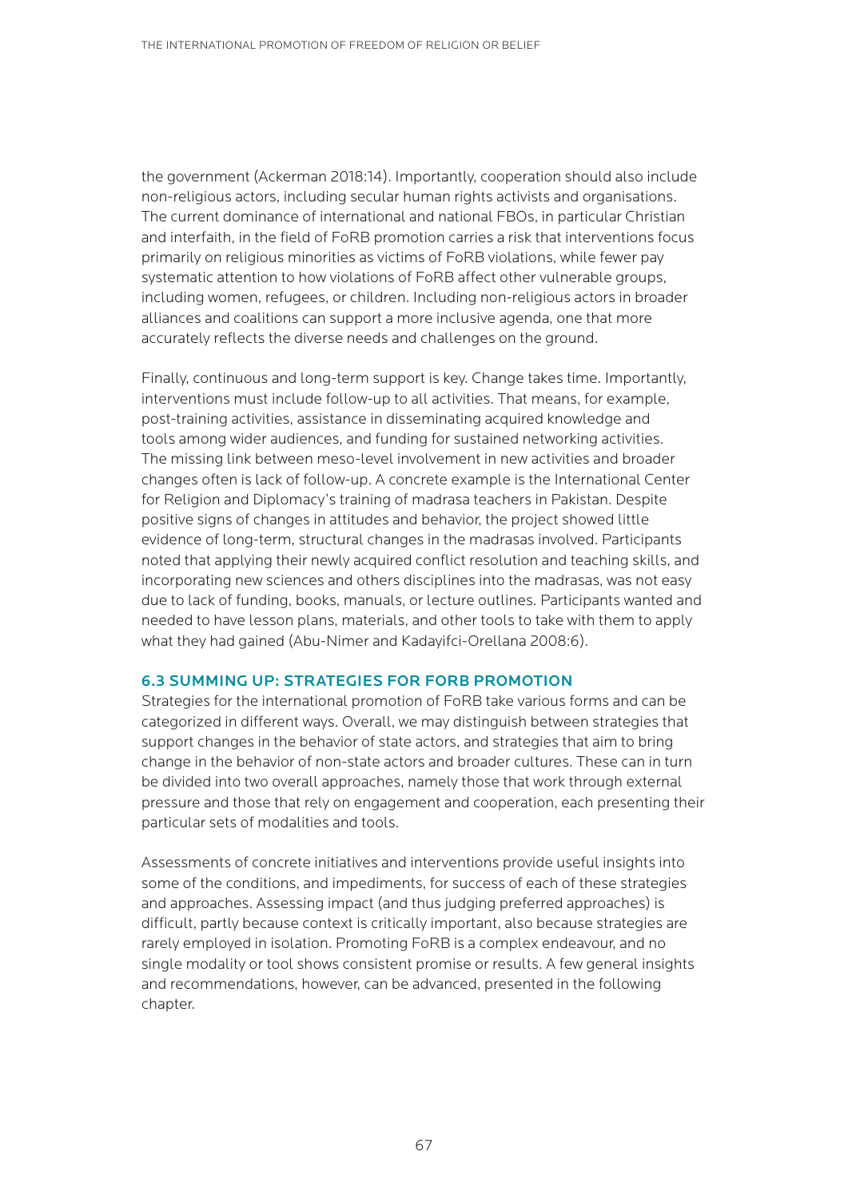the government (Ackerman 2018:14). Importantly, cooperation should also include non-religious actors, including secular human rights activists and organisations. The current dominance of international and national FBOs, in particular Christian and interfaith, in the field of FoRB promotion carries a risk that interventions focus primarily on religious minorities as victims of FoRB violations, while fewer pay systematic attention to how violations of FoRB affect other vulnerable groups, including women, refugees, or children. Including non-religious actors in broader alliances and coalitions can support a more inclusive agenda, one that more accurately reflects the diverse needs and challenges on the ground.

Finally, continuous and long-term support is key. Change takes time. Importantly, interventions must include follow-up to all activities. That means, for example, post-training activities, assistance in disseminating acquired knowledge and tools among wider audiences, and funding for sustained networking activities. The missing link between meso-level involvement in new activities and broader changes often is lack of follow-up. A concrete example is the International Center for Religion and Diplomacy's training of madrasa teachers in Pakistan. Despite positive signs of changes in attitudes and behavior, the project showed little evidence of long-term, structural changes in the madrasas involved. Participants noted that applying their newly acquired conflict resolution and teaching skills, and incorporating new sciences and others disciplines into the madrasas, was not easy due to lack of funding, books, manuals, or lecture outlines. Participants wanted and needed to have lesson plans, materials, and other tools to take with them to apply what they had gained (Abu-Nimer and Kadayifci-Orellana 2008:6).

### 6.3 SUMMING UP: STRATEGIES FOR FORB PROMOTION

Strategies for the international promotion of FoRB take various forms and can be categorized in different ways. Overall, we may distinguish between strategies that support changes in the behavior of state actors, and strategies that aim to bring change in the behavior of non-state actors and broader cultures. These can in turn be divided into two overall approaches, namely those that work through external pressure and those that rely on engagement and cooperation, each presenting their particular sets of modalities and tools.

Assessments of concrete initiatives and interventions provide useful insights into some of the conditions, and impediments, for success of each of these strategies and approaches. Assessing impact (and thus judging preferred approaches) is difficult, partly because context is critically important, also because strategies are rarely employed in isolation. Promoting FoRB is a complex endeavour, and no single modality or tool shows consistent promise or results. A few general insights and recommendations, however, can be advanced, presented in the following chapter.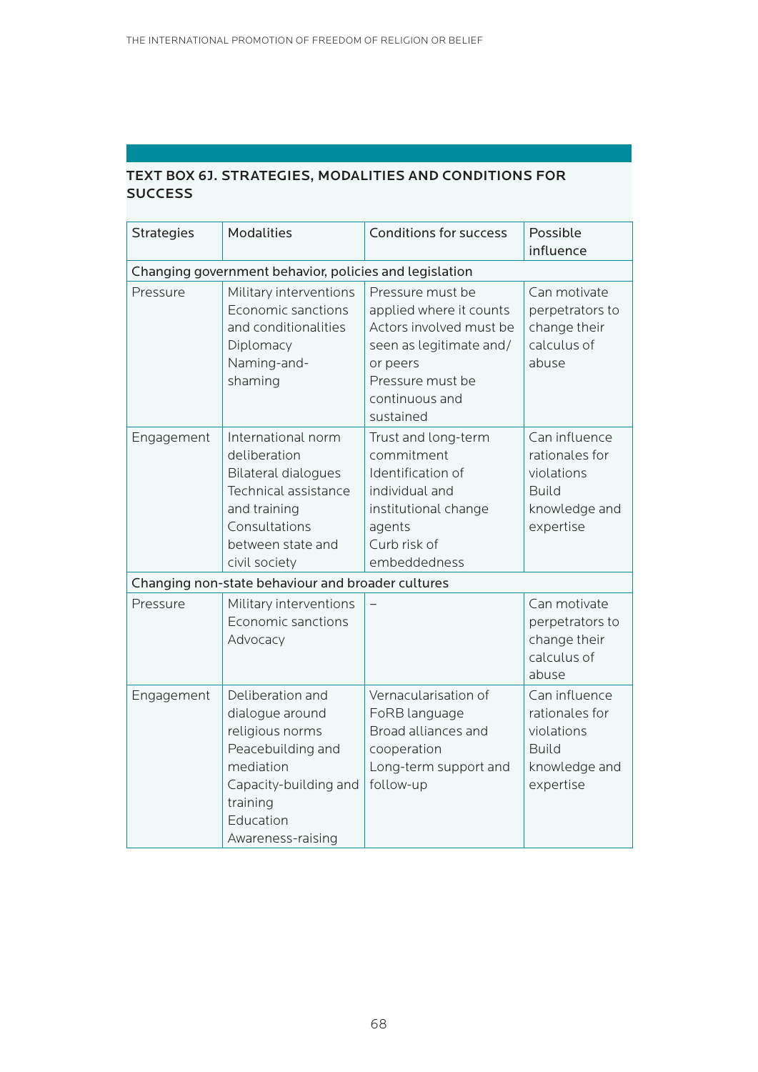### TEXT BOX 6J. STRATEGIES, MODALITIES AND CONDITIONS FOR SUCCESS

| Strategies | Modalities | Conditions for success | Possible influence |
|---|---|---|---|
| Changing government behavior, policies and legislation | | | |
| Pressure | Military interventions<br>Economic sanctions and conditionalities<br>Diplomacy<br>Naming-and-shaming | Pressure must be applied where it counts<br>Actors involved must be seen as legitimate and/or peers<br>Pressure must be continuous and sustained | Can motivate perpetrators to change their calculus of abuse |
| Engagement | International norm deliberation<br>Bilateral dialogues<br>Technical assistance and training<br>Consultations between state and civil society | Trust and long-term commitment<br>Identification of individual and institutional change agents<br>Curb risk of embeddedness | Can influence rationales for violations<br>Build knowledge and expertise |
| Changing non-state behaviour and broader cultures | | | |
| Pressure | Military interventions<br>Economic sanctions<br>Advocacy | – | Can motivate perpetrators to change their calculus of abuse |
| Engagement | Deliberation and dialogue around religious norms<br>Peacebuilding and mediation<br>Capacity-building and training<br>Education<br>Awareness-raising | Vernacularisation of FoRB language<br>Broad alliances and cooperation<br>Long-term support and follow-up | Can influence rationales for violations<br>Build knowledge and expertise |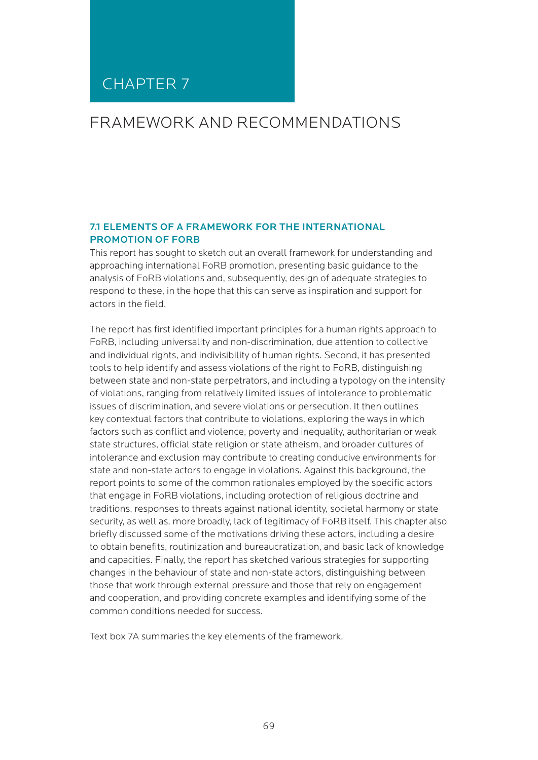# CHAPTER 7

# FRAMEWORK AND RECOMMENDATIONS

## 7.1 ELEMENTS OF A FRAMEWORK FOR THE INTERNATIONAL PROMOTION OF FORB

This report has sought to sketch out an overall framework for understanding and approaching international FoRB promotion, presenting basic guidance to the analysis of FoRB violations and, subsequently, design of adequate strategies to respond to these, in the hope that this can serve as inspiration and support for actors in the field.

The report has first identified important principles for a human rights approach to FoRB, including universality and non-discrimination, due attention to collective and individual rights, and indivisibility of human rights. Second, it has presented tools to help identify and assess violations of the right to FoRB, distinguishing between state and non-state perpetrators, and including a typology on the intensity of violations, ranging from relatively limited issues of intolerance to problematic issues of discrimination, and severe violations or persecution. It then outlines key contextual factors that contribute to violations, exploring the ways in which factors such as conflict and violence, poverty and inequality, authoritarian or weak state structures, official state religion or state atheism, and broader cultures of intolerance and exclusion may contribute to creating conducive environments for state and non-state actors to engage in violations. Against this background, the report points to some of the common rationales employed by the specific actors that engage in FoRB violations, including protection of religious doctrine and traditions, responses to threats against national identity, societal harmony or state security, as well as, more broadly, lack of legitimacy of FoRB itself. This chapter also briefly discussed some of the motivations driving these actors, including a desire to obtain benefits, routinization and bureaucratization, and basic lack of knowledge and capacities. Finally, the report has sketched various strategies for supporting changes in the behaviour of state and non-state actors, distinguishing between those that work through external pressure and those that rely on engagement and cooperation, and providing concrete examples and identifying some of the common conditions needed for success.

Text box 7A summaries the key elements of the framework.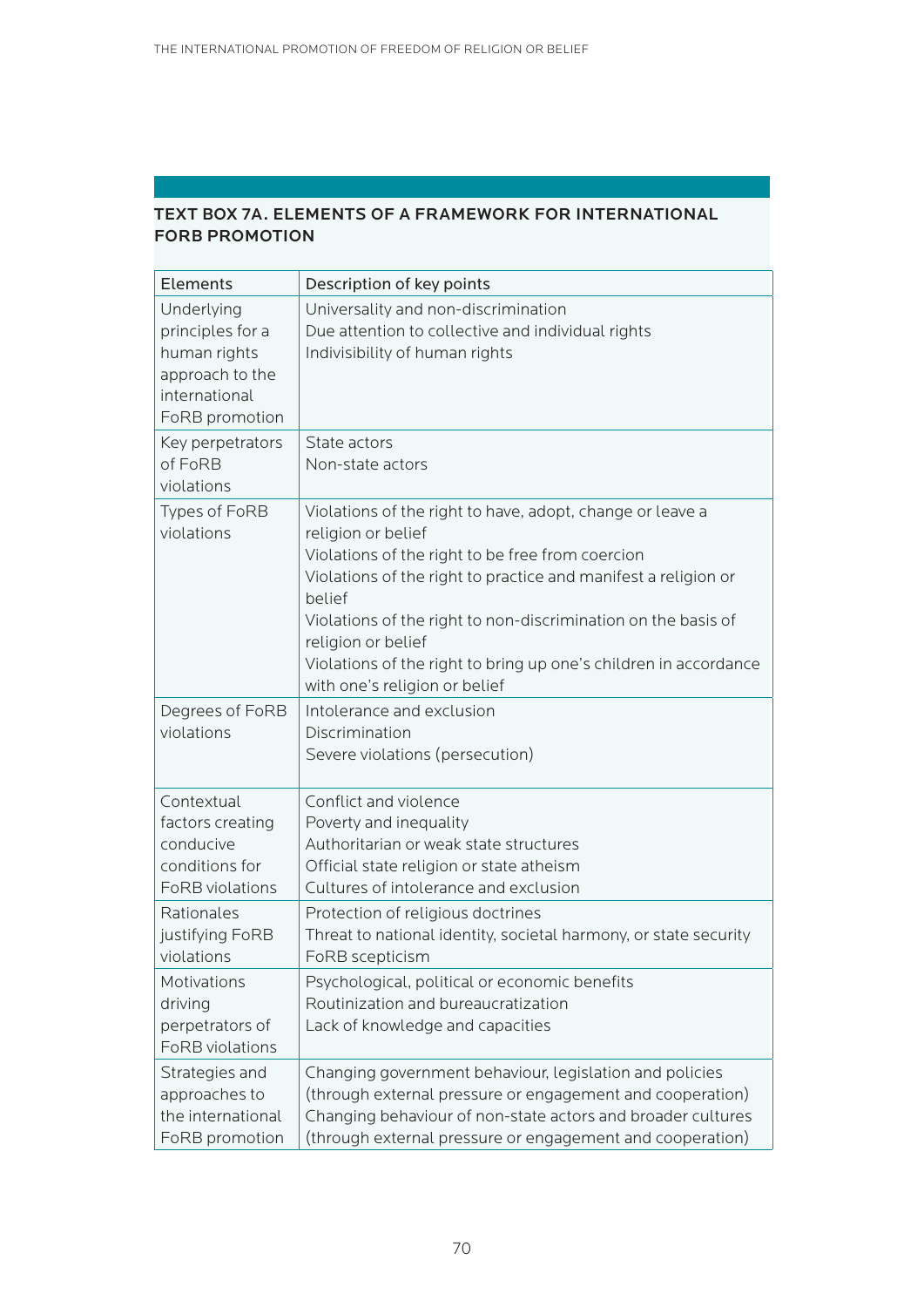### TEXT BOX 7A. ELEMENTS OF A FRAMEWORK FOR INTERNATIONAL FORB PROMOTION

| Elements | Description of key points |
|---|---|
| Underlying principles for a human rights approach to the international FoRB promotion | Universality and non-discrimination<br>Due attention to collective and individual rights<br>Indivisibility of human rights |
| Key perpetrators of FoRB violations | State actors<br>Non-state actors |
| Types of FoRB violations | Violations of the right to have, adopt, change or leave a religion or belief<br>Violations of the right to be free from coercion<br>Violations of the right to practice and manifest a religion or belief<br>Violations of the right to non-discrimination on the basis of religion or belief<br>Violations of the right to bring up one's children in accordance with one's religion or belief |
| Degrees of FoRB violations | Intolerance and exclusion<br>Discrimination<br>Severe violations (persecution) |
| Contextual factors creating conducive conditions for FoRB violations | Conflict and violence<br>Poverty and inequality<br>Authoritarian or weak state structures<br>Official state religion or state atheism<br>Cultures of intolerance and exclusion |
| Rationales justifying FoRB violations | Protection of religious doctrines<br>Threat to national identity, societal harmony, or state security<br>FoRB scepticism |
| Motivations driving perpetrators of FoRB violations | Psychological, political or economic benefits<br>Routinization and bureaucratization<br>Lack of knowledge and capacities |
| Strategies and approaches to the international FoRB promotion | Changing government behaviour, legislation and policies (through external pressure or engagement and cooperation)<br>Changing behaviour of non-state actors and broader cultures (through external pressure or engagement and cooperation) |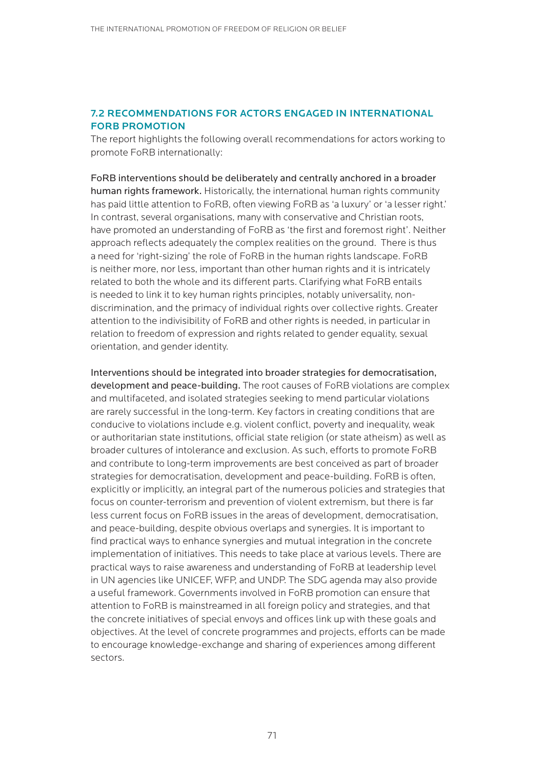### 7.2 RECOMMENDATIONS FOR ACTORS ENGAGED IN INTERNATIONAL FORB PROMOTION

The report highlights the following overall recommendations for actors working to promote FoRB internationally:

**FoRB interventions should be deliberately and centrally anchored in a broader human rights framework.** Historically, the international human rights community has paid little attention to FoRB, often viewing FoRB as 'a luxury' or 'a lesser right.' In contrast, several organisations, many with conservative and Christian roots, have promoted an understanding of FoRB as 'the first and foremost right'. Neither approach reflects adequately the complex realities on the ground. There is thus a need for 'right-sizing' the role of FoRB in the human rights landscape. FoRB is neither more, nor less, important than other human rights and it is intricately related to both the whole and its different parts. Clarifying what FoRB entails is needed to link it to key human rights principles, notably universality, non-discrimination, and the primacy of individual rights over collective rights. Greater attention to the indivisibility of FoRB and other rights is needed, in particular in relation to freedom of expression and rights related to gender equality, sexual orientation, and gender identity.

**Interventions should be integrated into broader strategies for democratisation, development and peace-building.** The root causes of FoRB violations are complex and multifaceted, and isolated strategies seeking to mend particular violations are rarely successful in the long-term. Key factors in creating conditions that are conducive to violations include e.g. violent conflict, poverty and inequality, weak or authoritarian state institutions, official state religion (or state atheism) as well as broader cultures of intolerance and exclusion. As such, efforts to promote FoRB and contribute to long-term improvements are best conceived as part of broader strategies for democratisation, development and peace-building. FoRB is often, explicitly or implicitly, an integral part of the numerous policies and strategies that focus on counter-terrorism and prevention of violent extremism, but there is far less current focus on FoRB issues in the areas of development, democratisation, and peace-building, despite obvious overlaps and synergies. It is important to find practical ways to enhance synergies and mutual integration in the concrete implementation of initiatives. This needs to take place at various levels. There are practical ways to raise awareness and understanding of FoRB at leadership level in UN agencies like UNICEF, WFP, and UNDP. The SDG agenda may also provide a useful framework. Governments involved in FoRB promotion can ensure that attention to FoRB is mainstreamed in all foreign policy and strategies, and that the concrete initiatives of special envoys and offices link up with these goals and objectives. At the level of concrete programmes and projects, efforts can be made to encourage knowledge-exchange and sharing of experiences among different sectors.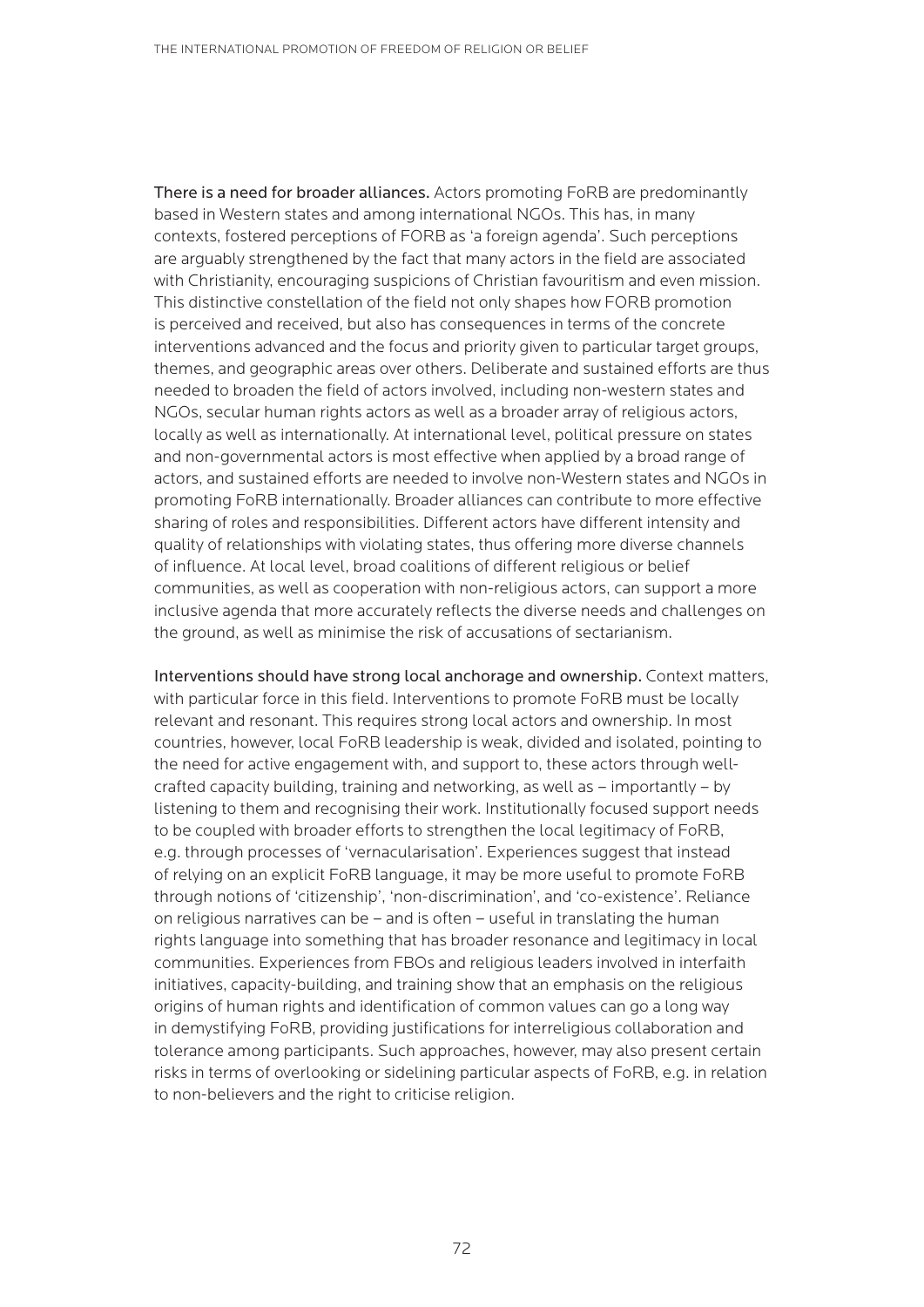**There is a need for broader alliances.** Actors promoting FoRB are predominantly based in Western states and among international NGOs. This has, in many contexts, fostered perceptions of FORB as 'a foreign agenda'. Such perceptions are arguably strengthened by the fact that many actors in the field are associated with Christianity, encouraging suspicions of Christian favouritism and even mission. This distinctive constellation of the field not only shapes how FORB promotion is perceived and received, but also has consequences in terms of the concrete interventions advanced and the focus and priority given to particular target groups, themes, and geographic areas over others. Deliberate and sustained efforts are thus needed to broaden the field of actors involved, including non-western states and NGOs, secular human rights actors as well as a broader array of religious actors, locally as well as internationally. At international level, political pressure on states and non-governmental actors is most effective when applied by a broad range of actors, and sustained efforts are needed to involve non-Western states and NGOs in promoting FoRB internationally. Broader alliances can contribute to more effective sharing of roles and responsibilities. Different actors have different intensity and quality of relationships with violating states, thus offering more diverse channels of influence. At local level, broad coalitions of different religious or belief communities, as well as cooperation with non-religious actors, can support a more inclusive agenda that more accurately reflects the diverse needs and challenges on the ground, as well as minimise the risk of accusations of sectarianism.

**Interventions should have strong local anchorage and ownership.** Context matters, with particular force in this field. Interventions to promote FoRB must be locally relevant and resonant. This requires strong local actors and ownership. In most countries, however, local FoRB leadership is weak, divided and isolated, pointing to the need for active engagement with, and support to, these actors through well-crafted capacity building, training and networking, as well as – importantly – by listening to them and recognising their work. Institutionally focused support needs to be coupled with broader efforts to strengthen the local legitimacy of FoRB, e.g. through processes of 'vernacularisation'. Experiences suggest that instead of relying on an explicit FoRB language, it may be more useful to promote FoRB through notions of 'citizenship', 'non-discrimination', and 'co-existence'. Reliance on religious narratives can be – and is often – useful in translating the human rights language into something that has broader resonance and legitimacy in local communities. Experiences from FBOs and religious leaders involved in interfaith initiatives, capacity-building, and training show that an emphasis on the religious origins of human rights and identification of common values can go a long way in demystifying FoRB, providing justifications for interreligious collaboration and tolerance among participants. Such approaches, however, may also present certain risks in terms of overlooking or sidelining particular aspects of FoRB, e.g. in relation to non-believers and the right to criticise religion.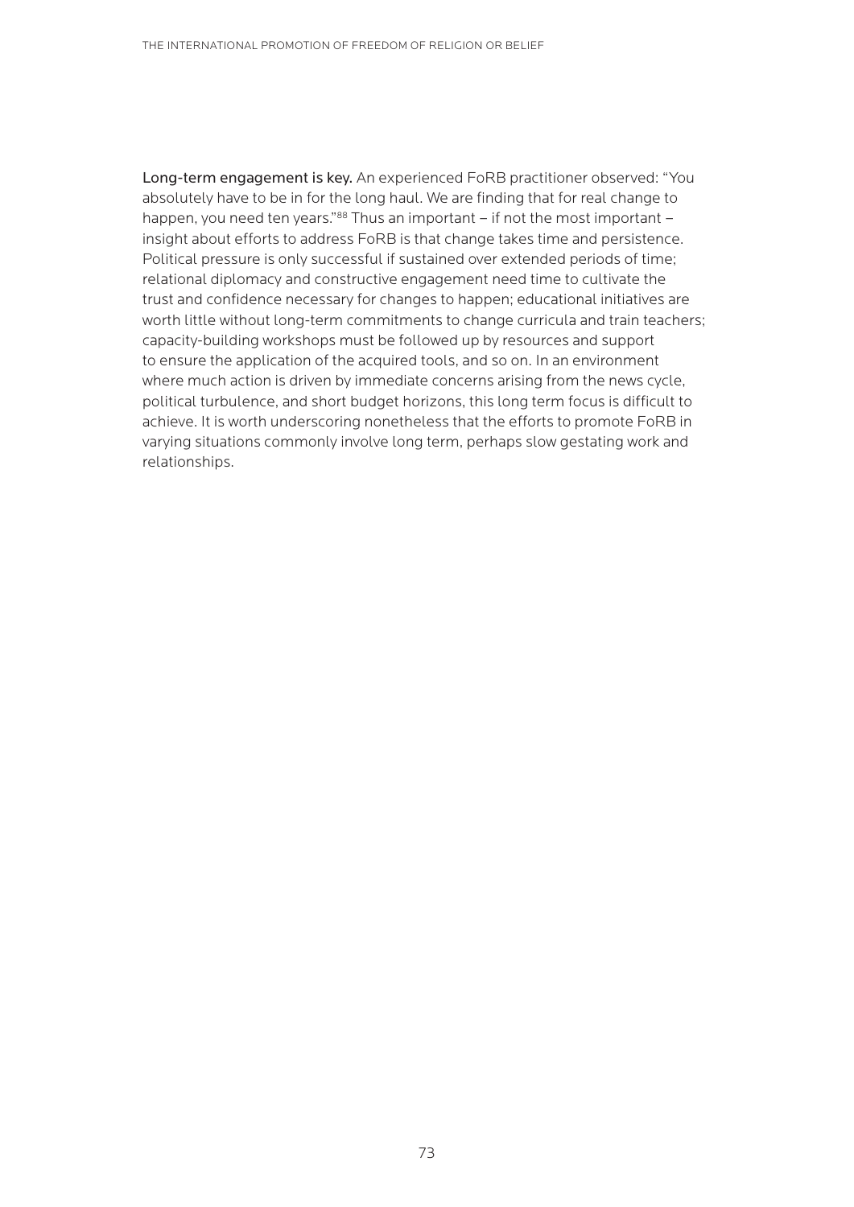**Long-term engagement is key.** An experienced FoRB practitioner observed: "You absolutely have to be in for the long haul. We are finding that for real change to happen, you need ten years."[88] Thus an important – if not the most important – insight about efforts to address FoRB is that change takes time and persistence. Political pressure is only successful if sustained over extended periods of time; relational diplomacy and constructive engagement need time to cultivate the trust and confidence necessary for changes to happen; educational initiatives are worth little without long-term commitments to change curricula and train teachers; capacity-building workshops must be followed up by resources and support to ensure the application of the acquired tools, and so on. In an environment where much action is driven by immediate concerns arising from the news cycle, political turbulence, and short budget horizons, this long term focus is difficult to achieve. It is worth underscoring nonetheless that the efforts to promote FoRB in varying situations commonly involve long term, perhaps slow gestating work and relationships.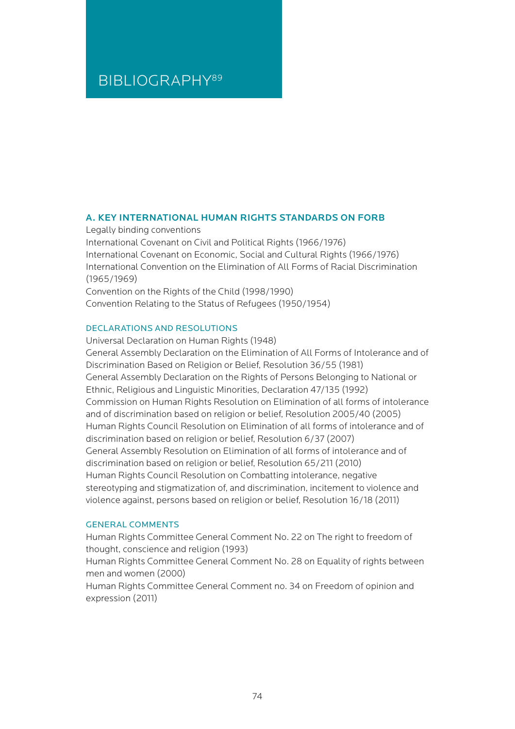# BIBLIOGRAPHY[89]

## A. KEY INTERNATIONAL HUMAN RIGHTS STANDARDS ON FORB

Legally binding conventions

International Covenant on Civil and Political Rights (1966/1976)

International Covenant on Economic, Social and Cultural Rights (1966/1976)

International Convention on the Elimination of All Forms of Racial Discrimination (1965/1969)

Convention on the Rights of the Child (1998/1990)

Convention Relating to the Status of Refugees (1950/1954)

### DECLARATIONS AND RESOLUTIONS

Universal Declaration on Human Rights (1948)

General Assembly Declaration on the Elimination of All Forms of Intolerance and of Discrimination Based on Religion or Belief, Resolution 36/55 (1981)

General Assembly Declaration on the Rights of Persons Belonging to National or Ethnic, Religious and Linguistic Minorities, Declaration 47/135 (1992)

Commission on Human Rights Resolution on Elimination of all forms of intolerance and of discrimination based on religion or belief, Resolution 2005/40 (2005)

Human Rights Council Resolution on Elimination of all forms of intolerance and of discrimination based on religion or belief, Resolution 6/37 (2007)

General Assembly Resolution on Elimination of all forms of intolerance and of discrimination based on religion or belief, Resolution 65/211 (2010)

Human Rights Council Resolution on Combatting intolerance, negative stereotyping and stigmatization of, and discrimination, incitement to violence and violence against, persons based on religion or belief, Resolution 16/18 (2011)

### GENERAL COMMENTS

Human Rights Committee General Comment No. 22 on The right to freedom of thought, conscience and religion (1993)

Human Rights Committee General Comment No. 28 on Equality of rights between men and women (2000)

Human Rights Committee General Comment no. 34 on Freedom of opinion and expression (2011)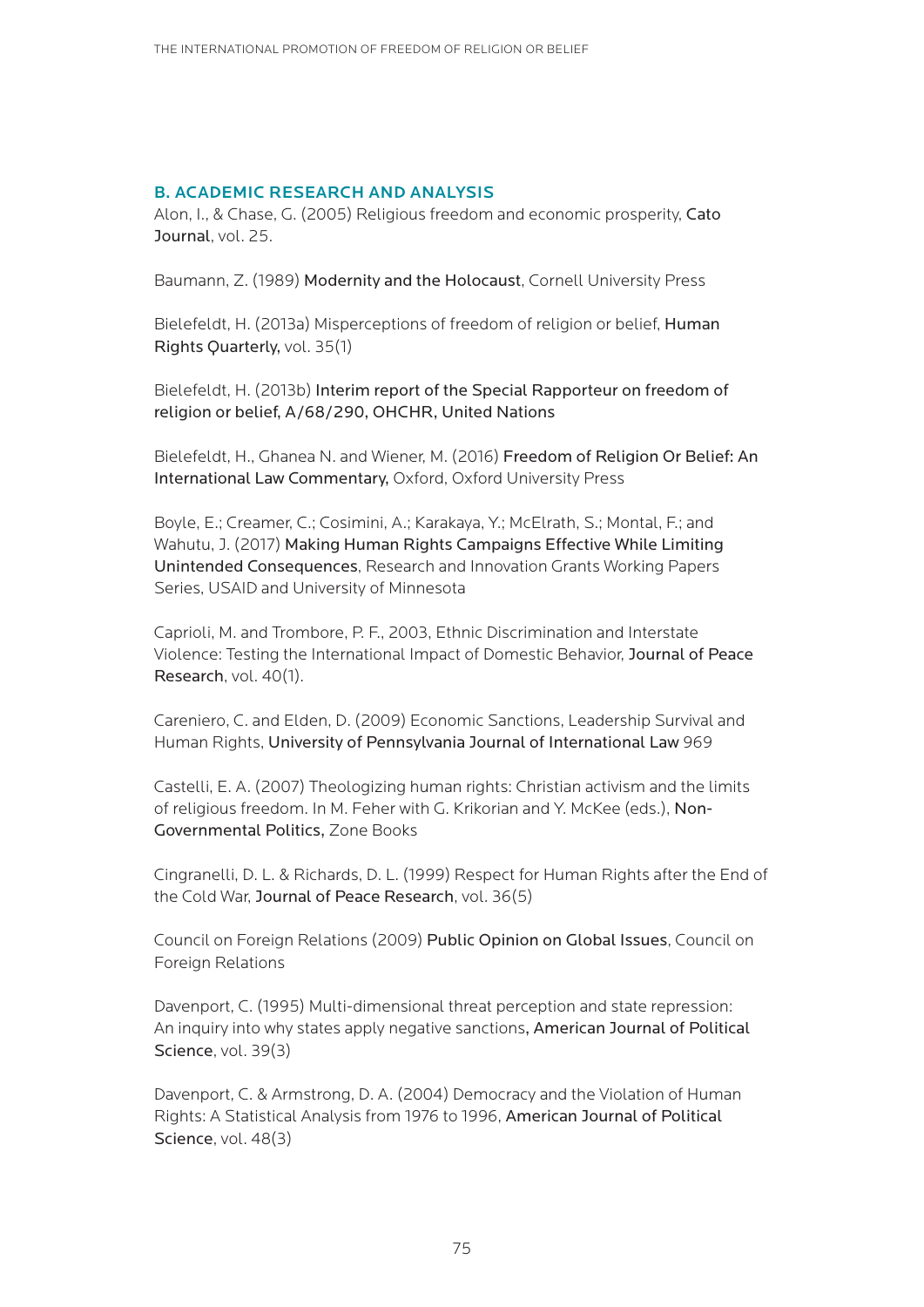## B. ACADEMIC RESEARCH AND ANALYSIS

Alon, I., & Chase, G. (2005) Religious freedom and economic prosperity, Cato Journal, vol. 25.

Baumann, Z. (1989) Modernity and the Holocaust, Cornell University Press

Bielefeldt, H. (2013a) Misperceptions of freedom of religion or belief, Human Rights Quarterly, vol. 35(1)

Bielefeldt, H. (2013b) Interim report of the Special Rapporteur on freedom of religion or belief, A/68/290, OHCHR, United Nations

Bielefeldt, H., Ghanea N. and Wiener, M. (2016) Freedom of Religion Or Belief: An International Law Commentary, Oxford, Oxford University Press

Boyle, E.; Creamer, C.; Cosimini, A.; Karakaya, Y.; McElrath, S.; Montal, F.; and Wahutu, J. (2017) Making Human Rights Campaigns Effective While Limiting Unintended Consequences, Research and Innovation Grants Working Papers Series, USAID and University of Minnesota

Caprioli, M. and Trombore, P. F., 2003, Ethnic Discrimination and Interstate Violence: Testing the International Impact of Domestic Behavior, Journal of Peace Research, vol. 40(1).

Careniero, C. and Elden, D. (2009) Economic Sanctions, Leadership Survival and Human Rights, University of Pennsylvania Journal of International Law 969

Castelli, E. A. (2007) Theologizing human rights: Christian activism and the limits of religious freedom. In M. Feher with G. Krikorian and Y. McKee (eds.), Non-Governmental Politics, Zone Books

Cingranelli, D. L. & Richards, D. L. (1999) Respect for Human Rights after the End of the Cold War, Journal of Peace Research, vol. 36(5)

Council on Foreign Relations (2009) Public Opinion on Global Issues, Council on Foreign Relations

Davenport, C. (1995) Multi-dimensional threat perception and state repression: An inquiry into why states apply negative sanctions, American Journal of Political Science, vol. 39(3)

Davenport, C. & Armstrong, D. A. (2004) Democracy and the Violation of Human Rights: A Statistical Analysis from 1976 to 1996, American Journal of Political Science, vol. 48(3)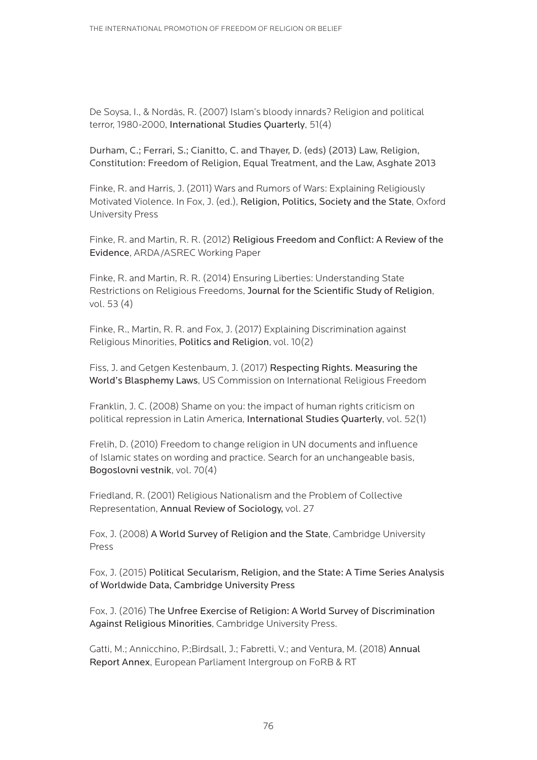De Soysa, I., & Nordås, R. (2007) Islam's bloody innards? Religion and political terror, 1980-2000, International Studies Quarterly, 51(4)

Durham, C.; Ferrari, S.; Cianitto, C. and Thayer, D. (eds) (2013) Law, Religion, Constitution: Freedom of Religion, Equal Treatment, and the Law, Asghate 2013

Finke, R. and Harris, J. (2011) Wars and Rumors of Wars: Explaining Religiously Motivated Violence. In Fox, J. (ed.), Religion, Politics, Society and the State, Oxford University Press

Finke, R. and Martin, R. R. (2012) Religious Freedom and Conflict: A Review of the Evidence, ARDA/ASREC Working Paper

Finke, R. and Martin, R. R. (2014) Ensuring Liberties: Understanding State Restrictions on Religious Freedoms, Journal for the Scientific Study of Religion, vol. 53 (4)

Finke, R., Martin, R. R. and Fox, J. (2017) Explaining Discrimination against Religious Minorities, Politics and Religion, vol. 10(2)

Fiss, J. and Getgen Kestenbaum, J. (2017) Respecting Rights. Measuring the World's Blasphemy Laws, US Commission on International Religious Freedom

Franklin, J. C. (2008) Shame on you: the impact of human rights criticism on political repression in Latin America, International Studies Quarterly, vol. 52(1)

Frelih, D. (2010) Freedom to change religion in UN documents and influence of Islamic states on wording and practice. Search for an unchangeable basis, Bogoslovni vestnik, vol. 70(4)

Friedland, R. (2001) Religious Nationalism and the Problem of Collective Representation, Annual Review of Sociology, vol. 27

Fox, J. (2008) A World Survey of Religion and the State, Cambridge University Press

Fox, J. (2015) Political Secularism, Religion, and the State: A Time Series Analysis of Worldwide Data, Cambridge University Press

Fox, J. (2016) The Unfree Exercise of Religion: A World Survey of Discrimination Against Religious Minorities, Cambridge University Press.

Gatti, M.; Annicchino, P.;Birdsall, J.; Fabretti, V.; and Ventura, M. (2018) Annual Report Annex, European Parliament Intergroup on FoRB & RT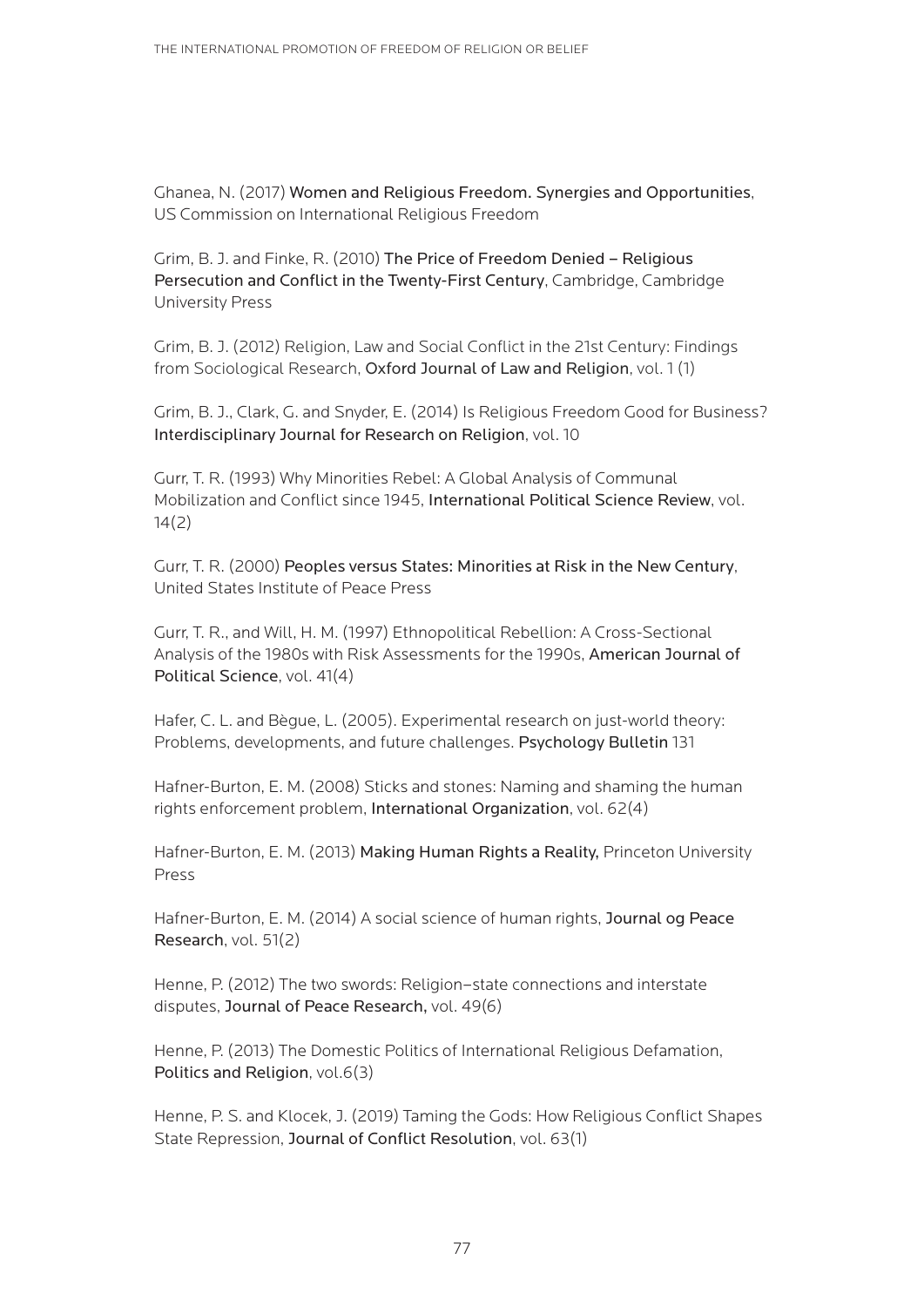Ghanea, N. (2017) Women and Religious Freedom. Synergies and Opportunities, US Commission on International Religious Freedom

Grim, B. J. and Finke, R. (2010) The Price of Freedom Denied – Religious Persecution and Conflict in the Twenty-First Century, Cambridge, Cambridge University Press

Grim, B. J. (2012) Religion, Law and Social Conflict in the 21st Century: Findings from Sociological Research, Oxford Journal of Law and Religion, vol. 1 (1)

Grim, B. J., Clark, G. and Snyder, E. (2014) Is Religious Freedom Good for Business? Interdisciplinary Journal for Research on Religion, vol. 10

Gurr, T. R. (1993) Why Minorities Rebel: A Global Analysis of Communal Mobilization and Conflict since 1945, International Political Science Review, vol. 14(2)

Gurr, T. R. (2000) Peoples versus States: Minorities at Risk in the New Century, United States Institute of Peace Press

Gurr, T. R., and Will, H. M. (1997) Ethnopolitical Rebellion: A Cross-Sectional Analysis of the 1980s with Risk Assessments for the 1990s, American Journal of Political Science, vol. 41(4)

Hafer, C. L. and Bègue, L. (2005). Experimental research on just-world theory: Problems, developments, and future challenges. Psychology Bulletin 131

Hafner-Burton, E. M. (2008) Sticks and stones: Naming and shaming the human rights enforcement problem, International Organization, vol. 62(4)

Hafner-Burton, E. M. (2013) Making Human Rights a Reality, Princeton University Press

Hafner-Burton, E. M. (2014) A social science of human rights, Journal og Peace Research, vol. 51(2)

Henne, P. (2012) The two swords: Religion–state connections and interstate disputes, Journal of Peace Research, vol. 49(6)

Henne, P. (2013) The Domestic Politics of International Religious Defamation, Politics and Religion, vol.6(3)

Henne, P. S. and Klocek, J. (2019) Taming the Gods: How Religious Conflict Shapes State Repression, Journal of Conflict Resolution, vol. 63(1)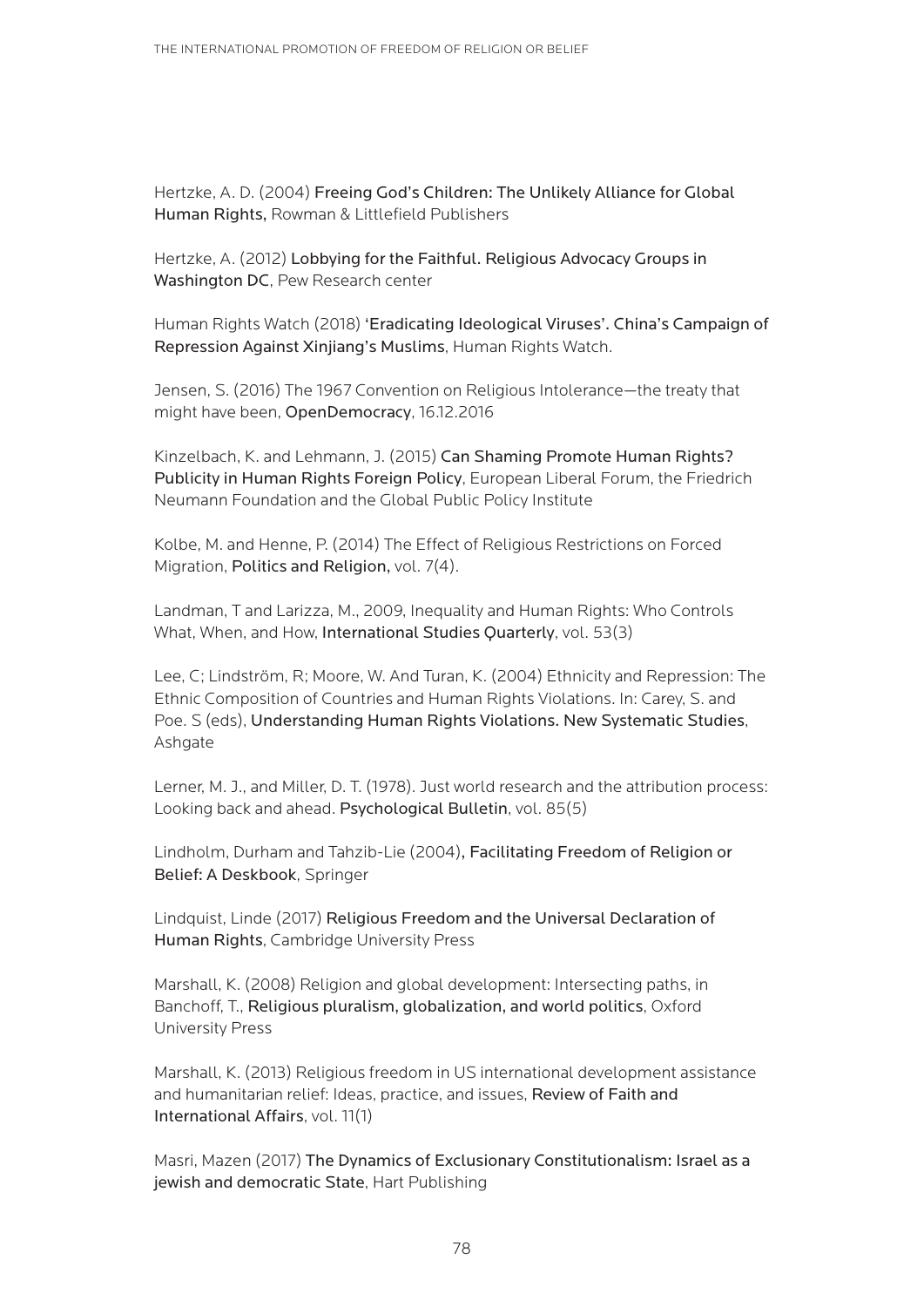Hertzke, A. D. (2004) Freeing God's Children: The Unlikely Alliance for Global Human Rights, Rowman & Littlefield Publishers

Hertzke, A. (2012) Lobbying for the Faithful. Religious Advocacy Groups in Washington DC, Pew Research center

Human Rights Watch (2018) 'Eradicating Ideological Viruses'. China's Campaign of Repression Against Xinjiang's Muslims, Human Rights Watch.

Jensen, S. (2016) The 1967 Convention on Religious Intolerance—the treaty that might have been, OpenDemocracy, 16.12.2016

Kinzelbach, K. and Lehmann, J. (2015) Can Shaming Promote Human Rights? Publicity in Human Rights Foreign Policy, European Liberal Forum, the Friedrich Neumann Foundation and the Global Public Policy Institute

Kolbe, M. and Henne, P. (2014) The Effect of Religious Restrictions on Forced Migration, Politics and Religion, vol. 7(4).

Landman, T and Larizza, M., 2009, Inequality and Human Rights: Who Controls What, When, and How, International Studies Quarterly, vol. 53(3)

Lee, C; Lindström, R; Moore, W. And Turan, K. (2004) Ethnicity and Repression: The Ethnic Composition of Countries and Human Rights Violations. In: Carey, S. and Poe. S (eds), Understanding Human Rights Violations. New Systematic Studies, Ashgate

Lerner, M. J., and Miller, D. T. (1978). Just world research and the attribution process: Looking back and ahead. Psychological Bulletin, vol. 85(5)

Lindholm, Durham and Tahzib-Lie (2004), Facilitating Freedom of Religion or Belief: A Deskbook, Springer

Lindquist, Linde (2017) Religious Freedom and the Universal Declaration of Human Rights, Cambridge University Press

Marshall, K. (2008) Religion and global development: Intersecting paths, in Banchoff, T., Religious pluralism, globalization, and world politics, Oxford University Press

Marshall, K. (2013) Religious freedom in US international development assistance and humanitarian relief: Ideas, practice, and issues, Review of Faith and International Affairs, vol. 11(1)

Masri, Mazen (2017) The Dynamics of Exclusionary Constitutionalism: Israel as a jewish and democratic State, Hart Publishing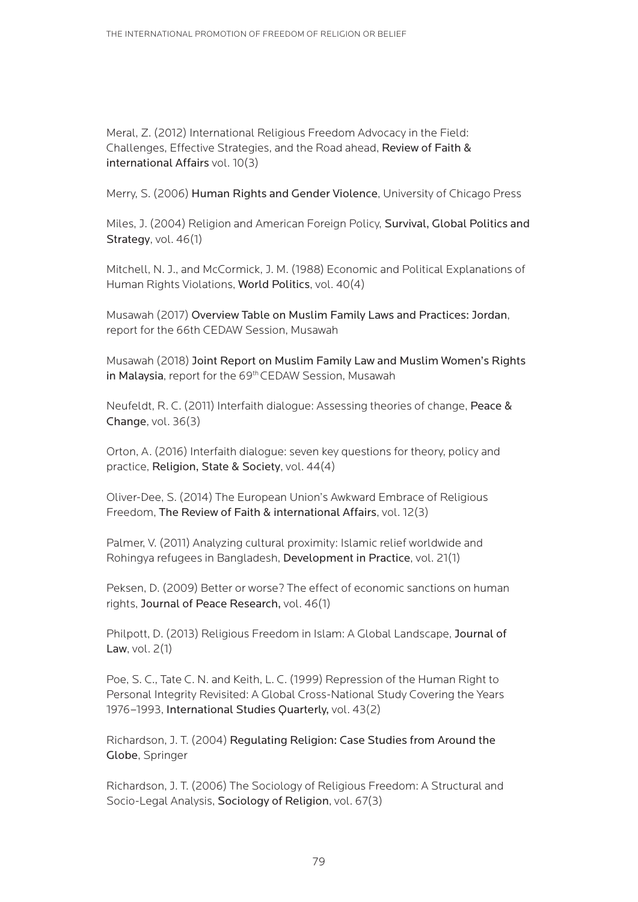Meral, Z. (2012) International Religious Freedom Advocacy in the Field: Challenges, Effective Strategies, and the Road ahead, Review of Faith & international Affairs vol. 10(3)

Merry, S. (2006) Human Rights and Gender Violence, University of Chicago Press

Miles, J. (2004) Religion and American Foreign Policy, Survival, Global Politics and Strategy, vol. 46(1)

Mitchell, N. J., and McCormick, J. M. (1988) Economic and Political Explanations of Human Rights Violations, World Politics, vol. 40(4)

Musawah (2017) Overview Table on Muslim Family Laws and Practices: Jordan, report for the 66th CEDAW Session, Musawah

Musawah (2018) Joint Report on Muslim Family Law and Muslim Women's Rights in Malaysia, report for the 69th CEDAW Session, Musawah

Neufeldt, R. C. (2011) Interfaith dialogue: Assessing theories of change, Peace & Change, vol. 36(3)

Orton, A. (2016) Interfaith dialogue: seven key questions for theory, policy and practice, Religion, State & Society, vol. 44(4)

Oliver-Dee, S. (2014) The European Union's Awkward Embrace of Religious Freedom, The Review of Faith & international Affairs, vol. 12(3)

Palmer, V. (2011) Analyzing cultural proximity: Islamic relief worldwide and Rohingya refugees in Bangladesh, Development in Practice, vol. 21(1)

Peksen, D. (2009) Better or worse? The effect of economic sanctions on human rights, Journal of Peace Research, vol. 46(1)

Philpott, D. (2013) Religious Freedom in Islam: A Global Landscape, Journal of Law, vol. 2(1)

Poe, S. C., Tate C. N. and Keith, L. C. (1999) Repression of the Human Right to Personal Integrity Revisited: A Global Cross-National Study Covering the Years 1976–1993, International Studies Quarterly, vol. 43(2)

Richardson, J. T. (2004) Regulating Religion: Case Studies from Around the Globe, Springer

Richardson, J. T. (2006) The Sociology of Religious Freedom: A Structural and Socio-Legal Analysis, Sociology of Religion, vol. 67(3)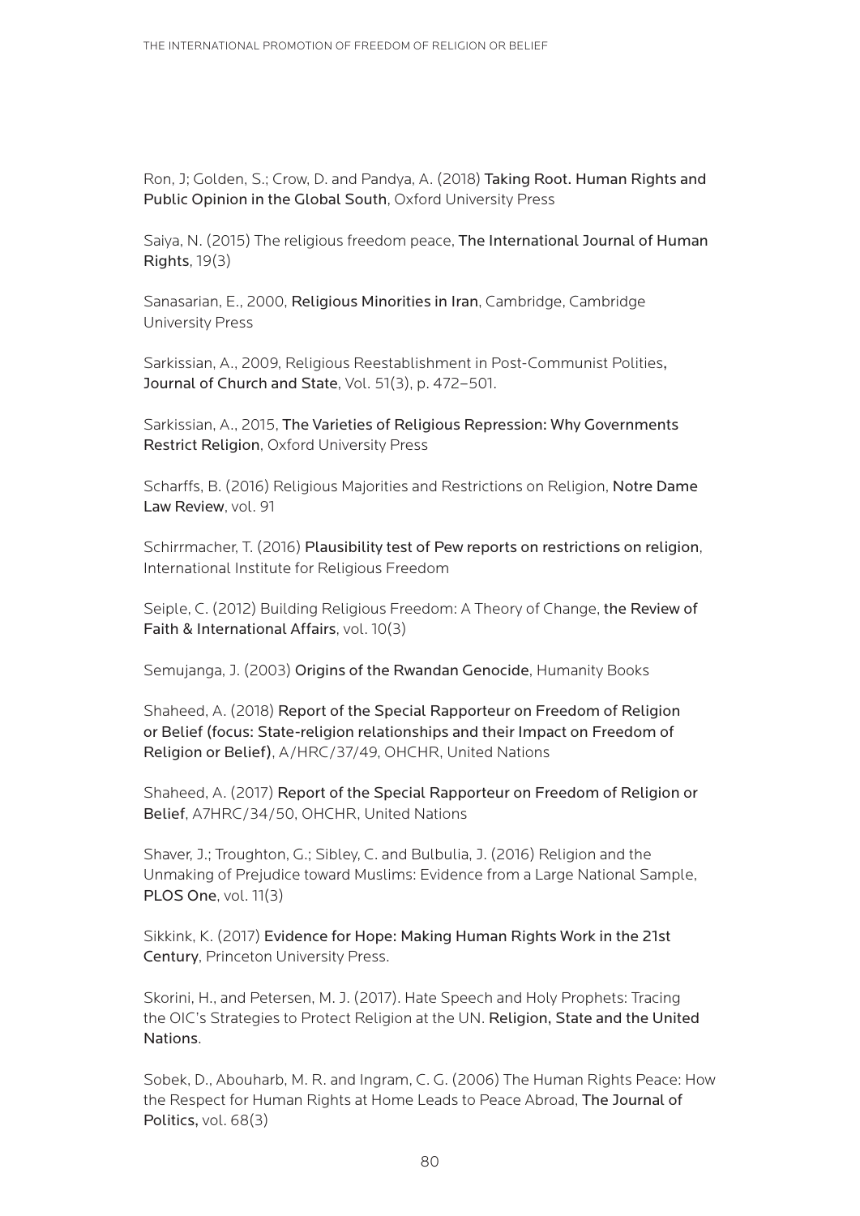Ron, J; Golden, S.; Crow, D. and Pandya, A. (2018) Taking Root. Human Rights and Public Opinion in the Global South, Oxford University Press

Saiya, N. (2015) The religious freedom peace, The International Journal of Human Rights, 19(3)

Sanasarian, E., 2000, Religious Minorities in Iran, Cambridge, Cambridge University Press

Sarkissian, A., 2009, Religious Reestablishment in Post-Communist Polities, Journal of Church and State, Vol. 51(3), p. 472–501.

Sarkissian, A., 2015, The Varieties of Religious Repression: Why Governments Restrict Religion, Oxford University Press

Scharffs, B. (2016) Religious Majorities and Restrictions on Religion, Notre Dame Law Review, vol. 91

Schirrmacher, T. (2016) Plausibility test of Pew reports on restrictions on religion, International Institute for Religious Freedom

Seiple, C. (2012) Building Religious Freedom: A Theory of Change, the Review of Faith & International Affairs, vol. 10(3)

Semujanga, J. (2003) Origins of the Rwandan Genocide, Humanity Books

Shaheed, A. (2018) Report of the Special Rapporteur on Freedom of Religion or Belief (focus: State-religion relationships and their Impact on Freedom of Religion or Belief), A/HRC/37/49, OHCHR, United Nations

Shaheed, A. (2017) Report of the Special Rapporteur on Freedom of Religion or Belief, A7HRC/34/50, OHCHR, United Nations

Shaver, J.; Troughton, G.; Sibley, C. and Bulbulia, J. (2016) Religion and the Unmaking of Prejudice toward Muslims: Evidence from a Large National Sample, PLOS One, vol. 11(3)

Sikkink, K. (2017) Evidence for Hope: Making Human Rights Work in the 21st Century, Princeton University Press.

Skorini, H., and Petersen, M. J. (2017). Hate Speech and Holy Prophets: Tracing the OIC's Strategies to Protect Religion at the UN. Religion, State and the United Nations.

Sobek, D., Abouharb, M. R. and Ingram, C. G. (2006) The Human Rights Peace: How the Respect for Human Rights at Home Leads to Peace Abroad, The Journal of Politics, vol. 68(3)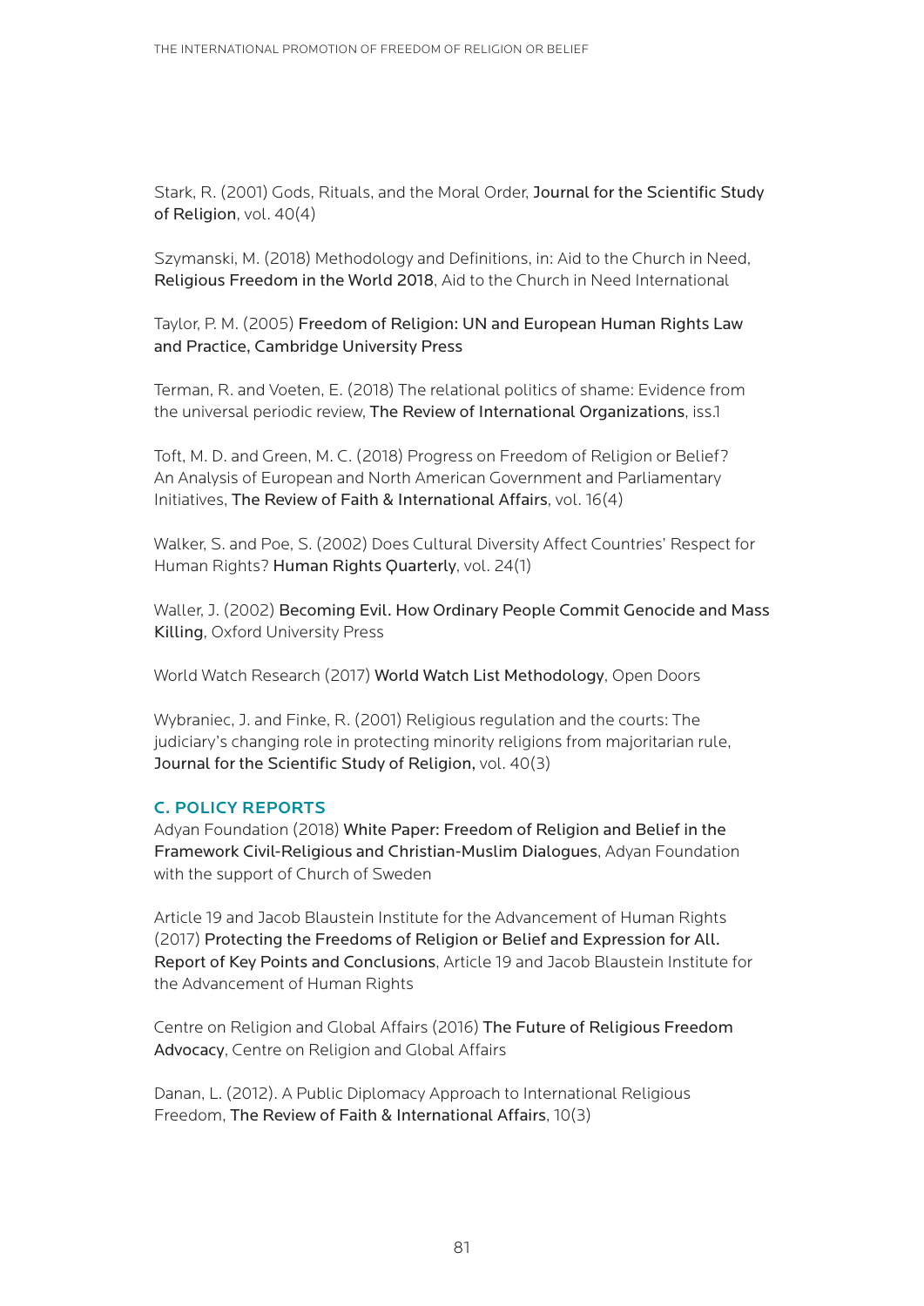Stark, R. (2001) Gods, Rituals, and the Moral Order, Journal for the Scientific Study of Religion, vol. 40(4)

Szymanski, M. (2018) Methodology and Definitions, in: Aid to the Church in Need, Religious Freedom in the World 2018, Aid to the Church in Need International

Taylor, P. M. (2005) Freedom of Religion: UN and European Human Rights Law and Practice, Cambridge University Press

Terman, R. and Voeten, E. (2018) The relational politics of shame: Evidence from the universal periodic review, The Review of International Organizations, iss.1

Toft, M. D. and Green, M. C. (2018) Progress on Freedom of Religion or Belief? An Analysis of European and North American Government and Parliamentary Initiatives, The Review of Faith & International Affairs, vol. 16(4)

Walker, S. and Poe, S. (2002) Does Cultural Diversity Affect Countries' Respect for Human Rights? Human Rights Quarterly, vol. 24(1)

Waller, J. (2002) Becoming Evil. How Ordinary People Commit Genocide and Mass Killing, Oxford University Press

World Watch Research (2017) World Watch List Methodology, Open Doors

Wybraniec, J. and Finke, R. (2001) Religious regulation and the courts: The judiciary's changing role in protecting minority religions from majoritarian rule, Journal for the Scientific Study of Religion, vol. 40(3)

### C. POLICY REPORTS

Adyan Foundation (2018) White Paper: Freedom of Religion and Belief in the Framework Civil-Religious and Christian-Muslim Dialogues, Adyan Foundation with the support of Church of Sweden

Article 19 and Jacob Blaustein Institute for the Advancement of Human Rights (2017) Protecting the Freedoms of Religion or Belief and Expression for All. Report of Key Points and Conclusions, Article 19 and Jacob Blaustein Institute for the Advancement of Human Rights

Centre on Religion and Global Affairs (2016) The Future of Religious Freedom Advocacy, Centre on Religion and Global Affairs

Danan, L. (2012). A Public Diplomacy Approach to International Religious Freedom, The Review of Faith & International Affairs, 10(3)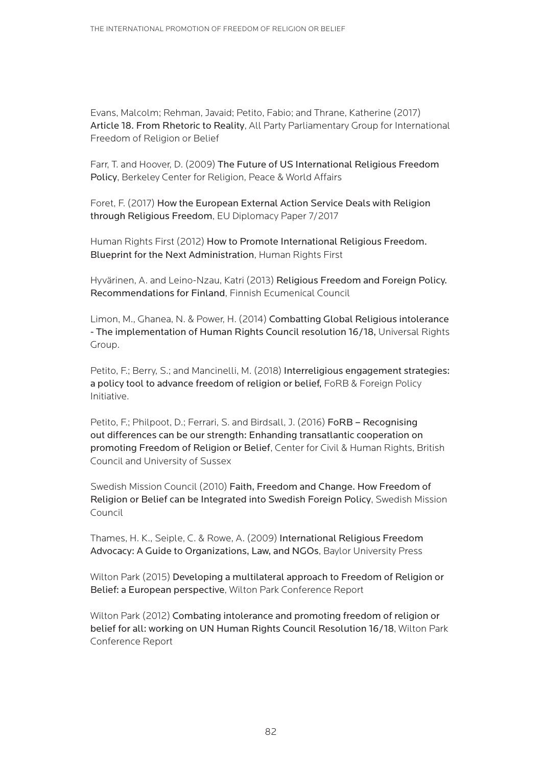Evans, Malcolm; Rehman, Javaid; Petito, Fabio; and Thrane, Katherine (2017) Article 18. From Rhetoric to Reality, All Party Parliamentary Group for International Freedom of Religion or Belief

Farr, T. and Hoover, D. (2009) The Future of US International Religious Freedom Policy, Berkeley Center for Religion, Peace & World Affairs

Foret, F. (2017) How the European External Action Service Deals with Religion through Religious Freedom, EU Diplomacy Paper 7/2017

Human Rights First (2012) How to Promote International Religious Freedom. Blueprint for the Next Administration, Human Rights First

Hyvärinen, A. and Leino-Nzau, Katri (2013) Religious Freedom and Foreign Policy. Recommendations for Finland, Finnish Ecumenical Council

Limon, M., Ghanea, N. & Power, H. (2014) Combatting Global Religious intolerance - The implementation of Human Rights Council resolution 16/18, Universal Rights Group.

Petito, F.; Berry, S.; and Mancinelli, M. (2018) Interreligious engagement strategies: a policy tool to advance freedom of religion or belief, FoRB & Foreign Policy Initiative.

Petito, F.; Philpoot, D.; Ferrari, S. and Birdsall, J. (2016) FoRB – Recognising out differences can be our strength: Enhanding transatlantic cooperation on promoting Freedom of Religion or Belief, Center for Civil & Human Rights, British Council and University of Sussex

Swedish Mission Council (2010) Faith, Freedom and Change. How Freedom of Religion or Belief can be Integrated into Swedish Foreign Policy, Swedish Mission Council

Thames, H. K., Seiple, C. & Rowe, A. (2009) International Religious Freedom Advocacy: A Guide to Organizations, Law, and NGOs, Baylor University Press

Wilton Park (2015) Developing a multilateral approach to Freedom of Religion or Belief: a European perspective, Wilton Park Conference Report

Wilton Park (2012) Combating intolerance and promoting freedom of religion or belief for all: working on UN Human Rights Council Resolution 16/18, Wilton Park Conference Report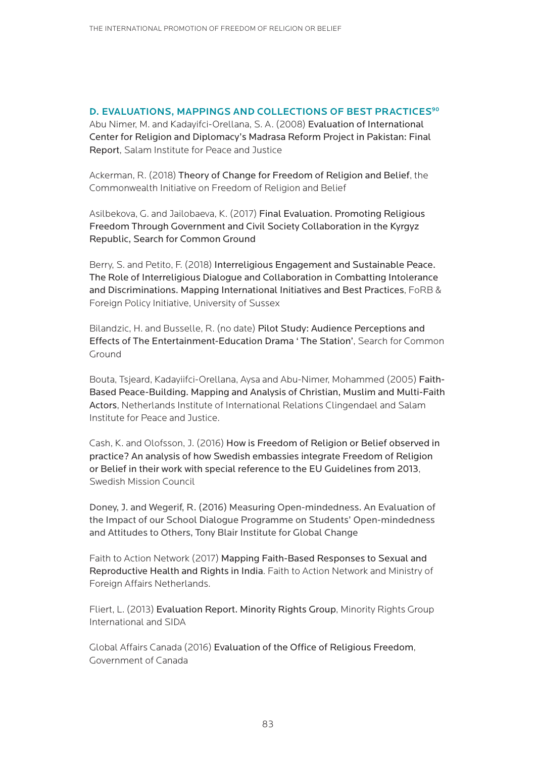### D. EVALUATIONS, MAPPINGS AND COLLECTIONS OF BEST PRACTICES[90]

Abu Nimer, M. and Kadayifci-Orellana, S. A. (2008) Evaluation of International Center for Religion and Diplomacy's Madrasa Reform Project in Pakistan: Final Report, Salam Institute for Peace and Justice

Ackerman, R. (2018) Theory of Change for Freedom of Religion and Belief, the Commonwealth Initiative on Freedom of Religion and Belief

Asilbekova, G. and Jailobaeva, K. (2017) Final Evaluation. Promoting Religious Freedom Through Government and Civil Society Collaboration in the Kyrgyz Republic, Search for Common Ground

Berry, S. and Petito, F. (2018) Interreligious Engagement and Sustainable Peace. The Role of Interreligious Dialogue and Collaboration in Combatting Intolerance and Discriminations. Mapping International Initiatives and Best Practices, FoRB & Foreign Policy Initiative, University of Sussex

Bilandzic, H. and Busselle, R. (no date) Pilot Study: Audience Perceptions and Effects of The Entertainment-Education Drama ' The Station', Search for Common Ground

Bouta, Tsjeard, Kadayiifci-Orellana, Aysa and Abu-Nimer, Mohammed (2005) Faith-Based Peace-Building. Mapping and Analysis of Christian, Muslim and Multi-Faith Actors, Netherlands Institute of International Relations Clingendael and Salam Institute for Peace and Justice.

Cash, K. and Olofsson, J. (2016) How is Freedom of Religion or Belief observed in practice? An analysis of how Swedish embassies integrate Freedom of Religion or Belief in their work with special reference to the EU Guidelines from 2013, Swedish Mission Council

Doney, J. and Wegerif, R. (2016) Measuring Open-mindedness. An Evaluation of the Impact of our School Dialogue Programme on Students' Open-mindedness and Attitudes to Others, Tony Blair Institute for Global Change

Faith to Action Network (2017) Mapping Faith-Based Responses to Sexual and Reproductive Health and Rights in India. Faith to Action Network and Ministry of Foreign Affairs Netherlands.

Fliert, L. (2013) Evaluation Report. Minority Rights Group, Minority Rights Group International and SIDA

Global Affairs Canada (2016) Evaluation of the Office of Religious Freedom, Government of Canada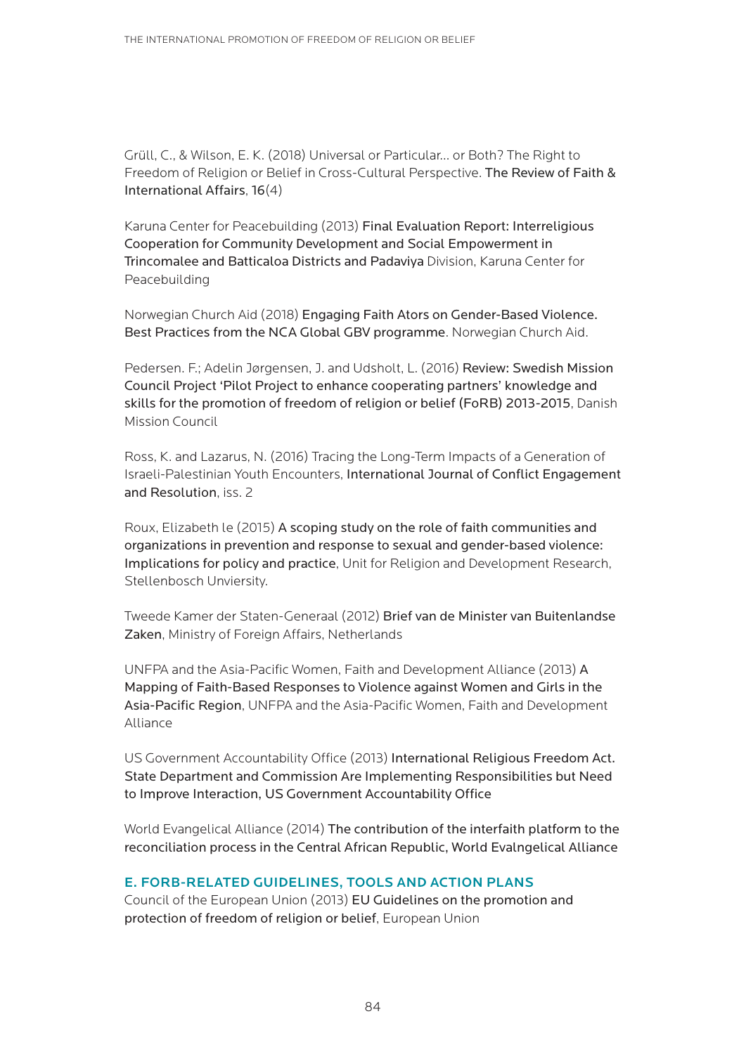Grüll, C., & Wilson, E. K. (2018) Universal or Particular… or Both? The Right to Freedom of Religion or Belief in Cross-Cultural Perspective. The Review of Faith & International Affairs, 16(4)

Karuna Center for Peacebuilding (2013) Final Evaluation Report: Interreligious Cooperation for Community Development and Social Empowerment in Trincomalee and Batticaloa Districts and Padaviya Division, Karuna Center for Peacebuilding

Norwegian Church Aid (2018) Engaging Faith Ators on Gender-Based Violence. Best Practices from the NCA Global GBV programme. Norwegian Church Aid.

Pedersen. F.; Adelin Jørgensen, J. and Udsholt, L. (2016) Review: Swedish Mission Council Project 'Pilot Project to enhance cooperating partners' knowledge and skills for the promotion of freedom of religion or belief (FoRB) 2013-2015, Danish Mission Council

Ross, K. and Lazarus, N. (2016) Tracing the Long-Term Impacts of a Generation of Israeli-Palestinian Youth Encounters, International Journal of Conflict Engagement and Resolution, iss. 2

Roux, Elizabeth le (2015) A scoping study on the role of faith communities and organizations in prevention and response to sexual and gender-based violence: Implications for policy and practice, Unit for Religion and Development Research, Stellenbosch Unviersity.

Tweede Kamer der Staten-Generaal (2012) Brief van de Minister van Buitenlandse Zaken, Ministry of Foreign Affairs, Netherlands

UNFPA and the Asia-Pacific Women, Faith and Development Alliance (2013) A Mapping of Faith-Based Responses to Violence against Women and Girls in the Asia-Pacific Region, UNFPA and the Asia-Pacific Women, Faith and Development Alliance

US Government Accountability Office (2013) International Religious Freedom Act. State Department and Commission Are Implementing Responsibilities but Need to Improve Interaction, US Government Accountability Office

World Evangelical Alliance (2014) The contribution of the interfaith platform to the reconciliation process in the Central African Republic, World Evalngelical Alliance

## E. FORB-RELATED GUIDELINES, TOOLS AND ACTION PLANS

Council of the European Union (2013) EU Guidelines on the promotion and protection of freedom of religion or belief, European Union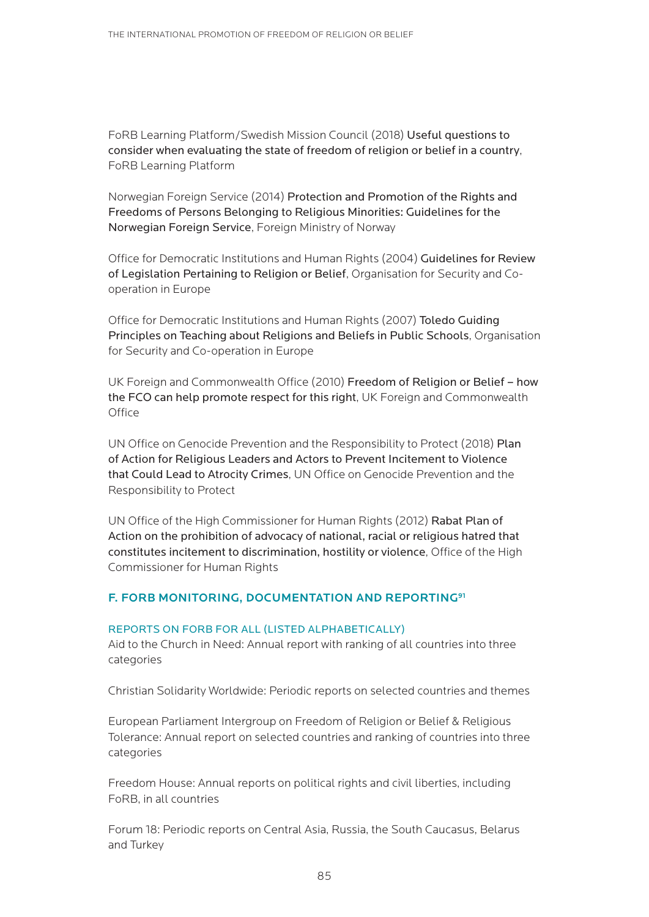FoRB Learning Platform/Swedish Mission Council (2018) Useful questions to consider when evaluating the state of freedom of religion or belief in a country, FoRB Learning Platform

Norwegian Foreign Service (2014) Protection and Promotion of the Rights and Freedoms of Persons Belonging to Religious Minorities: Guidelines for the Norwegian Foreign Service, Foreign Ministry of Norway

Office for Democratic Institutions and Human Rights (2004) Guidelines for Review of Legislation Pertaining to Religion or Belief, Organisation for Security and Co-operation in Europe

Office for Democratic Institutions and Human Rights (2007) Toledo Guiding Principles on Teaching about Religions and Beliefs in Public Schools, Organisation for Security and Co-operation in Europe

UK Foreign and Commonwealth Office (2010) Freedom of Religion or Belief – how the FCO can help promote respect for this right, UK Foreign and Commonwealth Office

UN Office on Genocide Prevention and the Responsibility to Protect (2018) Plan of Action for Religious Leaders and Actors to Prevent Incitement to Violence that Could Lead to Atrocity Crimes, UN Office on Genocide Prevention and the Responsibility to Protect

UN Office of the High Commissioner for Human Rights (2012) Rabat Plan of Action on the prohibition of advocacy of national, racial or religious hatred that constitutes incitement to discrimination, hostility or violence, Office of the High Commissioner for Human Rights

### F. FORB MONITORING, DOCUMENTATION AND REPORTING[91]

#### REPORTS ON FORB FOR ALL (LISTED ALPHABETICALLY)

Aid to the Church in Need: Annual report with ranking of all countries into three categories

Christian Solidarity Worldwide: Periodic reports on selected countries and themes

European Parliament Intergroup on Freedom of Religion or Belief & Religious Tolerance: Annual report on selected countries and ranking of countries into three categories

Freedom House: Annual reports on political rights and civil liberties, including FoRB, in all countries

Forum 18: Periodic reports on Central Asia, Russia, the South Caucasus, Belarus and Turkey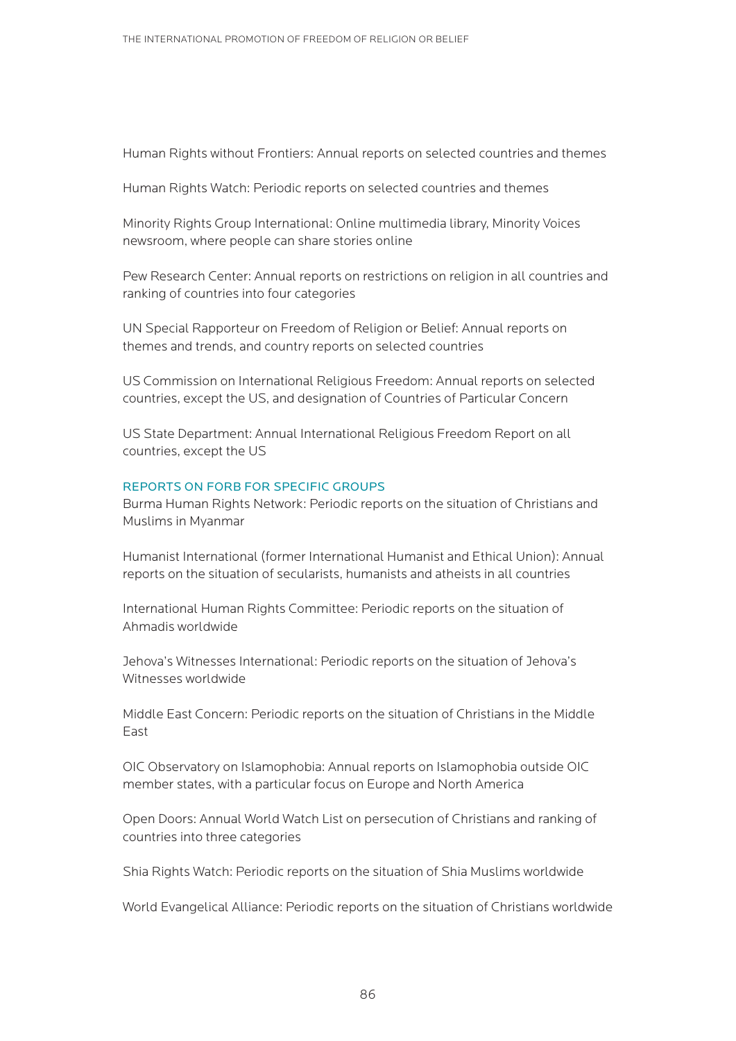Human Rights without Frontiers: Annual reports on selected countries and themes

Human Rights Watch: Periodic reports on selected countries and themes

Minority Rights Group International: Online multimedia library, Minority Voices newsroom, where people can share stories online

Pew Research Center: Annual reports on restrictions on religion in all countries and ranking of countries into four categories

UN Special Rapporteur on Freedom of Religion or Belief: Annual reports on themes and trends, and country reports on selected countries

US Commission on International Religious Freedom: Annual reports on selected countries, except the US, and designation of Countries of Particular Concern

US State Department: Annual International Religious Freedom Report on all countries, except the US

### REPORTS ON FORB FOR SPECIFIC GROUPS

Burma Human Rights Network: Periodic reports on the situation of Christians and Muslims in Myanmar

Humanist International (former International Humanist and Ethical Union): Annual reports on the situation of secularists, humanists and atheists in all countries

International Human Rights Committee: Periodic reports on the situation of Ahmadis worldwide

Jehova's Witnesses International: Periodic reports on the situation of Jehova's Witnesses worldwide

Middle East Concern: Periodic reports on the situation of Christians in the Middle East

OIC Observatory on Islamophobia: Annual reports on Islamophobia outside OIC member states, with a particular focus on Europe and North America

Open Doors: Annual World Watch List on persecution of Christians and ranking of countries into three categories

Shia Rights Watch: Periodic reports on the situation of Shia Muslims worldwide

World Evangelical Alliance: Periodic reports on the situation of Christians worldwide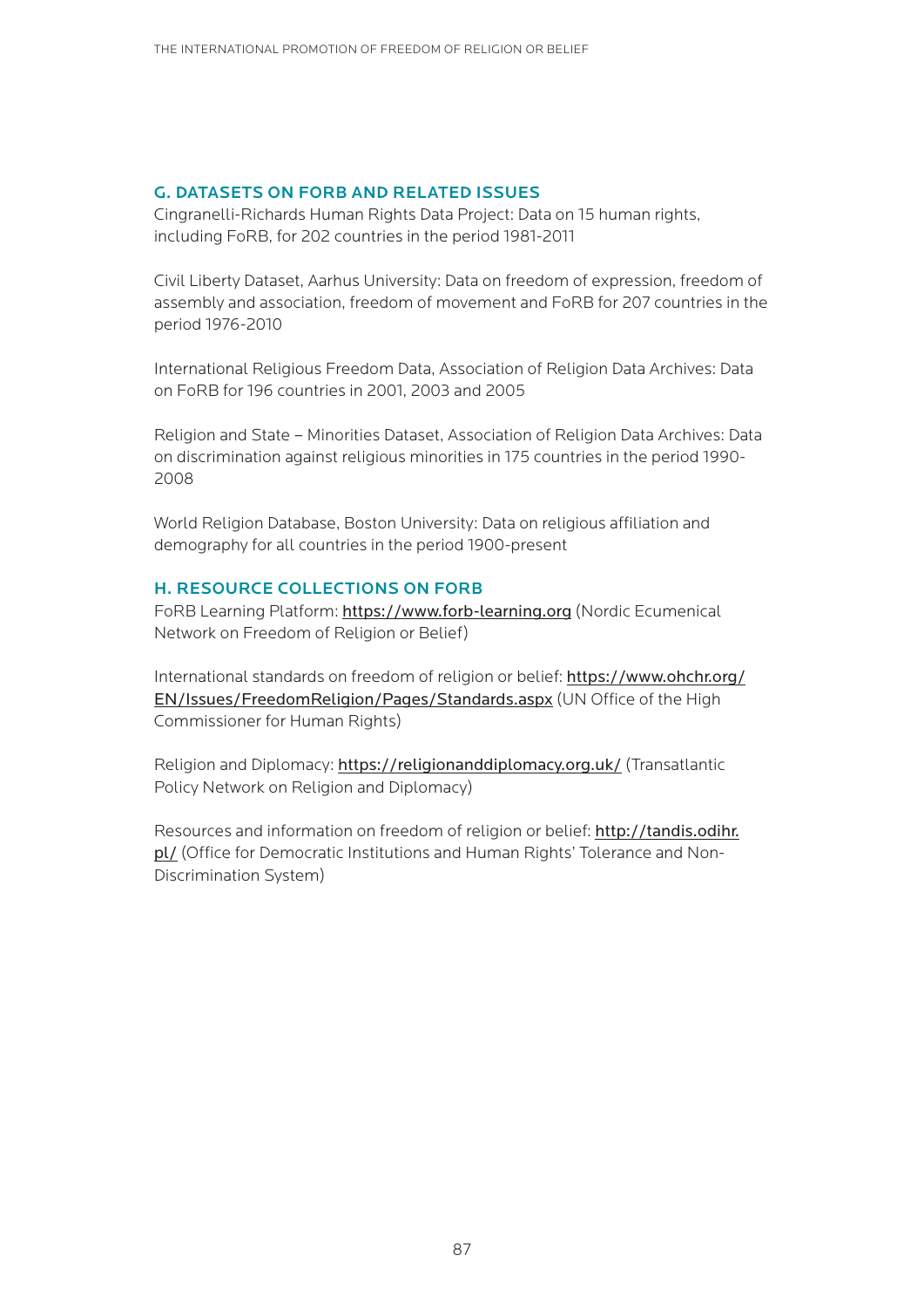## G. DATASETS ON FORB AND RELATED ISSUES

Cingranelli-Richards Human Rights Data Project: Data on 15 human rights, including FoRB, for 202 countries in the period 1981-2011

Civil Liberty Dataset, Aarhus University: Data on freedom of expression, freedom of assembly and association, freedom of movement and FoRB for 207 countries in the period 1976-2010

International Religious Freedom Data, Association of Religion Data Archives: Data on FoRB for 196 countries in 2001, 2003 and 2005

Religion and State – Minorities Dataset, Association of Religion Data Archives: Data on discrimination against religious minorities in 175 countries in the period 1990-2008

World Religion Database, Boston University: Data on religious affiliation and demography for all countries in the period 1900-present

## H. RESOURCE COLLECTIONS ON FORB

FoRB Learning Platform: https://www.forb-learning.org (Nordic Ecumenical Network on Freedom of Religion or Belief)

International standards on freedom of religion or belief: https://www.ohchr.org/EN/Issues/FreedomReligion/Pages/Standards.aspx (UN Office of the High Commissioner for Human Rights)

Religion and Diplomacy: https://religionanddiplomacy.org.uk/ (Transatlantic Policy Network on Religion and Diplomacy)

Resources and information on freedom of religion or belief: http://tandis.odihr.pl/ (Office for Democratic Institutions and Human Rights' Tolerance and Non-Discrimination System)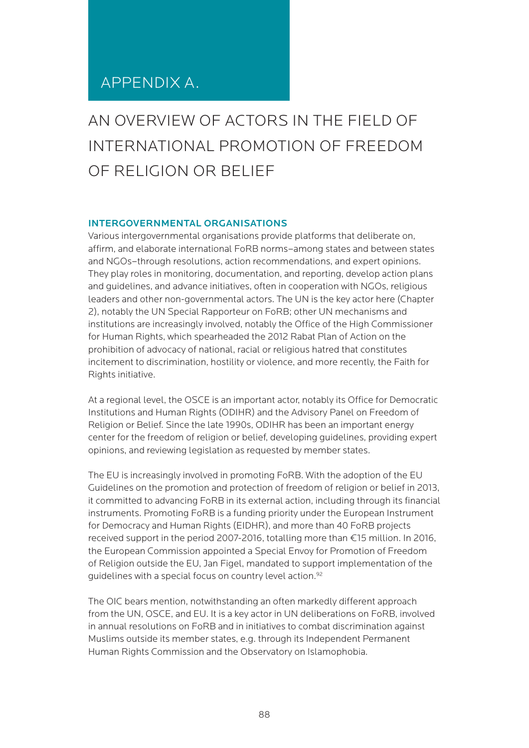# APPENDIX A.

# AN OVERVIEW OF ACTORS IN THE FIELD OF INTERNATIONAL PROMOTION OF FREEDOM OF RELIGION OR BELIEF

## INTERGOVERNMENTAL ORGANISATIONS

Various intergovernmental organisations provide platforms that deliberate on, affirm, and elaborate international FoRB norms–among states and between states and NGOs–through resolutions, action recommendations, and expert opinions. They play roles in monitoring, documentation, and reporting, develop action plans and guidelines, and advance initiatives, often in cooperation with NGOs, religious leaders and other non-governmental actors. The UN is the key actor here (Chapter 2), notably the UN Special Rapporteur on FoRB; other UN mechanisms and institutions are increasingly involved, notably the Office of the High Commissioner for Human Rights, which spearheaded the 2012 Rabat Plan of Action on the prohibition of advocacy of national, racial or religious hatred that constitutes incitement to discrimination, hostility or violence, and more recently, the Faith for Rights initiative.

At a regional level, the OSCE is an important actor, notably its Office for Democratic Institutions and Human Rights (ODIHR) and the Advisory Panel on Freedom of Religion or Belief. Since the late 1990s, ODIHR has been an important energy center for the freedom of religion or belief, developing guidelines, providing expert opinions, and reviewing legislation as requested by member states.

The EU is increasingly involved in promoting FoRB. With the adoption of the EU Guidelines on the promotion and protection of freedom of religion or belief in 2013, it committed to advancing FoRB in its external action, including through its financial instruments. Promoting FoRB is a funding priority under the European Instrument for Democracy and Human Rights (EIDHR), and more than 40 FoRB projects received support in the period 2007-2016, totalling more than €15 million. In 2016, the European Commission appointed a Special Envoy for Promotion of Freedom of Religion outside the EU, Jan Figel, mandated to support implementation of the guidelines with a special focus on country level action.[92]

The OIC bears mention, notwithstanding an often markedly different approach from the UN, OSCE, and EU. It is a key actor in UN deliberations on FoRB, involved in annual resolutions on FoRB and in initiatives to combat discrimination against Muslims outside its member states, e.g. through its Independent Permanent Human Rights Commission and the Observatory on Islamophobia.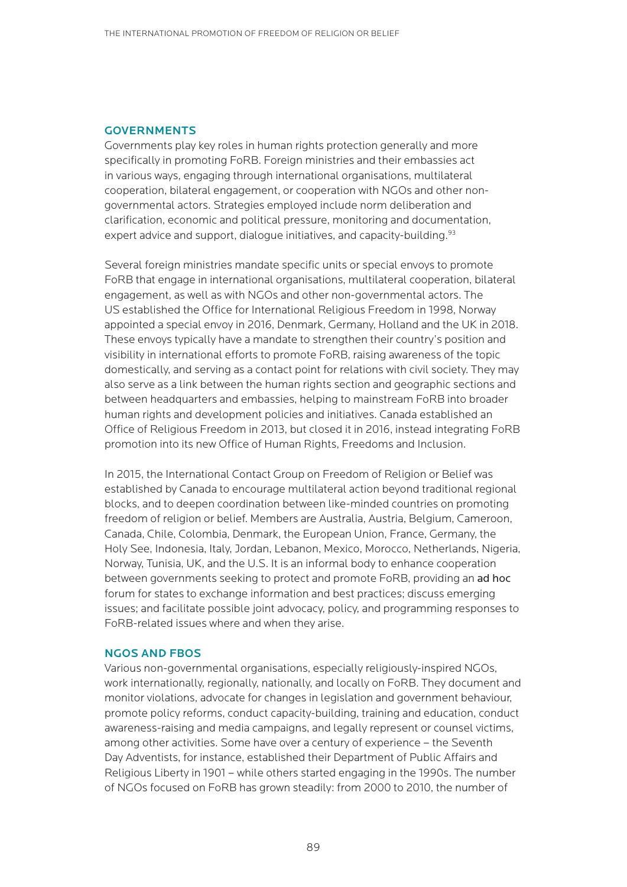## GOVERNMENTS

Governments play key roles in human rights protection generally and more specifically in promoting FoRB. Foreign ministries and their embassies act in various ways, engaging through international organisations, multilateral cooperation, bilateral engagement, or cooperation with NGOs and other non-governmental actors. Strategies employed include norm deliberation and clarification, economic and political pressure, monitoring and documentation, expert advice and support, dialogue initiatives, and capacity-building.[93]

Several foreign ministries mandate specific units or special envoys to promote FoRB that engage in international organisations, multilateral cooperation, bilateral engagement, as well as with NGOs and other non-governmental actors. The US established the Office for International Religious Freedom in 1998, Norway appointed a special envoy in 2016, Denmark, Germany, Holland and the UK in 2018. These envoys typically have a mandate to strengthen their country's position and visibility in international efforts to promote FoRB, raising awareness of the topic domestically, and serving as a contact point for relations with civil society. They may also serve as a link between the human rights section and geographic sections and between headquarters and embassies, helping to mainstream FoRB into broader human rights and development policies and initiatives. Canada established an Office of Religious Freedom in 2013, but closed it in 2016, instead integrating FoRB promotion into its new Office of Human Rights, Freedoms and Inclusion.

In 2015, the International Contact Group on Freedom of Religion or Belief was established by Canada to encourage multilateral action beyond traditional regional blocks, and to deepen coordination between like-minded countries on promoting freedom of religion or belief. Members are Australia, Austria, Belgium, Cameroon, Canada, Chile, Colombia, Denmark, the European Union, France, Germany, the Holy See, Indonesia, Italy, Jordan, Lebanon, Mexico, Morocco, Netherlands, Nigeria, Norway, Tunisia, UK, and the U.S. It is an informal body to enhance cooperation between governments seeking to protect and promote FoRB, providing an ad hoc forum for states to exchange information and best practices; discuss emerging issues; and facilitate possible joint advocacy, policy, and programming responses to FoRB-related issues where and when they arise.

## NGOS AND FBOS

Various non-governmental organisations, especially religiously-inspired NGOs, work internationally, regionally, nationally, and locally on FoRB. They document and monitor violations, advocate for changes in legislation and government behaviour, promote policy reforms, conduct capacity-building, training and education, conduct awareness-raising and media campaigns, and legally represent or counsel victims, among other activities. Some have over a century of experience – the Seventh Day Adventists, for instance, established their Department of Public Affairs and Religious Liberty in 1901 – while others started engaging in the 1990s. The number of NGOs focused on FoRB has grown steadily: from 2000 to 2010, the number of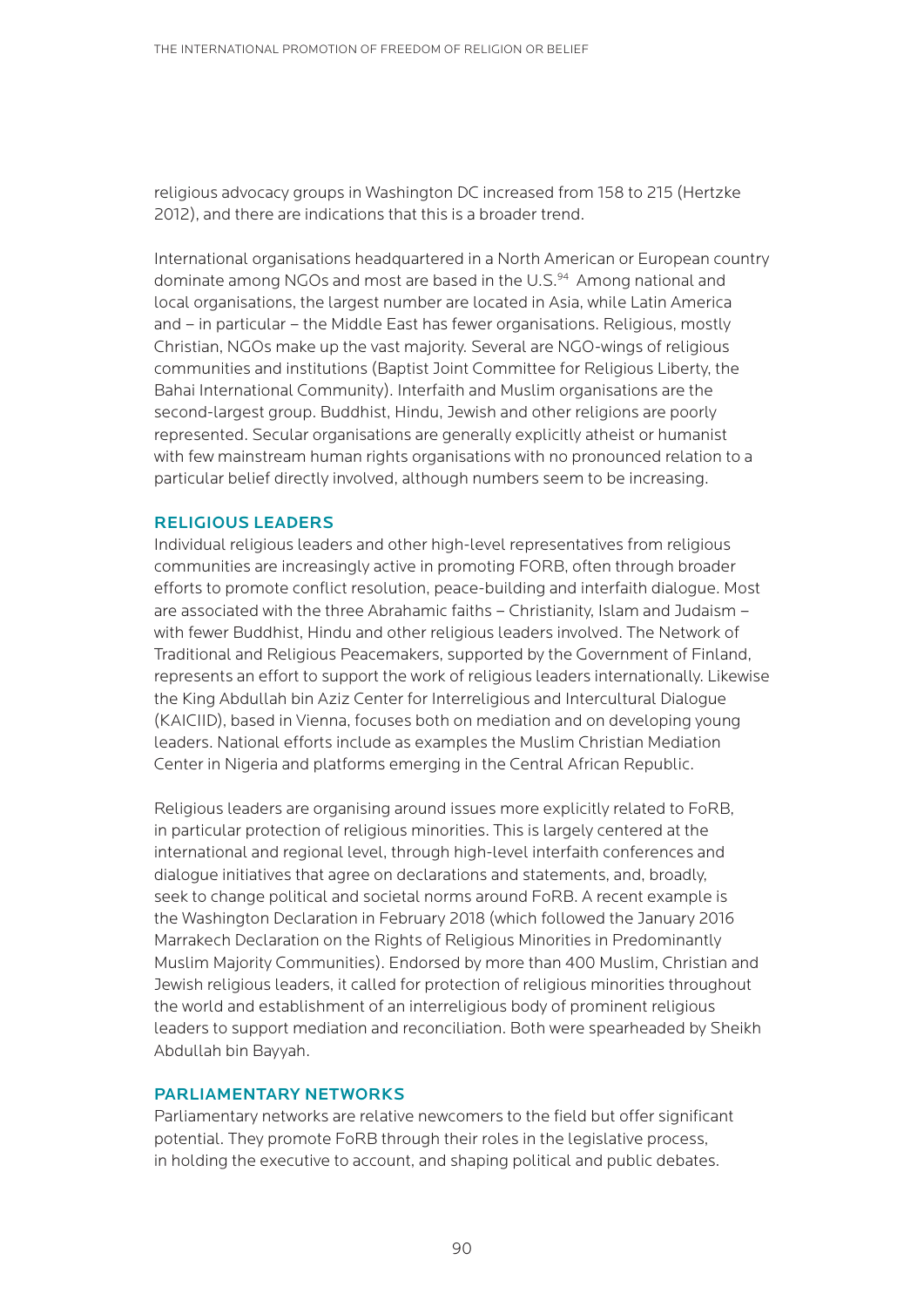religious advocacy groups in Washington DC increased from 158 to 215 (Hertzke 2012), and there are indications that this is a broader trend.

International organisations headquartered in a North American or European country dominate among NGOs and most are based in the U.S.[94] Among national and local organisations, the largest number are located in Asia, while Latin America and – in particular – the Middle East has fewer organisations. Religious, mostly Christian, NGOs make up the vast majority. Several are NGO-wings of religious communities and institutions (Baptist Joint Committee for Religious Liberty, the Bahai International Community). Interfaith and Muslim organisations are the second-largest group. Buddhist, Hindu, Jewish and other religions are poorly represented. Secular organisations are generally explicitly atheist or humanist with few mainstream human rights organisations with no pronounced relation to a particular belief directly involved, although numbers seem to be increasing.

### RELIGIOUS LEADERS

Individual religious leaders and other high-level representatives from religious communities are increasingly active in promoting FORB, often through broader efforts to promote conflict resolution, peace-building and interfaith dialogue. Most are associated with the three Abrahamic faiths – Christianity, Islam and Judaism – with fewer Buddhist, Hindu and other religious leaders involved. The Network of Traditional and Religious Peacemakers, supported by the Government of Finland, represents an effort to support the work of religious leaders internationally. Likewise the King Abdullah bin Aziz Center for Interreligious and Intercultural Dialogue (KAICIID), based in Vienna, focuses both on mediation and on developing young leaders. National efforts include as examples the Muslim Christian Mediation Center in Nigeria and platforms emerging in the Central African Republic.

Religious leaders are organising around issues more explicitly related to FoRB, in particular protection of religious minorities. This is largely centered at the international and regional level, through high-level interfaith conferences and dialogue initiatives that agree on declarations and statements, and, broadly, seek to change political and societal norms around FoRB. A recent example is the Washington Declaration in February 2018 (which followed the January 2016 Marrakech Declaration on the Rights of Religious Minorities in Predominantly Muslim Majority Communities). Endorsed by more than 400 Muslim, Christian and Jewish religious leaders, it called for protection of religious minorities throughout the world and establishment of an interreligious body of prominent religious leaders to support mediation and reconciliation. Both were spearheaded by Sheikh Abdullah bin Bayyah.

### PARLIAMENTARY NETWORKS

Parliamentary networks are relative newcomers to the field but offer significant potential. They promote FoRB through their roles in the legislative process, in holding the executive to account, and shaping political and public debates.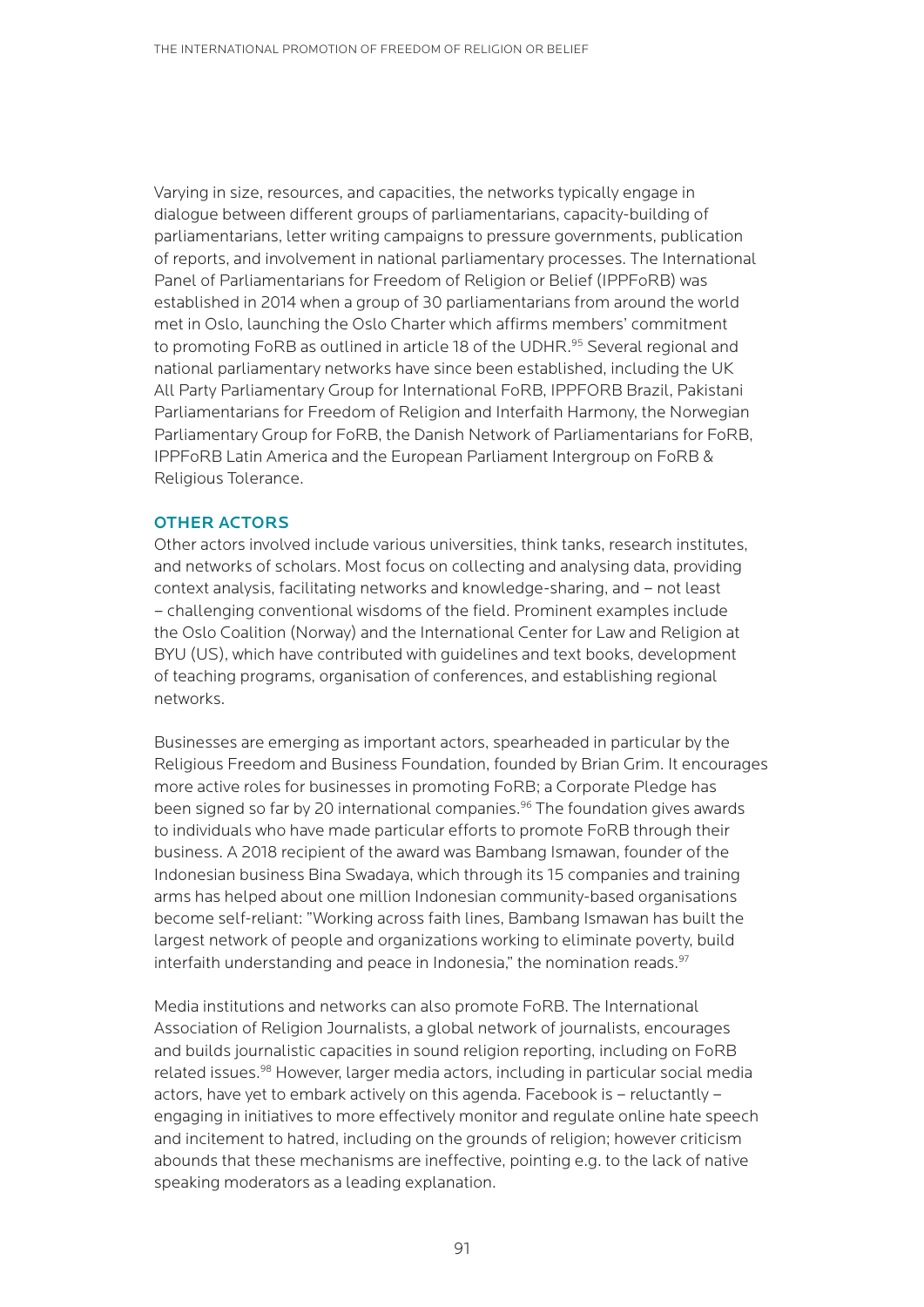Varying in size, resources, and capacities, the networks typically engage in dialogue between different groups of parliamentarians, capacity-building of parliamentarians, letter writing campaigns to pressure governments, publication of reports, and involvement in national parliamentary processes. The International Panel of Parliamentarians for Freedom of Religion or Belief (IPPFoRB) was established in 2014 when a group of 30 parliamentarians from around the world met in Oslo, launching the Oslo Charter which affirms members' commitment to promoting FoRB as outlined in article 18 of the UDHR.[95] Several regional and national parliamentary networks have since been established, including the UK All Party Parliamentary Group for International FoRB, IPPFORB Brazil, Pakistani Parliamentarians for Freedom of Religion and Interfaith Harmony, the Norwegian Parliamentary Group for FoRB, the Danish Network of Parliamentarians for FoRB, IPPFoRB Latin America and the European Parliament Intergroup on FoRB & Religious Tolerance.

### OTHER ACTORS

Other actors involved include various universities, think tanks, research institutes, and networks of scholars. Most focus on collecting and analysing data, providing context analysis, facilitating networks and knowledge-sharing, and – not least – challenging conventional wisdoms of the field. Prominent examples include the Oslo Coalition (Norway) and the International Center for Law and Religion at BYU (US), which have contributed with guidelines and text books, development of teaching programs, organisation of conferences, and establishing regional networks.

Businesses are emerging as important actors, spearheaded in particular by the Religious Freedom and Business Foundation, founded by Brian Grim. It encourages more active roles for businesses in promoting FoRB; a Corporate Pledge has been signed so far by 20 international companies.[96] The foundation gives awards to individuals who have made particular efforts to promote FoRB through their business. A 2018 recipient of the award was Bambang Ismawan, founder of the Indonesian business Bina Swadaya, which through its 15 companies and training arms has helped about one million Indonesian community-based organisations become self-reliant: "Working across faith lines, Bambang Ismawan has built the largest network of people and organizations working to eliminate poverty, build interfaith understanding and peace in Indonesia," the nomination reads.[97]

Media institutions and networks can also promote FoRB. The International Association of Religion Journalists, a global network of journalists, encourages and builds journalistic capacities in sound religion reporting, including on FoRB related issues.[98] However, larger media actors, including in particular social media actors, have yet to embark actively on this agenda. Facebook is – reluctantly – engaging in initiatives to more effectively monitor and regulate online hate speech and incitement to hatred, including on the grounds of religion; however criticism abounds that these mechanisms are ineffective, pointing e.g. to the lack of native speaking moderators as a leading explanation.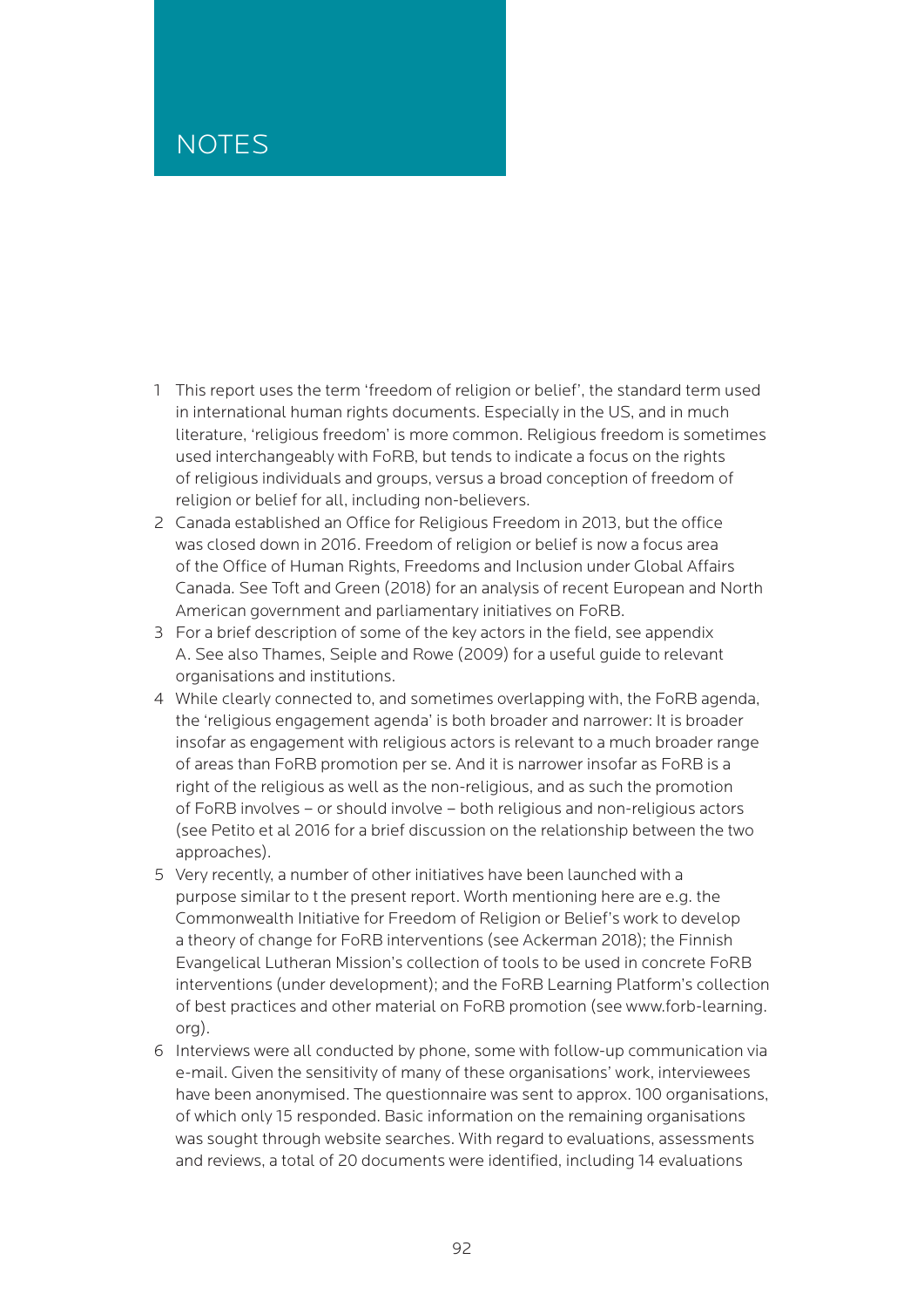# NOTES

1. This report uses the term 'freedom of religion or belief', the standard term used in international human rights documents. Especially in the US, and in much literature, 'religious freedom' is more common. Religious freedom is sometimes used interchangeably with FoRB, but tends to indicate a focus on the rights of religious individuals and groups, versus a broad conception of freedom of religion or belief for all, including non-believers.
2. Canada established an Office for Religious Freedom in 2013, but the office was closed down in 2016. Freedom of religion or belief is now a focus area of the Office of Human Rights, Freedoms and Inclusion under Global Affairs Canada. See Toft and Green (2018) for an analysis of recent European and North American government and parliamentary initiatives on FoRB.
3. For a brief description of some of the key actors in the field, see appendix A. See also Thames, Seiple and Rowe (2009) for a useful guide to relevant organisations and institutions.
4. While clearly connected to, and sometimes overlapping with, the FoRB agenda, the 'religious engagement agenda' is both broader and narrower: It is broader insofar as engagement with religious actors is relevant to a much broader range of areas than FoRB promotion per se. And it is narrower insofar as FoRB is a right of the religious as well as the non-religious, and as such the promotion of FoRB involves – or should involve – both religious and non-religious actors (see Petito et al 2016 for a brief discussion on the relationship between the two approaches).
5. Very recently, a number of other initiatives have been launched with a purpose similar to t the present report. Worth mentioning here are e.g. the Commonwealth Initiative for Freedom of Religion or Belief's work to develop a theory of change for FoRB interventions (see Ackerman 2018); the Finnish Evangelical Lutheran Mission's collection of tools to be used in concrete FoRB interventions (under development); and the FoRB Learning Platform's collection of best practices and other material on FoRB promotion (see www.forb-learning.org).
6. Interviews were all conducted by phone, some with follow-up communication via e-mail. Given the sensitivity of many of these organisations' work, interviewees have been anonymised. The questionnaire was sent to approx. 100 organisations, of which only 15 responded. Basic information on the remaining organisations was sought through website searches. With regard to evaluations, assessments and reviews, a total of 20 documents were identified, including 14 evaluations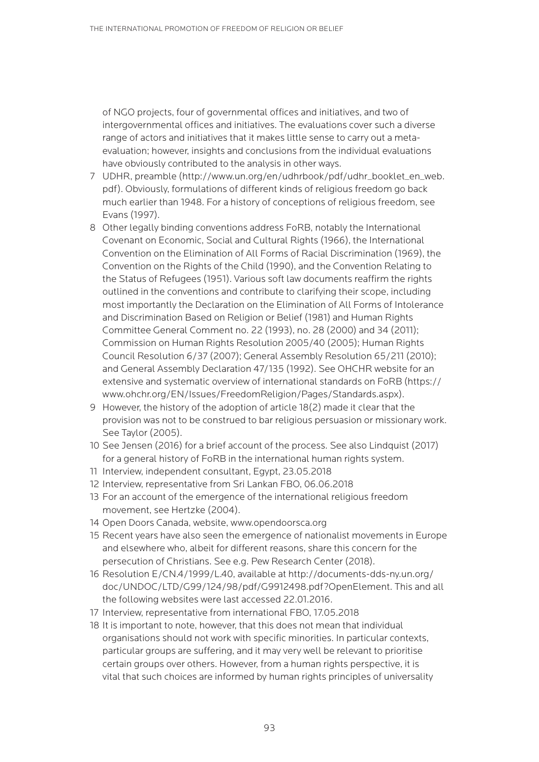of NGO projects, four of governmental offices and initiatives, and two of intergovernmental offices and initiatives. The evaluations cover such a diverse range of actors and initiatives that it makes little sense to carry out a meta-evaluation; however, insights and conclusions from the individual evaluations have obviously contributed to the analysis in other ways.

7 UDHR, preamble (http://www.un.org/en/udhrbook/pdf/udhr_booklet_en_web.pdf). Obviously, formulations of different kinds of religious freedom go back much earlier than 1948. For a history of conceptions of religious freedom, see Evans (1997).

8 Other legally binding conventions address FoRB, notably the International Covenant on Economic, Social and Cultural Rights (1966), the International Convention on the Elimination of All Forms of Racial Discrimination (1969), the Convention on the Rights of the Child (1990), and the Convention Relating to the Status of Refugees (1951). Various soft law documents reaffirm the rights outlined in the conventions and contribute to clarifying their scope, including most importantly the Declaration on the Elimination of All Forms of Intolerance and Discrimination Based on Religion or Belief (1981) and Human Rights Committee General Comment no. 22 (1993), no. 28 (2000) and 34 (2011); Commission on Human Rights Resolution 2005/40 (2005); Human Rights Council Resolution 6/37 (2007); General Assembly Resolution 65/211 (2010); and General Assembly Declaration 47/135 (1992). See OHCHR website for an extensive and systematic overview of international standards on FoRB (https://www.ohchr.org/EN/Issues/FreedomReligion/Pages/Standards.aspx).

9 However, the history of the adoption of article 18(2) made it clear that the provision was not to be construed to bar religious persuasion or missionary work. See Taylor (2005).

10 See Jensen (2016) for a brief account of the process. See also Lindquist (2017) for a general history of FoRB in the international human rights system.

11 Interview, independent consultant, Egypt, 23.05.2018

12 Interview, representative from Sri Lankan FBO, 06.06.2018

13 For an account of the emergence of the international religious freedom movement, see Hertzke (2004).

14 Open Doors Canada, website, www.opendoorsca.org

15 Recent years have also seen the emergence of nationalist movements in Europe and elsewhere who, albeit for different reasons, share this concern for the persecution of Christians. See e.g. Pew Research Center (2018).

16 Resolution E/CN.4/1999/L.40, available at http://documents-dds-ny.un.org/doc/UNDOC/LTD/G99/124/98/pdf/G9912498.pdf?OpenElement. This and all the following websites were last accessed 22.01.2016.

17 Interview, representative from international FBO, 17.05.2018

18 It is important to note, however, that this does not mean that individual organisations should not work with specific minorities. In particular contexts, particular groups are suffering, and it may very well be relevant to prioritise certain groups over others. However, from a human rights perspective, it is vital that such choices are informed by human rights principles of universality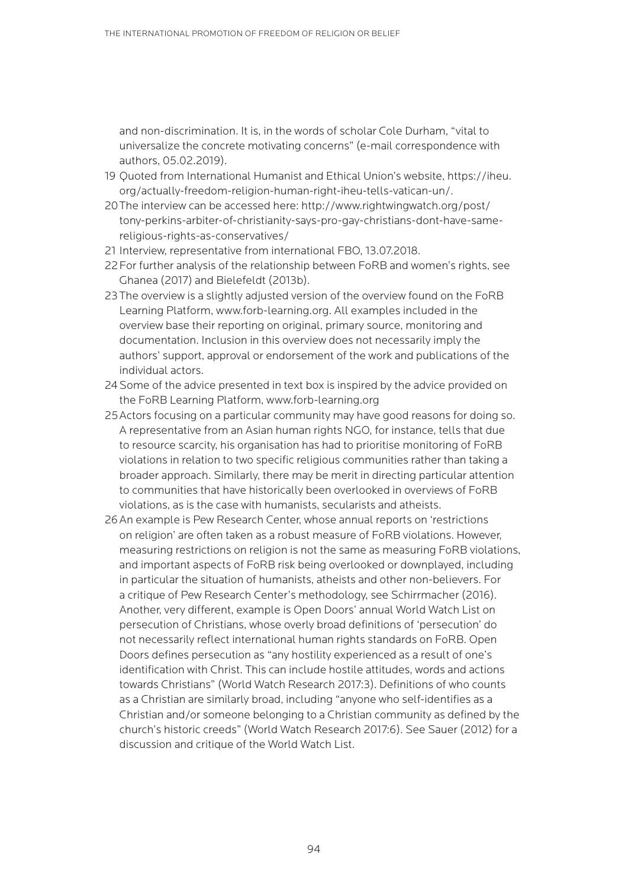and non-discrimination. It is, in the words of scholar Cole Durham, "vital to universalize the concrete motivating concerns" (e-mail correspondence with authors, 05.02.2019).

19 Quoted from International Humanist and Ethical Union's website, https://iheu.org/actually-freedom-religion-human-right-iheu-tells-vatican-un/.

20 The interview can be accessed here: http://www.rightwingwatch.org/post/tony-perkins-arbiter-of-christianity-says-pro-gay-christians-dont-have-same-religious-rights-as-conservatives/

21 Interview, representative from international FBO, 13.07.2018.

22 For further analysis of the relationship between FoRB and women's rights, see Ghanea (2017) and Bielefeldt (2013b).

23 The overview is a slightly adjusted version of the overview found on the FoRB Learning Platform, www.forb-learning.org. All examples included in the overview base their reporting on original, primary source, monitoring and documentation. Inclusion in this overview does not necessarily imply the authors' support, approval or endorsement of the work and publications of the individual actors.

24 Some of the advice presented in text box is inspired by the advice provided on the FoRB Learning Platform, www.forb-learning.org

25 Actors focusing on a particular community may have good reasons for doing so. A representative from an Asian human rights NGO, for instance, tells that due to resource scarcity, his organisation has had to prioritise monitoring of FoRB violations in relation to two specific religious communities rather than taking a broader approach. Similarly, there may be merit in directing particular attention to communities that have historically been overlooked in overviews of FoRB violations, as is the case with humanists, secularists and atheists.

26 An example is Pew Research Center, whose annual reports on 'restrictions on religion' are often taken as a robust measure of FoRB violations. However, measuring restrictions on religion is not the same as measuring FoRB violations, and important aspects of FoRB risk being overlooked or downplayed, including in particular the situation of humanists, atheists and other non-believers. For a critique of Pew Research Center's methodology, see Schirrmacher (2016). Another, very different, example is Open Doors' annual World Watch List on persecution of Christians, whose overly broad definitions of 'persecution' do not necessarily reflect international human rights standards on FoRB. Open Doors defines persecution as "any hostility experienced as a result of one's identification with Christ. This can include hostile attitudes, words and actions towards Christians" (World Watch Research 2017:3). Definitions of who counts as a Christian are similarly broad, including "anyone who self-identifies as a Christian and/or someone belonging to a Christian community as defined by the church's historic creeds" (World Watch Research 2017:6). See Sauer (2012) for a discussion and critique of the World Watch List.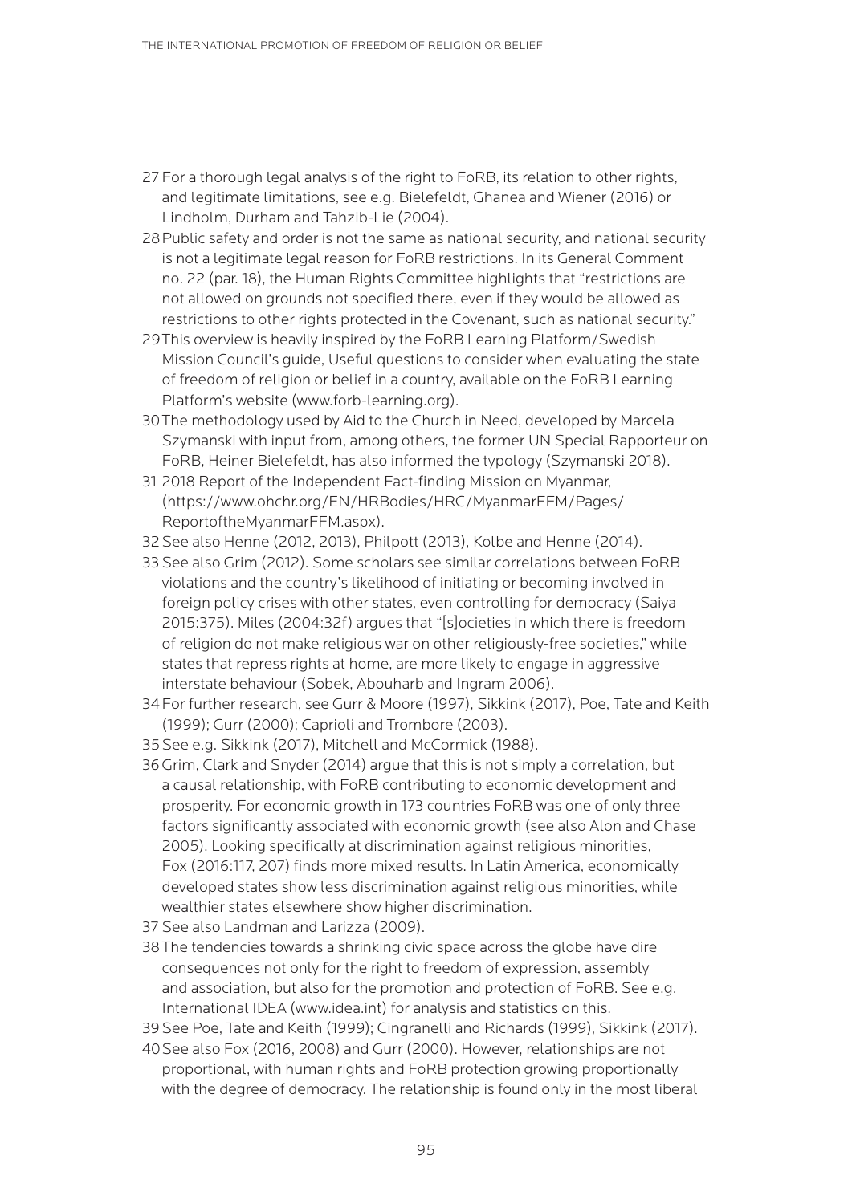27 For a thorough legal analysis of the right to FoRB, its relation to other rights, and legitimate limitations, see e.g. Bielefeldt, Ghanea and Wiener (2016) or Lindholm, Durham and Tahzib-Lie (2004).

28 Public safety and order is not the same as national security, and national security is not a legitimate legal reason for FoRB restrictions. In its General Comment no. 22 (par. 18), the Human Rights Committee highlights that "restrictions are not allowed on grounds not specified there, even if they would be allowed as restrictions to other rights protected in the Covenant, such as national security."

29 This overview is heavily inspired by the FoRB Learning Platform/Swedish Mission Council's guide, Useful questions to consider when evaluating the state of freedom of religion or belief in a country, available on the FoRB Learning Platform's website (www.forb-learning.org).

30 The methodology used by Aid to the Church in Need, developed by Marcela Szymanski with input from, among others, the former UN Special Rapporteur on FoRB, Heiner Bielefeldt, has also informed the typology (Szymanski 2018).

31 2018 Report of the Independent Fact-finding Mission on Myanmar, (https://www.ohchr.org/EN/HRBodies/HRC/MyanmarFFM/Pages/ReportoftheMyanmarFFM.aspx).

32 See also Henne (2012, 2013), Philpott (2013), Kolbe and Henne (2014).

33 See also Grim (2012). Some scholars see similar correlations between FoRB violations and the country's likelihood of initiating or becoming involved in foreign policy crises with other states, even controlling for democracy (Saiya 2015:375). Miles (2004:32f) argues that "[s]ocieties in which there is freedom of religion do not make religious war on other religiously-free societies," while states that repress rights at home, are more likely to engage in aggressive interstate behaviour (Sobek, Abouharb and Ingram 2006).

34 For further research, see Gurr & Moore (1997), Sikkink (2017), Poe, Tate and Keith (1999); Gurr (2000); Caprioli and Trombore (2003).

35 See e.g. Sikkink (2017), Mitchell and McCormick (1988).

36 Grim, Clark and Snyder (2014) argue that this is not simply a correlation, but a causal relationship, with FoRB contributing to economic development and prosperity. For economic growth in 173 countries FoRB was one of only three factors significantly associated with economic growth (see also Alon and Chase 2005). Looking specifically at discrimination against religious minorities, Fox (2016:117, 207) finds more mixed results. In Latin America, economically developed states show less discrimination against religious minorities, while wealthier states elsewhere show higher discrimination.

37 See also Landman and Larizza (2009).

38 The tendencies towards a shrinking civic space across the globe have dire consequences not only for the right to freedom of expression, assembly and association, but also for the promotion and protection of FoRB. See e.g. International IDEA (www.idea.int) for analysis and statistics on this.

39 See Poe, Tate and Keith (1999); Cingranelli and Richards (1999), Sikkink (2017).

40 See also Fox (2016, 2008) and Gurr (2000). However, relationships are not proportional, with human rights and FoRB protection growing proportionally with the degree of democracy. The relationship is found only in the most liberal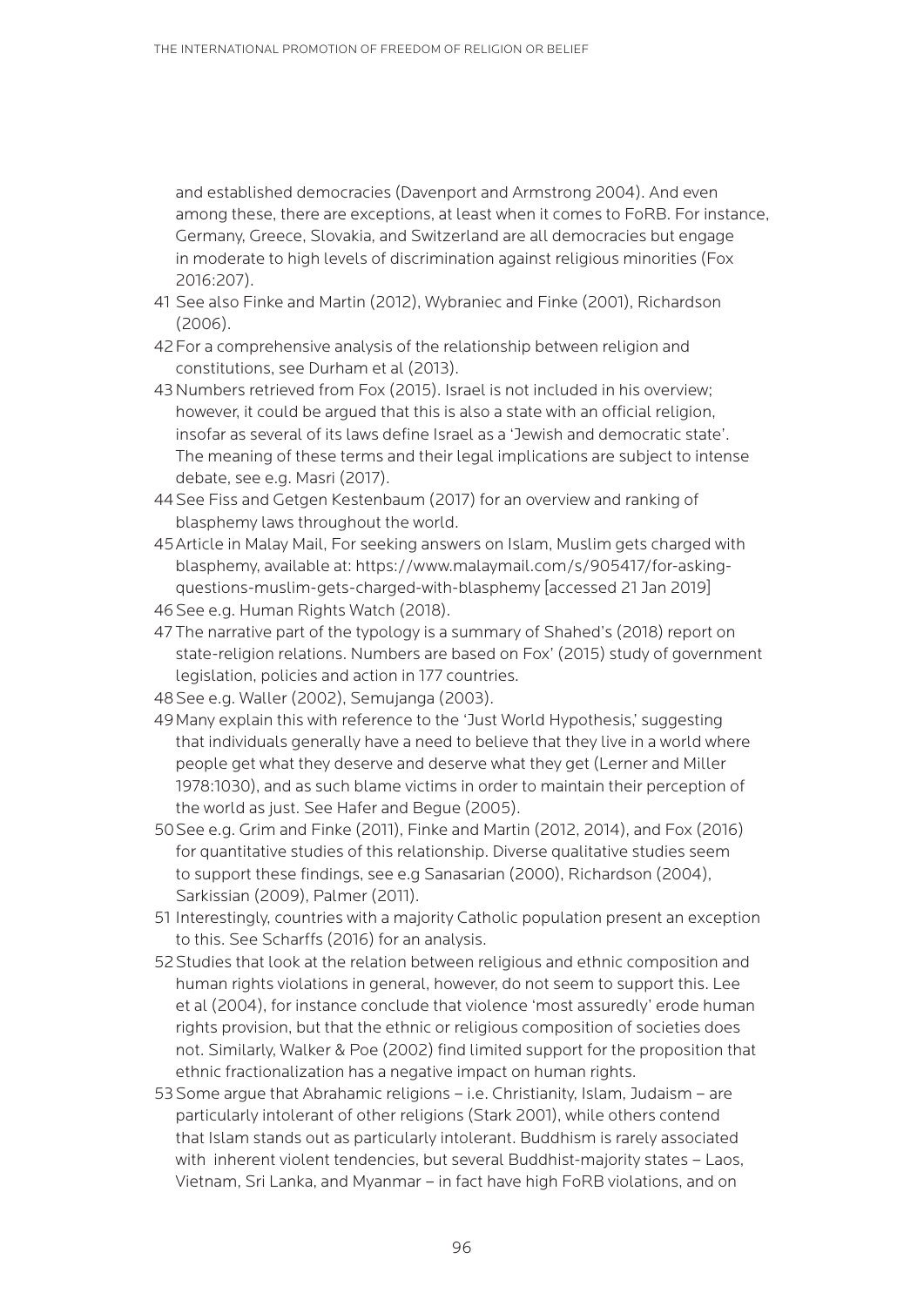and established democracies (Davenport and Armstrong 2004). And even among these, there are exceptions, at least when it comes to FoRB. For instance, Germany, Greece, Slovakia, and Switzerland are all democracies but engage in moderate to high levels of discrimination against religious minorities (Fox 2016:207).

41 See also Finke and Martin (2012), Wybraniec and Finke (2001), Richardson (2006).

42 For a comprehensive analysis of the relationship between religion and constitutions, see Durham et al (2013).

43 Numbers retrieved from Fox (2015). Israel is not included in his overview; however, it could be argued that this is also a state with an official religion, insofar as several of its laws define Israel as a 'Jewish and democratic state'. The meaning of these terms and their legal implications are subject to intense debate, see e.g. Masri (2017).

44 See Fiss and Getgen Kestenbaum (2017) for an overview and ranking of blasphemy laws throughout the world.

45 Article in Malay Mail, For seeking answers on Islam, Muslim gets charged with blasphemy, available at: https://www.malaymail.com/s/905417/for-asking-questions-muslim-gets-charged-with-blasphemy [accessed 21 Jan 2019]

46 See e.g. Human Rights Watch (2018).

47 The narrative part of the typology is a summary of Shahed's (2018) report on state-religion relations. Numbers are based on Fox' (2015) study of government legislation, policies and action in 177 countries.

48 See e.g. Waller (2002), Semujanga (2003).

49 Many explain this with reference to the 'Just World Hypothesis,' suggesting that individuals generally have a need to believe that they live in a world where people get what they deserve and deserve what they get (Lerner and Miller 1978:1030), and as such blame victims in order to maintain their perception of the world as just. See Hafer and Begue (2005).

50 See e.g. Grim and Finke (2011), Finke and Martin (2012, 2014), and Fox (2016) for quantitative studies of this relationship. Diverse qualitative studies seem to support these findings, see e.g Sanasarian (2000), Richardson (2004), Sarkissian (2009), Palmer (2011).

51 Interestingly, countries with a majority Catholic population present an exception to this. See Scharffs (2016) for an analysis.

52 Studies that look at the relation between religious and ethnic composition and human rights violations in general, however, do not seem to support this. Lee et al (2004), for instance conclude that violence 'most assuredly' erode human rights provision, but that the ethnic or religious composition of societies does not. Similarly, Walker & Poe (2002) find limited support for the proposition that ethnic fractionalization has a negative impact on human rights.

53 Some argue that Abrahamic religions – i.e. Christianity, Islam, Judaism – are particularly intolerant of other religions (Stark 2001), while others contend that Islam stands out as particularly intolerant. Buddhism is rarely associated with inherent violent tendencies, but several Buddhist-majority states – Laos, Vietnam, Sri Lanka, and Myanmar – in fact have high FoRB violations, and on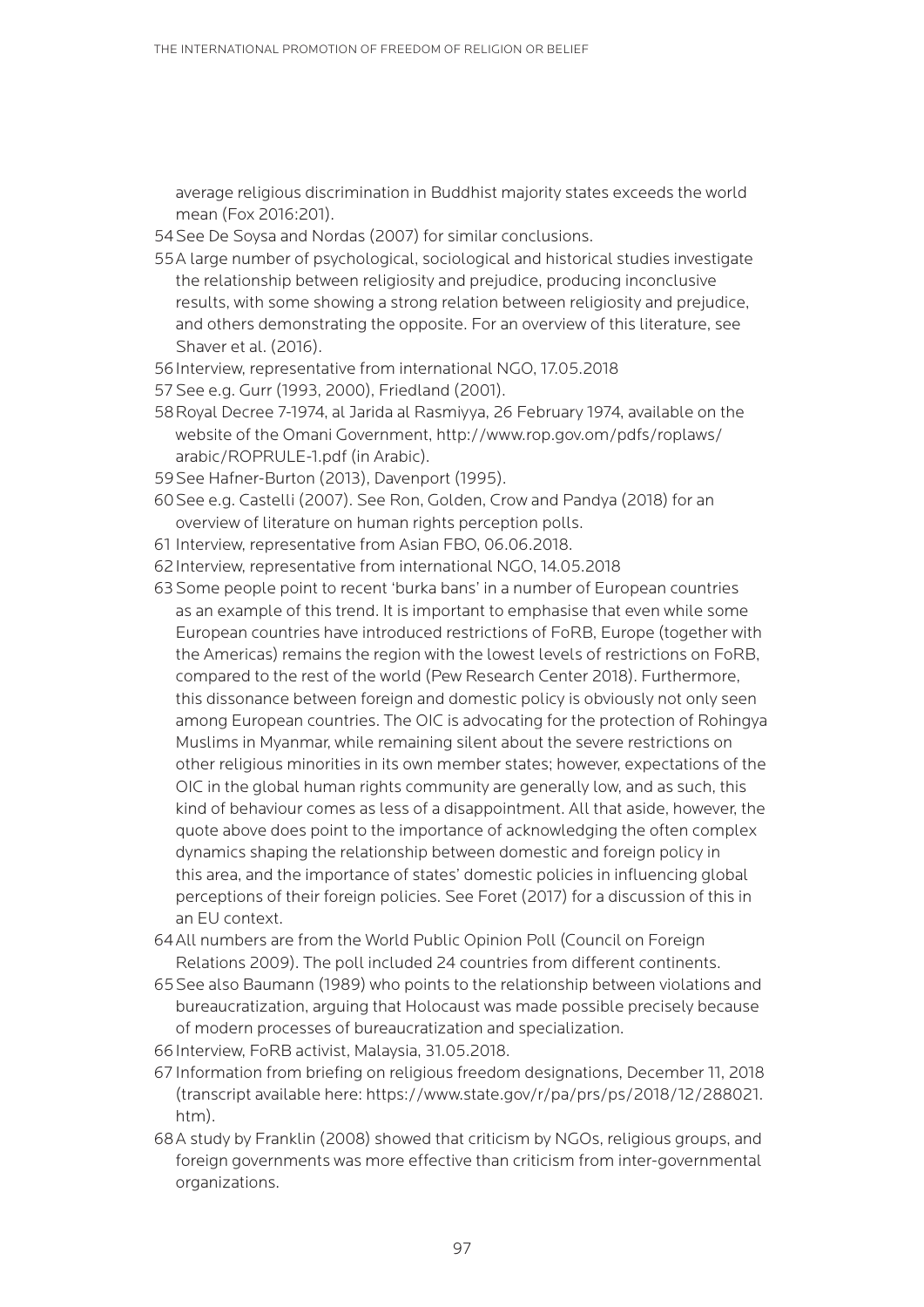average religious discrimination in Buddhist majority states exceeds the world mean (Fox 2016:201).

54 See De Soysa and Nordas (2007) for similar conclusions.

55 A large number of psychological, sociological and historical studies investigate the relationship between religiosity and prejudice, producing inconclusive results, with some showing a strong relation between religiosity and prejudice, and others demonstrating the opposite. For an overview of this literature, see Shaver et al. (2016).

56 Interview, representative from international NGO, 17.05.2018

57 See e.g. Gurr (1993, 2000), Friedland (2001).

58 Royal Decree 7-1974, al Jarida al Rasmiyya, 26 February 1974, available on the website of the Omani Government, http://www.rop.gov.om/pdfs/roplaws/arabic/ROPRULE-1.pdf (in Arabic).

59 See Hafner-Burton (2013), Davenport (1995).

60 See e.g. Castelli (2007). See Ron, Golden, Crow and Pandya (2018) for an overview of literature on human rights perception polls.

61 Interview, representative from Asian FBO, 06.06.2018.

62 Interview, representative from international NGO, 14.05.2018

63 Some people point to recent 'burka bans' in a number of European countries as an example of this trend. It is important to emphasise that even while some European countries have introduced restrictions of FoRB, Europe (together with the Americas) remains the region with the lowest levels of restrictions on FoRB, compared to the rest of the world (Pew Research Center 2018). Furthermore, this dissonance between foreign and domestic policy is obviously not only seen among European countries. The OIC is advocating for the protection of Rohingya Muslims in Myanmar, while remaining silent about the severe restrictions on other religious minorities in its own member states; however, expectations of the OIC in the global human rights community are generally low, and as such, this kind of behaviour comes as less of a disappointment. All that aside, however, the quote above does point to the importance of acknowledging the often complex dynamics shaping the relationship between domestic and foreign policy in this area, and the importance of states' domestic policies in influencing global perceptions of their foreign policies. See Foret (2017) for a discussion of this in an EU context.

64 All numbers are from the World Public Opinion Poll (Council on Foreign Relations 2009). The poll included 24 countries from different continents.

65 See also Baumann (1989) who points to the relationship between violations and bureaucratization, arguing that Holocaust was made possible precisely because of modern processes of bureaucratization and specialization.

66 Interview, FoRB activist, Malaysia, 31.05.2018.

67 Information from briefing on religious freedom designations, December 11, 2018 (transcript available here: https://www.state.gov/r/pa/prs/ps/2018/12/288021.htm).

68 A study by Franklin (2008) showed that criticism by NGOs, religious groups, and foreign governments was more effective than criticism from inter-governmental organizations.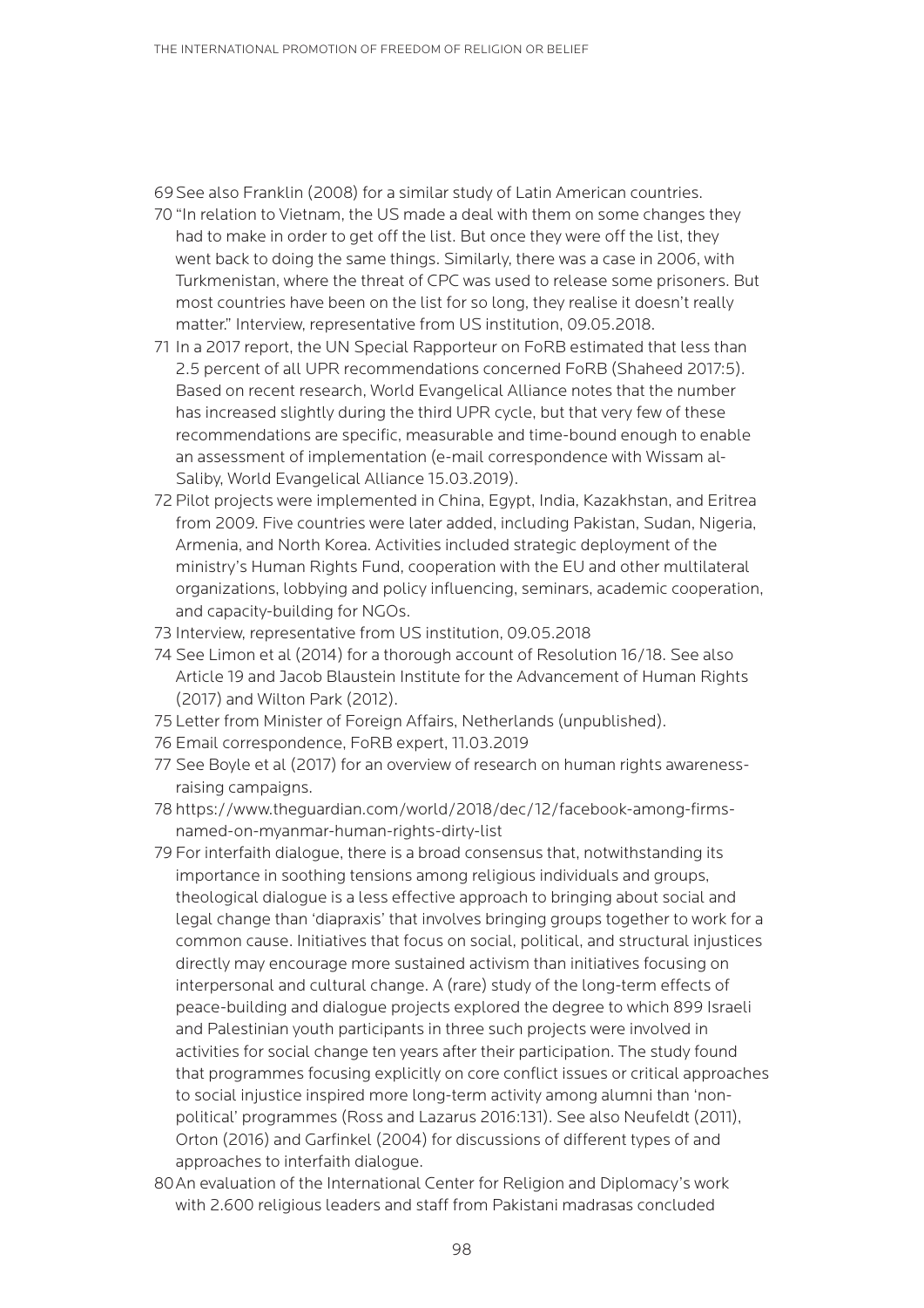69 See also Franklin (2008) for a similar study of Latin American countries.

70 "In relation to Vietnam, the US made a deal with them on some changes they had to make in order to get off the list. But once they were off the list, they went back to doing the same things. Similarly, there was a case in 2006, with Turkmenistan, where the threat of CPC was used to release some prisoners. But most countries have been on the list for so long, they realise it doesn't really matter." Interview, representative from US institution, 09.05.2018.

71 In a 2017 report, the UN Special Rapporteur on FoRB estimated that less than 2.5 percent of all UPR recommendations concerned FoRB (Shaheed 2017:5). Based on recent research, World Evangelical Alliance notes that the number has increased slightly during the third UPR cycle, but that very few of these recommendations are specific, measurable and time-bound enough to enable an assessment of implementation (e-mail correspondence with Wissam al-Saliby, World Evangelical Alliance 15.03.2019).

72 Pilot projects were implemented in China, Egypt, India, Kazakhstan, and Eritrea from 2009. Five countries were later added, including Pakistan, Sudan, Nigeria, Armenia, and North Korea. Activities included strategic deployment of the ministry's Human Rights Fund, cooperation with the EU and other multilateral organizations, lobbying and policy influencing, seminars, academic cooperation, and capacity-building for NGOs.

73 Interview, representative from US institution, 09.05.2018

74 See Limon et al (2014) for a thorough account of Resolution 16/18. See also Article 19 and Jacob Blaustein Institute for the Advancement of Human Rights (2017) and Wilton Park (2012).

75 Letter from Minister of Foreign Affairs, Netherlands (unpublished).

76 Email correspondence, FoRB expert, 11.03.2019

77 See Boyle et al (2017) for an overview of research on human rights awareness-raising campaigns.

78 https://www.theguardian.com/world/2018/dec/12/facebook-among-firms-named-on-myanmar-human-rights-dirty-list

79 For interfaith dialogue, there is a broad consensus that, notwithstanding its importance in soothing tensions among religious individuals and groups, theological dialogue is a less effective approach to bringing about social and legal change than 'diapraxis' that involves bringing groups together to work for a common cause. Initiatives that focus on social, political, and structural injustices directly may encourage more sustained activism than initiatives focusing on interpersonal and cultural change. A (rare) study of the long-term effects of peace-building and dialogue projects explored the degree to which 899 Israeli and Palestinian youth participants in three such projects were involved in activities for social change ten years after their participation. The study found that programmes focusing explicitly on core conflict issues or critical approaches to social injustice inspired more long-term activity among alumni than 'non-political' programmes (Ross and Lazarus 2016:131). See also Neufeldt (2011), Orton (2016) and Garfinkel (2004) for discussions of different types of and approaches to interfaith dialogue.

80 An evaluation of the International Center for Religion and Diplomacy's work with 2.600 religious leaders and staff from Pakistani madrasas concluded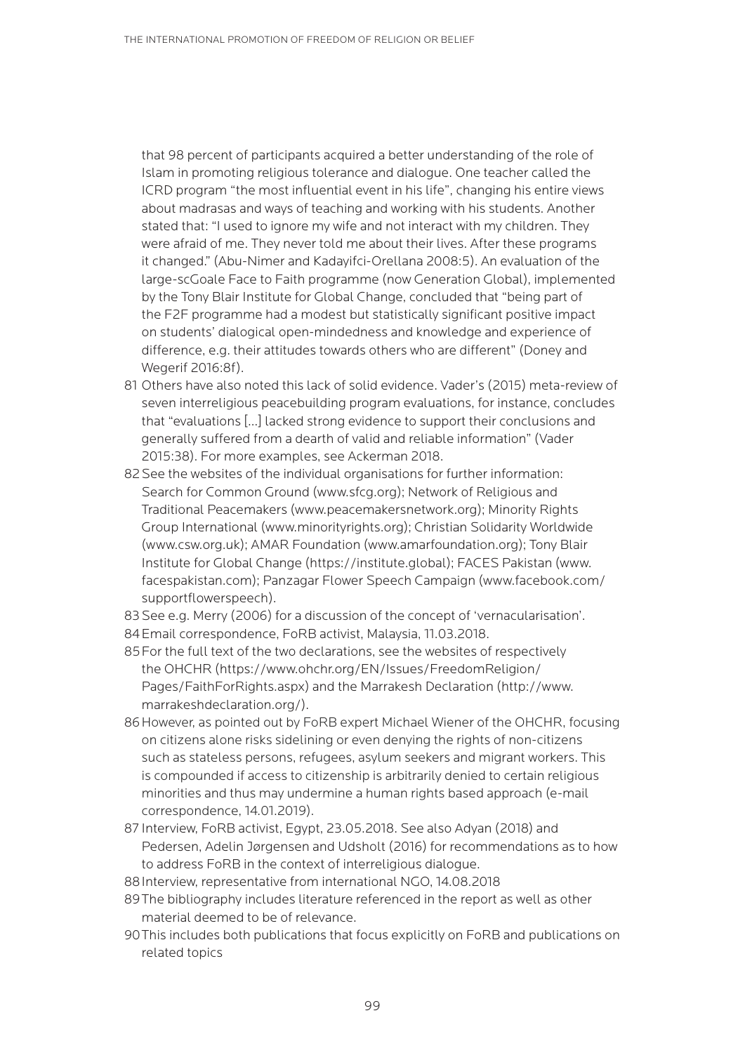that 98 percent of participants acquired a better understanding of the role of Islam in promoting religious tolerance and dialogue. One teacher called the ICRD program "the most influential event in his life", changing his entire views about madrasas and ways of teaching and working with his students. Another stated that: "I used to ignore my wife and not interact with my children. They were afraid of me. They never told me about their lives. After these programs it changed." (Abu-Nimer and Kadayifci-Orellana 2008:5). An evaluation of the large-scGoale Face to Faith programme (now Generation Global), implemented by the Tony Blair Institute for Global Change, concluded that "being part of the F2F programme had a modest but statistically significant positive impact on students' dialogical open-mindedness and knowledge and experience of difference, e.g. their attitudes towards others who are different" (Doney and Wegerif 2016:8f).

81 Others have also noted this lack of solid evidence. Vader's (2015) meta-review of seven interreligious peacebuilding program evaluations, for instance, concludes that "evaluations [...] lacked strong evidence to support their conclusions and generally suffered from a dearth of valid and reliable information" (Vader 2015:38). For more examples, see Ackerman 2018.

82 See the websites of the individual organisations for further information: Search for Common Ground (www.sfcg.org); Network of Religious and Traditional Peacemakers (www.peacemakersnetwork.org); Minority Rights Group International (www.minorityrights.org); Christian Solidarity Worldwide (www.csw.org.uk); AMAR Foundation (www.amarfoundation.org); Tony Blair Institute for Global Change (https://institute.global); FACES Pakistan (www.facespakistan.com); Panzagar Flower Speech Campaign (www.facebook.com/supportflowerspeech).

83 See e.g. Merry (2006) for a discussion of the concept of 'vernacularisation'.

84 Email correspondence, FoRB activist, Malaysia, 11.03.2018.

85 For the full text of the two declarations, see the websites of respectively the OHCHR (https://www.ohchr.org/EN/Issues/FreedomReligion/Pages/FaithForRights.aspx) and the Marrakesh Declaration (http://www.marrakeshdeclaration.org/).

86 However, as pointed out by FoRB expert Michael Wiener of the OHCHR, focusing on citizens alone risks sidelining or even denying the rights of non-citizens such as stateless persons, refugees, asylum seekers and migrant workers. This is compounded if access to citizenship is arbitrarily denied to certain religious minorities and thus may undermine a human rights based approach (e-mail correspondence, 14.01.2019).

87 Interview, FoRB activist, Egypt, 23.05.2018. See also Adyan (2018) and Pedersen, Adelin Jørgensen and Udsholt (2016) for recommendations as to how to address FoRB in the context of interreligious dialogue.

88 Interview, representative from international NGO, 14.08.2018

89 The bibliography includes literature referenced in the report as well as other material deemed to be of relevance.

90 This includes both publications that focus explicitly on FoRB and publications on related topics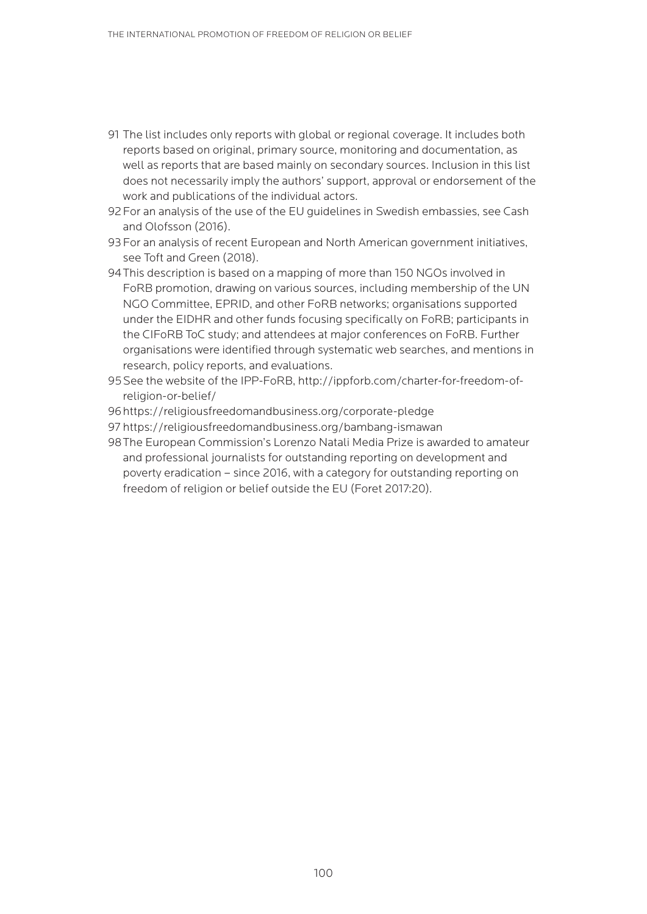91 The list includes only reports with global or regional coverage. It includes both reports based on original, primary source, monitoring and documentation, as well as reports that are based mainly on secondary sources. Inclusion in this list does not necessarily imply the authors' support, approval or endorsement of the work and publications of the individual actors.

92 For an analysis of the use of the EU guidelines in Swedish embassies, see Cash and Olofsson (2016).

93 For an analysis of recent European and North American government initiatives, see Toft and Green (2018).

94 This description is based on a mapping of more than 150 NGOs involved in FoRB promotion, drawing on various sources, including membership of the UN NGO Committee, EPRID, and other FoRB networks; organisations supported under the EIDHR and other funds focusing specifically on FoRB; participants in the CIFoRB ToC study; and attendees at major conferences on FoRB. Further organisations were identified through systematic web searches, and mentions in research, policy reports, and evaluations.

95 See the website of the IPP-FoRB, http://ippforb.com/charter-for-freedom-of-religion-or-belief/

96 https://religiousfreedomandbusiness.org/corporate-pledge

97 https://religiousfreedomandbusiness.org/bambang-ismawan

98 The European Commission's Lorenzo Natali Media Prize is awarded to amateur and professional journalists for outstanding reporting on development and poverty eradication – since 2016, with a category for outstanding reporting on freedom of religion or belief outside the EU (Foret 2017:20).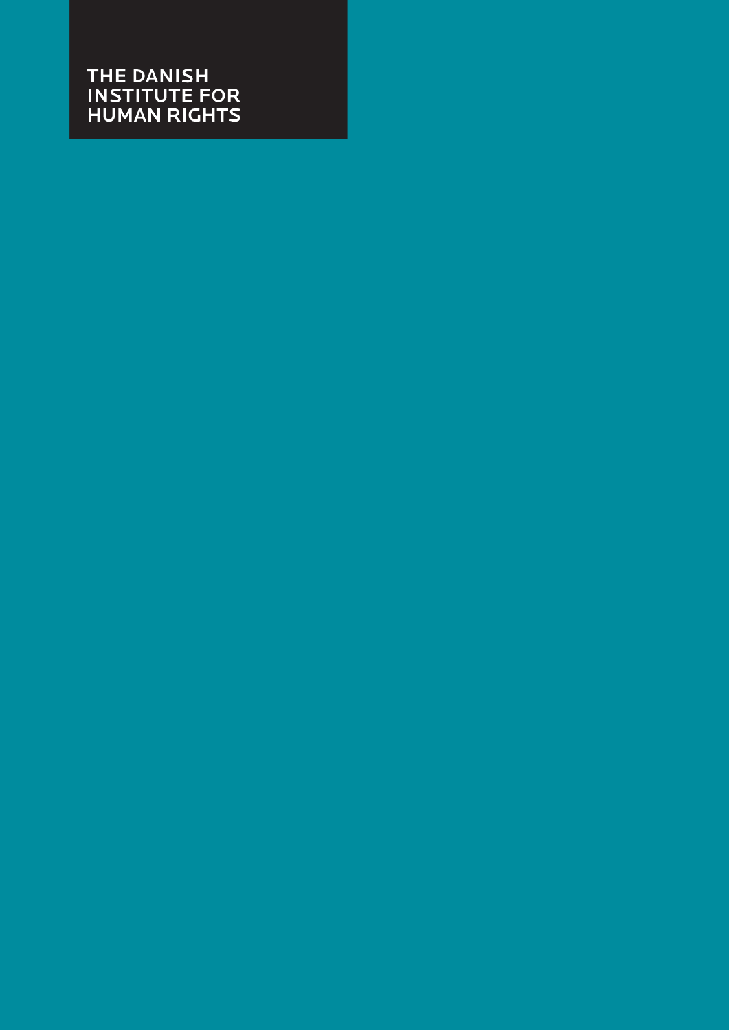THE DANISH
INSTITUTE FOR
HUMAN RIGHTS